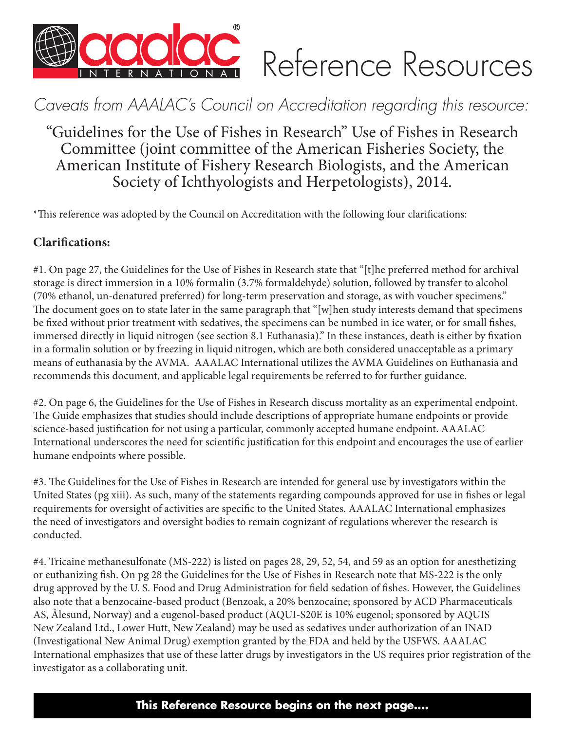# aaalac INTERNATIONAL® Reference Resources

*Caveats from AAALAC's Council on Accreditation regarding this resource:*

## "Guidelines for the Use of Fishes in Research" Use of Fishes in Research Committee (joint committee of the American Fisheries Society, the American Institute of Fishery Research Biologists, and the American Society of Ichthyologists and Herpetologists), 2014.

*This reference was adopted by the Council on Accreditation with the following four clarifications:

**Clarifications:**

#1. On page 27, the Guidelines for the Use of Fishes in Research state that "[t]he preferred method for archival storage is direct immersion in a 10% formalin (3.7% formaldehyde) solution, followed by transfer to alcohol (70% ethanol, un-denatured preferred) for long-term preservation and storage, as with voucher specimens." The document goes on to state later in the same paragraph that "[w]hen study interests demand that specimens be fixed without prior treatment with sedatives, the specimens can be numbed in ice water, or for small fishes, immersed directly in liquid nitrogen (see section 8.1 Euthanasia)." In these instances, death is either by fixation in a formalin solution or by freezing in liquid nitrogen, which are both considered unacceptable as a primary means of euthanasia by the AVMA. AAALAC International utilizes the AVMA Guidelines on Euthanasia and recommends this document, and applicable legal requirements be referred to for further guidance.

#2. On page 6, the Guidelines for the Use of Fishes in Research discuss mortality as an experimental endpoint. The Guide emphasizes that studies should include descriptions of appropriate humane endpoints or provide science-based justification for not using a particular, commonly accepted humane endpoint. AAALAC International underscores the need for scientific justification for this endpoint and encourages the use of earlier humane endpoints where possible.

#3. The Guidelines for the Use of Fishes in Research are intended for general use by investigators within the United States (pg xiii). As such, many of the statements regarding compounds approved for use in fishes or legal requirements for oversight of activities are specific to the United States. AAALAC International emphasizes the need of investigators and oversight bodies to remain cognizant of regulations wherever the research is conducted.

#4. Tricaine methanesulfonate (MS-222) is listed on pages 28, 29, 52, 54, and 59 as an option for anesthetizing or euthanizing fish. On pg 28 the Guidelines for the Use of Fishes in Research note that MS-222 is the only drug approved by the U. S. Food and Drug Administration for field sedation of fishes. However, the Guidelines also note that a benzocaine-based product (Benzoak, a 20% benzocaine; sponsored by ACD Pharmaceuticals AS, Ålesund, Norway) and a eugenol-based product (AQUI-S20E is 10% eugenol; sponsored by AQUIS New Zealand Ltd., Lower Hutt, New Zealand) may be used as sedatives under authorization of an INAD (Investigational New Animal Drug) exemption granted by the FDA and held by the USFWS. AAALAC International emphasizes that use of these latter drugs by investigators in the US requires prior registration of the investigator as a collaborating unit.

**This Reference Resource begins on the next page....**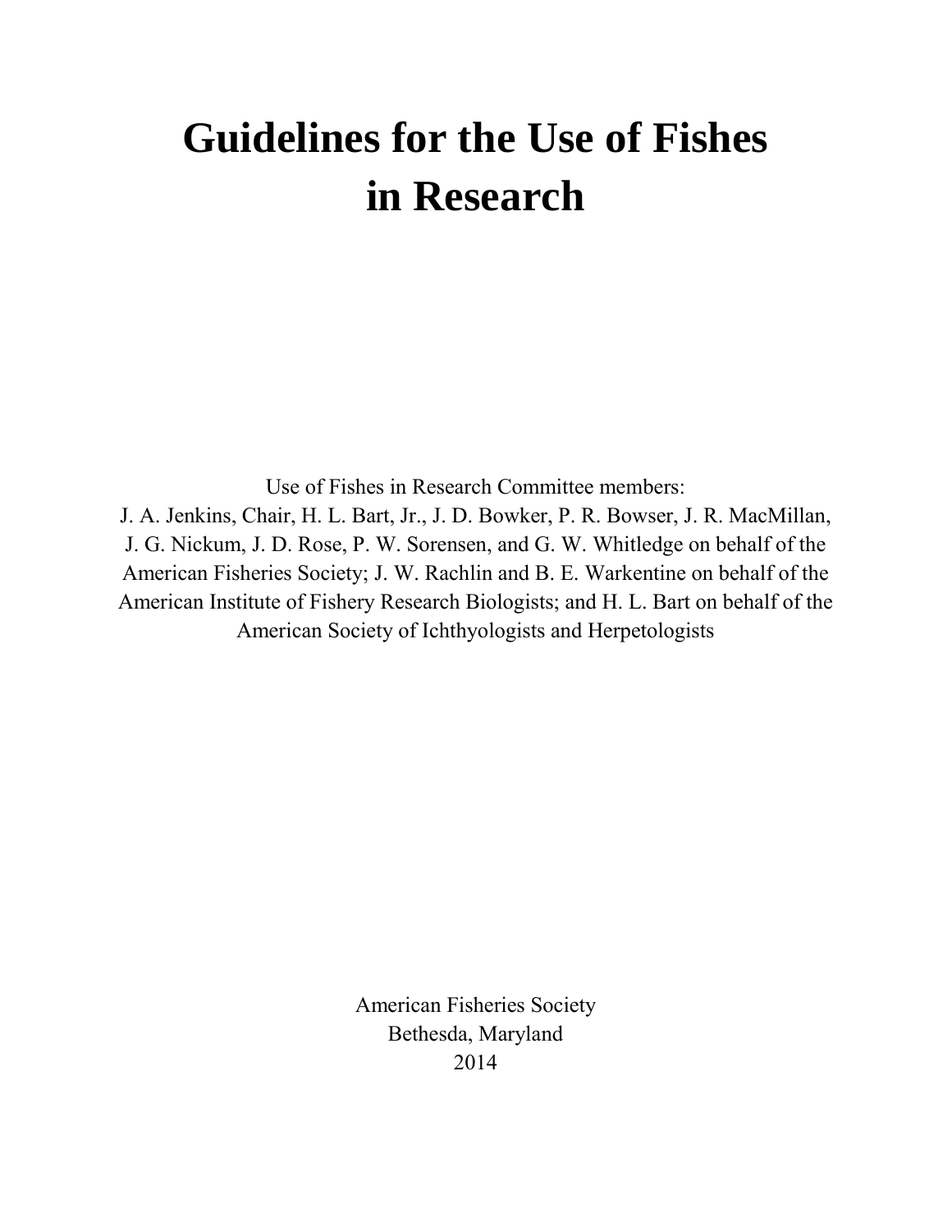# Guidelines for the Use of Fishes in Research

Use of Fishes in Research Committee members:
J. A. Jenkins, Chair, H. L. Bart, Jr., J. D. Bowker, P. R. Bowser, J. R. MacMillan, J. G. Nickum, J. D. Rose, P. W. Sorensen, and G. W. Whitledge on behalf of the American Fisheries Society; J. W. Rachlin and B. E. Warkentine on behalf of the American Institute of Fishery Research Biologists; and H. L. Bart on behalf of the American Society of Ichthyologists and Herpetologists

American Fisheries Society
Bethesda, Maryland
2014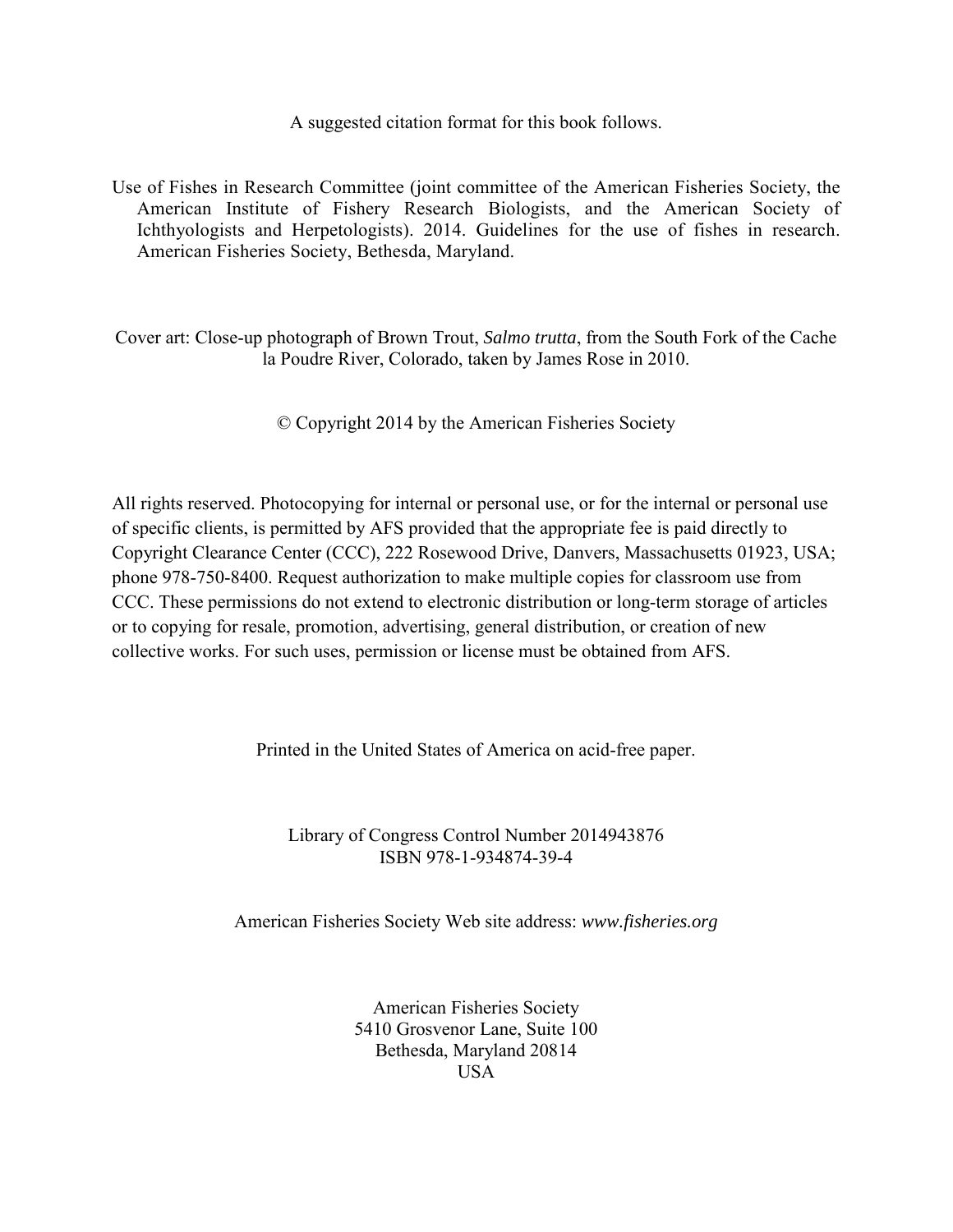A suggested citation format for this book follows.

Use of Fishes in Research Committee (joint committee of the American Fisheries Society, the American Institute of Fishery Research Biologists, and the American Society of Ichthyologists and Herpetologists). 2014. Guidelines for the use of fishes in research. American Fisheries Society, Bethesda, Maryland.

Cover art: Close-up photograph of Brown Trout, *Salmo trutta*, from the South Fork of the Cache la Poudre River, Colorado, taken by James Rose in 2010.

© Copyright 2014 by the American Fisheries Society

All rights reserved. Photocopying for internal or personal use, or for the internal or personal use of specific clients, is permitted by AFS provided that the appropriate fee is paid directly to Copyright Clearance Center (CCC), 222 Rosewood Drive, Danvers, Massachusetts 01923, USA; phone 978-750-8400. Request authorization to make multiple copies for classroom use from CCC. These permissions do not extend to electronic distribution or long-term storage of articles or to copying for resale, promotion, advertising, general distribution, or creation of new collective works. For such uses, permission or license must be obtained from AFS.

Printed in the United States of America on acid-free paper.

Library of Congress Control Number 2014943876
ISBN 978-1-934874-39-4

American Fisheries Society Web site address: *www.fisheries.org*

American Fisheries Society
5410 Grosvenor Lane, Suite 100
Bethesda, Maryland 20814
USA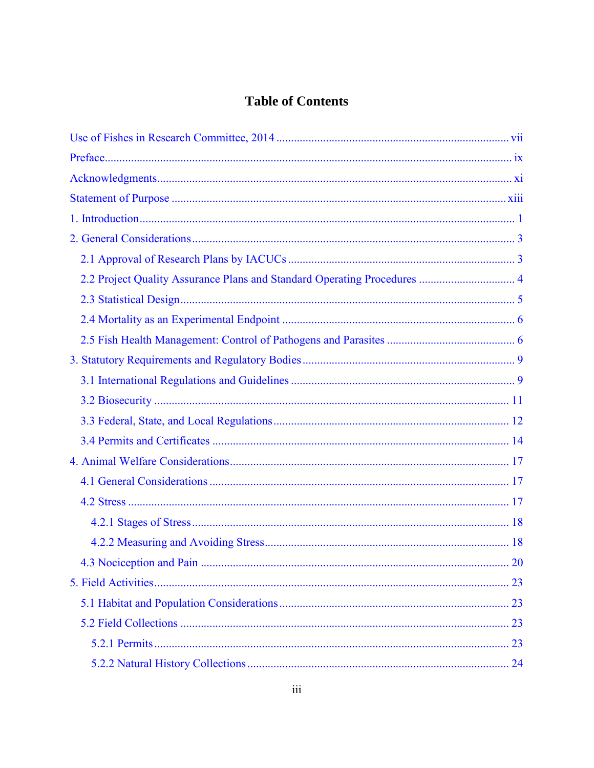# Table of Contents

| | |
|---|---|
| Use of Fishes in Research Committee, 2014 | vii |
| Preface | ix |
| Acknowledgments | xi |
| Statement of Purpose | xiii |
| 1. Introduction | 1 |
| 2. General Considerations | 3 |
| 2.1 Approval of Research Plans by IACUCs | 3 |
| 2.2 Project Quality Assurance Plans and Standard Operating Procedures | 4 |
| 2.3 Statistical Design | 5 |
| 2.4 Mortality as an Experimental Endpoint | 6 |
| 2.5 Fish Health Management: Control of Pathogens and Parasites | 6 |
| 3. Statutory Requirements and Regulatory Bodies | 9 |
| 3.1 International Regulations and Guidelines | 9 |
| 3.2 Biosecurity | 11 |
| 3.3 Federal, State, and Local Regulations | 12 |
| 3.4 Permits and Certificates | 14 |
| 4. Animal Welfare Considerations | 17 |
| 4.1 General Considerations | 17 |
| 4.2 Stress | 17 |
| 4.2.1 Stages of Stress | 18 |
| 4.2.2 Measuring and Avoiding Stress | 18 |
| 4.3 Nociception and Pain | 20 |
| 5. Field Activities | 23 |
| 5.1 Habitat and Population Considerations | 23 |
| 5.2 Field Collections | 23 |
| 5.2.1 Permits | 23 |
| 5.2.2 Natural History Collections | 24 |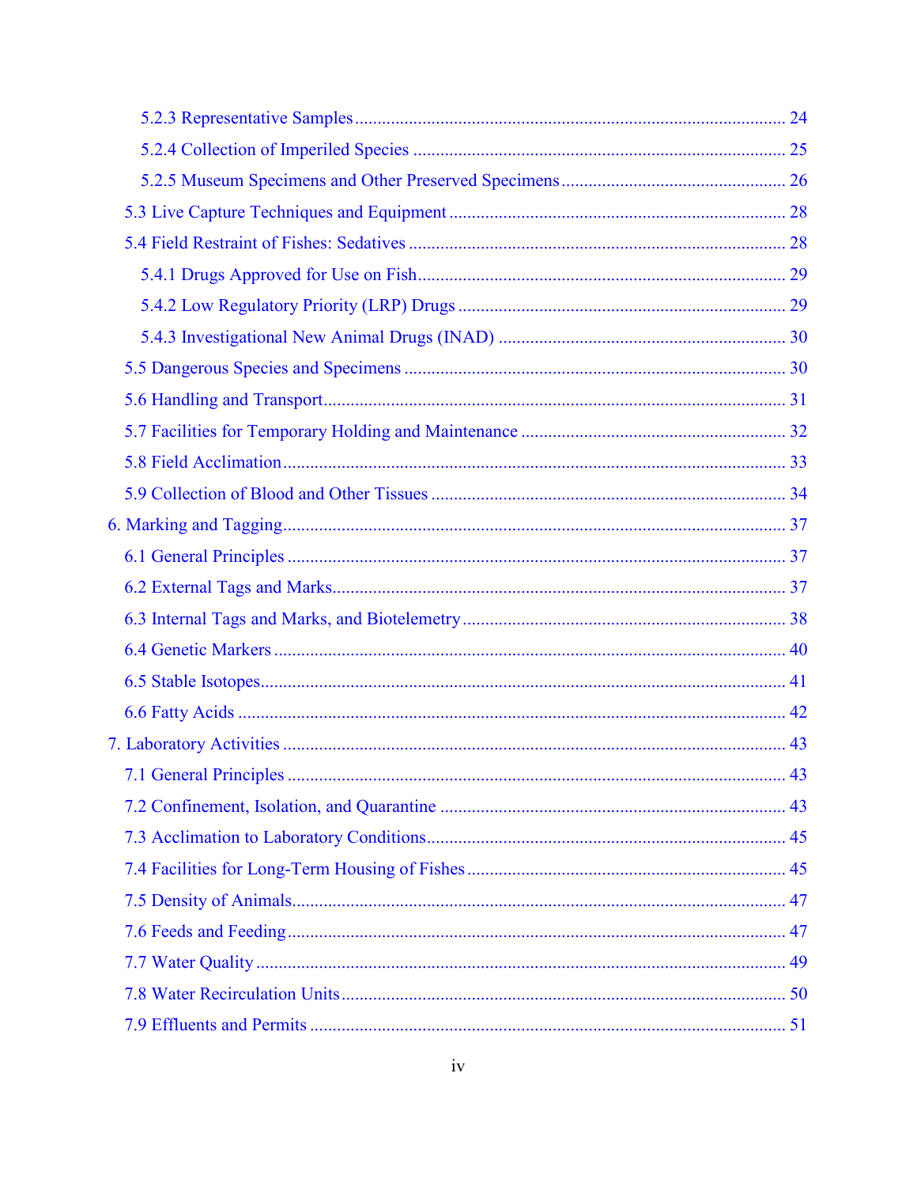5.2.3 Representative Samples .......... 24

5.2.4 Collection of Imperiled Species .......... 25

5.2.5 Museum Specimens and Other Preserved Specimens .......... 26

5.3 Live Capture Techniques and Equipment .......... 28

5.4 Field Restraint of Fishes: Sedatives .......... 28

5.4.1 Drugs Approved for Use on Fish .......... 29

5.4.2 Low Regulatory Priority (LRP) Drugs .......... 29

5.4.3 Investigational New Animal Drugs (INAD) .......... 30

5.5 Dangerous Species and Specimens .......... 30

5.6 Handling and Transport .......... 31

5.7 Facilities for Temporary Holding and Maintenance .......... 32

5.8 Field Acclimation .......... 33

5.9 Collection of Blood and Other Tissues .......... 34

6. Marking and Tagging .......... 37

6.1 General Principles .......... 37

6.2 External Tags and Marks .......... 37

6.3 Internal Tags and Marks, and Biotelemetry .......... 38

6.4 Genetic Markers .......... 40

6.5 Stable Isotopes .......... 41

6.6 Fatty Acids .......... 42

7. Laboratory Activities .......... 43

7.1 General Principles .......... 43

7.2 Confinement, Isolation, and Quarantine .......... 43

7.3 Acclimation to Laboratory Conditions .......... 45

7.4 Facilities for Long-Term Housing of Fishes .......... 45

7.5 Density of Animals .......... 47

7.6 Feeds and Feeding .......... 47

7.7 Water Quality .......... 49

7.8 Water Recirculation Units .......... 50

7.9 Effluents and Permits .......... 51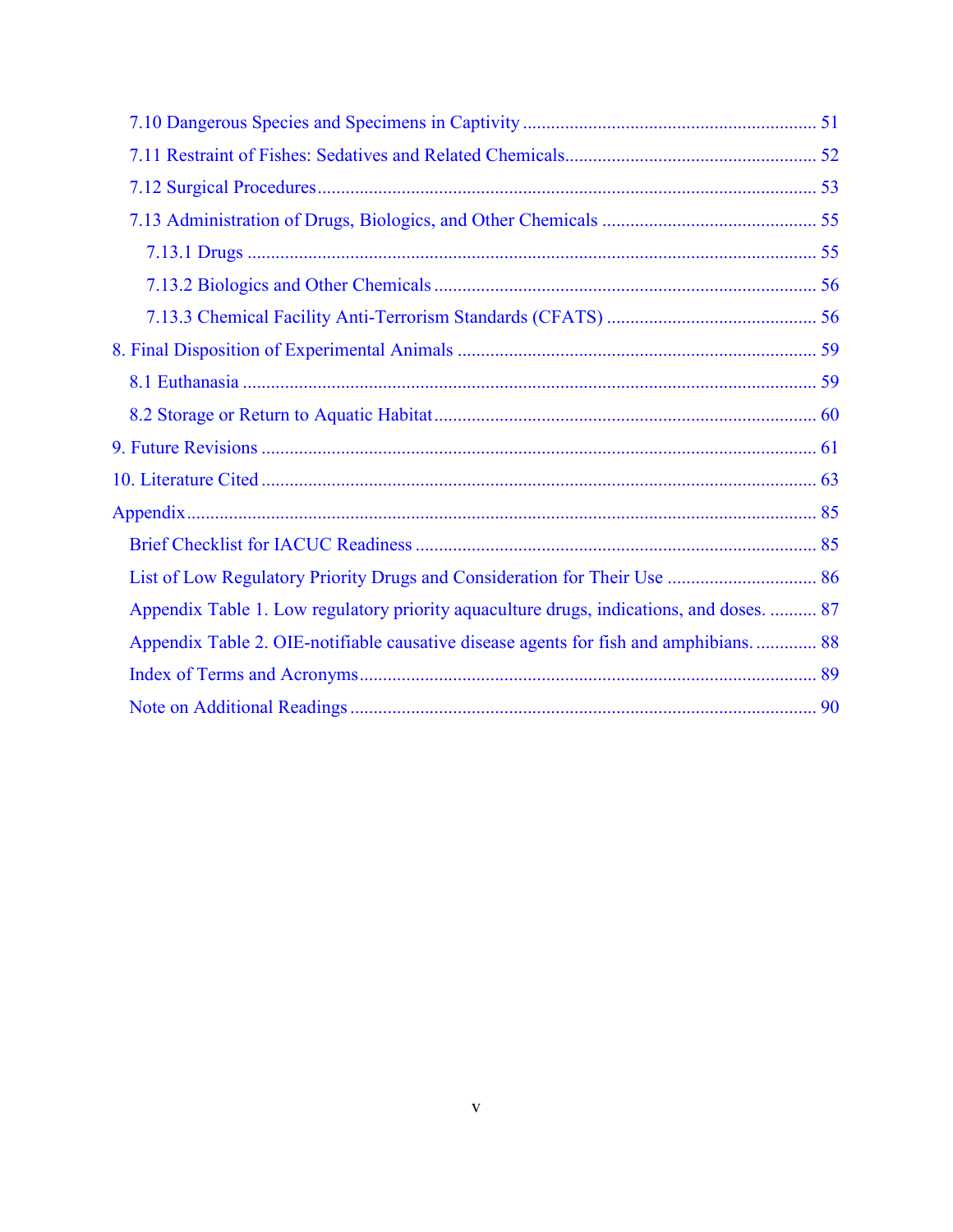- 7.10 Dangerous Species and Specimens in Captivity ..... 51
- 7.11 Restraint of Fishes: Sedatives and Related Chemicals ..... 52
- 7.12 Surgical Procedures ..... 53
- 7.13 Administration of Drugs, Biologics, and Other Chemicals ..... 55
  - 7.13.1 Drugs ..... 55
  - 7.13.2 Biologics and Other Chemicals ..... 56
  - 7.13.3 Chemical Facility Anti-Terrorism Standards (CFATS) ..... 56

8. Final Disposition of Experimental Animals ..... 59
   - 8.1 Euthanasia ..... 59
   - 8.2 Storage or Return to Aquatic Habitat ..... 60

9. Future Revisions ..... 61

10. Literature Cited ..... 63

Appendix ..... 85
- Brief Checklist for IACUC Readiness ..... 85
- List of Low Regulatory Priority Drugs and Consideration for Their Use ..... 86
- Appendix Table 1. Low regulatory priority aquaculture drugs, indications, and doses. ..... 87
- Appendix Table 2. OIE-notifiable causative disease agents for fish and amphibians. ..... 88
- Index of Terms and Acronyms ..... 89
- Note on Additional Readings ..... 90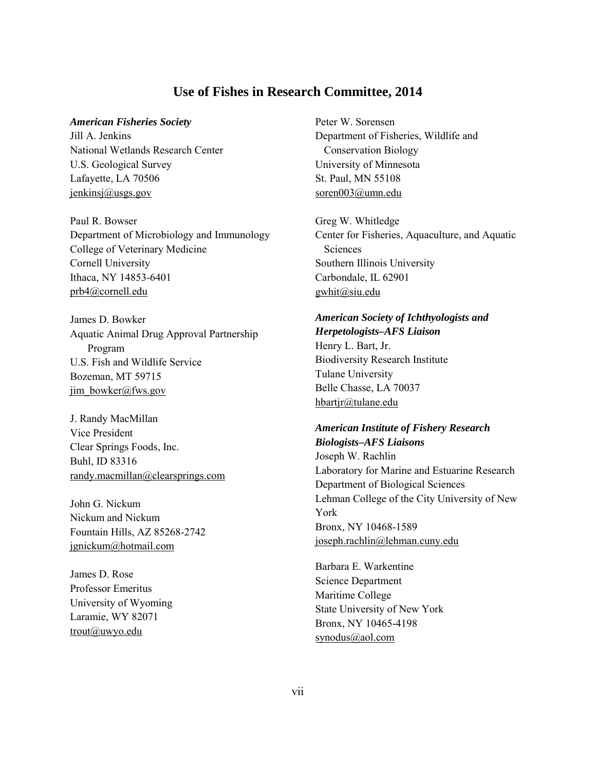# Use of Fishes in Research Committee, 2014

***American Fisheries Society***

Jill A. Jenkins
National Wetlands Research Center
U.S. Geological Survey
Lafayette, LA 70506
jenkinsj@usgs.gov

Paul R. Bowser
Department of Microbiology and Immunology
College of Veterinary Medicine
Cornell University
Ithaca, NY 14853-6401
prb4@cornell.edu

James D. Bowker
Aquatic Animal Drug Approval Partnership Program
U.S. Fish and Wildlife Service
Bozeman, MT 59715
jim_bowker@fws.gov

J. Randy MacMillan
Vice President
Clear Springs Foods, Inc.
Buhl, ID 83316
randy.macmillan@clearsprings.com

John G. Nickum
Nickum and Nickum
Fountain Hills, AZ 85268-2742
jgnickum@hotmail.com

James D. Rose
Professor Emeritus
University of Wyoming
Laramie, WY 82071
trout@uwyo.edu

Peter W. Sorensen
Department of Fisheries, Wildlife and Conservation Biology
University of Minnesota
St. Paul, MN 55108
soren003@umn.edu

Greg W. Whitledge
Center for Fisheries, Aquaculture, and Aquatic Sciences
Southern Illinois University
Carbondale, IL 62901
gwhit@siu.edu

***American Society of Ichthyologists and Herpetologists–AFS Liaison***

Henry L. Bart, Jr.
Biodiversity Research Institute
Tulane University
Belle Chasse, LA 70037
hbartjr@tulane.edu

***American Institute of Fishery Research Biologists–AFS Liaisons***

Joseph W. Rachlin
Laboratory for Marine and Estuarine Research
Department of Biological Sciences
Lehman College of the City University of New York
Bronx, NY 10468-1589
joseph.rachlin@lehman.cuny.edu

Barbara E. Warkentine
Science Department
Maritime College
State University of New York
Bronx, NY 10465-4198
synodus@aol.com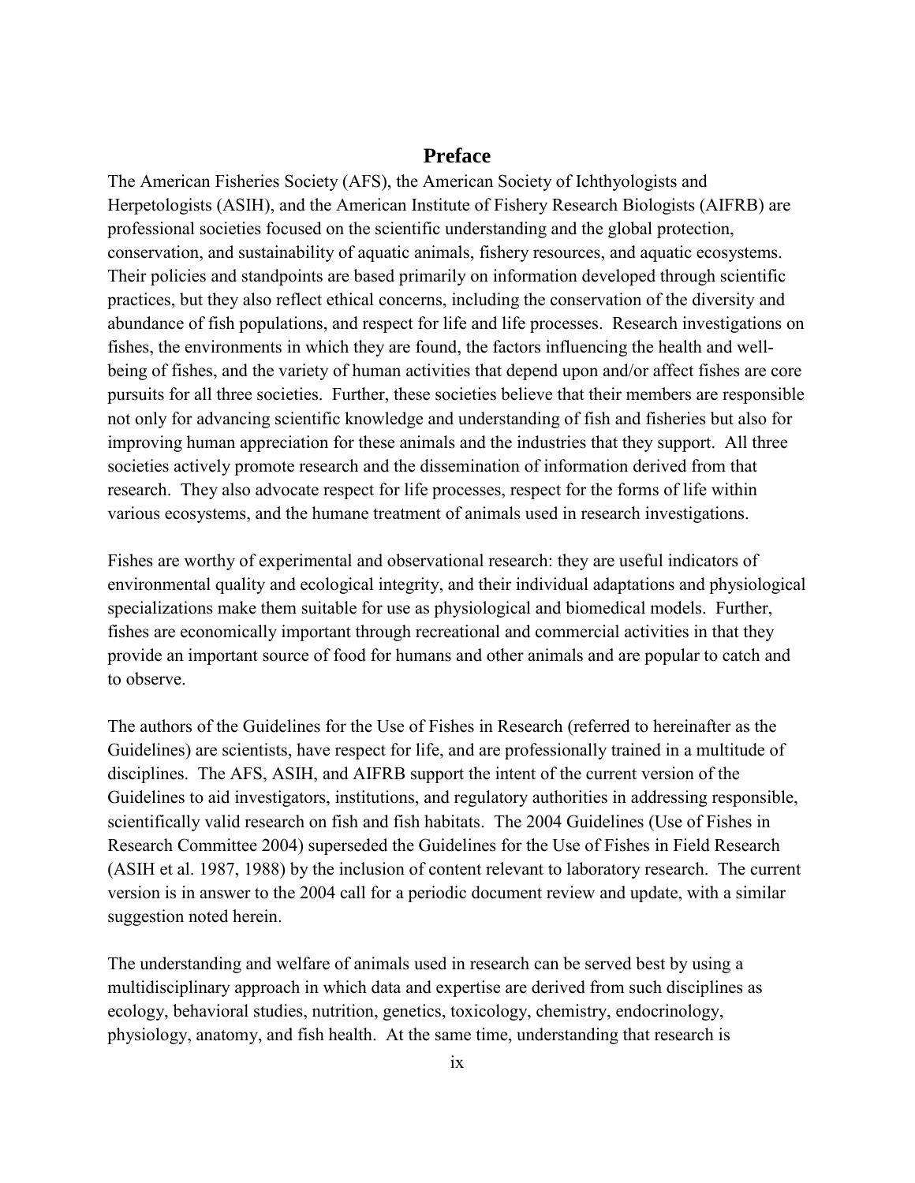# Preface

The American Fisheries Society (AFS), the American Society of Ichthyologists and Herpetologists (ASIH), and the American Institute of Fishery Research Biologists (AIFRB) are professional societies focused on the scientific understanding and the global protection, conservation, and sustainability of aquatic animals, fishery resources, and aquatic ecosystems. Their policies and standpoints are based primarily on information developed through scientific practices, but they also reflect ethical concerns, including the conservation of the diversity and abundance of fish populations, and respect for life and life processes. Research investigations on fishes, the environments in which they are found, the factors influencing the health and well-being of fishes, and the variety of human activities that depend upon and/or affect fishes are core pursuits for all three societies. Further, these societies believe that their members are responsible not only for advancing scientific knowledge and understanding of fish and fisheries but also for improving human appreciation for these animals and the industries that they support. All three societies actively promote research and the dissemination of information derived from that research. They also advocate respect for life processes, respect for the forms of life within various ecosystems, and the humane treatment of animals used in research investigations.

Fishes are worthy of experimental and observational research: they are useful indicators of environmental quality and ecological integrity, and their individual adaptations and physiological specializations make them suitable for use as physiological and biomedical models. Further, fishes are economically important through recreational and commercial activities in that they provide an important source of food for humans and other animals and are popular to catch and to observe.

The authors of the Guidelines for the Use of Fishes in Research (referred to hereinafter as the Guidelines) are scientists, have respect for life, and are professionally trained in a multitude of disciplines. The AFS, ASIH, and AIFRB support the intent of the current version of the Guidelines to aid investigators, institutions, and regulatory authorities in addressing responsible, scientifically valid research on fish and fish habitats. The 2004 Guidelines (Use of Fishes in Research Committee 2004) superseded the Guidelines for the Use of Fishes in Field Research (ASIH et al. 1987, 1988) by the inclusion of content relevant to laboratory research. The current version is in answer to the 2004 call for a periodic document review and update, with a similar suggestion noted herein.

The understanding and welfare of animals used in research can be served best by using a multidisciplinary approach in which data and expertise are derived from such disciplines as ecology, behavioral studies, nutrition, genetics, toxicology, chemistry, endocrinology, physiology, anatomy, and fish health. At the same time, understanding that research is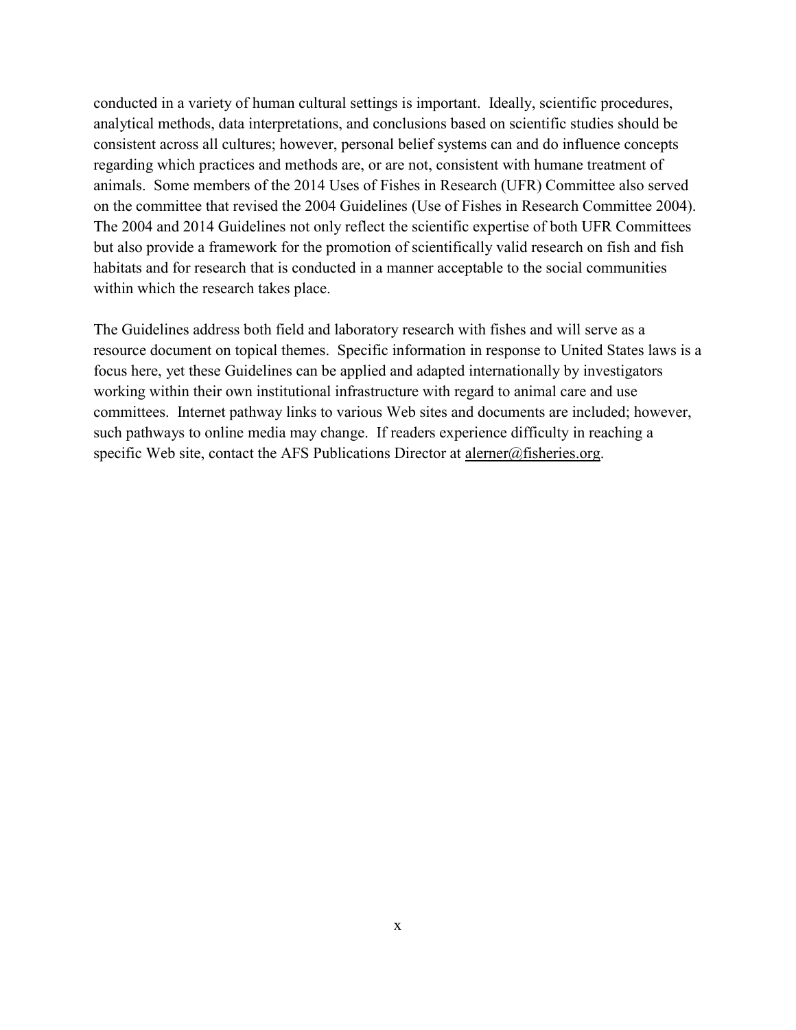conducted in a variety of human cultural settings is important. Ideally, scientific procedures, analytical methods, data interpretations, and conclusions based on scientific studies should be consistent across all cultures; however, personal belief systems can and do influence concepts regarding which practices and methods are, or are not, consistent with humane treatment of animals. Some members of the 2014 Uses of Fishes in Research (UFR) Committee also served on the committee that revised the 2004 Guidelines (Use of Fishes in Research Committee 2004). The 2004 and 2014 Guidelines not only reflect the scientific expertise of both UFR Committees but also provide a framework for the promotion of scientifically valid research on fish and fish habitats and for research that is conducted in a manner acceptable to the social communities within which the research takes place.

The Guidelines address both field and laboratory research with fishes and will serve as a resource document on topical themes. Specific information in response to United States laws is a focus here, yet these Guidelines can be applied and adapted internationally by investigators working within their own institutional infrastructure with regard to animal care and use committees. Internet pathway links to various Web sites and documents are included; however, such pathways to online media may change. If readers experience difficulty in reaching a specific Web site, contact the AFS Publications Director at alerner@fisheries.org.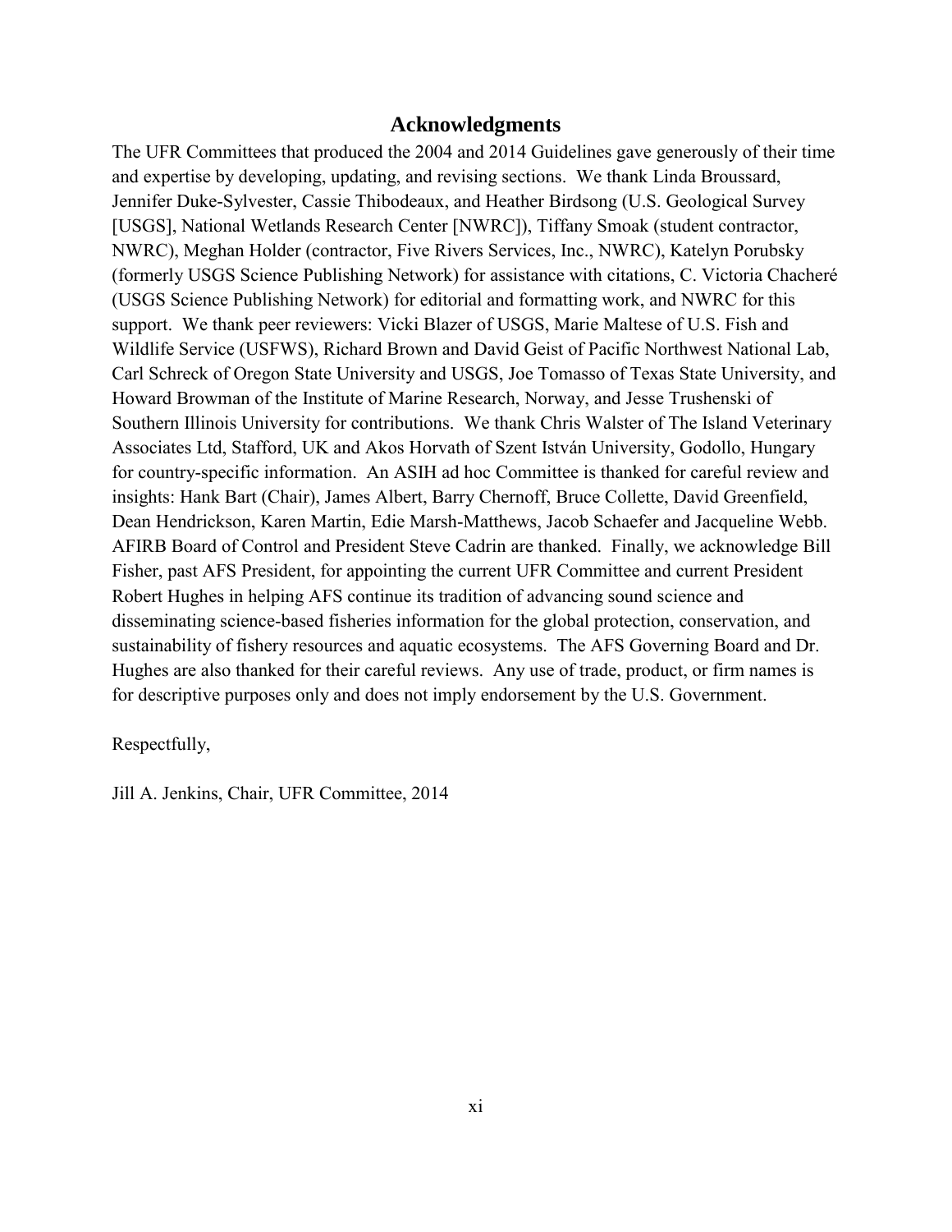## Acknowledgments

The UFR Committees that produced the 2004 and 2014 Guidelines gave generously of their time and expertise by developing, updating, and revising sections. We thank Linda Broussard, Jennifer Duke-Sylvester, Cassie Thibodeaux, and Heather Birdsong (U.S. Geological Survey [USGS], National Wetlands Research Center [NWRC]), Tiffany Smoak (student contractor, NWRC), Meghan Holder (contractor, Five Rivers Services, Inc., NWRC), Katelyn Porubsky (formerly USGS Science Publishing Network) for assistance with citations, C. Victoria Chacheré (USGS Science Publishing Network) for editorial and formatting work, and NWRC for this support. We thank peer reviewers: Vicki Blazer of USGS, Marie Maltese of U.S. Fish and Wildlife Service (USFWS), Richard Brown and David Geist of Pacific Northwest National Lab, Carl Schreck of Oregon State University and USGS, Joe Tomasso of Texas State University, and Howard Browman of the Institute of Marine Research, Norway, and Jesse Trushenski of Southern Illinois University for contributions. We thank Chris Walster of The Island Veterinary Associates Ltd, Stafford, UK and Akos Horvath of Szent István University, Godollo, Hungary for country-specific information. An ASIH ad hoc Committee is thanked for careful review and insights: Hank Bart (Chair), James Albert, Barry Chernoff, Bruce Collette, David Greenfield, Dean Hendrickson, Karen Martin, Edie Marsh-Matthews, Jacob Schaefer and Jacqueline Webb. AFIRB Board of Control and President Steve Cadrin are thanked. Finally, we acknowledge Bill Fisher, past AFS President, for appointing the current UFR Committee and current President Robert Hughes in helping AFS continue its tradition of advancing sound science and disseminating science-based fisheries information for the global protection, conservation, and sustainability of fishery resources and aquatic ecosystems. The AFS Governing Board and Dr. Hughes are also thanked for their careful reviews. Any use of trade, product, or firm names is for descriptive purposes only and does not imply endorsement by the U.S. Government.

Respectfully,

Jill A. Jenkins, Chair, UFR Committee, 2014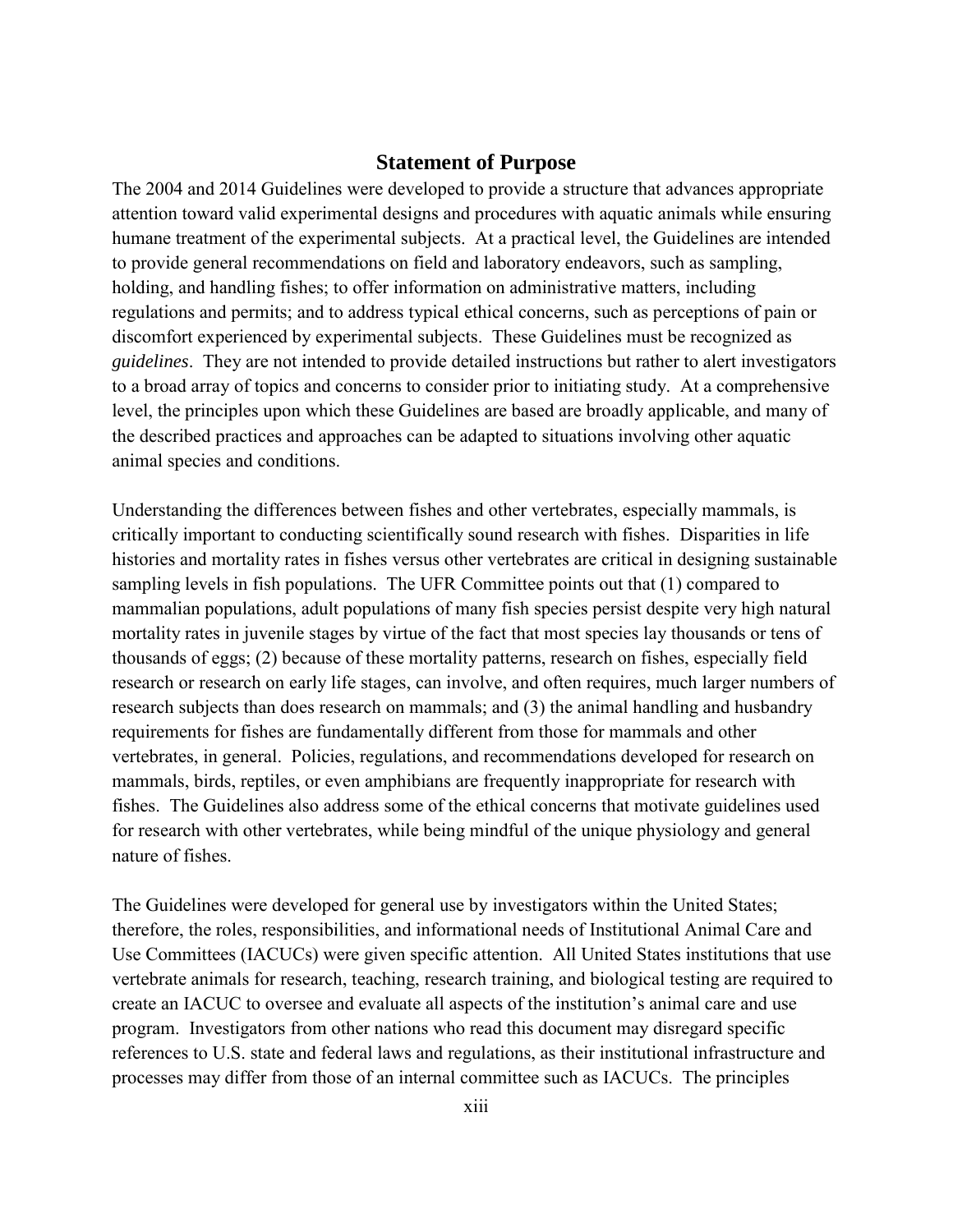## Statement of Purpose

The 2004 and 2014 Guidelines were developed to provide a structure that advances appropriate attention toward valid experimental designs and procedures with aquatic animals while ensuring humane treatment of the experimental subjects. At a practical level, the Guidelines are intended to provide general recommendations on field and laboratory endeavors, such as sampling, holding, and handling fishes; to offer information on administrative matters, including regulations and permits; and to address typical ethical concerns, such as perceptions of pain or discomfort experienced by experimental subjects. These Guidelines must be recognized as *guidelines*. They are not intended to provide detailed instructions but rather to alert investigators to a broad array of topics and concerns to consider prior to initiating study. At a comprehensive level, the principles upon which these Guidelines are based are broadly applicable, and many of the described practices and approaches can be adapted to situations involving other aquatic animal species and conditions.

Understanding the differences between fishes and other vertebrates, especially mammals, is critically important to conducting scientifically sound research with fishes. Disparities in life histories and mortality rates in fishes versus other vertebrates are critical in designing sustainable sampling levels in fish populations. The UFR Committee points out that (1) compared to mammalian populations, adult populations of many fish species persist despite very high natural mortality rates in juvenile stages by virtue of the fact that most species lay thousands or tens of thousands of eggs; (2) because of these mortality patterns, research on fishes, especially field research or research on early life stages, can involve, and often requires, much larger numbers of research subjects than does research on mammals; and (3) the animal handling and husbandry requirements for fishes are fundamentally different from those for mammals and other vertebrates, in general. Policies, regulations, and recommendations developed for research on mammals, birds, reptiles, or even amphibians are frequently inappropriate for research with fishes. The Guidelines also address some of the ethical concerns that motivate guidelines used for research with other vertebrates, while being mindful of the unique physiology and general nature of fishes.

The Guidelines were developed for general use by investigators within the United States; therefore, the roles, responsibilities, and informational needs of Institutional Animal Care and Use Committees (IACUCs) were given specific attention. All United States institutions that use vertebrate animals for research, teaching, research training, and biological testing are required to create an IACUC to oversee and evaluate all aspects of the institution's animal care and use program. Investigators from other nations who read this document may disregard specific references to U.S. state and federal laws and regulations, as their institutional infrastructure and processes may differ from those of an internal committee such as IACUCs. The principles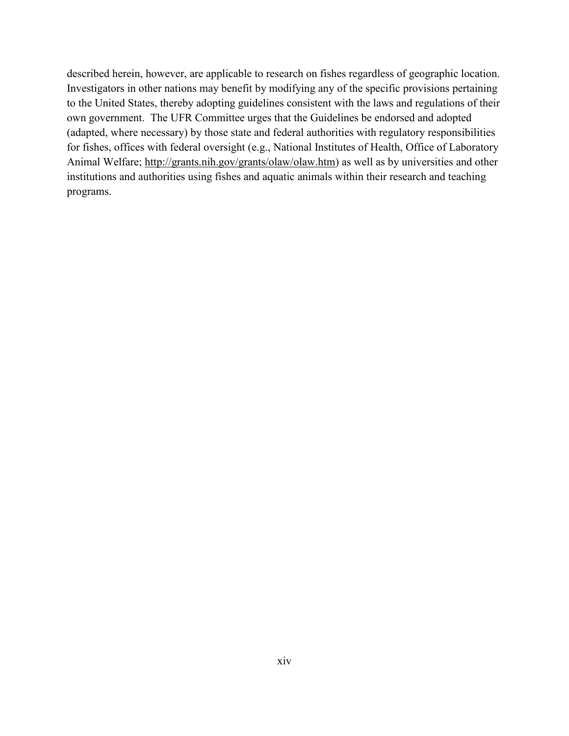described herein, however, are applicable to research on fishes regardless of geographic location. Investigators in other nations may benefit by modifying any of the specific provisions pertaining to the United States, thereby adopting guidelines consistent with the laws and regulations of their own government. The UFR Committee urges that the Guidelines be endorsed and adopted (adapted, where necessary) by those state and federal authorities with regulatory responsibilities for fishes, offices with federal oversight (e.g., National Institutes of Health, Office of Laboratory Animal Welfare; http://grants.nih.gov/grants/olaw/olaw.htm) as well as by universities and other institutions and authorities using fishes and aquatic animals within their research and teaching programs.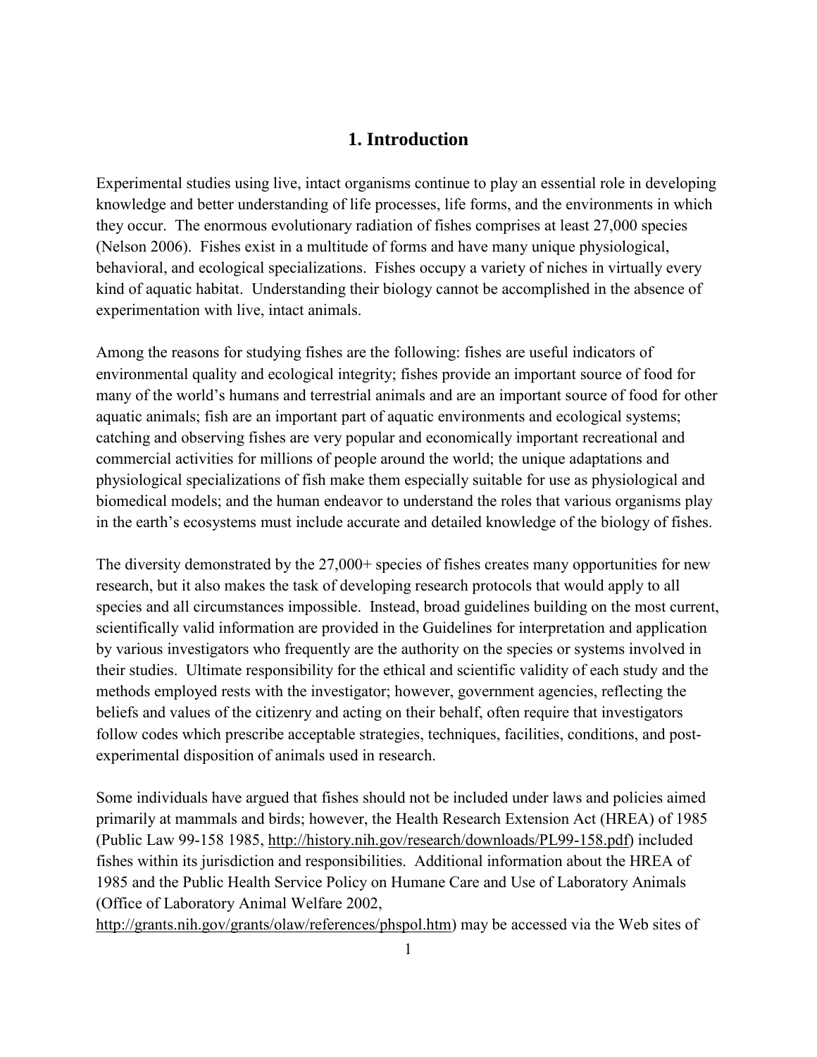# 1. Introduction

Experimental studies using live, intact organisms continue to play an essential role in developing knowledge and better understanding of life processes, life forms, and the environments in which they occur. The enormous evolutionary radiation of fishes comprises at least 27,000 species (Nelson 2006). Fishes exist in a multitude of forms and have many unique physiological, behavioral, and ecological specializations. Fishes occupy a variety of niches in virtually every kind of aquatic habitat. Understanding their biology cannot be accomplished in the absence of experimentation with live, intact animals.

Among the reasons for studying fishes are the following: fishes are useful indicators of environmental quality and ecological integrity; fishes provide an important source of food for many of the world's humans and terrestrial animals and are an important source of food for other aquatic animals; fish are an important part of aquatic environments and ecological systems; catching and observing fishes are very popular and economically important recreational and commercial activities for millions of people around the world; the unique adaptations and physiological specializations of fish make them especially suitable for use as physiological and biomedical models; and the human endeavor to understand the roles that various organisms play in the earth's ecosystems must include accurate and detailed knowledge of the biology of fishes.

The diversity demonstrated by the 27,000+ species of fishes creates many opportunities for new research, but it also makes the task of developing research protocols that would apply to all species and all circumstances impossible. Instead, broad guidelines building on the most current, scientifically valid information are provided in the Guidelines for interpretation and application by various investigators who frequently are the authority on the species or systems involved in their studies. Ultimate responsibility for the ethical and scientific validity of each study and the methods employed rests with the investigator; however, government agencies, reflecting the beliefs and values of the citizenry and acting on their behalf, often require that investigators follow codes which prescribe acceptable strategies, techniques, facilities, conditions, and post-experimental disposition of animals used in research.

Some individuals have argued that fishes should not be included under laws and policies aimed primarily at mammals and birds; however, the Health Research Extension Act (HREA) of 1985 (Public Law 99-158 1985, http://history.nih.gov/research/downloads/PL99-158.pdf) included fishes within its jurisdiction and responsibilities. Additional information about the HREA of 1985 and the Public Health Service Policy on Humane Care and Use of Laboratory Animals (Office of Laboratory Animal Welfare 2002, http://grants.nih.gov/grants/olaw/references/phspol.htm) may be accessed via the Web sites of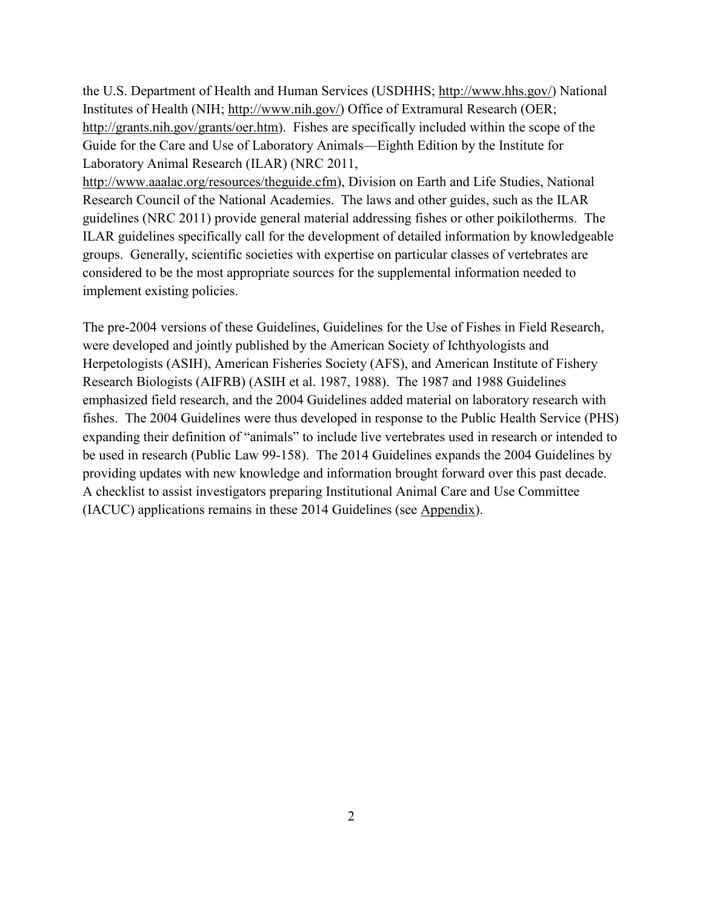the U.S. Department of Health and Human Services (USDHHS; http://www.hhs.gov/) National Institutes of Health (NIH; http://www.nih.gov/) Office of Extramural Research (OER; http://grants.nih.gov/grants/oer.htm). Fishes are specifically included within the scope of the Guide for the Care and Use of Laboratory Animals—Eighth Edition by the Institute for Laboratory Animal Research (ILAR) (NRC 2011, http://www.aaalac.org/resources/theguide.cfm), Division on Earth and Life Studies, National Research Council of the National Academies. The laws and other guides, such as the ILAR guidelines (NRC 2011) provide general material addressing fishes or other poikilotherms. The ILAR guidelines specifically call for the development of detailed information by knowledgeable groups. Generally, scientific societies with expertise on particular classes of vertebrates are considered to be the most appropriate sources for the supplemental information needed to implement existing policies.

The pre-2004 versions of these Guidelines, Guidelines for the Use of Fishes in Field Research, were developed and jointly published by the American Society of Ichthyologists and Herpetologists (ASIH), American Fisheries Society (AFS), and American Institute of Fishery Research Biologists (AIFRB) (ASIH et al. 1987, 1988). The 1987 and 1988 Guidelines emphasized field research, and the 2004 Guidelines added material on laboratory research with fishes. The 2004 Guidelines were thus developed in response to the Public Health Service (PHS) expanding their definition of "animals" to include live vertebrates used in research or intended to be used in research (Public Law 99-158). The 2014 Guidelines expands the 2004 Guidelines by providing updates with new knowledge and information brought forward over this past decade. A checklist to assist investigators preparing Institutional Animal Care and Use Committee (IACUC) applications remains in these 2014 Guidelines (see Appendix).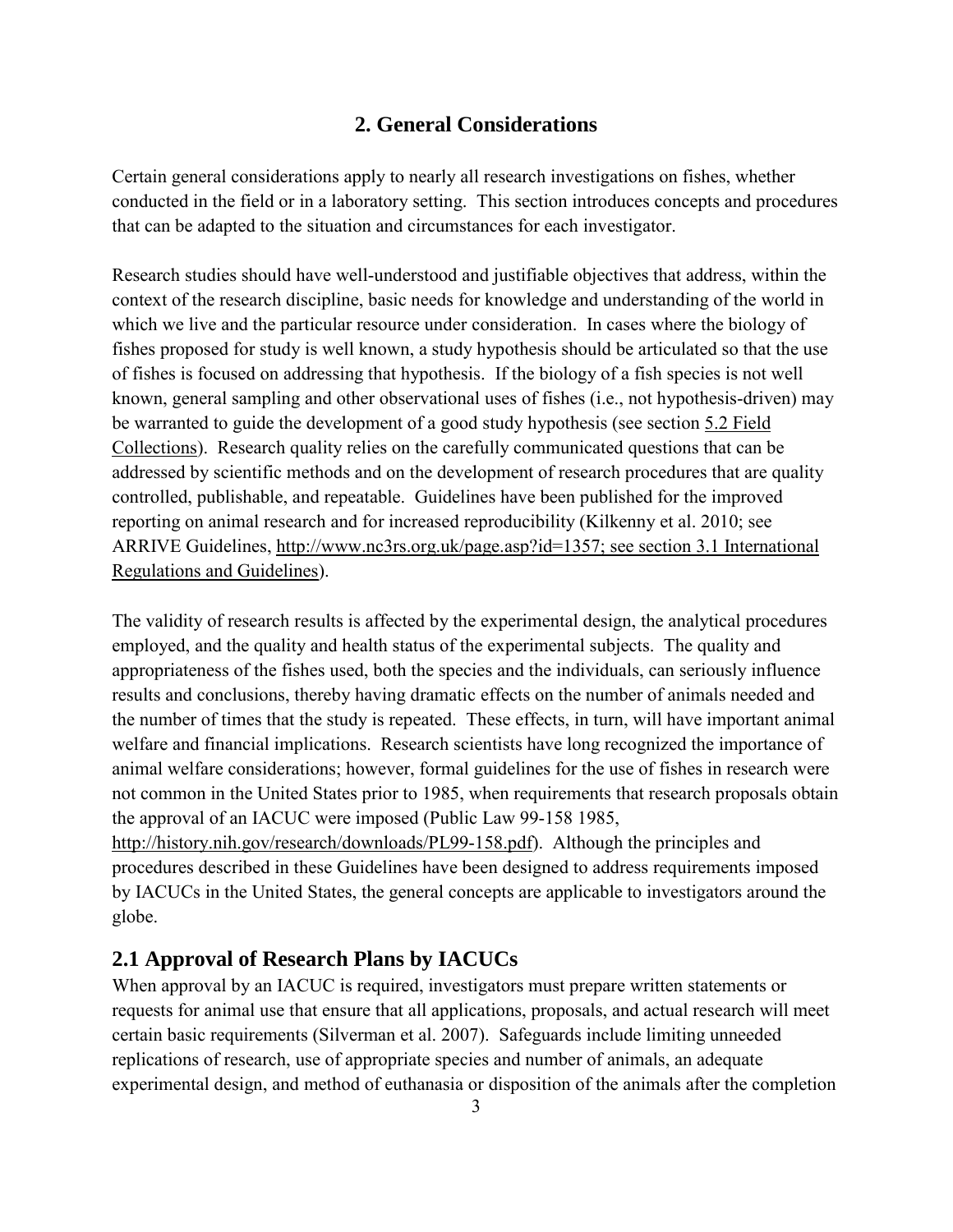# 2. General Considerations

Certain general considerations apply to nearly all research investigations on fishes, whether conducted in the field or in a laboratory setting. This section introduces concepts and procedures that can be adapted to the situation and circumstances for each investigator.

Research studies should have well-understood and justifiable objectives that address, within the context of the research discipline, basic needs for knowledge and understanding of the world in which we live and the particular resource under consideration. In cases where the biology of fishes proposed for study is well known, a study hypothesis should be articulated so that the use of fishes is focused on addressing that hypothesis. If the biology of a fish species is not well known, general sampling and other observational uses of fishes (i.e., not hypothesis-driven) may be warranted to guide the development of a good study hypothesis (see section 5.2 Field Collections). Research quality relies on the carefully communicated questions that can be addressed by scientific methods and on the development of research procedures that are quality controlled, publishable, and repeatable. Guidelines have been published for the improved reporting on animal research and for increased reproducibility (Kilkenny et al. 2010; see ARRIVE Guidelines, http://www.nc3rs.org.uk/page.asp?id=1357; see section 3.1 International Regulations and Guidelines).

The validity of research results is affected by the experimental design, the analytical procedures employed, and the quality and health status of the experimental subjects. The quality and appropriateness of the fishes used, both the species and the individuals, can seriously influence results and conclusions, thereby having dramatic effects on the number of animals needed and the number of times that the study is repeated. These effects, in turn, will have important animal welfare and financial implications. Research scientists have long recognized the importance of animal welfare considerations; however, formal guidelines for the use of fishes in research were not common in the United States prior to 1985, when requirements that research proposals obtain the approval of an IACUC were imposed (Public Law 99-158 1985, http://history.nih.gov/research/downloads/PL99-158.pdf). Although the principles and procedures described in these Guidelines have been designed to address requirements imposed by IACUCs in the United States, the general concepts are applicable to investigators around the globe.

## 2.1 Approval of Research Plans by IACUCs

When approval by an IACUC is required, investigators must prepare written statements or requests for animal use that ensure that all applications, proposals, and actual research will meet certain basic requirements (Silverman et al. 2007). Safeguards include limiting unneeded replications of research, use of appropriate species and number of animals, an adequate experimental design, and method of euthanasia or disposition of the animals after the completion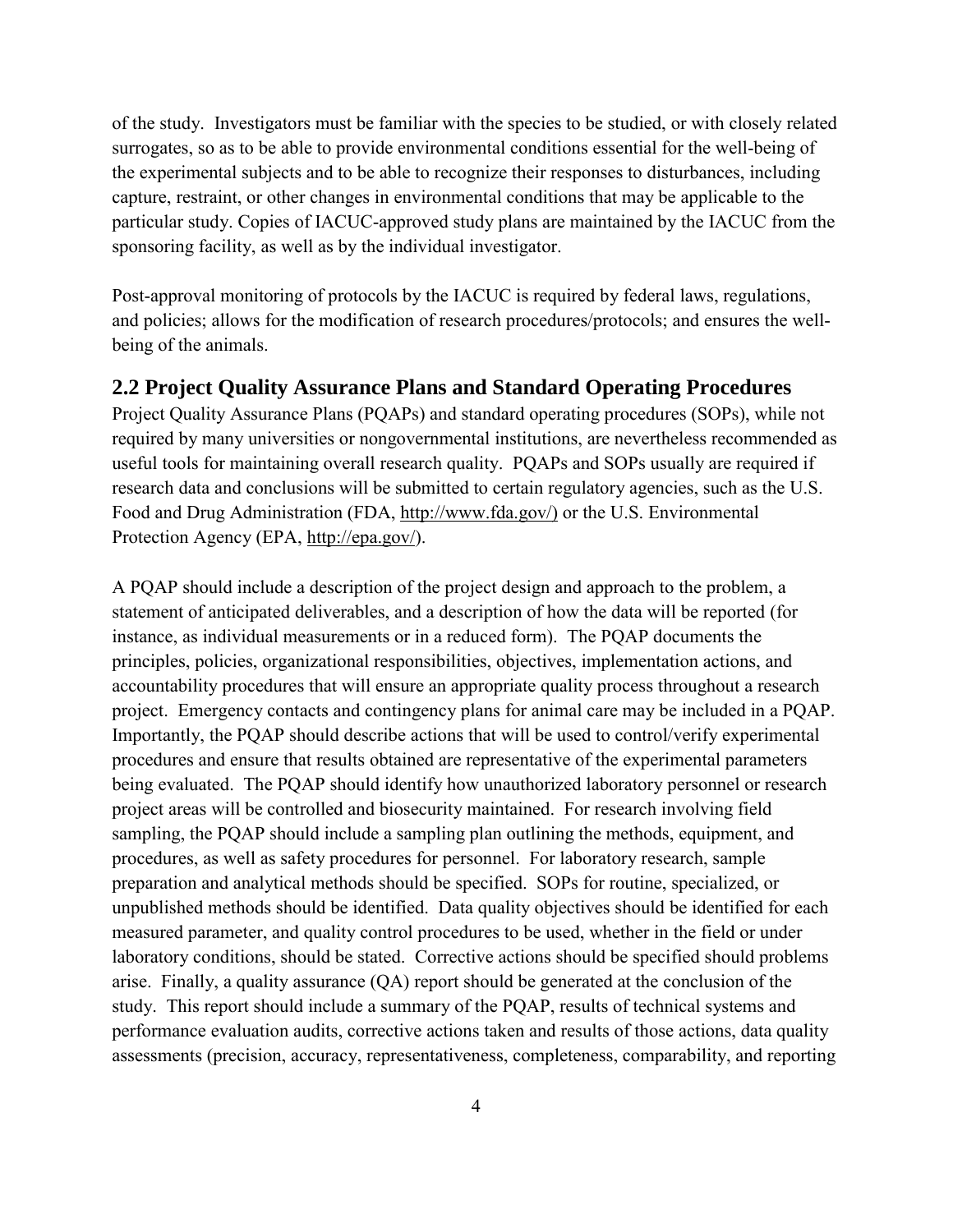of the study. Investigators must be familiar with the species to be studied, or with closely related surrogates, so as to be able to provide environmental conditions essential for the well-being of the experimental subjects and to be able to recognize their responses to disturbances, including capture, restraint, or other changes in environmental conditions that may be applicable to the particular study. Copies of IACUC-approved study plans are maintained by the IACUC from the sponsoring facility, as well as by the individual investigator.

Post-approval monitoring of protocols by the IACUC is required by federal laws, regulations, and policies; allows for the modification of research procedures/protocols; and ensures the well-being of the animals.

## 2.2 Project Quality Assurance Plans and Standard Operating Procedures

Project Quality Assurance Plans (PQAPs) and standard operating procedures (SOPs), while not required by many universities or nongovernmental institutions, are nevertheless recommended as useful tools for maintaining overall research quality. PQAPs and SOPs usually are required if research data and conclusions will be submitted to certain regulatory agencies, such as the U.S. Food and Drug Administration (FDA, http://www.fda.gov/) or the U.S. Environmental Protection Agency (EPA, http://epa.gov/).

A PQAP should include a description of the project design and approach to the problem, a statement of anticipated deliverables, and a description of how the data will be reported (for instance, as individual measurements or in a reduced form). The PQAP documents the principles, policies, organizational responsibilities, objectives, implementation actions, and accountability procedures that will ensure an appropriate quality process throughout a research project. Emergency contacts and contingency plans for animal care may be included in a PQAP. Importantly, the PQAP should describe actions that will be used to control/verify experimental procedures and ensure that results obtained are representative of the experimental parameters being evaluated. The PQAP should identify how unauthorized laboratory personnel or research project areas will be controlled and biosecurity maintained. For research involving field sampling, the PQAP should include a sampling plan outlining the methods, equipment, and procedures, as well as safety procedures for personnel. For laboratory research, sample preparation and analytical methods should be specified. SOPs for routine, specialized, or unpublished methods should be identified. Data quality objectives should be identified for each measured parameter, and quality control procedures to be used, whether in the field or under laboratory conditions, should be stated. Corrective actions should be specified should problems arise. Finally, a quality assurance (QA) report should be generated at the conclusion of the study. This report should include a summary of the PQAP, results of technical systems and performance evaluation audits, corrective actions taken and results of those actions, data quality assessments (precision, accuracy, representativeness, completeness, comparability, and reporting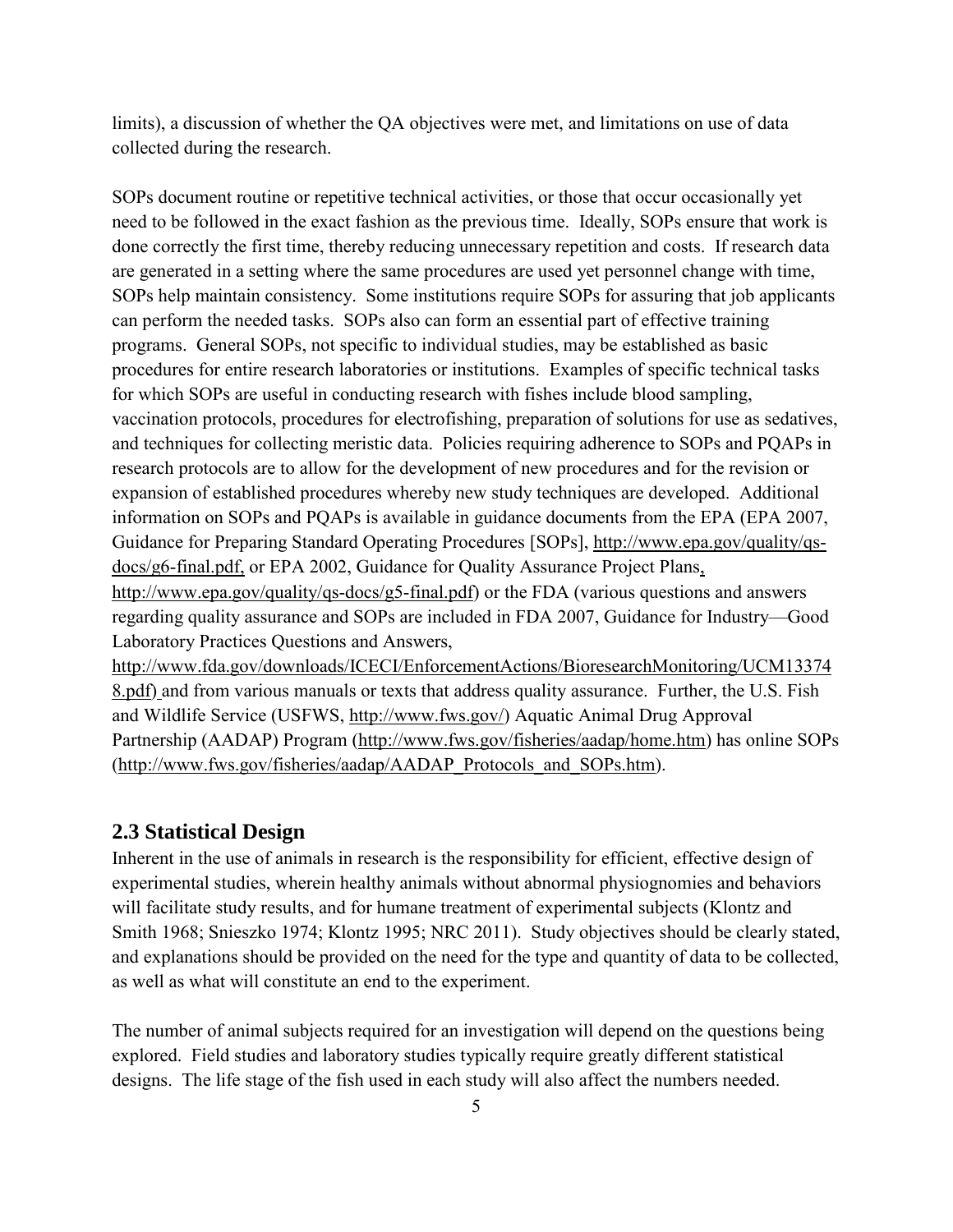limits), a discussion of whether the QA objectives were met, and limitations on use of data collected during the research.

SOPs document routine or repetitive technical activities, or those that occur occasionally yet need to be followed in the exact fashion as the previous time. Ideally, SOPs ensure that work is done correctly the first time, thereby reducing unnecessary repetition and costs. If research data are generated in a setting where the same procedures are used yet personnel change with time, SOPs help maintain consistency. Some institutions require SOPs for assuring that job applicants can perform the needed tasks. SOPs also can form an essential part of effective training programs. General SOPs, not specific to individual studies, may be established as basic procedures for entire research laboratories or institutions. Examples of specific technical tasks for which SOPs are useful in conducting research with fishes include blood sampling, vaccination protocols, procedures for electrofishing, preparation of solutions for use as sedatives, and techniques for collecting meristic data. Policies requiring adherence to SOPs and PQAPs in research protocols are to allow for the development of new procedures and for the revision or expansion of established procedures whereby new study techniques are developed. Additional information on SOPs and PQAPs is available in guidance documents from the EPA (EPA 2007, Guidance for Preparing Standard Operating Procedures [SOPs], http://www.epa.gov/quality/qs-docs/g6-final.pdf, or EPA 2002, Guidance for Quality Assurance Project Plans, http://www.epa.gov/quality/qs-docs/g5-final.pdf) or the FDA (various questions and answers regarding quality assurance and SOPs are included in FDA 2007, Guidance for Industry—Good Laboratory Practices Questions and Answers, http://www.fda.gov/downloads/ICECI/EnforcementActions/BioresearchMonitoring/UCM133748.pdf) and from various manuals or texts that address quality assurance. Further, the U.S. Fish and Wildlife Service (USFWS, http://www.fws.gov/) Aquatic Animal Drug Approval Partnership (AADAP) Program (http://www.fws.gov/fisheries/aadap/home.htm) has online SOPs (http://www.fws.gov/fisheries/aadap/AADAP_Protocols_and_SOPs.htm).

## 2.3 Statistical Design

Inherent in the use of animals in research is the responsibility for efficient, effective design of experimental studies, wherein healthy animals without abnormal physiognomies and behaviors will facilitate study results, and for humane treatment of experimental subjects (Klontz and Smith 1968; Snieszko 1974; Klontz 1995; NRC 2011). Study objectives should be clearly stated, and explanations should be provided on the need for the type and quantity of data to be collected, as well as what will constitute an end to the experiment.

The number of animal subjects required for an investigation will depend on the questions being explored. Field studies and laboratory studies typically require greatly different statistical designs. The life stage of the fish used in each study will also affect the numbers needed.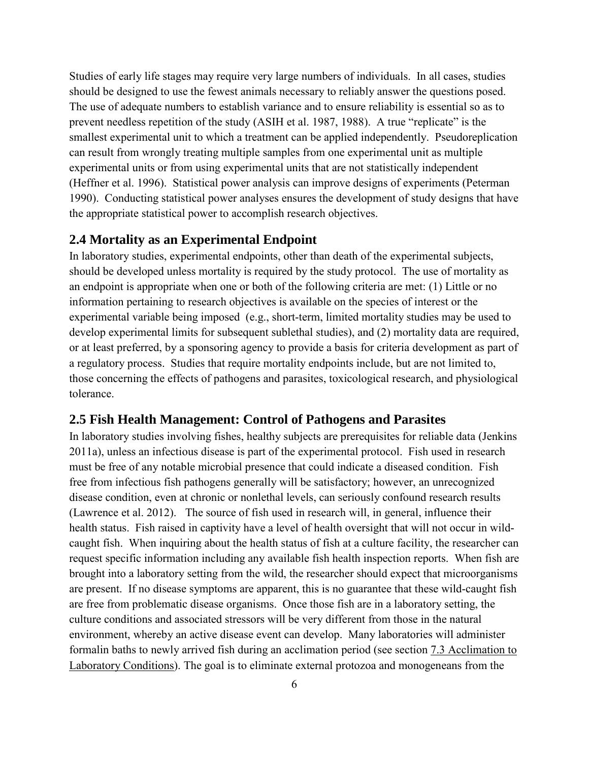Studies of early life stages may require very large numbers of individuals. In all cases, studies should be designed to use the fewest animals necessary to reliably answer the questions posed. The use of adequate numbers to establish variance and to ensure reliability is essential so as to prevent needless repetition of the study (ASIH et al. 1987, 1988). A true "replicate" is the smallest experimental unit to which a treatment can be applied independently. Pseudoreplication can result from wrongly treating multiple samples from one experimental unit as multiple experimental units or from using experimental units that are not statistically independent (Heffner et al. 1996). Statistical power analysis can improve designs of experiments (Peterman 1990). Conducting statistical power analyses ensures the development of study designs that have the appropriate statistical power to accomplish research objectives.

## 2.4 Mortality as an Experimental Endpoint

In laboratory studies, experimental endpoints, other than death of the experimental subjects, should be developed unless mortality is required by the study protocol. The use of mortality as an endpoint is appropriate when one or both of the following criteria are met: (1) Little or no information pertaining to research objectives is available on the species of interest or the experimental variable being imposed (e.g., short-term, limited mortality studies may be used to develop experimental limits for subsequent sublethal studies), and (2) mortality data are required, or at least preferred, by a sponsoring agency to provide a basis for criteria development as part of a regulatory process. Studies that require mortality endpoints include, but are not limited to, those concerning the effects of pathogens and parasites, toxicological research, and physiological tolerance.

## 2.5 Fish Health Management: Control of Pathogens and Parasites

In laboratory studies involving fishes, healthy subjects are prerequisites for reliable data (Jenkins 2011a), unless an infectious disease is part of the experimental protocol. Fish used in research must be free of any notable microbial presence that could indicate a diseased condition. Fish free from infectious fish pathogens generally will be satisfactory; however, an unrecognized disease condition, even at chronic or nonlethal levels, can seriously confound research results (Lawrence et al. 2012). The source of fish used in research will, in general, influence their health status. Fish raised in captivity have a level of health oversight that will not occur in wild-caught fish. When inquiring about the health status of fish at a culture facility, the researcher can request specific information including any available fish health inspection reports. When fish are brought into a laboratory setting from the wild, the researcher should expect that microorganisms are present. If no disease symptoms are apparent, this is no guarantee that these wild-caught fish are free from problematic disease organisms. Once those fish are in a laboratory setting, the culture conditions and associated stressors will be very different from those in the natural environment, whereby an active disease event can develop. Many laboratories will administer formalin baths to newly arrived fish during an acclimation period (see section 7.3 Acclimation to Laboratory Conditions). The goal is to eliminate external protozoa and monogeneans from the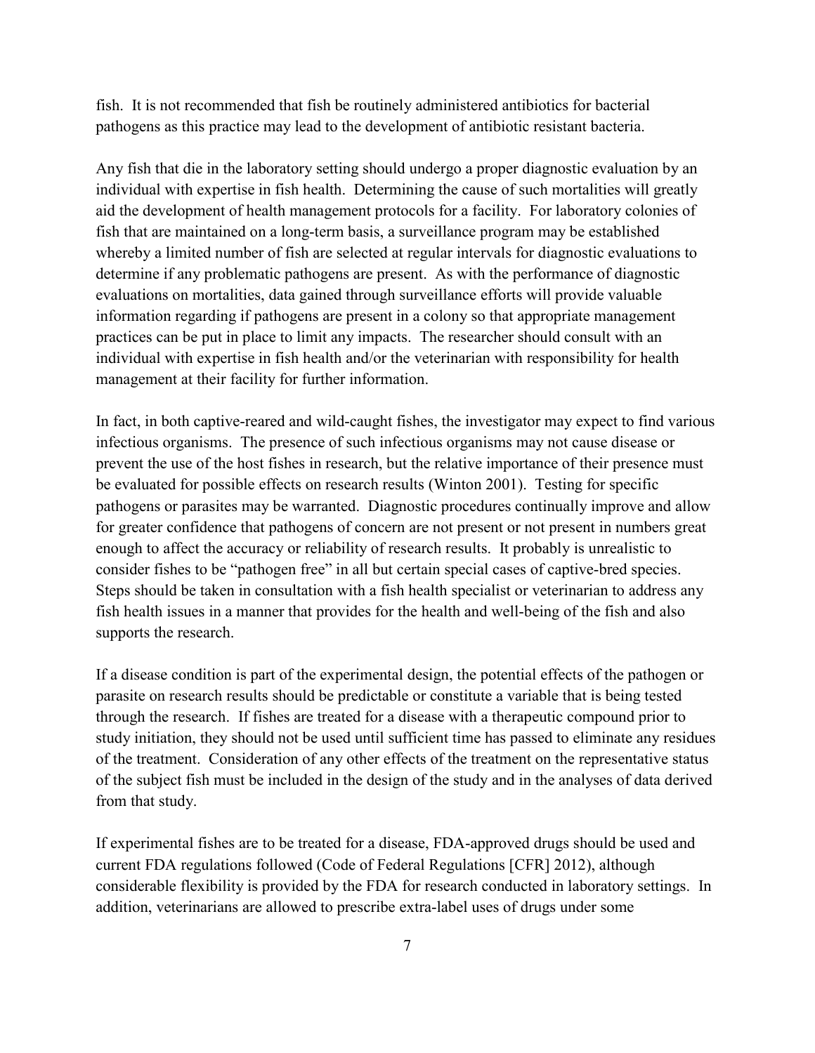fish. It is not recommended that fish be routinely administered antibiotics for bacterial pathogens as this practice may lead to the development of antibiotic resistant bacteria.

Any fish that die in the laboratory setting should undergo a proper diagnostic evaluation by an individual with expertise in fish health. Determining the cause of such mortalities will greatly aid the development of health management protocols for a facility. For laboratory colonies of fish that are maintained on a long-term basis, a surveillance program may be established whereby a limited number of fish are selected at regular intervals for diagnostic evaluations to determine if any problematic pathogens are present. As with the performance of diagnostic evaluations on mortalities, data gained through surveillance efforts will provide valuable information regarding if pathogens are present in a colony so that appropriate management practices can be put in place to limit any impacts. The researcher should consult with an individual with expertise in fish health and/or the veterinarian with responsibility for health management at their facility for further information.

In fact, in both captive-reared and wild-caught fishes, the investigator may expect to find various infectious organisms. The presence of such infectious organisms may not cause disease or prevent the use of the host fishes in research, but the relative importance of their presence must be evaluated for possible effects on research results (Winton 2001). Testing for specific pathogens or parasites may be warranted. Diagnostic procedures continually improve and allow for greater confidence that pathogens of concern are not present or not present in numbers great enough to affect the accuracy or reliability of research results. It probably is unrealistic to consider fishes to be "pathogen free" in all but certain special cases of captive-bred species. Steps should be taken in consultation with a fish health specialist or veterinarian to address any fish health issues in a manner that provides for the health and well-being of the fish and also supports the research.

If a disease condition is part of the experimental design, the potential effects of the pathogen or parasite on research results should be predictable or constitute a variable that is being tested through the research. If fishes are treated for a disease with a therapeutic compound prior to study initiation, they should not be used until sufficient time has passed to eliminate any residues of the treatment. Consideration of any other effects of the treatment on the representative status of the subject fish must be included in the design of the study and in the analyses of data derived from that study.

If experimental fishes are to be treated for a disease, FDA-approved drugs should be used and current FDA regulations followed (Code of Federal Regulations [CFR] 2012), although considerable flexibility is provided by the FDA for research conducted in laboratory settings. In addition, veterinarians are allowed to prescribe extra-label uses of drugs under some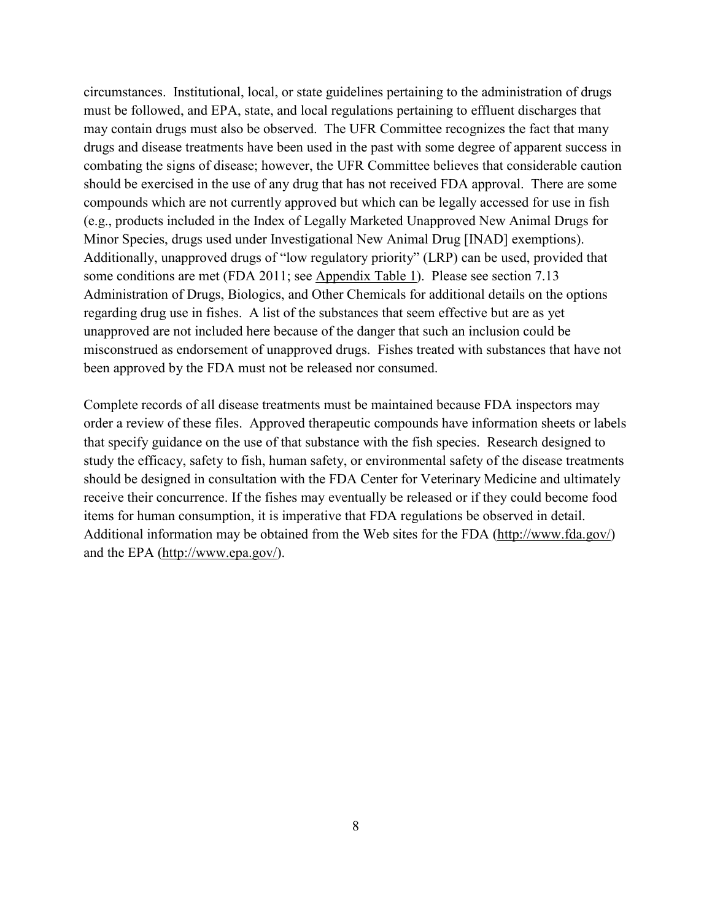circumstances. Institutional, local, or state guidelines pertaining to the administration of drugs must be followed, and EPA, state, and local regulations pertaining to effluent discharges that may contain drugs must also be observed. The UFR Committee recognizes the fact that many drugs and disease treatments have been used in the past with some degree of apparent success in combating the signs of disease; however, the UFR Committee believes that considerable caution should be exercised in the use of any drug that has not received FDA approval. There are some compounds which are not currently approved but which can be legally accessed for use in fish (e.g., products included in the Index of Legally Marketed Unapproved New Animal Drugs for Minor Species, drugs used under Investigational New Animal Drug [INAD] exemptions). Additionally, unapproved drugs of "low regulatory priority" (LRP) can be used, provided that some conditions are met (FDA 2011; see Appendix Table 1). Please see section 7.13 Administration of Drugs, Biologics, and Other Chemicals for additional details on the options regarding drug use in fishes. A list of the substances that seem effective but are as yet unapproved are not included here because of the danger that such an inclusion could be misconstrued as endorsement of unapproved drugs. Fishes treated with substances that have not been approved by the FDA must not be released nor consumed.

Complete records of all disease treatments must be maintained because FDA inspectors may order a review of these files. Approved therapeutic compounds have information sheets or labels that specify guidance on the use of that substance with the fish species. Research designed to study the efficacy, safety to fish, human safety, or environmental safety of the disease treatments should be designed in consultation with the FDA Center for Veterinary Medicine and ultimately receive their concurrence. If the fishes may eventually be released or if they could become food items for human consumption, it is imperative that FDA regulations be observed in detail. Additional information may be obtained from the Web sites for the FDA (http://www.fda.gov/) and the EPA (http://www.epa.gov/).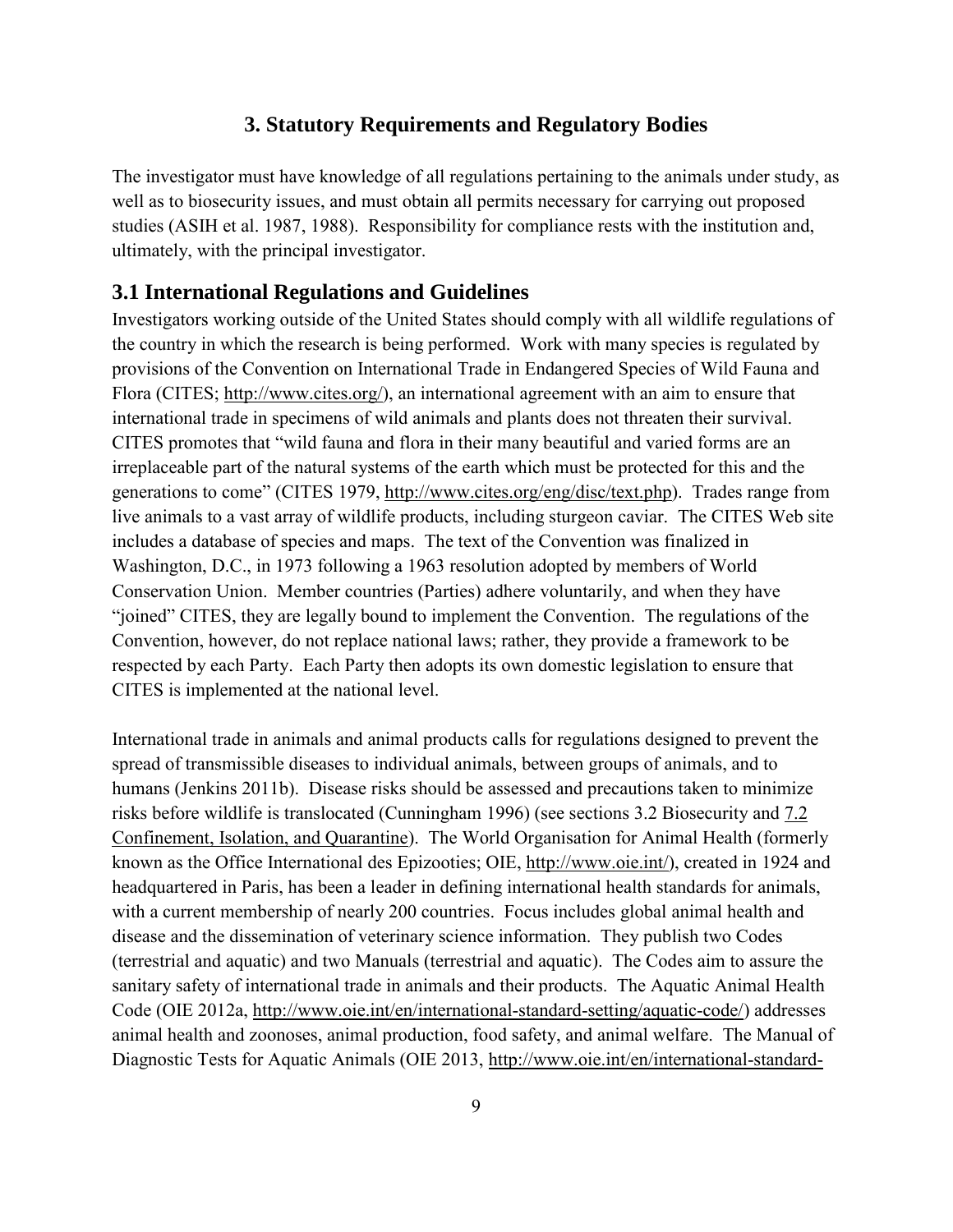# 3. Statutory Requirements and Regulatory Bodies

The investigator must have knowledge of all regulations pertaining to the animals under study, as well as to biosecurity issues, and must obtain all permits necessary for carrying out proposed studies (ASIH et al. 1987, 1988). Responsibility for compliance rests with the institution and, ultimately, with the principal investigator.

## 3.1 International Regulations and Guidelines

Investigators working outside of the United States should comply with all wildlife regulations of the country in which the research is being performed. Work with many species is regulated by provisions of the Convention on International Trade in Endangered Species of Wild Fauna and Flora (CITES; http://www.cites.org/), an international agreement with an aim to ensure that international trade in specimens of wild animals and plants does not threaten their survival. CITES promotes that "wild fauna and flora in their many beautiful and varied forms are an irreplaceable part of the natural systems of the earth which must be protected for this and the generations to come" (CITES 1979, http://www.cites.org/eng/disc/text.php). Trades range from live animals to a vast array of wildlife products, including sturgeon caviar. The CITES Web site includes a database of species and maps. The text of the Convention was finalized in Washington, D.C., in 1973 following a 1963 resolution adopted by members of World Conservation Union. Member countries (Parties) adhere voluntarily, and when they have "joined" CITES, they are legally bound to implement the Convention. The regulations of the Convention, however, do not replace national laws; rather, they provide a framework to be respected by each Party. Each Party then adopts its own domestic legislation to ensure that CITES is implemented at the national level.

International trade in animals and animal products calls for regulations designed to prevent the spread of transmissible diseases to individual animals, between groups of animals, and to humans (Jenkins 2011b). Disease risks should be assessed and precautions taken to minimize risks before wildlife is translocated (Cunningham 1996) (see sections 3.2 Biosecurity and 7.2 Confinement, Isolation, and Quarantine). The World Organisation for Animal Health (formerly known as the Office International des Epizooties; OIE, http://www.oie.int/), created in 1924 and headquartered in Paris, has been a leader in defining international health standards for animals, with a current membership of nearly 200 countries. Focus includes global animal health and disease and the dissemination of veterinary science information. They publish two Codes (terrestrial and aquatic) and two Manuals (terrestrial and aquatic). The Codes aim to assure the sanitary safety of international trade in animals and their products. The Aquatic Animal Health Code (OIE 2012a, http://www.oie.int/en/international-standard-setting/aquatic-code/) addresses animal health and zoonoses, animal production, food safety, and animal welfare. The Manual of Diagnostic Tests for Aquatic Animals (OIE 2013, http://www.oie.int/en/international-standard-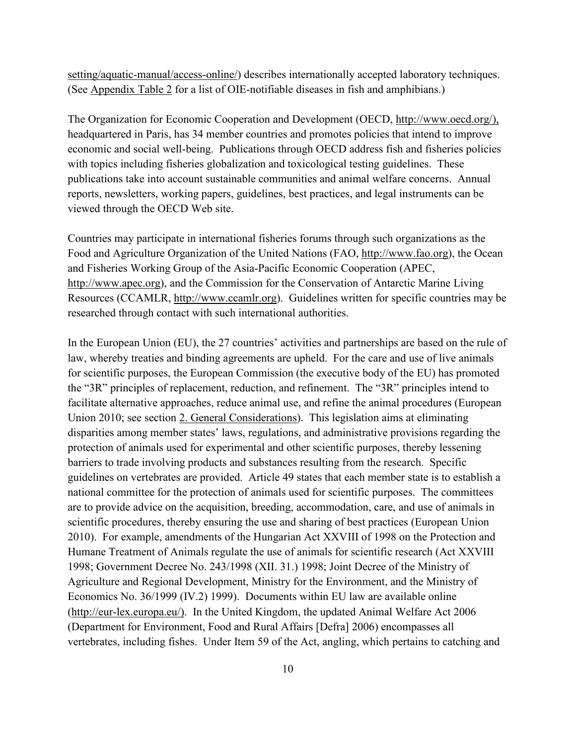setting/aquatic-manual/access-online/) describes internationally accepted laboratory techniques. (See Appendix Table 2 for a list of OIE-notifiable diseases in fish and amphibians.)

The Organization for Economic Cooperation and Development (OECD, http://www.oecd.org/), headquartered in Paris, has 34 member countries and promotes policies that intend to improve economic and social well-being. Publications through OECD address fish and fisheries policies with topics including fisheries globalization and toxicological testing guidelines. These publications take into account sustainable communities and animal welfare concerns. Annual reports, newsletters, working papers, guidelines, best practices, and legal instruments can be viewed through the OECD Web site.

Countries may participate in international fisheries forums through such organizations as the Food and Agriculture Organization of the United Nations (FAO, http://www.fao.org), the Ocean and Fisheries Working Group of the Asia-Pacific Economic Cooperation (APEC, http://www.apec.org), and the Commission for the Conservation of Antarctic Marine Living Resources (CCAMLR, http://www.ccamlr.org). Guidelines written for specific countries may be researched through contact with such international authorities.

In the European Union (EU), the 27 countries' activities and partnerships are based on the rule of law, whereby treaties and binding agreements are upheld. For the care and use of live animals for scientific purposes, the European Commission (the executive body of the EU) has promoted the "3R" principles of replacement, reduction, and refinement. The "3R" principles intend to facilitate alternative approaches, reduce animal use, and refine the animal procedures (European Union 2010; see section 2. General Considerations). This legislation aims at eliminating disparities among member states' laws, regulations, and administrative provisions regarding the protection of animals used for experimental and other scientific purposes, thereby lessening barriers to trade involving products and substances resulting from the research. Specific guidelines on vertebrates are provided. Article 49 states that each member state is to establish a national committee for the protection of animals used for scientific purposes. The committees are to provide advice on the acquisition, breeding, accommodation, care, and use of animals in scientific procedures, thereby ensuring the use and sharing of best practices (European Union 2010). For example, amendments of the Hungarian Act XXVIII of 1998 on the Protection and Humane Treatment of Animals regulate the use of animals for scientific research (Act XXVIII 1998; Government Decree No. 243/1998 (XII. 31.) 1998; Joint Decree of the Ministry of Agriculture and Regional Development, Ministry for the Environment, and the Ministry of Economics No. 36/1999 (IV.2) 1999). Documents within EU law are available online (http://eur-lex.europa.eu/). In the United Kingdom, the updated Animal Welfare Act 2006 (Department for Environment, Food and Rural Affairs [Defra] 2006) encompasses all vertebrates, including fishes. Under Item 59 of the Act, angling, which pertains to catching and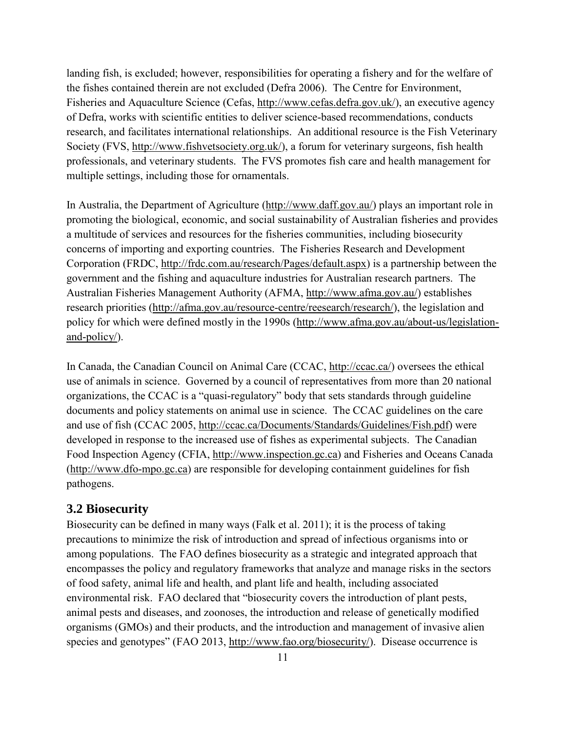landing fish, is excluded; however, responsibilities for operating a fishery and for the welfare of the fishes contained therein are not excluded (Defra 2006). The Centre for Environment, Fisheries and Aquaculture Science (Cefas, http://www.cefas.defra.gov.uk/), an executive agency of Defra, works with scientific entities to deliver science-based recommendations, conducts research, and facilitates international relationships. An additional resource is the Fish Veterinary Society (FVS, http://www.fishvetsociety.org.uk/), a forum for veterinary surgeons, fish health professionals, and veterinary students. The FVS promotes fish care and health management for multiple settings, including those for ornamentals.

In Australia, the Department of Agriculture (http://www.daff.gov.au/) plays an important role in promoting the biological, economic, and social sustainability of Australian fisheries and provides a multitude of services and resources for the fisheries communities, including biosecurity concerns of importing and exporting countries. The Fisheries Research and Development Corporation (FRDC, http://frdc.com.au/research/Pages/default.aspx) is a partnership between the government and the fishing and aquaculture industries for Australian research partners. The Australian Fisheries Management Authority (AFMA, http://www.afma.gov.au/) establishes research priorities (http://afma.gov.au/resource-centre/reesearch/research/), the legislation and policy for which were defined mostly in the 1990s (http://www.afma.gov.au/about-us/legislation-and-policy/).

In Canada, the Canadian Council on Animal Care (CCAC, http://ccac.ca/) oversees the ethical use of animals in science. Governed by a council of representatives from more than 20 national organizations, the CCAC is a "quasi-regulatory" body that sets standards through guideline documents and policy statements on animal use in science. The CCAC guidelines on the care and use of fish (CCAC 2005, http://ccac.ca/Documents/Standards/Guidelines/Fish.pdf) were developed in response to the increased use of fishes as experimental subjects. The Canadian Food Inspection Agency (CFIA, http://www.inspection.gc.ca) and Fisheries and Oceans Canada (http://www.dfo-mpo.gc.ca) are responsible for developing containment guidelines for fish pathogens.

## 3.2 Biosecurity

Biosecurity can be defined in many ways (Falk et al. 2011); it is the process of taking precautions to minimize the risk of introduction and spread of infectious organisms into or among populations. The FAO defines biosecurity as a strategic and integrated approach that encompasses the policy and regulatory frameworks that analyze and manage risks in the sectors of food safety, animal life and health, and plant life and health, including associated environmental risk. FAO declared that "biosecurity covers the introduction of plant pests, animal pests and diseases, and zoonoses, the introduction and release of genetically modified organisms (GMOs) and their products, and the introduction and management of invasive alien species and genotypes" (FAO 2013, http://www.fao.org/biosecurity/). Disease occurrence is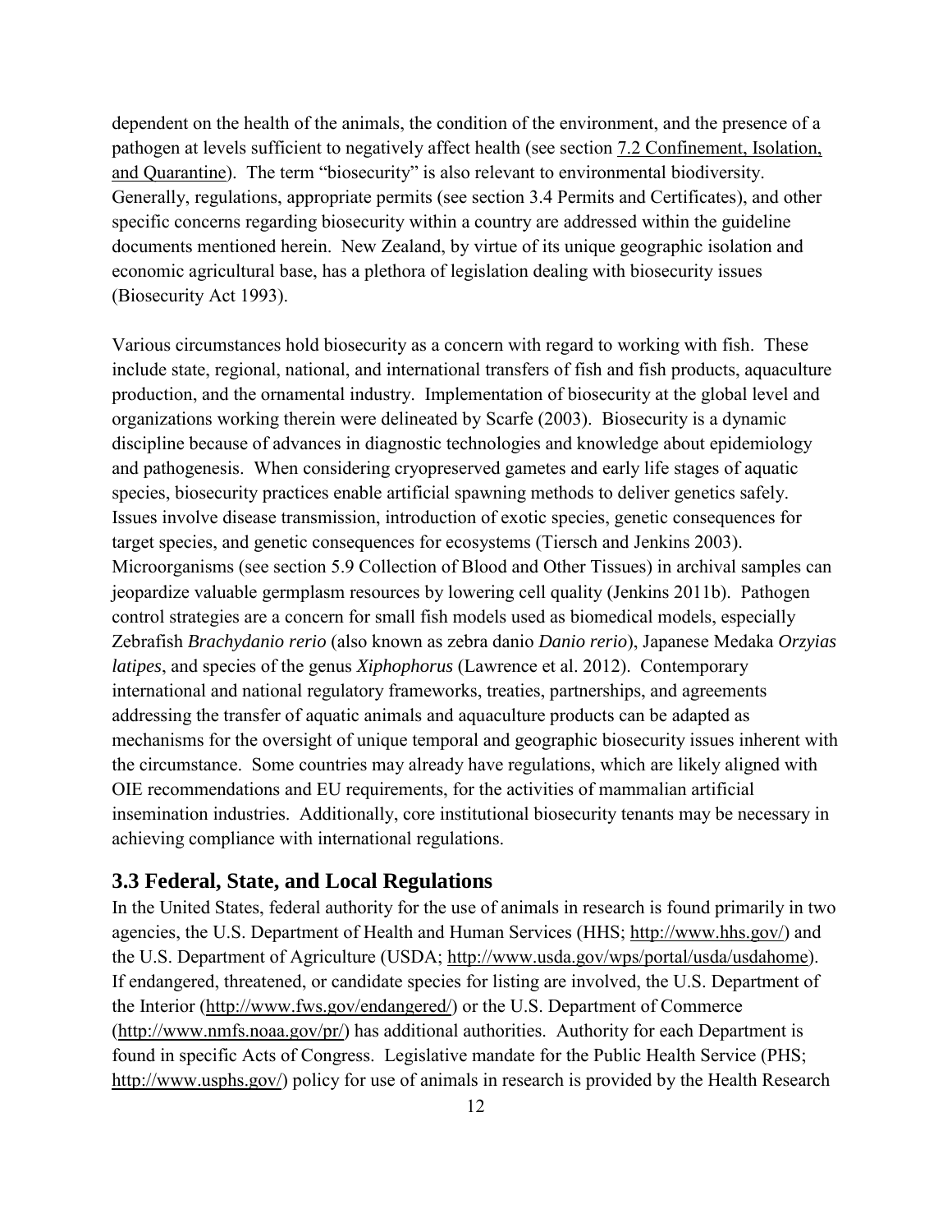dependent on the health of the animals, the condition of the environment, and the presence of a pathogen at levels sufficient to negatively affect health (see section 7.2 Confinement, Isolation, and Quarantine). The term "biosecurity" is also relevant to environmental biodiversity. Generally, regulations, appropriate permits (see section 3.4 Permits and Certificates), and other specific concerns regarding biosecurity within a country are addressed within the guideline documents mentioned herein. New Zealand, by virtue of its unique geographic isolation and economic agricultural base, has a plethora of legislation dealing with biosecurity issues (Biosecurity Act 1993).

Various circumstances hold biosecurity as a concern with regard to working with fish. These include state, regional, national, and international transfers of fish and fish products, aquaculture production, and the ornamental industry. Implementation of biosecurity at the global level and organizations working therein were delineated by Scarfe (2003). Biosecurity is a dynamic discipline because of advances in diagnostic technologies and knowledge about epidemiology and pathogenesis. When considering cryopreserved gametes and early life stages of aquatic species, biosecurity practices enable artificial spawning methods to deliver genetics safely. Issues involve disease transmission, introduction of exotic species, genetic consequences for target species, and genetic consequences for ecosystems (Tiersch and Jenkins 2003). Microorganisms (see section 5.9 Collection of Blood and Other Tissues) in archival samples can jeopardize valuable germplasm resources by lowering cell quality (Jenkins 2011b). Pathogen control strategies are a concern for small fish models used as biomedical models, especially Zebrafish *Brachydanio rerio* (also known as zebra danio *Danio rerio*), Japanese Medaka *Orzyias latipes*, and species of the genus *Xiphophorus* (Lawrence et al. 2012). Contemporary international and national regulatory frameworks, treaties, partnerships, and agreements addressing the transfer of aquatic animals and aquaculture products can be adapted as mechanisms for the oversight of unique temporal and geographic biosecurity issues inherent with the circumstance. Some countries may already have regulations, which are likely aligned with OIE recommendations and EU requirements, for the activities of mammalian artificial insemination industries. Additionally, core institutional biosecurity tenants may be necessary in achieving compliance with international regulations.

## 3.3 Federal, State, and Local Regulations

In the United States, federal authority for the use of animals in research is found primarily in two agencies, the U.S. Department of Health and Human Services (HHS; http://www.hhs.gov/) and the U.S. Department of Agriculture (USDA; http://www.usda.gov/wps/portal/usda/usdahome). If endangered, threatened, or candidate species for listing are involved, the U.S. Department of the Interior (http://www.fws.gov/endangered/) or the U.S. Department of Commerce (http://www.nmfs.noaa.gov/pr/) has additional authorities. Authority for each Department is found in specific Acts of Congress. Legislative mandate for the Public Health Service (PHS; http://www.usphs.gov/) policy for use of animals in research is provided by the Health Research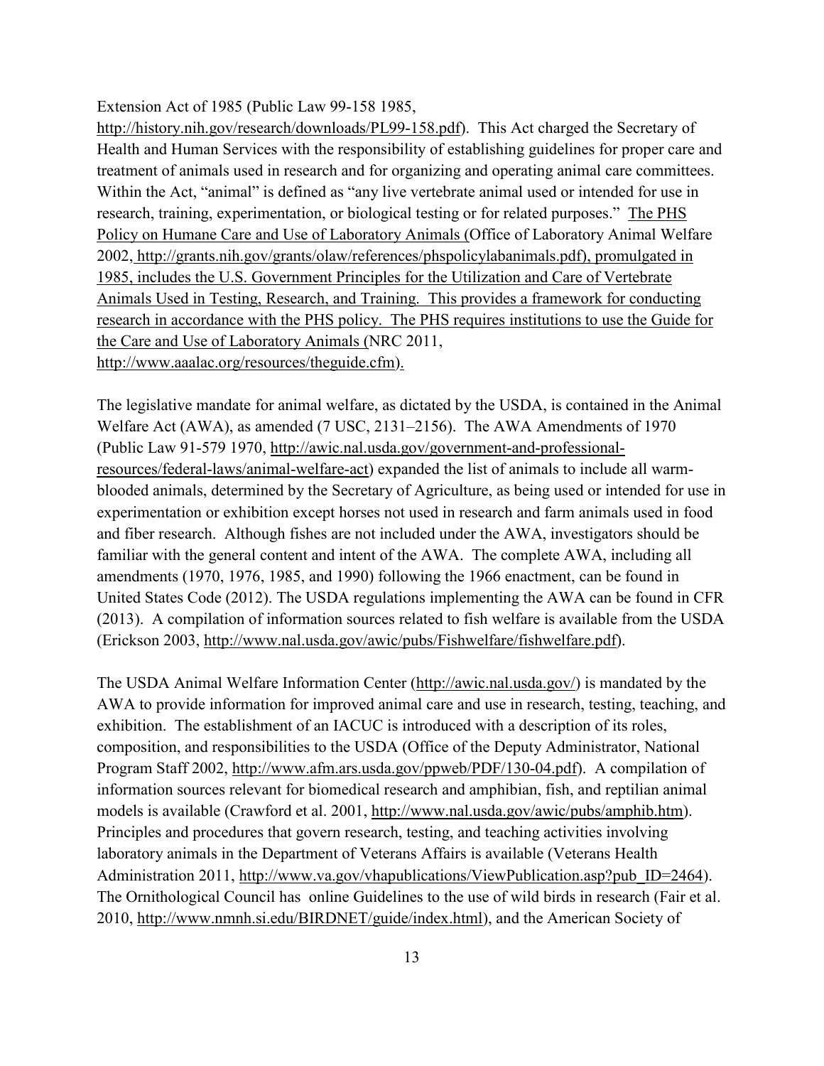Extension Act of 1985 (Public Law 99-158 1985, http://history.nih.gov/research/downloads/PL99-158.pdf). This Act charged the Secretary of Health and Human Services with the responsibility of establishing guidelines for proper care and treatment of animals used in research and for organizing and operating animal care committees. Within the Act, "animal" is defined as "any live vertebrate animal used or intended for use in research, training, experimentation, or biological testing or for related purposes." The PHS Policy on Humane Care and Use of Laboratory Animals (Office of Laboratory Animal Welfare 2002, http://grants.nih.gov/grants/olaw/references/phspolicylabanimals.pdf), promulgated in 1985, includes the U.S. Government Principles for the Utilization and Care of Vertebrate Animals Used in Testing, Research, and Training. This provides a framework for conducting research in accordance with the PHS policy. The PHS requires institutions to use the Guide for the Care and Use of Laboratory Animals (NRC 2011, http://www.aaalac.org/resources/theguide.cfm).

The legislative mandate for animal welfare, as dictated by the USDA, is contained in the Animal Welfare Act (AWA), as amended (7 USC, 2131–2156). The AWA Amendments of 1970 (Public Law 91-579 1970, http://awic.nal.usda.gov/government-and-professional-resources/federal-laws/animal-welfare-act) expanded the list of animals to include all warm-blooded animals, determined by the Secretary of Agriculture, as being used or intended for use in experimentation or exhibition except horses not used in research and farm animals used in food and fiber research. Although fishes are not included under the AWA, investigators should be familiar with the general content and intent of the AWA. The complete AWA, including all amendments (1970, 1976, 1985, and 1990) following the 1966 enactment, can be found in United States Code (2012). The USDA regulations implementing the AWA can be found in CFR (2013). A compilation of information sources related to fish welfare is available from the USDA (Erickson 2003, http://www.nal.usda.gov/awic/pubs/Fishwelfare/fishwelfare.pdf).

The USDA Animal Welfare Information Center (http://awic.nal.usda.gov/) is mandated by the AWA to provide information for improved animal care and use in research, testing, teaching, and exhibition. The establishment of an IACUC is introduced with a description of its roles, composition, and responsibilities to the USDA (Office of the Deputy Administrator, National Program Staff 2002, http://www.afm.ars.usda.gov/ppweb/PDF/130-04.pdf). A compilation of information sources relevant for biomedical research and amphibian, fish, and reptilian animal models is available (Crawford et al. 2001, http://www.nal.usda.gov/awic/pubs/amphib.htm). Principles and procedures that govern research, testing, and teaching activities involving laboratory animals in the Department of Veterans Affairs is available (Veterans Health Administration 2011, http://www.va.gov/vhapublications/ViewPublication.asp?pub_ID=2464). The Ornithological Council has online Guidelines to the use of wild birds in research (Fair et al. 2010, http://www.nmnh.si.edu/BIRDNET/guide/index.html), and the American Society of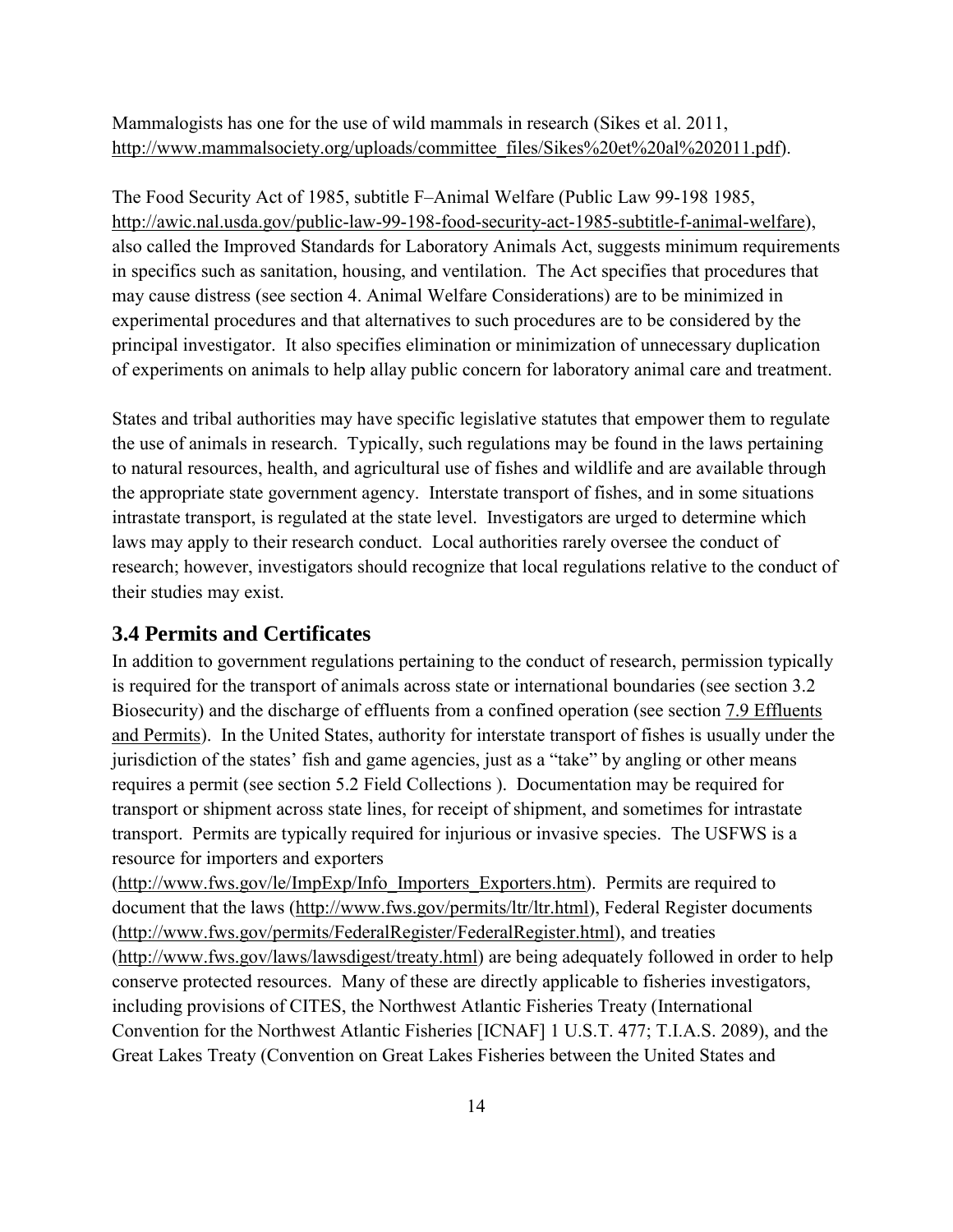Mammalogists has one for the use of wild mammals in research (Sikes et al. 2011, http://www.mammalsociety.org/uploads/committee_files/Sikes%20et%20al%202011.pdf).

The Food Security Act of 1985, subtitle F–Animal Welfare (Public Law 99-198 1985, http://awic.nal.usda.gov/public-law-99-198-food-security-act-1985-subtitle-f-animal-welfare), also called the Improved Standards for Laboratory Animals Act, suggests minimum requirements in specifics such as sanitation, housing, and ventilation. The Act specifies that procedures that may cause distress (see section 4. Animal Welfare Considerations) are to be minimized in experimental procedures and that alternatives to such procedures are to be considered by the principal investigator. It also specifies elimination or minimization of unnecessary duplication of experiments on animals to help allay public concern for laboratory animal care and treatment.

States and tribal authorities may have specific legislative statutes that empower them to regulate the use of animals in research. Typically, such regulations may be found in the laws pertaining to natural resources, health, and agricultural use of fishes and wildlife and are available through the appropriate state government agency. Interstate transport of fishes, and in some situations intrastate transport, is regulated at the state level. Investigators are urged to determine which laws may apply to their research conduct. Local authorities rarely oversee the conduct of research; however, investigators should recognize that local regulations relative to the conduct of their studies may exist.

## 3.4 Permits and Certificates

In addition to government regulations pertaining to the conduct of research, permission typically is required for the transport of animals across state or international boundaries (see section 3.2 Biosecurity) and the discharge of effluents from a confined operation (see section 7.9 Effluents and Permits). In the United States, authority for interstate transport of fishes is usually under the jurisdiction of the states' fish and game agencies, just as a "take" by angling or other means requires a permit (see section 5.2 Field Collections ). Documentation may be required for transport or shipment across state lines, for receipt of shipment, and sometimes for intrastate transport. Permits are typically required for injurious or invasive species. The USFWS is a resource for importers and exporters (http://www.fws.gov/le/ImpExp/Info_Importers_Exporters.htm). Permits are required to document that the laws (http://www.fws.gov/permits/ltr/ltr.html), Federal Register documents (http://www.fws.gov/permits/FederalRegister/FederalRegister.html), and treaties (http://www.fws.gov/laws/lawsdigest/treaty.html) are being adequately followed in order to help conserve protected resources. Many of these are directly applicable to fisheries investigators, including provisions of CITES, the Northwest Atlantic Fisheries Treaty (International Convention for the Northwest Atlantic Fisheries [ICNAF] 1 U.S.T. 477; T.I.A.S. 2089), and the Great Lakes Treaty (Convention on Great Lakes Fisheries between the United States and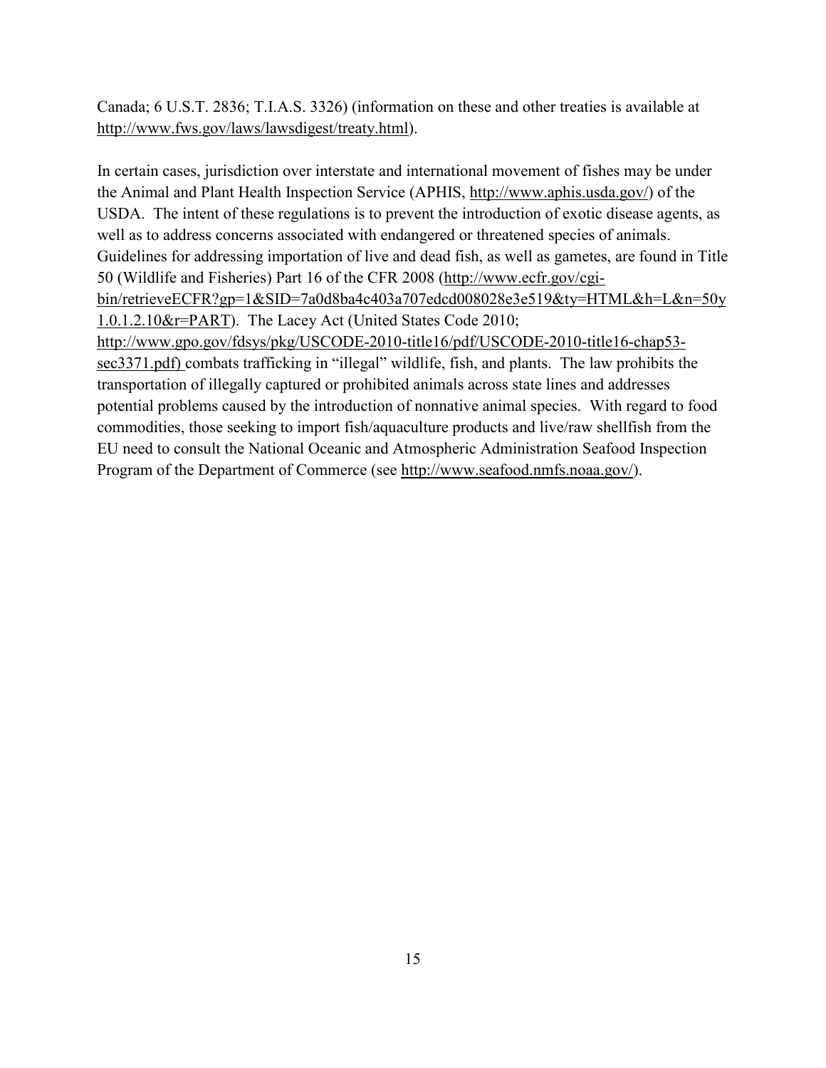Canada; 6 U.S.T. 2836; T.I.A.S. 3326) (information on these and other treaties is available at http://www.fws.gov/laws/lawsdigest/treaty.html).

In certain cases, jurisdiction over interstate and international movement of fishes may be under the Animal and Plant Health Inspection Service (APHIS, http://www.aphis.usda.gov/) of the USDA. The intent of these regulations is to prevent the introduction of exotic disease agents, as well as to address concerns associated with endangered or threatened species of animals. Guidelines for addressing importation of live and dead fish, as well as gametes, are found in Title 50 (Wildlife and Fisheries) Part 16 of the CFR 2008 (http://www.ecfr.gov/cgi-bin/retrieveECFR?gp=1&SID=7a0d8ba4c403a707edcd008028e3e519&ty=HTML&h=L&n=50y1.0.1.2.10&r=PART). The Lacey Act (United States Code 2010; http://www.gpo.gov/fdsys/pkg/USCODE-2010-title16/pdf/USCODE-2010-title16-chap53-sec3371.pdf) combats trafficking in "illegal" wildlife, fish, and plants. The law prohibits the transportation of illegally captured or prohibited animals across state lines and addresses potential problems caused by the introduction of nonnative animal species. With regard to food commodities, those seeking to import fish/aquaculture products and live/raw shellfish from the EU need to consult the National Oceanic and Atmospheric Administration Seafood Inspection Program of the Department of Commerce (see http://www.seafood.nmfs.noaa.gov/).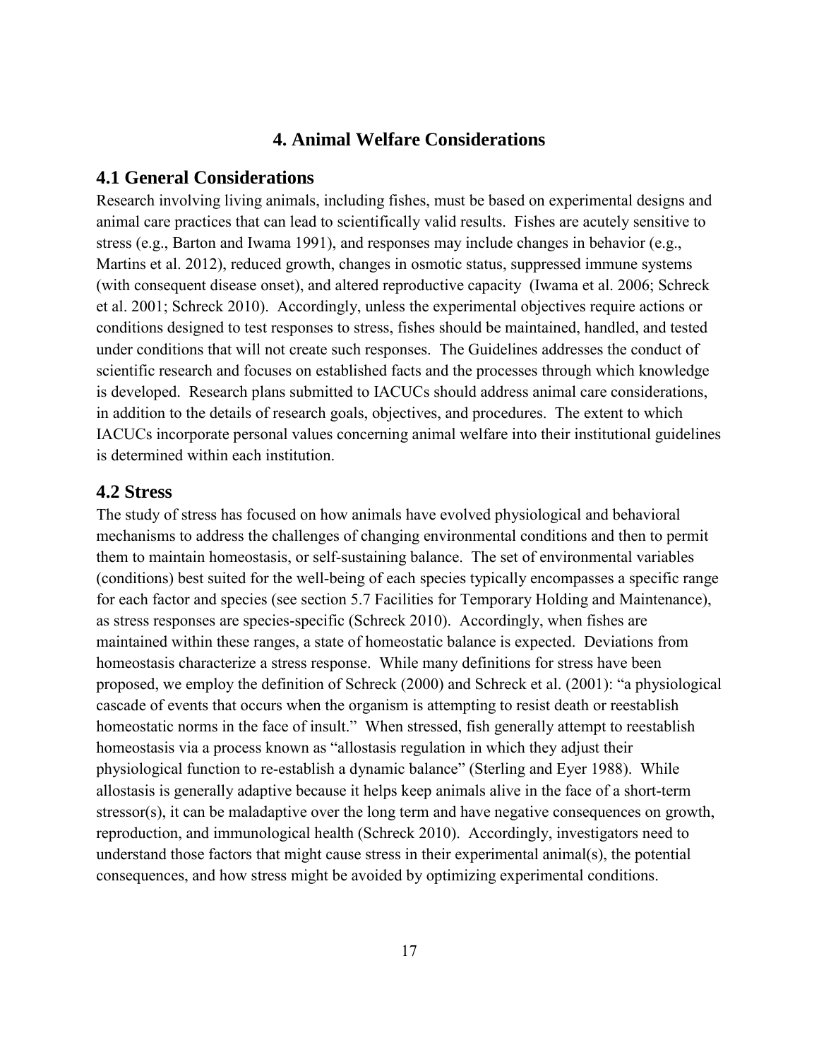# 4. Animal Welfare Considerations

## 4.1 General Considerations

Research involving living animals, including fishes, must be based on experimental designs and animal care practices that can lead to scientifically valid results. Fishes are acutely sensitive to stress (e.g., Barton and Iwama 1991), and responses may include changes in behavior (e.g., Martins et al. 2012), reduced growth, changes in osmotic status, suppressed immune systems (with consequent disease onset), and altered reproductive capacity (Iwama et al. 2006; Schreck et al. 2001; Schreck 2010). Accordingly, unless the experimental objectives require actions or conditions designed to test responses to stress, fishes should be maintained, handled, and tested under conditions that will not create such responses. The Guidelines addresses the conduct of scientific research and focuses on established facts and the processes through which knowledge is developed. Research plans submitted to IACUCs should address animal care considerations, in addition to the details of research goals, objectives, and procedures. The extent to which IACUCs incorporate personal values concerning animal welfare into their institutional guidelines is determined within each institution.

## 4.2 Stress

The study of stress has focused on how animals have evolved physiological and behavioral mechanisms to address the challenges of changing environmental conditions and then to permit them to maintain homeostasis, or self-sustaining balance. The set of environmental variables (conditions) best suited for the well-being of each species typically encompasses a specific range for each factor and species (see section 5.7 Facilities for Temporary Holding and Maintenance), as stress responses are species-specific (Schreck 2010). Accordingly, when fishes are maintained within these ranges, a state of homeostatic balance is expected. Deviations from homeostasis characterize a stress response. While many definitions for stress have been proposed, we employ the definition of Schreck (2000) and Schreck et al. (2001): "a physiological cascade of events that occurs when the organism is attempting to resist death or reestablish homeostatic norms in the face of insult." When stressed, fish generally attempt to reestablish homeostasis via a process known as "allostasis regulation in which they adjust their physiological function to re-establish a dynamic balance" (Sterling and Eyer 1988). While allostasis is generally adaptive because it helps keep animals alive in the face of a short-term stressor(s), it can be maladaptive over the long term and have negative consequences on growth, reproduction, and immunological health (Schreck 2010). Accordingly, investigators need to understand those factors that might cause stress in their experimental animal(s), the potential consequences, and how stress might be avoided by optimizing experimental conditions.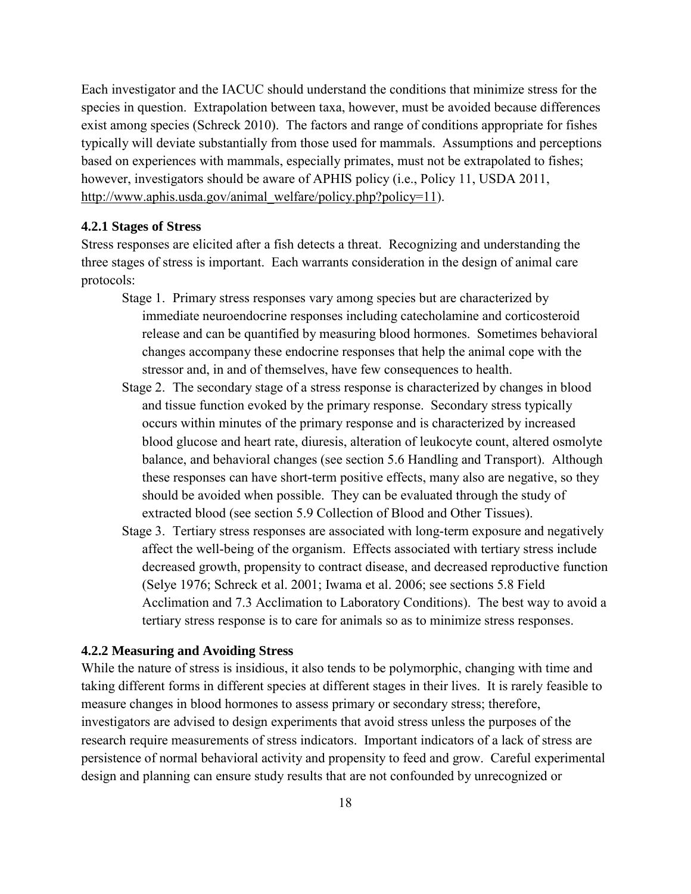Each investigator and the IACUC should understand the conditions that minimize stress for the species in question. Extrapolation between taxa, however, must be avoided because differences exist among species (Schreck 2010). The factors and range of conditions appropriate for fishes typically will deviate substantially from those used for mammals. Assumptions and perceptions based on experiences with mammals, especially primates, must not be extrapolated to fishes; however, investigators should be aware of APHIS policy (i.e., Policy 11, USDA 2011, http://www.aphis.usda.gov/animal_welfare/policy.php?policy=11).

#### 4.2.1 Stages of Stress

Stress responses are elicited after a fish detects a threat. Recognizing and understanding the three stages of stress is important. Each warrants consideration in the design of animal care protocols:

Stage 1. Primary stress responses vary among species but are characterized by immediate neuroendocrine responses including catecholamine and corticosteroid release and can be quantified by measuring blood hormones. Sometimes behavioral changes accompany these endocrine responses that help the animal cope with the stressor and, in and of themselves, have few consequences to health.

Stage 2. The secondary stage of a stress response is characterized by changes in blood and tissue function evoked by the primary response. Secondary stress typically occurs within minutes of the primary response and is characterized by increased blood glucose and heart rate, diuresis, alteration of leukocyte count, altered osmolyte balance, and behavioral changes (see section 5.6 Handling and Transport). Although these responses can have short-term positive effects, many also are negative, so they should be avoided when possible. They can be evaluated through the study of extracted blood (see section 5.9 Collection of Blood and Other Tissues).

Stage 3. Tertiary stress responses are associated with long-term exposure and negatively affect the well-being of the organism. Effects associated with tertiary stress include decreased growth, propensity to contract disease, and decreased reproductive function (Selye 1976; Schreck et al. 2001; Iwama et al. 2006; see sections 5.8 Field Acclimation and 7.3 Acclimation to Laboratory Conditions). The best way to avoid a tertiary stress response is to care for animals so as to minimize stress responses.

#### 4.2.2 Measuring and Avoiding Stress

While the nature of stress is insidious, it also tends to be polymorphic, changing with time and taking different forms in different species at different stages in their lives. It is rarely feasible to measure changes in blood hormones to assess primary or secondary stress; therefore, investigators are advised to design experiments that avoid stress unless the purposes of the research require measurements of stress indicators. Important indicators of a lack of stress are persistence of normal behavioral activity and propensity to feed and grow. Careful experimental design and planning can ensure study results that are not confounded by unrecognized or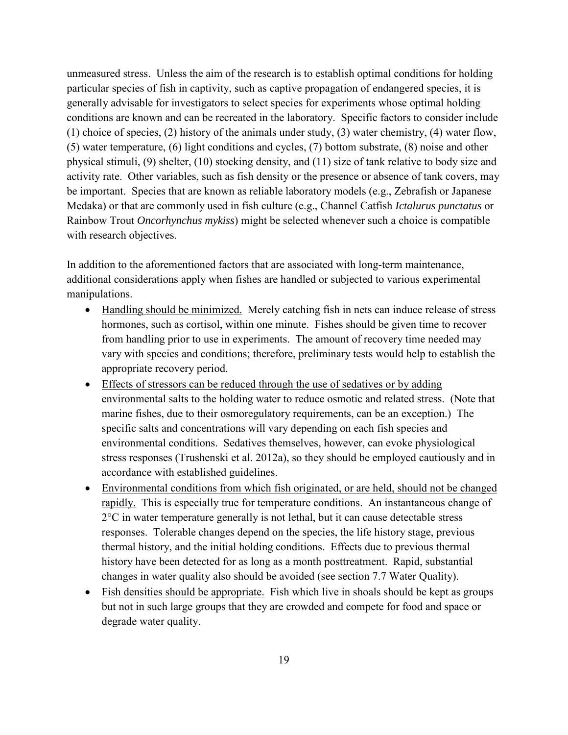unmeasured stress. Unless the aim of the research is to establish optimal conditions for holding particular species of fish in captivity, such as captive propagation of endangered species, it is generally advisable for investigators to select species for experiments whose optimal holding conditions are known and can be recreated in the laboratory. Specific factors to consider include (1) choice of species, (2) history of the animals under study, (3) water chemistry, (4) water flow, (5) water temperature, (6) light conditions and cycles, (7) bottom substrate, (8) noise and other physical stimuli, (9) shelter, (10) stocking density, and (11) size of tank relative to body size and activity rate. Other variables, such as fish density or the presence or absence of tank covers, may be important. Species that are known as reliable laboratory models (e.g., Zebrafish or Japanese Medaka) or that are commonly used in fish culture (e.g., Channel Catfish *Ictalurus punctatus* or Rainbow Trout *Oncorhynchus mykiss*) might be selected whenever such a choice is compatible with research objectives.

In addition to the aforementioned factors that are associated with long-term maintenance, additional considerations apply when fishes are handled or subjected to various experimental manipulations.

- Handling should be minimized. Merely catching fish in nets can induce release of stress hormones, such as cortisol, within one minute. Fishes should be given time to recover from handling prior to use in experiments. The amount of recovery time needed may vary with species and conditions; therefore, preliminary tests would help to establish the appropriate recovery period.
- Effects of stressors can be reduced through the use of sedatives or by adding environmental salts to the holding water to reduce osmotic and related stress. (Note that marine fishes, due to their osmoregulatory requirements, can be an exception.) The specific salts and concentrations will vary depending on each fish species and environmental conditions. Sedatives themselves, however, can evoke physiological stress responses (Trushenski et al. 2012a), so they should be employed cautiously and in accordance with established guidelines.
- Environmental conditions from which fish originated, or are held, should not be changed rapidly. This is especially true for temperature conditions. An instantaneous change of 2°C in water temperature generally is not lethal, but it can cause detectable stress responses. Tolerable changes depend on the species, the life history stage, previous thermal history, and the initial holding conditions. Effects due to previous thermal history have been detected for as long as a month posttreatment. Rapid, substantial changes in water quality also should be avoided (see section 7.7 Water Quality).
- Fish densities should be appropriate. Fish which live in shoals should be kept as groups but not in such large groups that they are crowded and compete for food and space or degrade water quality.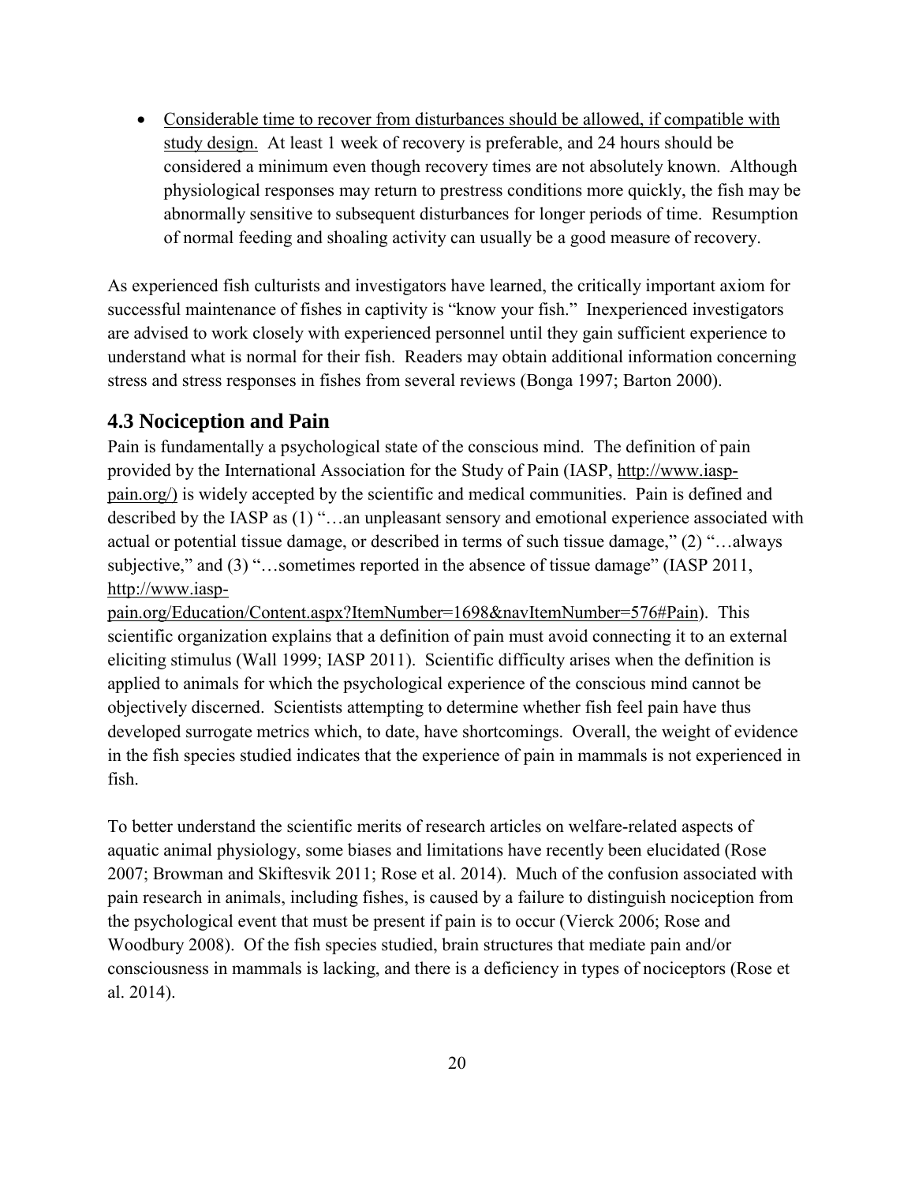- Considerable time to recover from disturbances should be allowed, if compatible with study design. At least 1 week of recovery is preferable, and 24 hours should be considered a minimum even though recovery times are not absolutely known. Although physiological responses may return to prestress conditions more quickly, the fish may be abnormally sensitive to subsequent disturbances for longer periods of time. Resumption of normal feeding and shoaling activity can usually be a good measure of recovery.

As experienced fish culturists and investigators have learned, the critically important axiom for successful maintenance of fishes in captivity is "know your fish." Inexperienced investigators are advised to work closely with experienced personnel until they gain sufficient experience to understand what is normal for their fish. Readers may obtain additional information concerning stress and stress responses in fishes from several reviews (Bonga 1997; Barton 2000).

## 4.3 Nociception and Pain

Pain is fundamentally a psychological state of the conscious mind. The definition of pain provided by the International Association for the Study of Pain (IASP, http://www.iasp-pain.org/) is widely accepted by the scientific and medical communities. Pain is defined and described by the IASP as (1) "…an unpleasant sensory and emotional experience associated with actual or potential tissue damage, or described in terms of such tissue damage," (2) "…always subjective," and (3) "…sometimes reported in the absence of tissue damage" (IASP 2011, http://www.iasp-pain.org/Education/Content.aspx?ItemNumber=1698&navItemNumber=576#Pain). This scientific organization explains that a definition of pain must avoid connecting it to an external eliciting stimulus (Wall 1999; IASP 2011). Scientific difficulty arises when the definition is applied to animals for which the psychological experience of the conscious mind cannot be objectively discerned. Scientists attempting to determine whether fish feel pain have thus developed surrogate metrics which, to date, have shortcomings. Overall, the weight of evidence in the fish species studied indicates that the experience of pain in mammals is not experienced in fish.

To better understand the scientific merits of research articles on welfare-related aspects of aquatic animal physiology, some biases and limitations have recently been elucidated (Rose 2007; Browman and Skiftesvik 2011; Rose et al. 2014). Much of the confusion associated with pain research in animals, including fishes, is caused by a failure to distinguish nociception from the psychological event that must be present if pain is to occur (Vierck 2006; Rose and Woodbury 2008). Of the fish species studied, brain structures that mediate pain and/or consciousness in mammals is lacking, and there is a deficiency in types of nociceptors (Rose et al. 2014).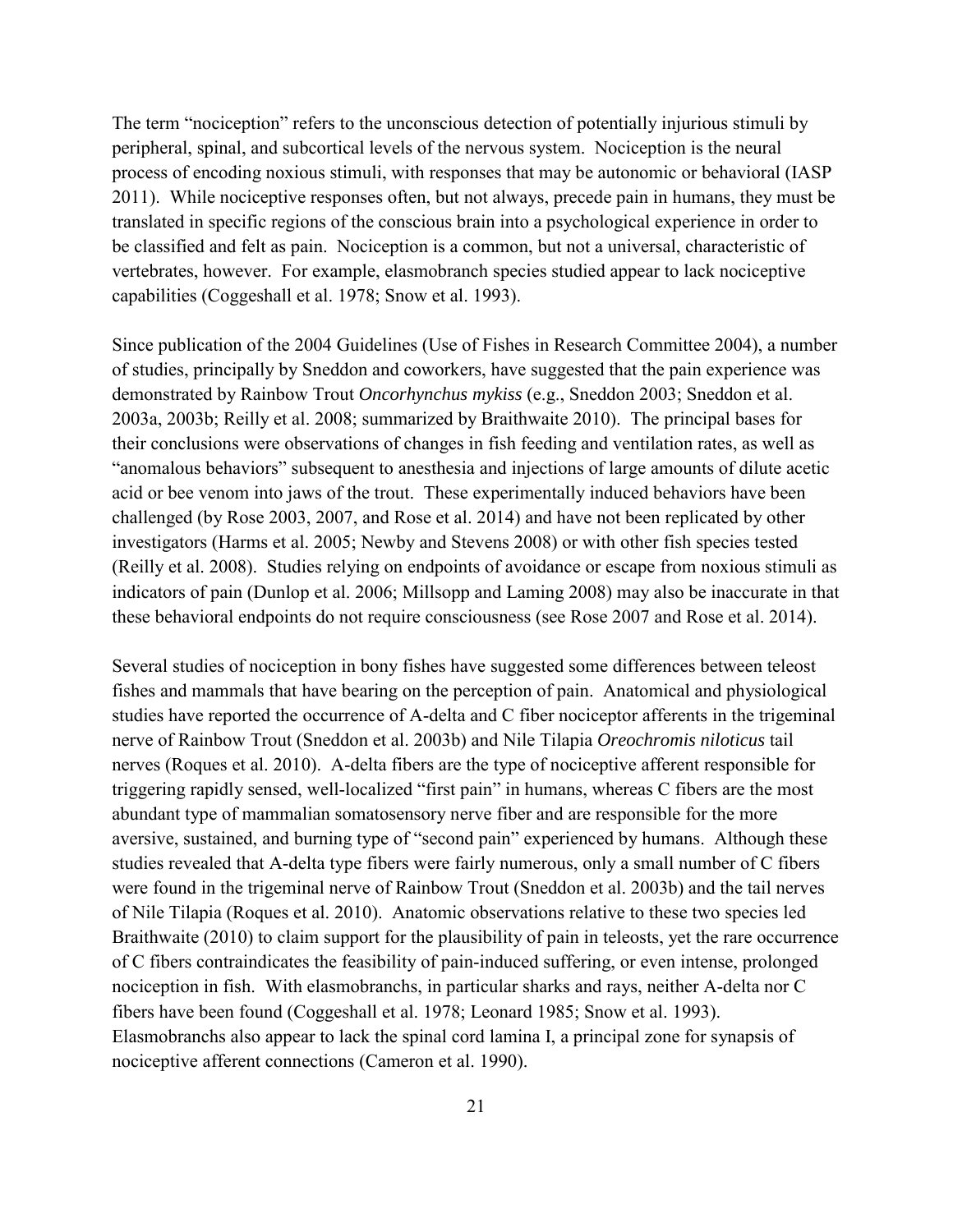The term "nociception" refers to the unconscious detection of potentially injurious stimuli by peripheral, spinal, and subcortical levels of the nervous system. Nociception is the neural process of encoding noxious stimuli, with responses that may be autonomic or behavioral (IASP 2011). While nociceptive responses often, but not always, precede pain in humans, they must be translated in specific regions of the conscious brain into a psychological experience in order to be classified and felt as pain. Nociception is a common, but not a universal, characteristic of vertebrates, however. For example, elasmobranch species studied appear to lack nociceptive capabilities (Coggeshall et al. 1978; Snow et al. 1993).

Since publication of the 2004 Guidelines (Use of Fishes in Research Committee 2004), a number of studies, principally by Sneddon and coworkers, have suggested that the pain experience was demonstrated by Rainbow Trout *Oncorhynchus mykiss* (e.g., Sneddon 2003; Sneddon et al. 2003a, 2003b; Reilly et al. 2008; summarized by Braithwaite 2010). The principal bases for their conclusions were observations of changes in fish feeding and ventilation rates, as well as "anomalous behaviors" subsequent to anesthesia and injections of large amounts of dilute acetic acid or bee venom into jaws of the trout. These experimentally induced behaviors have been challenged (by Rose 2003, 2007, and Rose et al. 2014) and have not been replicated by other investigators (Harms et al. 2005; Newby and Stevens 2008) or with other fish species tested (Reilly et al. 2008). Studies relying on endpoints of avoidance or escape from noxious stimuli as indicators of pain (Dunlop et al. 2006; Millsopp and Laming 2008) may also be inaccurate in that these behavioral endpoints do not require consciousness (see Rose 2007 and Rose et al. 2014).

Several studies of nociception in bony fishes have suggested some differences between teleost fishes and mammals that have bearing on the perception of pain. Anatomical and physiological studies have reported the occurrence of A-delta and C fiber nociceptor afferents in the trigeminal nerve of Rainbow Trout (Sneddon et al. 2003b) and Nile Tilapia *Oreochromis niloticus* tail nerves (Roques et al. 2010). A-delta fibers are the type of nociceptive afferent responsible for triggering rapidly sensed, well-localized "first pain" in humans, whereas C fibers are the most abundant type of mammalian somatosensory nerve fiber and are responsible for the more aversive, sustained, and burning type of "second pain" experienced by humans. Although these studies revealed that A-delta type fibers were fairly numerous, only a small number of C fibers were found in the trigeminal nerve of Rainbow Trout (Sneddon et al. 2003b) and the tail nerves of Nile Tilapia (Roques et al. 2010). Anatomic observations relative to these two species led Braithwaite (2010) to claim support for the plausibility of pain in teleosts, yet the rare occurrence of C fibers contraindicates the feasibility of pain-induced suffering, or even intense, prolonged nociception in fish. With elasmobranchs, in particular sharks and rays, neither A-delta nor C fibers have been found (Coggeshall et al. 1978; Leonard 1985; Snow et al. 1993). Elasmobranchs also appear to lack the spinal cord lamina I, a principal zone for synapsis of nociceptive afferent connections (Cameron et al. 1990).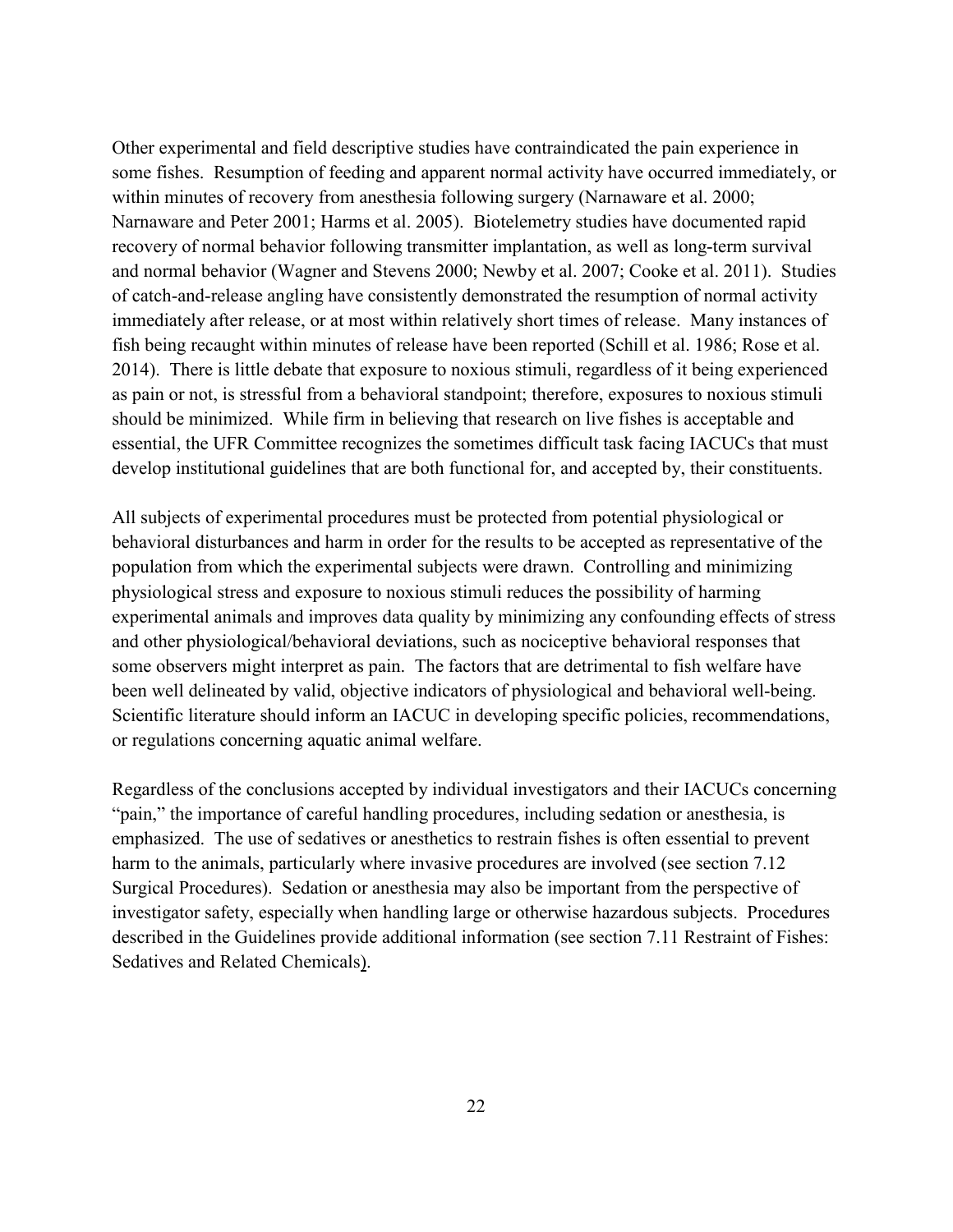Other experimental and field descriptive studies have contraindicated the pain experience in some fishes. Resumption of feeding and apparent normal activity have occurred immediately, or within minutes of recovery from anesthesia following surgery (Narnaware et al. 2000; Narnaware and Peter 2001; Harms et al. 2005). Biotelemetry studies have documented rapid recovery of normal behavior following transmitter implantation, as well as long-term survival and normal behavior (Wagner and Stevens 2000; Newby et al. 2007; Cooke et al. 2011). Studies of catch-and-release angling have consistently demonstrated the resumption of normal activity immediately after release, or at most within relatively short times of release. Many instances of fish being recaught within minutes of release have been reported (Schill et al. 1986; Rose et al. 2014). There is little debate that exposure to noxious stimuli, regardless of it being experienced as pain or not, is stressful from a behavioral standpoint; therefore, exposures to noxious stimuli should be minimized. While firm in believing that research on live fishes is acceptable and essential, the UFR Committee recognizes the sometimes difficult task facing IACUCs that must develop institutional guidelines that are both functional for, and accepted by, their constituents.

All subjects of experimental procedures must be protected from potential physiological or behavioral disturbances and harm in order for the results to be accepted as representative of the population from which the experimental subjects were drawn. Controlling and minimizing physiological stress and exposure to noxious stimuli reduces the possibility of harming experimental animals and improves data quality by minimizing any confounding effects of stress and other physiological/behavioral deviations, such as nociceptive behavioral responses that some observers might interpret as pain. The factors that are detrimental to fish welfare have been well delineated by valid, objective indicators of physiological and behavioral well-being. Scientific literature should inform an IACUC in developing specific policies, recommendations, or regulations concerning aquatic animal welfare.

Regardless of the conclusions accepted by individual investigators and their IACUCs concerning "pain," the importance of careful handling procedures, including sedation or anesthesia, is emphasized. The use of sedatives or anesthetics to restrain fishes is often essential to prevent harm to the animals, particularly where invasive procedures are involved (see section 7.12 Surgical Procedures). Sedation or anesthesia may also be important from the perspective of investigator safety, especially when handling large or otherwise hazardous subjects. Procedures described in the Guidelines provide additional information (see section 7.11 Restraint of Fishes: Sedatives and Related Chemicals).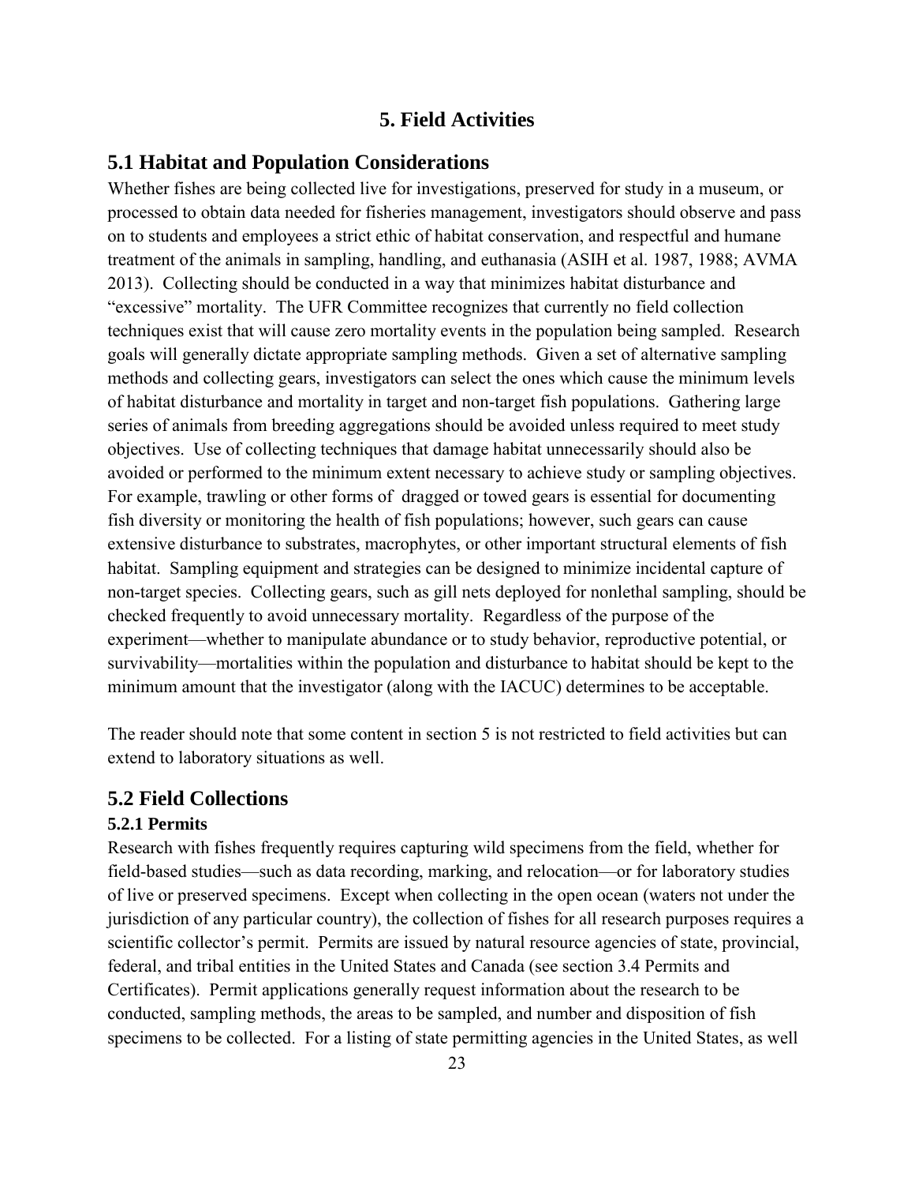# 5. Field Activities

## 5.1 Habitat and Population Considerations

Whether fishes are being collected live for investigations, preserved for study in a museum, or processed to obtain data needed for fisheries management, investigators should observe and pass on to students and employees a strict ethic of habitat conservation, and respectful and humane treatment of the animals in sampling, handling, and euthanasia (ASIH et al. 1987, 1988; AVMA 2013). Collecting should be conducted in a way that minimizes habitat disturbance and "excessive" mortality. The UFR Committee recognizes that currently no field collection techniques exist that will cause zero mortality events in the population being sampled. Research goals will generally dictate appropriate sampling methods. Given a set of alternative sampling methods and collecting gears, investigators can select the ones which cause the minimum levels of habitat disturbance and mortality in target and non-target fish populations. Gathering large series of animals from breeding aggregations should be avoided unless required to meet study objectives. Use of collecting techniques that damage habitat unnecessarily should also be avoided or performed to the minimum extent necessary to achieve study or sampling objectives. For example, trawling or other forms of dragged or towed gears is essential for documenting fish diversity or monitoring the health of fish populations; however, such gears can cause extensive disturbance to substrates, macrophytes, or other important structural elements of fish habitat. Sampling equipment and strategies can be designed to minimize incidental capture of non-target species. Collecting gears, such as gill nets deployed for nonlethal sampling, should be checked frequently to avoid unnecessary mortality. Regardless of the purpose of the experiment—whether to manipulate abundance or to study behavior, reproductive potential, or survivability—mortalities within the population and disturbance to habitat should be kept to the minimum amount that the investigator (along with the IACUC) determines to be acceptable.

The reader should note that some content in section 5 is not restricted to field activities but can extend to laboratory situations as well.

## 5.2 Field Collections

### 5.2.1 Permits

Research with fishes frequently requires capturing wild specimens from the field, whether for field-based studies—such as data recording, marking, and relocation—or for laboratory studies of live or preserved specimens. Except when collecting in the open ocean (waters not under the jurisdiction of any particular country), the collection of fishes for all research purposes requires a scientific collector's permit. Permits are issued by natural resource agencies of state, provincial, federal, and tribal entities in the United States and Canada (see section 3.4 Permits and Certificates). Permit applications generally request information about the research to be conducted, sampling methods, the areas to be sampled, and number and disposition of fish specimens to be collected. For a listing of state permitting agencies in the United States, as well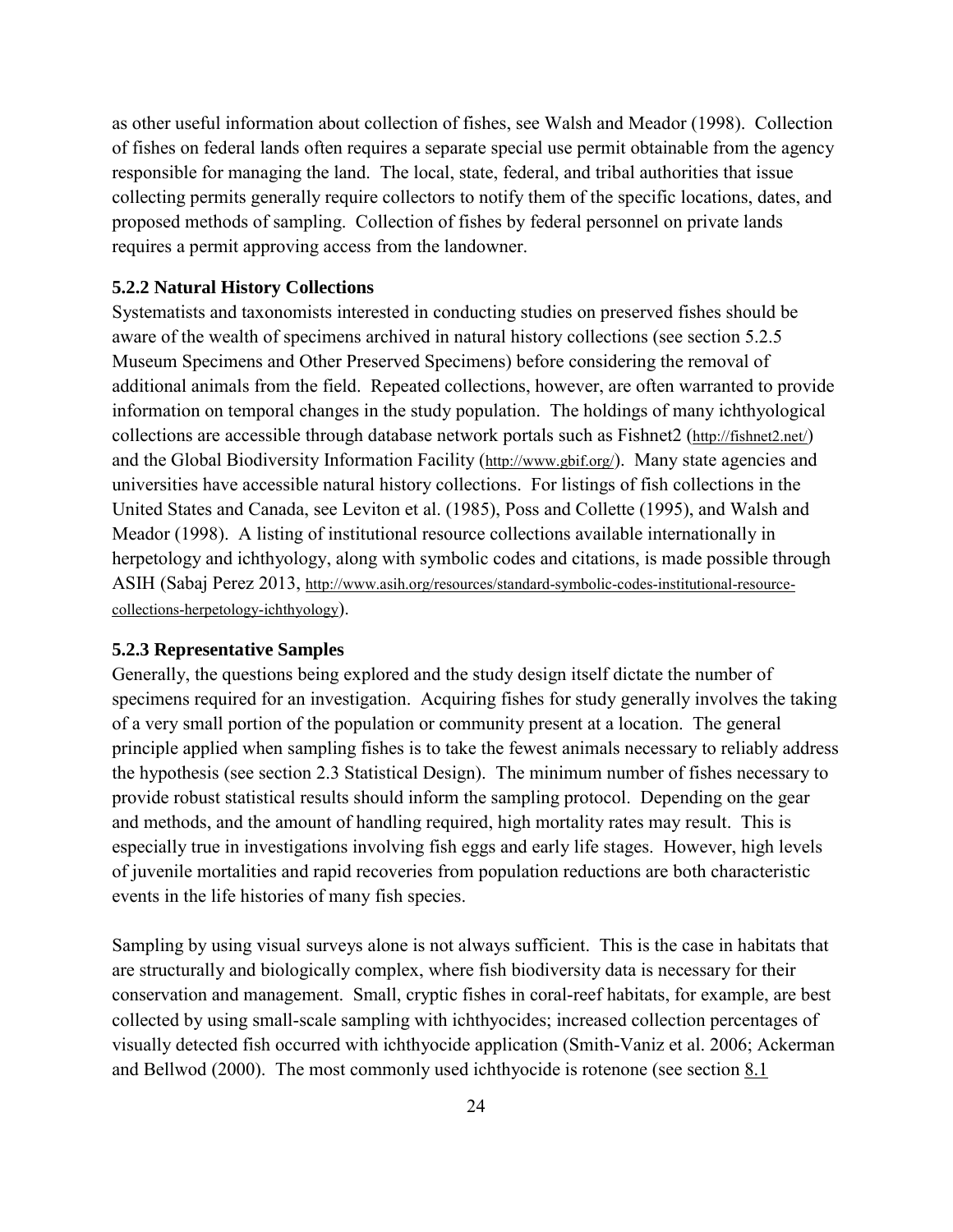as other useful information about collection of fishes, see Walsh and Meador (1998). Collection of fishes on federal lands often requires a separate special use permit obtainable from the agency responsible for managing the land. The local, state, federal, and tribal authorities that issue collecting permits generally require collectors to notify them of the specific locations, dates, and proposed methods of sampling. Collection of fishes by federal personnel on private lands requires a permit approving access from the landowner.

### 5.2.2 Natural History Collections

Systematists and taxonomists interested in conducting studies on preserved fishes should be aware of the wealth of specimens archived in natural history collections (see section 5.2.5 Museum Specimens and Other Preserved Specimens) before considering the removal of additional animals from the field. Repeated collections, however, are often warranted to provide information on temporal changes in the study population. The holdings of many ichthyological collections are accessible through database network portals such as Fishnet2 (http://fishnet2.net/) and the Global Biodiversity Information Facility (http://www.gbif.org/). Many state agencies and universities have accessible natural history collections. For listings of fish collections in the United States and Canada, see Leviton et al. (1985), Poss and Collette (1995), and Walsh and Meador (1998). A listing of institutional resource collections available internationally in herpetology and ichthyology, along with symbolic codes and citations, is made possible through ASIH (Sabaj Perez 2013, http://www.asih.org/resources/standard-symbolic-codes-institutional-resource-collections-herpetology-ichthyology).

### 5.2.3 Representative Samples

Generally, the questions being explored and the study design itself dictate the number of specimens required for an investigation. Acquiring fishes for study generally involves the taking of a very small portion of the population or community present at a location. The general principle applied when sampling fishes is to take the fewest animals necessary to reliably address the hypothesis (see section 2.3 Statistical Design). The minimum number of fishes necessary to provide robust statistical results should inform the sampling protocol. Depending on the gear and methods, and the amount of handling required, high mortality rates may result. This is especially true in investigations involving fish eggs and early life stages. However, high levels of juvenile mortalities and rapid recoveries from population reductions are both characteristic events in the life histories of many fish species.

Sampling by using visual surveys alone is not always sufficient. This is the case in habitats that are structurally and biologically complex, where fish biodiversity data is necessary for their conservation and management. Small, cryptic fishes in coral-reef habitats, for example, are best collected by using small-scale sampling with ichthyocides; increased collection percentages of visually detected fish occurred with ichthyocide application (Smith-Vaniz et al. 2006; Ackerman and Bellwod (2000). The most commonly used ichthyocide is rotenone (see section 8.1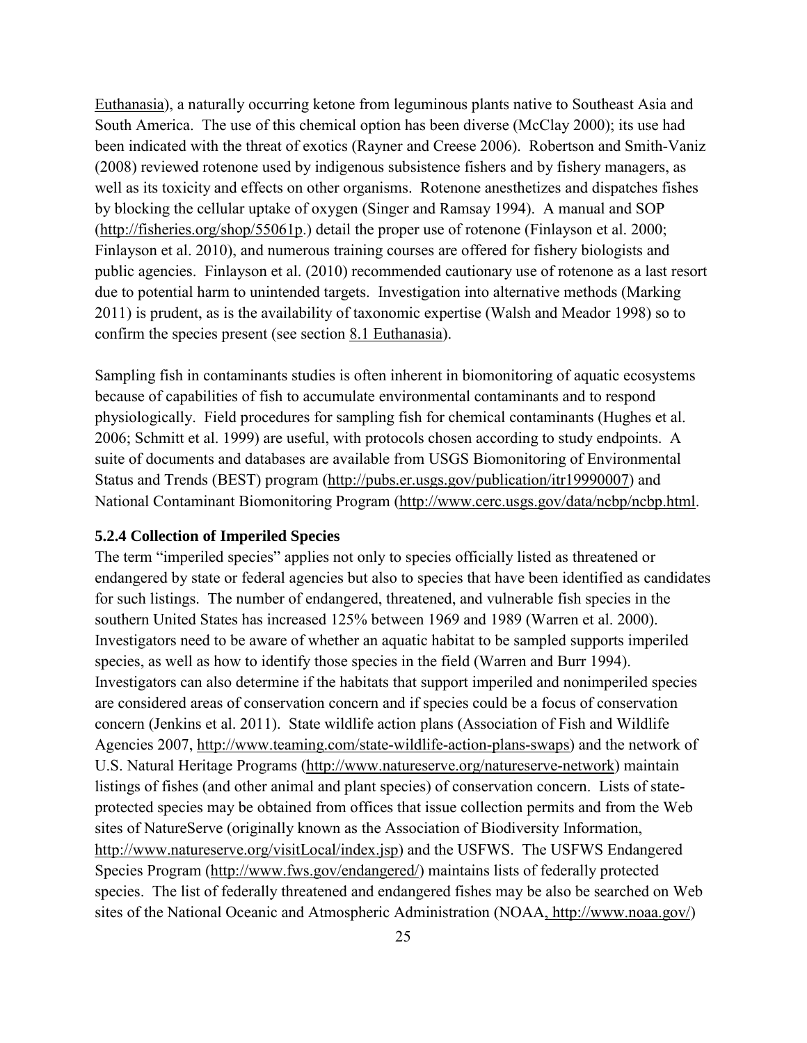Euthanasia), a naturally occurring ketone from leguminous plants native to Southeast Asia and South America. The use of this chemical option has been diverse (McClay 2000); its use had been indicated with the threat of exotics (Rayner and Creese 2006). Robertson and Smith-Vaniz (2008) reviewed rotenone used by indigenous subsistence fishers and by fishery managers, as well as its toxicity and effects on other organisms. Rotenone anesthetizes and dispatches fishes by blocking the cellular uptake of oxygen (Singer and Ramsay 1994). A manual and SOP (http://fisheries.org/shop/55061p.) detail the proper use of rotenone (Finlayson et al. 2000; Finlayson et al. 2010), and numerous training courses are offered for fishery biologists and public agencies. Finlayson et al. (2010) recommended cautionary use of rotenone as a last resort due to potential harm to unintended targets. Investigation into alternative methods (Marking 2011) is prudent, as is the availability of taxonomic expertise (Walsh and Meador 1998) so to confirm the species present (see section 8.1 Euthanasia).

Sampling fish in contaminants studies is often inherent in biomonitoring of aquatic ecosystems because of capabilities of fish to accumulate environmental contaminants and to respond physiologically. Field procedures for sampling fish for chemical contaminants (Hughes et al. 2006; Schmitt et al. 1999) are useful, with protocols chosen according to study endpoints. A suite of documents and databases are available from USGS Biomonitoring of Environmental Status and Trends (BEST) program (http://pubs.er.usgs.gov/publication/itr19990007) and National Contaminant Biomonitoring Program (http://www.cerc.usgs.gov/data/ncbp/ncbp.html.

### 5.2.4 Collection of Imperiled Species

The term "imperiled species" applies not only to species officially listed as threatened or endangered by state or federal agencies but also to species that have been identified as candidates for such listings. The number of endangered, threatened, and vulnerable fish species in the southern United States has increased 125% between 1969 and 1989 (Warren et al. 2000). Investigators need to be aware of whether an aquatic habitat to be sampled supports imperiled species, as well as how to identify those species in the field (Warren and Burr 1994). Investigators can also determine if the habitats that support imperiled and nonimperiled species are considered areas of conservation concern and if species could be a focus of conservation concern (Jenkins et al. 2011). State wildlife action plans (Association of Fish and Wildlife Agencies 2007, http://www.teaming.com/state-wildlife-action-plans-swaps) and the network of U.S. Natural Heritage Programs (http://www.natureserve.org/natureserve-network) maintain listings of fishes (and other animal and plant species) of conservation concern. Lists of state-protected species may be obtained from offices that issue collection permits and from the Web sites of NatureServe (originally known as the Association of Biodiversity Information, http://www.natureserve.org/visitLocal/index.jsp) and the USFWS. The USFWS Endangered Species Program (http://www.fws.gov/endangered/) maintains lists of federally protected species. The list of federally threatened and endangered fishes may be also be searched on Web sites of the National Oceanic and Atmospheric Administration (NOAA, http://www.noaa.gov/)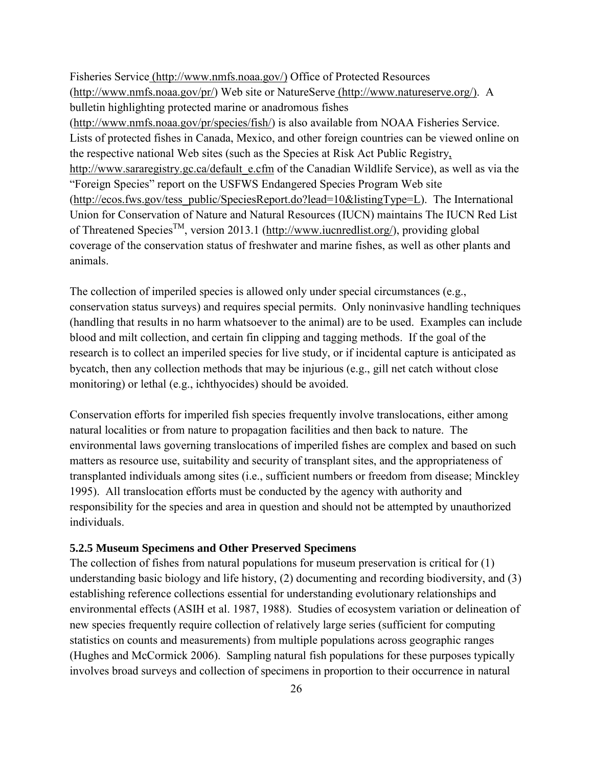Fisheries Service (http://www.nmfs.noaa.gov/) Office of Protected Resources (http://www.nmfs.noaa.gov/pr/) Web site or NatureServe (http://www.natureserve.org/). A bulletin highlighting protected marine or anadromous fishes (http://www.nmfs.noaa.gov/pr/species/fish/) is also available from NOAA Fisheries Service. Lists of protected fishes in Canada, Mexico, and other foreign countries can be viewed online on the respective national Web sites (such as the Species at Risk Act Public Registry, http://www.sararegistry.gc.ca/default_e.cfm of the Canadian Wildlife Service), as well as via the "Foreign Species" report on the USFWS Endangered Species Program Web site (http://ecos.fws.gov/tess_public/SpeciesReport.do?lead=10&listingType=L). The International Union for Conservation of Nature and Natural Resources (IUCN) maintains The IUCN Red List of Threatened Species™, version 2013.1 (http://www.iucnredlist.org/), providing global coverage of the conservation status of freshwater and marine fishes, as well as other plants and animals.

The collection of imperiled species is allowed only under special circumstances (e.g., conservation status surveys) and requires special permits. Only noninvasive handling techniques (handling that results in no harm whatsoever to the animal) are to be used. Examples can include blood and milt collection, and certain fin clipping and tagging methods. If the goal of the research is to collect an imperiled species for live study, or if incidental capture is anticipated as bycatch, then any collection methods that may be injurious (e.g., gill net catch without close monitoring) or lethal (e.g., ichthyocides) should be avoided.

Conservation efforts for imperiled fish species frequently involve translocations, either among natural localities or from nature to propagation facilities and then back to nature. The environmental laws governing translocations of imperiled fishes are complex and based on such matters as resource use, suitability and security of transplant sites, and the appropriateness of transplanted individuals among sites (i.e., sufficient numbers or freedom from disease; Minckley 1995). All translocation efforts must be conducted by the agency with authority and responsibility for the species and area in question and should not be attempted by unauthorized individuals.

### 5.2.5 Museum Specimens and Other Preserved Specimens

The collection of fishes from natural populations for museum preservation is critical for (1) understanding basic biology and life history, (2) documenting and recording biodiversity, and (3) establishing reference collections essential for understanding evolutionary relationships and environmental effects (ASIH et al. 1987, 1988). Studies of ecosystem variation or delineation of new species frequently require collection of relatively large series (sufficient for computing statistics on counts and measurements) from multiple populations across geographic ranges (Hughes and McCormick 2006). Sampling natural fish populations for these purposes typically involves broad surveys and collection of specimens in proportion to their occurrence in natural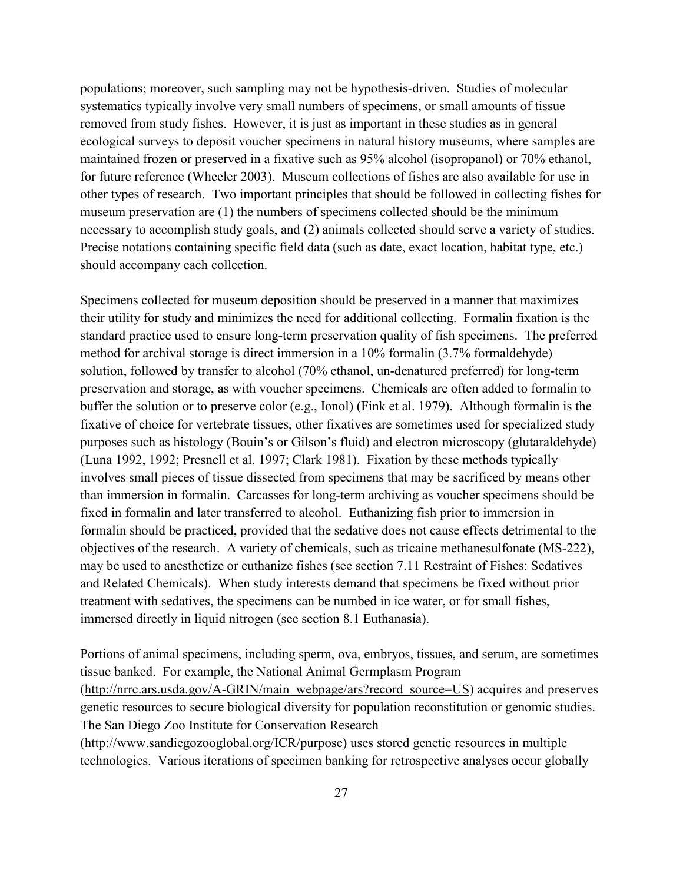populations; moreover, such sampling may not be hypothesis-driven. Studies of molecular systematics typically involve very small numbers of specimens, or small amounts of tissue removed from study fishes. However, it is just as important in these studies as in general ecological surveys to deposit voucher specimens in natural history museums, where samples are maintained frozen or preserved in a fixative such as 95% alcohol (isopropanol) or 70% ethanol, for future reference (Wheeler 2003). Museum collections of fishes are also available for use in other types of research. Two important principles that should be followed in collecting fishes for museum preservation are (1) the numbers of specimens collected should be the minimum necessary to accomplish study goals, and (2) animals collected should serve a variety of studies. Precise notations containing specific field data (such as date, exact location, habitat type, etc.) should accompany each collection.

Specimens collected for museum deposition should be preserved in a manner that maximizes their utility for study and minimizes the need for additional collecting. Formalin fixation is the standard practice used to ensure long-term preservation quality of fish specimens. The preferred method for archival storage is direct immersion in a 10% formalin (3.7% formaldehyde) solution, followed by transfer to alcohol (70% ethanol, un-denatured preferred) for long-term preservation and storage, as with voucher specimens. Chemicals are often added to formalin to buffer the solution or to preserve color (e.g., Ionol) (Fink et al. 1979). Although formalin is the fixative of choice for vertebrate tissues, other fixatives are sometimes used for specialized study purposes such as histology (Bouin's or Gilson's fluid) and electron microscopy (glutaraldehyde) (Luna 1992, 1992; Presnell et al. 1997; Clark 1981). Fixation by these methods typically involves small pieces of tissue dissected from specimens that may be sacrificed by means other than immersion in formalin. Carcasses for long-term archiving as voucher specimens should be fixed in formalin and later transferred to alcohol. Euthanizing fish prior to immersion in formalin should be practiced, provided that the sedative does not cause effects detrimental to the objectives of the research. A variety of chemicals, such as tricaine methanesulfonate (MS-222), may be used to anesthetize or euthanize fishes (see section 7.11 Restraint of Fishes: Sedatives and Related Chemicals). When study interests demand that specimens be fixed without prior treatment with sedatives, the specimens can be numbed in ice water, or for small fishes, immersed directly in liquid nitrogen (see section 8.1 Euthanasia).

Portions of animal specimens, including sperm, ova, embryos, tissues, and serum, are sometimes tissue banked. For example, the National Animal Germplasm Program (http://nrrc.ars.usda.gov/A-GRIN/main_webpage/ars?record_source=US) acquires and preserves genetic resources to secure biological diversity for population reconstitution or genomic studies. The San Diego Zoo Institute for Conservation Research (http://www.sandiegozooglobal.org/ICR/purpose) uses stored genetic resources in multiple technologies. Various iterations of specimen banking for retrospective analyses occur globally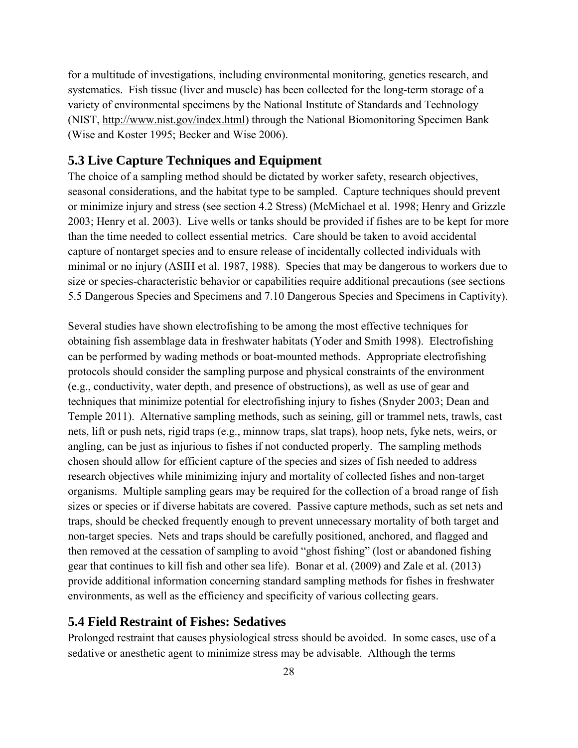for a multitude of investigations, including environmental monitoring, genetics research, and systematics. Fish tissue (liver and muscle) has been collected for the long-term storage of a variety of environmental specimens by the National Institute of Standards and Technology (NIST, http://www.nist.gov/index.html) through the National Biomonitoring Specimen Bank (Wise and Koster 1995; Becker and Wise 2006).

## 5.3 Live Capture Techniques and Equipment

The choice of a sampling method should be dictated by worker safety, research objectives, seasonal considerations, and the habitat type to be sampled. Capture techniques should prevent or minimize injury and stress (see section 4.2 Stress) (McMichael et al. 1998; Henry and Grizzle 2003; Henry et al. 2003). Live wells or tanks should be provided if fishes are to be kept for more than the time needed to collect essential metrics. Care should be taken to avoid accidental capture of nontarget species and to ensure release of incidentally collected individuals with minimal or no injury (ASIH et al. 1987, 1988). Species that may be dangerous to workers due to size or species-characteristic behavior or capabilities require additional precautions (see sections 5.5 Dangerous Species and Specimens and 7.10 Dangerous Species and Specimens in Captivity).

Several studies have shown electrofishing to be among the most effective techniques for obtaining fish assemblage data in freshwater habitats (Yoder and Smith 1998). Electrofishing can be performed by wading methods or boat-mounted methods. Appropriate electrofishing protocols should consider the sampling purpose and physical constraints of the environment (e.g., conductivity, water depth, and presence of obstructions), as well as use of gear and techniques that minimize potential for electrofishing injury to fishes (Snyder 2003; Dean and Temple 2011). Alternative sampling methods, such as seining, gill or trammel nets, trawls, cast nets, lift or push nets, rigid traps (e.g., minnow traps, slat traps), hoop nets, fyke nets, weirs, or angling, can be just as injurious to fishes if not conducted properly. The sampling methods chosen should allow for efficient capture of the species and sizes of fish needed to address research objectives while minimizing injury and mortality of collected fishes and non-target organisms. Multiple sampling gears may be required for the collection of a broad range of fish sizes or species or if diverse habitats are covered. Passive capture methods, such as set nets and traps, should be checked frequently enough to prevent unnecessary mortality of both target and non-target species. Nets and traps should be carefully positioned, anchored, and flagged and then removed at the cessation of sampling to avoid "ghost fishing" (lost or abandoned fishing gear that continues to kill fish and other sea life). Bonar et al. (2009) and Zale et al. (2013) provide additional information concerning standard sampling methods for fishes in freshwater environments, as well as the efficiency and specificity of various collecting gears.

## 5.4 Field Restraint of Fishes: Sedatives

Prolonged restraint that causes physiological stress should be avoided. In some cases, use of a sedative or anesthetic agent to minimize stress may be advisable. Although the terms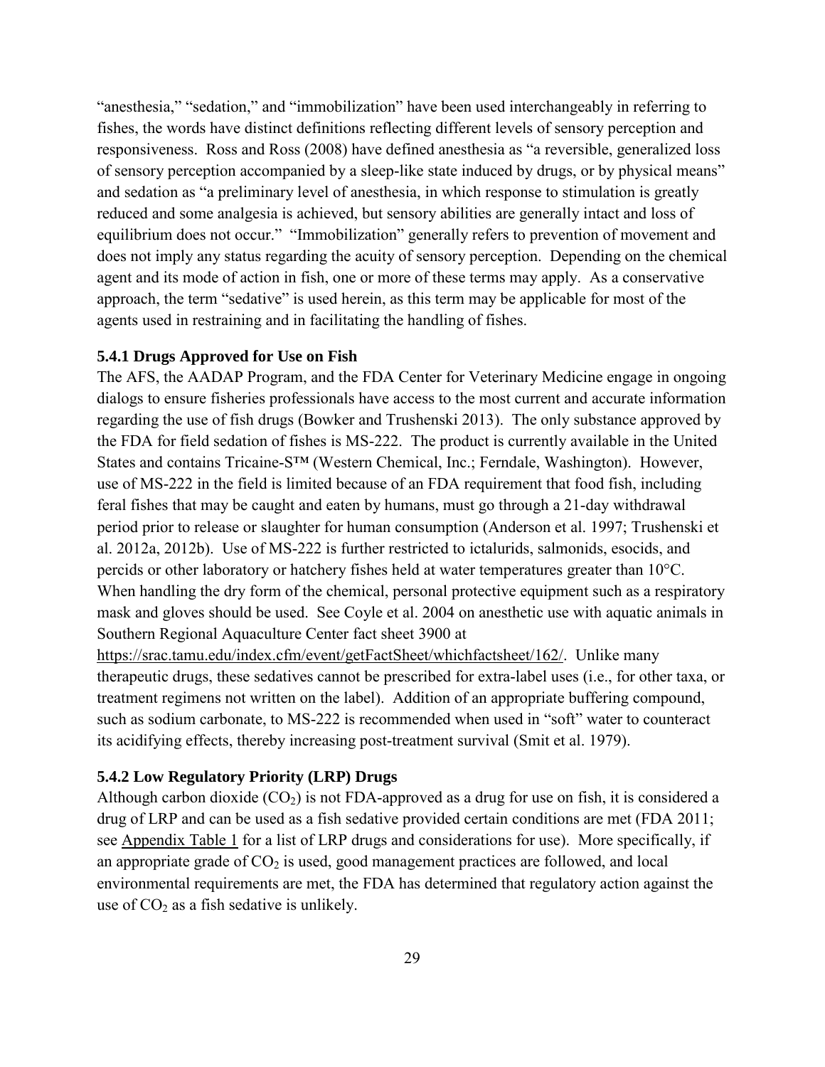"anesthesia," "sedation," and "immobilization" have been used interchangeably in referring to fishes, the words have distinct definitions reflecting different levels of sensory perception and responsiveness. Ross and Ross (2008) have defined anesthesia as "a reversible, generalized loss of sensory perception accompanied by a sleep-like state induced by drugs, or by physical means" and sedation as "a preliminary level of anesthesia, in which response to stimulation is greatly reduced and some analgesia is achieved, but sensory abilities are generally intact and loss of equilibrium does not occur." "Immobilization" generally refers to prevention of movement and does not imply any status regarding the acuity of sensory perception. Depending on the chemical agent and its mode of action in fish, one or more of these terms may apply. As a conservative approach, the term "sedative" is used herein, as this term may be applicable for most of the agents used in restraining and in facilitating the handling of fishes.

### 5.4.1 Drugs Approved for Use on Fish

The AFS, the AADAP Program, and the FDA Center for Veterinary Medicine engage in ongoing dialogs to ensure fisheries professionals have access to the most current and accurate information regarding the use of fish drugs (Bowker and Trushenski 2013). The only substance approved by the FDA for field sedation of fishes is MS-222. The product is currently available in the United States and contains Tricaine-S™ (Western Chemical, Inc.; Ferndale, Washington). However, use of MS-222 in the field is limited because of an FDA requirement that food fish, including feral fishes that may be caught and eaten by humans, must go through a 21-day withdrawal period prior to release or slaughter for human consumption (Anderson et al. 1997; Trushenski et al. 2012a, 2012b). Use of MS-222 is further restricted to ictalurids, salmonids, esocids, and percids or other laboratory or hatchery fishes held at water temperatures greater than 10°C. When handling the dry form of the chemical, personal protective equipment such as a respiratory mask and gloves should be used. See Coyle et al. 2004 on anesthetic use with aquatic animals in Southern Regional Aquaculture Center fact sheet 3900 at https://srac.tamu.edu/index.cfm/event/getFactSheet/whichfactsheet/162/. Unlike many therapeutic drugs, these sedatives cannot be prescribed for extra-label uses (i.e., for other taxa, or treatment regimens not written on the label). Addition of an appropriate buffering compound, such as sodium carbonate, to MS-222 is recommended when used in "soft" water to counteract its acidifying effects, thereby increasing post-treatment survival (Smit et al. 1979).

### 5.4.2 Low Regulatory Priority (LRP) Drugs

Although carbon dioxide ($CO_2$) is not FDA-approved as a drug for use on fish, it is considered a drug of LRP and can be used as a fish sedative provided certain conditions are met (FDA 2011; see Appendix Table 1 for a list of LRP drugs and considerations for use). More specifically, if an appropriate grade of $CO_2$ is used, good management practices are followed, and local environmental requirements are met, the FDA has determined that regulatory action against the use of $CO_2$ as a fish sedative is unlikely.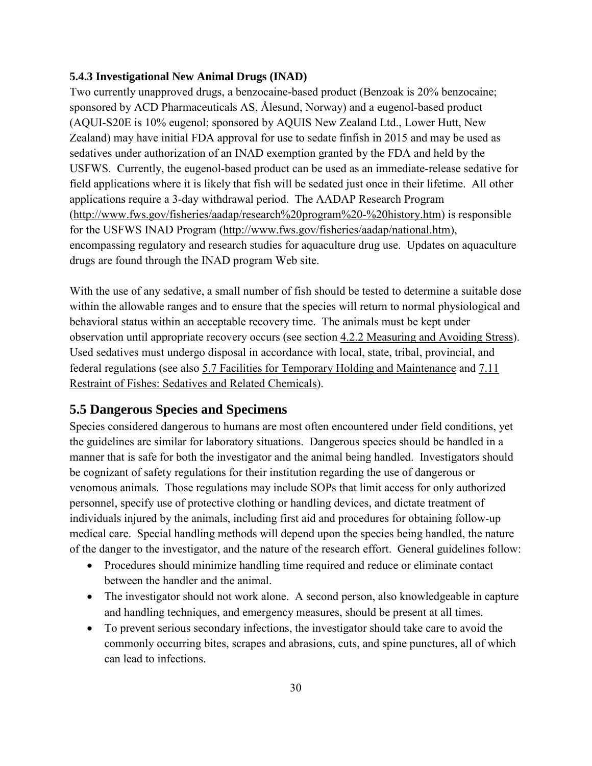### 5.4.3 Investigational New Animal Drugs (INAD)

Two currently unapproved drugs, a benzocaine-based product (Benzoak is 20% benzocaine; sponsored by ACD Pharmaceuticals AS, Ålesund, Norway) and a eugenol-based product (AQUI-S20E is 10% eugenol; sponsored by AQUIS New Zealand Ltd., Lower Hutt, New Zealand) may have initial FDA approval for use to sedate finfish in 2015 and may be used as sedatives under authorization of an INAD exemption granted by the FDA and held by the USFWS. Currently, the eugenol-based product can be used as an immediate-release sedative for field applications where it is likely that fish will be sedated just once in their lifetime. All other applications require a 3-day withdrawal period. The AADAP Research Program (http://www.fws.gov/fisheries/aadap/research%20program%20-%20history.htm) is responsible for the USFWS INAD Program (http://www.fws.gov/fisheries/aadap/national.htm), encompassing regulatory and research studies for aquaculture drug use. Updates on aquaculture drugs are found through the INAD program Web site.

With the use of any sedative, a small number of fish should be tested to determine a suitable dose within the allowable ranges and to ensure that the species will return to normal physiological and behavioral status within an acceptable recovery time. The animals must be kept under observation until appropriate recovery occurs (see section 4.2.2 Measuring and Avoiding Stress). Used sedatives must undergo disposal in accordance with local, state, tribal, provincial, and federal regulations (see also 5.7 Facilities for Temporary Holding and Maintenance and 7.11 Restraint of Fishes: Sedatives and Related Chemicals).

## 5.5 Dangerous Species and Specimens

Species considered dangerous to humans are most often encountered under field conditions, yet the guidelines are similar for laboratory situations. Dangerous species should be handled in a manner that is safe for both the investigator and the animal being handled. Investigators should be cognizant of safety regulations for their institution regarding the use of dangerous or venomous animals. Those regulations may include SOPs that limit access for only authorized personnel, specify use of protective clothing or handling devices, and dictate treatment of individuals injured by the animals, including first aid and procedures for obtaining follow-up medical care. Special handling methods will depend upon the species being handled, the nature of the danger to the investigator, and the nature of the research effort. General guidelines follow:

- Procedures should minimize handling time required and reduce or eliminate contact between the handler and the animal.
- The investigator should not work alone. A second person, also knowledgeable in capture and handling techniques, and emergency measures, should be present at all times.
- To prevent serious secondary infections, the investigator should take care to avoid the commonly occurring bites, scrapes and abrasions, cuts, and spine punctures, all of which can lead to infections.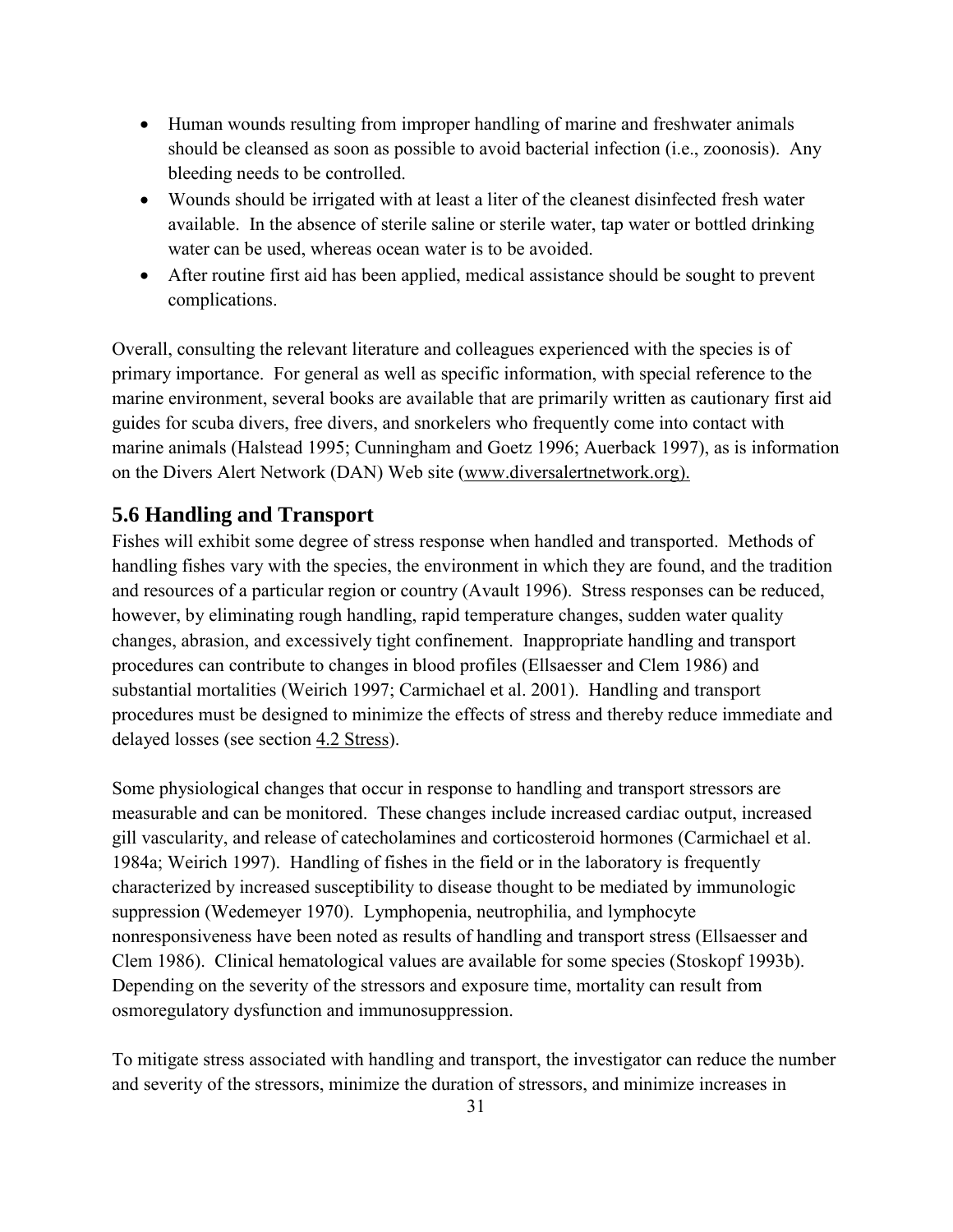- Human wounds resulting from improper handling of marine and freshwater animals should be cleansed as soon as possible to avoid bacterial infection (i.e., zoonosis). Any bleeding needs to be controlled.
- Wounds should be irrigated with at least a liter of the cleanest disinfected fresh water available. In the absence of sterile saline or sterile water, tap water or bottled drinking water can be used, whereas ocean water is to be avoided.
- After routine first aid has been applied, medical assistance should be sought to prevent complications.

Overall, consulting the relevant literature and colleagues experienced with the species is of primary importance. For general as well as specific information, with special reference to the marine environment, several books are available that are primarily written as cautionary first aid guides for scuba divers, free divers, and snorkelers who frequently come into contact with marine animals (Halstead 1995; Cunningham and Goetz 1996; Auerback 1997), as is information on the Divers Alert Network (DAN) Web site (www.diversalertnetwork.org).

## 5.6 Handling and Transport

Fishes will exhibit some degree of stress response when handled and transported. Methods of handling fishes vary with the species, the environment in which they are found, and the tradition and resources of a particular region or country (Avault 1996). Stress responses can be reduced, however, by eliminating rough handling, rapid temperature changes, sudden water quality changes, abrasion, and excessively tight confinement. Inappropriate handling and transport procedures can contribute to changes in blood profiles (Ellsaesser and Clem 1986) and substantial mortalities (Weirich 1997; Carmichael et al. 2001). Handling and transport procedures must be designed to minimize the effects of stress and thereby reduce immediate and delayed losses (see section 4.2 Stress).

Some physiological changes that occur in response to handling and transport stressors are measurable and can be monitored. These changes include increased cardiac output, increased gill vascularity, and release of catecholamines and corticosteroid hormones (Carmichael et al. 1984a; Weirich 1997). Handling of fishes in the field or in the laboratory is frequently characterized by increased susceptibility to disease thought to be mediated by immunologic suppression (Wedemeyer 1970). Lymphopenia, neutrophilia, and lymphocyte nonresponsiveness have been noted as results of handling and transport stress (Ellsaesser and Clem 1986). Clinical hematological values are available for some species (Stoskopf 1993b). Depending on the severity of the stressors and exposure time, mortality can result from osmoregulatory dysfunction and immunosuppression.

To mitigate stress associated with handling and transport, the investigator can reduce the number and severity of the stressors, minimize the duration of stressors, and minimize increases in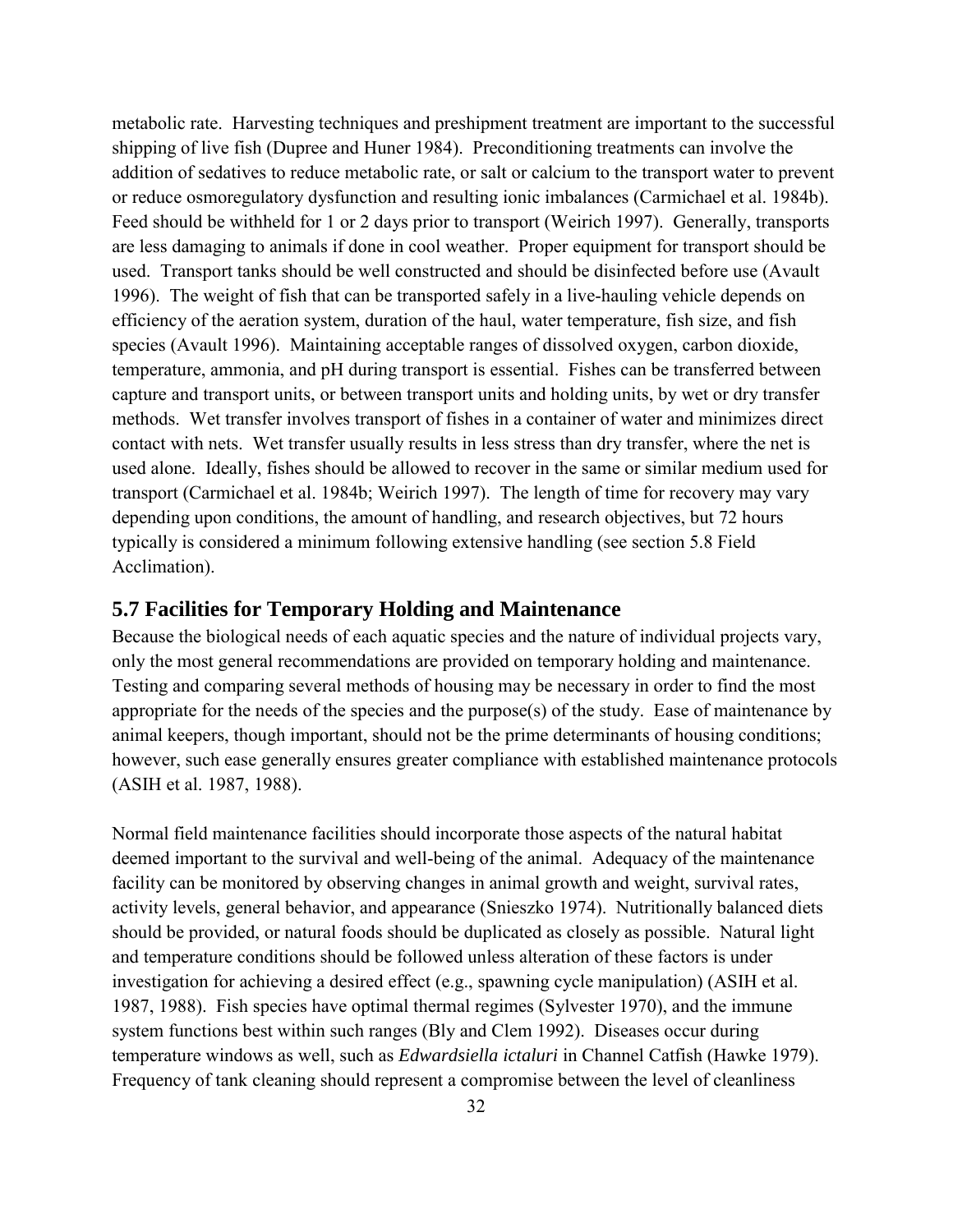metabolic rate. Harvesting techniques and preshipment treatment are important to the successful shipping of live fish (Dupree and Huner 1984). Preconditioning treatments can involve the addition of sedatives to reduce metabolic rate, or salt or calcium to the transport water to prevent or reduce osmoregulatory dysfunction and resulting ionic imbalances (Carmichael et al. 1984b). Feed should be withheld for 1 or 2 days prior to transport (Weirich 1997). Generally, transports are less damaging to animals if done in cool weather. Proper equipment for transport should be used. Transport tanks should be well constructed and should be disinfected before use (Avault 1996). The weight of fish that can be transported safely in a live-hauling vehicle depends on efficiency of the aeration system, duration of the haul, water temperature, fish size, and fish species (Avault 1996). Maintaining acceptable ranges of dissolved oxygen, carbon dioxide, temperature, ammonia, and pH during transport is essential. Fishes can be transferred between capture and transport units, or between transport units and holding units, by wet or dry transfer methods. Wet transfer involves transport of fishes in a container of water and minimizes direct contact with nets. Wet transfer usually results in less stress than dry transfer, where the net is used alone. Ideally, fishes should be allowed to recover in the same or similar medium used for transport (Carmichael et al. 1984b; Weirich 1997). The length of time for recovery may vary depending upon conditions, the amount of handling, and research objectives, but 72 hours typically is considered a minimum following extensive handling (see section 5.8 Field Acclimation).

## 5.7 Facilities for Temporary Holding and Maintenance

Because the biological needs of each aquatic species and the nature of individual projects vary, only the most general recommendations are provided on temporary holding and maintenance. Testing and comparing several methods of housing may be necessary in order to find the most appropriate for the needs of the species and the purpose(s) of the study. Ease of maintenance by animal keepers, though important, should not be the prime determinants of housing conditions; however, such ease generally ensures greater compliance with established maintenance protocols (ASIH et al. 1987, 1988).

Normal field maintenance facilities should incorporate those aspects of the natural habitat deemed important to the survival and well-being of the animal. Adequacy of the maintenance facility can be monitored by observing changes in animal growth and weight, survival rates, activity levels, general behavior, and appearance (Snieszko 1974). Nutritionally balanced diets should be provided, or natural foods should be duplicated as closely as possible. Natural light and temperature conditions should be followed unless alteration of these factors is under investigation for achieving a desired effect (e.g., spawning cycle manipulation) (ASIH et al. 1987, 1988). Fish species have optimal thermal regimes (Sylvester 1970), and the immune system functions best within such ranges (Bly and Clem 1992). Diseases occur during temperature windows as well, such as *Edwardsiella ictaluri* in Channel Catfish (Hawke 1979). Frequency of tank cleaning should represent a compromise between the level of cleanliness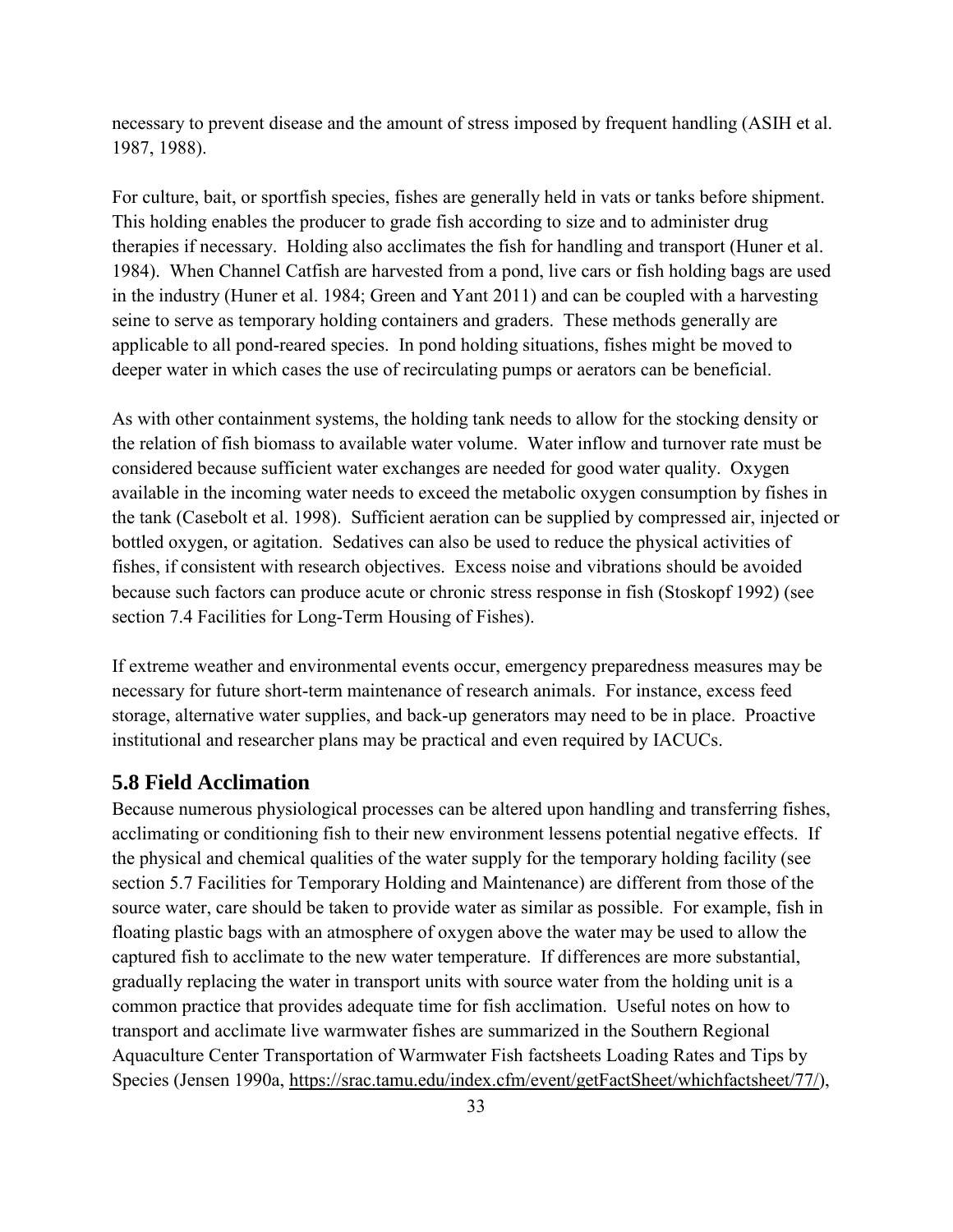necessary to prevent disease and the amount of stress imposed by frequent handling (ASIH et al. 1987, 1988).

For culture, bait, or sportfish species, fishes are generally held in vats or tanks before shipment. This holding enables the producer to grade fish according to size and to administer drug therapies if necessary. Holding also acclimates the fish for handling and transport (Huner et al. 1984). When Channel Catfish are harvested from a pond, live cars or fish holding bags are used in the industry (Huner et al. 1984; Green and Yant 2011) and can be coupled with a harvesting seine to serve as temporary holding containers and graders. These methods generally are applicable to all pond-reared species. In pond holding situations, fishes might be moved to deeper water in which cases the use of recirculating pumps or aerators can be beneficial.

As with other containment systems, the holding tank needs to allow for the stocking density or the relation of fish biomass to available water volume. Water inflow and turnover rate must be considered because sufficient water exchanges are needed for good water quality. Oxygen available in the incoming water needs to exceed the metabolic oxygen consumption by fishes in the tank (Casebolt et al. 1998). Sufficient aeration can be supplied by compressed air, injected or bottled oxygen, or agitation. Sedatives can also be used to reduce the physical activities of fishes, if consistent with research objectives. Excess noise and vibrations should be avoided because such factors can produce acute or chronic stress response in fish (Stoskopf 1992) (see section 7.4 Facilities for Long-Term Housing of Fishes).

If extreme weather and environmental events occur, emergency preparedness measures may be necessary for future short-term maintenance of research animals. For instance, excess feed storage, alternative water supplies, and back-up generators may need to be in place. Proactive institutional and researcher plans may be practical and even required by IACUCs.

## 5.8 Field Acclimation

Because numerous physiological processes can be altered upon handling and transferring fishes, acclimating or conditioning fish to their new environment lessens potential negative effects. If the physical and chemical qualities of the water supply for the temporary holding facility (see section 5.7 Facilities for Temporary Holding and Maintenance) are different from those of the source water, care should be taken to provide water as similar as possible. For example, fish in floating plastic bags with an atmosphere of oxygen above the water may be used to allow the captured fish to acclimate to the new water temperature. If differences are more substantial, gradually replacing the water in transport units with source water from the holding unit is a common practice that provides adequate time for fish acclimation. Useful notes on how to transport and acclimate live warmwater fishes are summarized in the Southern Regional Aquaculture Center Transportation of Warmwater Fish factsheets Loading Rates and Tips by Species (Jensen 1990a, https://srac.tamu.edu/index.cfm/event/getFactSheet/whichfactsheet/77/),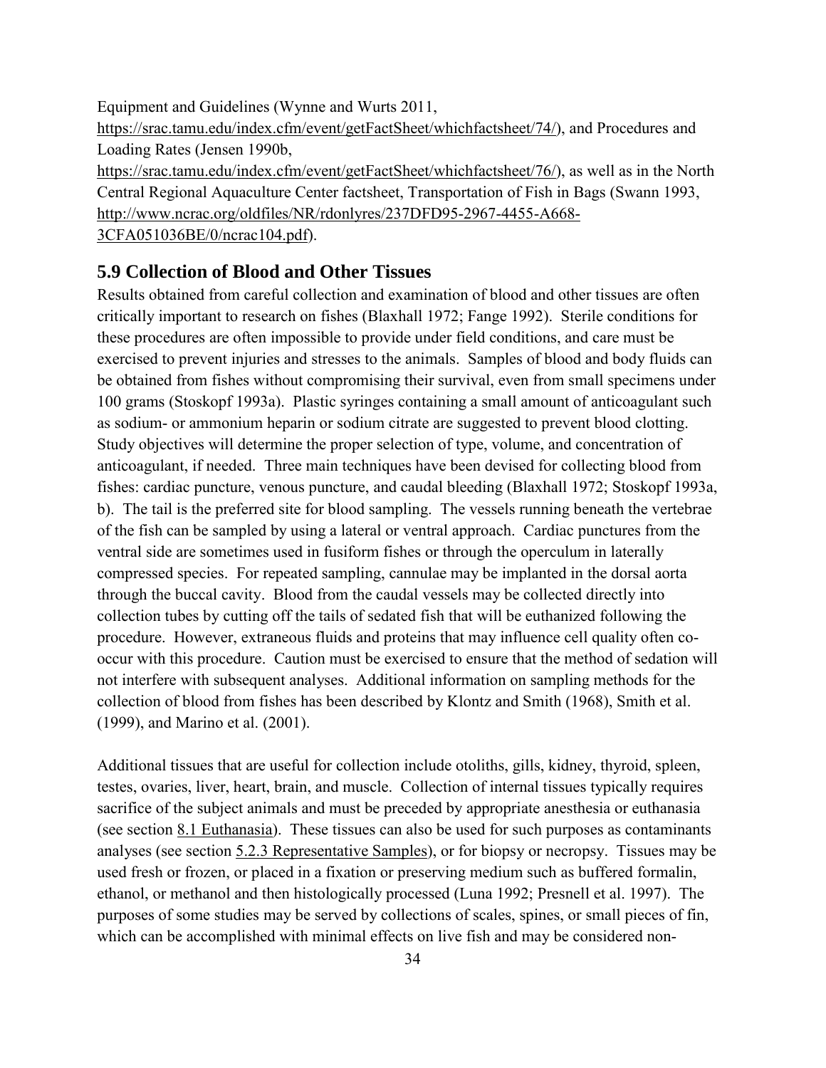Equipment and Guidelines (Wynne and Wurts 2011, https://srac.tamu.edu/index.cfm/event/getFactSheet/whichfactsheet/74/), and Procedures and Loading Rates (Jensen 1990b, https://srac.tamu.edu/index.cfm/event/getFactSheet/whichfactsheet/76/), as well as in the North Central Regional Aquaculture Center factsheet, Transportation of Fish in Bags (Swann 1993, http://www.ncrac.org/oldfiles/NR/rdonlyres/237DFD95-2967-4455-A668-3CFA051036BE/0/ncrac104.pdf).

## 5.9 Collection of Blood and Other Tissues

Results obtained from careful collection and examination of blood and other tissues are often critically important to research on fishes (Blaxhall 1972; Fange 1992). Sterile conditions for these procedures are often impossible to provide under field conditions, and care must be exercised to prevent injuries and stresses to the animals. Samples of blood and body fluids can be obtained from fishes without compromising their survival, even from small specimens under 100 grams (Stoskopf 1993a). Plastic syringes containing a small amount of anticoagulant such as sodium- or ammonium heparin or sodium citrate are suggested to prevent blood clotting. Study objectives will determine the proper selection of type, volume, and concentration of anticoagulant, if needed. Three main techniques have been devised for collecting blood from fishes: cardiac puncture, venous puncture, and caudal bleeding (Blaxhall 1972; Stoskopf 1993a, b). The tail is the preferred site for blood sampling. The vessels running beneath the vertebrae of the fish can be sampled by using a lateral or ventral approach. Cardiac punctures from the ventral side are sometimes used in fusiform fishes or through the operculum in laterally compressed species. For repeated sampling, cannulae may be implanted in the dorsal aorta through the buccal cavity. Blood from the caudal vessels may be collected directly into collection tubes by cutting off the tails of sedated fish that will be euthanized following the procedure. However, extraneous fluids and proteins that may influence cell quality often co-occur with this procedure. Caution must be exercised to ensure that the method of sedation will not interfere with subsequent analyses. Additional information on sampling methods for the collection of blood from fishes has been described by Klontz and Smith (1968), Smith et al. (1999), and Marino et al. (2001).

Additional tissues that are useful for collection include otoliths, gills, kidney, thyroid, spleen, testes, ovaries, liver, heart, brain, and muscle. Collection of internal tissues typically requires sacrifice of the subject animals and must be preceded by appropriate anesthesia or euthanasia (see section 8.1 Euthanasia). These tissues can also be used for such purposes as contaminants analyses (see section 5.2.3 Representative Samples), or for biopsy or necropsy. Tissues may be used fresh or frozen, or placed in a fixation or preserving medium such as buffered formalin, ethanol, or methanol and then histologically processed (Luna 1992; Presnell et al. 1997). The purposes of some studies may be served by collections of scales, spines, or small pieces of fin, which can be accomplished with minimal effects on live fish and may be considered non-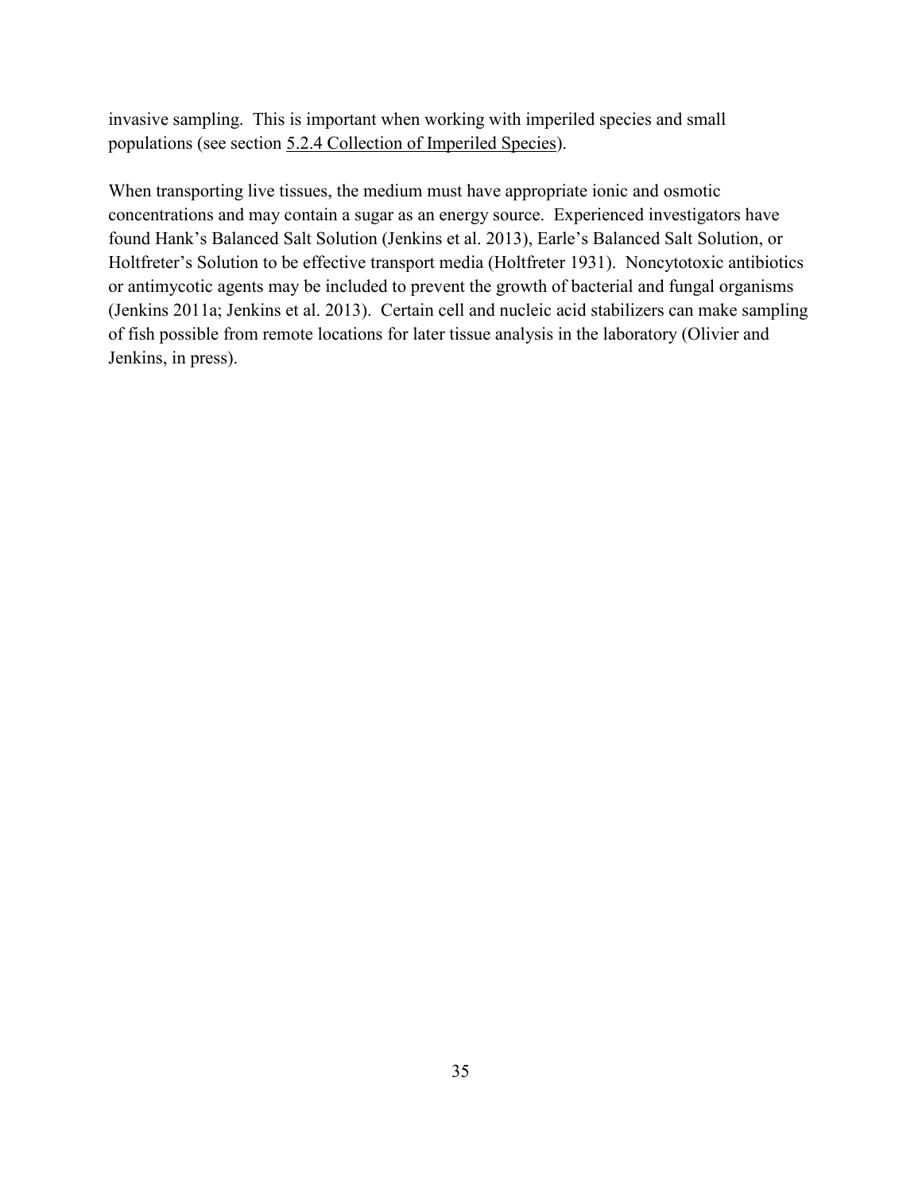invasive sampling. This is important when working with imperiled species and small populations (see section 5.2.4 Collection of Imperiled Species).

When transporting live tissues, the medium must have appropriate ionic and osmotic concentrations and may contain a sugar as an energy source. Experienced investigators have found Hank's Balanced Salt Solution (Jenkins et al. 2013), Earle's Balanced Salt Solution, or Holtfreter's Solution to be effective transport media (Holtfreter 1931). Noncytotoxic antibiotics or antimycotic agents may be included to prevent the growth of bacterial and fungal organisms (Jenkins 2011a; Jenkins et al. 2013). Certain cell and nucleic acid stabilizers can make sampling of fish possible from remote locations for later tissue analysis in the laboratory (Olivier and Jenkins, in press).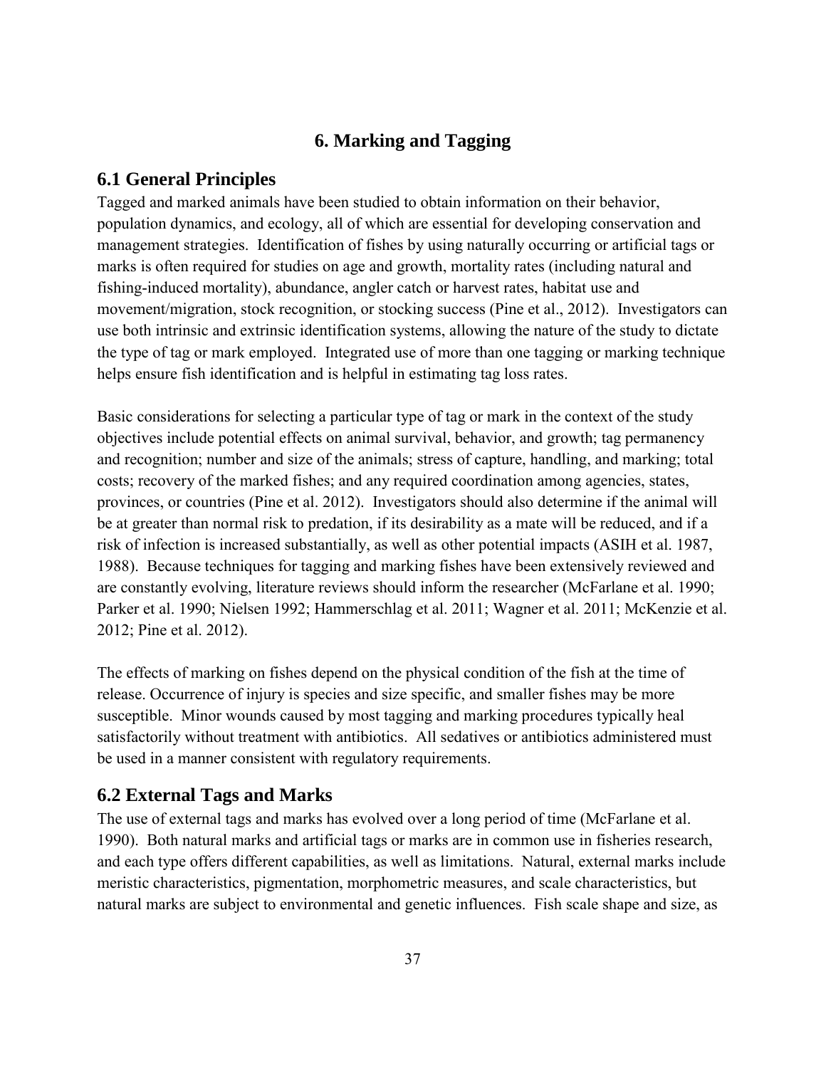# 6. Marking and Tagging

## 6.1 General Principles

Tagged and marked animals have been studied to obtain information on their behavior, population dynamics, and ecology, all of which are essential for developing conservation and management strategies. Identification of fishes by using naturally occurring or artificial tags or marks is often required for studies on age and growth, mortality rates (including natural and fishing-induced mortality), abundance, angler catch or harvest rates, habitat use and movement/migration, stock recognition, or stocking success (Pine et al., 2012). Investigators can use both intrinsic and extrinsic identification systems, allowing the nature of the study to dictate the type of tag or mark employed. Integrated use of more than one tagging or marking technique helps ensure fish identification and is helpful in estimating tag loss rates.

Basic considerations for selecting a particular type of tag or mark in the context of the study objectives include potential effects on animal survival, behavior, and growth; tag permanency and recognition; number and size of the animals; stress of capture, handling, and marking; total costs; recovery of the marked fishes; and any required coordination among agencies, states, provinces, or countries (Pine et al. 2012). Investigators should also determine if the animal will be at greater than normal risk to predation, if its desirability as a mate will be reduced, and if a risk of infection is increased substantially, as well as other potential impacts (ASIH et al. 1987, 1988). Because techniques for tagging and marking fishes have been extensively reviewed and are constantly evolving, literature reviews should inform the researcher (McFarlane et al. 1990; Parker et al. 1990; Nielsen 1992; Hammerschlag et al. 2011; Wagner et al. 2011; McKenzie et al. 2012; Pine et al. 2012).

The effects of marking on fishes depend on the physical condition of the fish at the time of release. Occurrence of injury is species and size specific, and smaller fishes may be more susceptible. Minor wounds caused by most tagging and marking procedures typically heal satisfactorily without treatment with antibiotics. All sedatives or antibiotics administered must be used in a manner consistent with regulatory requirements.

## 6.2 External Tags and Marks

The use of external tags and marks has evolved over a long period of time (McFarlane et al. 1990). Both natural marks and artificial tags or marks are in common use in fisheries research, and each type offers different capabilities, as well as limitations. Natural, external marks include meristic characteristics, pigmentation, morphometric measures, and scale characteristics, but natural marks are subject to environmental and genetic influences. Fish scale shape and size, as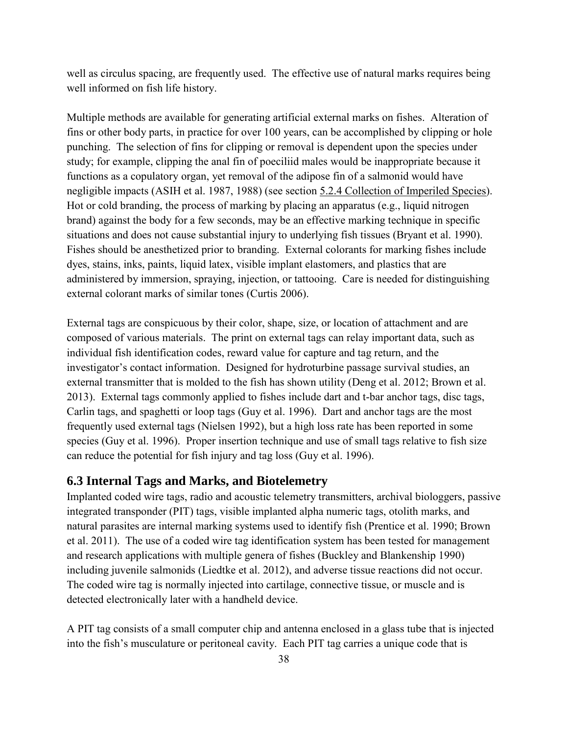well as circulus spacing, are frequently used. The effective use of natural marks requires being well informed on fish life history.

Multiple methods are available for generating artificial external marks on fishes. Alteration of fins or other body parts, in practice for over 100 years, can be accomplished by clipping or hole punching. The selection of fins for clipping or removal is dependent upon the species under study; for example, clipping the anal fin of poeciliid males would be inappropriate because it functions as a copulatory organ, yet removal of the adipose fin of a salmonid would have negligible impacts (ASIH et al. 1987, 1988) (see section 5.2.4 Collection of Imperiled Species). Hot or cold branding, the process of marking by placing an apparatus (e.g., liquid nitrogen brand) against the body for a few seconds, may be an effective marking technique in specific situations and does not cause substantial injury to underlying fish tissues (Bryant et al. 1990). Fishes should be anesthetized prior to branding. External colorants for marking fishes include dyes, stains, inks, paints, liquid latex, visible implant elastomers, and plastics that are administered by immersion, spraying, injection, or tattooing. Care is needed for distinguishing external colorant marks of similar tones (Curtis 2006).

External tags are conspicuous by their color, shape, size, or location of attachment and are composed of various materials. The print on external tags can relay important data, such as individual fish identification codes, reward value for capture and tag return, and the investigator's contact information. Designed for hydroturbine passage survival studies, an external transmitter that is molded to the fish has shown utility (Deng et al. 2012; Brown et al. 2013). External tags commonly applied to fishes include dart and t-bar anchor tags, disc tags, Carlin tags, and spaghetti or loop tags (Guy et al. 1996). Dart and anchor tags are the most frequently used external tags (Nielsen 1992), but a high loss rate has been reported in some species (Guy et al. 1996). Proper insertion technique and use of small tags relative to fish size can reduce the potential for fish injury and tag loss (Guy et al. 1996).

## 6.3 Internal Tags and Marks, and Biotelemetry

Implanted coded wire tags, radio and acoustic telemetry transmitters, archival biologgers, passive integrated transponder (PIT) tags, visible implanted alpha numeric tags, otolith marks, and natural parasites are internal marking systems used to identify fish (Prentice et al. 1990; Brown et al. 2011). The use of a coded wire tag identification system has been tested for management and research applications with multiple genera of fishes (Buckley and Blankenship 1990) including juvenile salmonids (Liedtke et al. 2012), and adverse tissue reactions did not occur. The coded wire tag is normally injected into cartilage, connective tissue, or muscle and is detected electronically later with a handheld device.

A PIT tag consists of a small computer chip and antenna enclosed in a glass tube that is injected into the fish's musculature or peritoneal cavity. Each PIT tag carries a unique code that is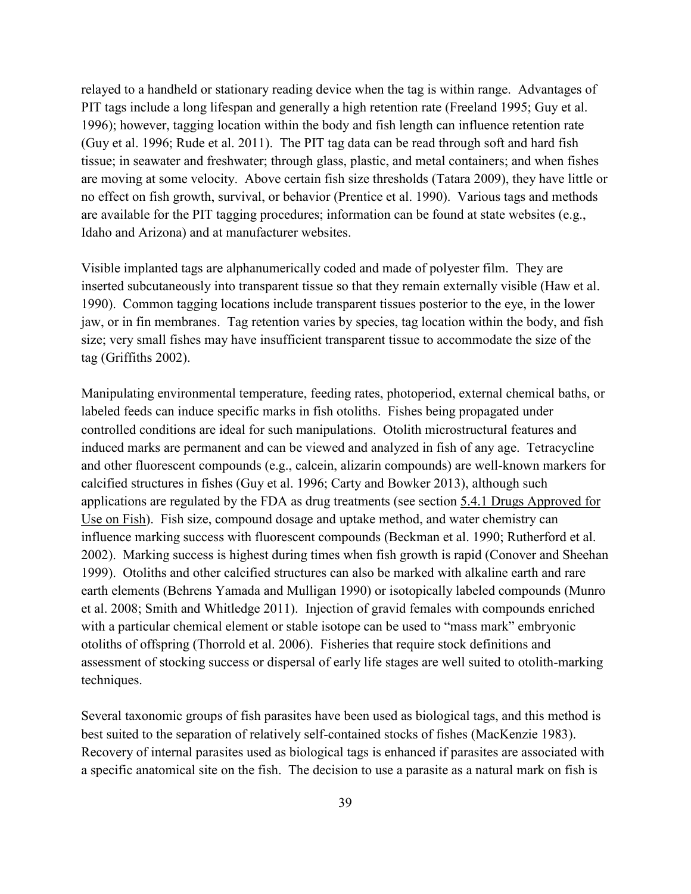relayed to a handheld or stationary reading device when the tag is within range. Advantages of PIT tags include a long lifespan and generally a high retention rate (Freeland 1995; Guy et al. 1996); however, tagging location within the body and fish length can influence retention rate (Guy et al. 1996; Rude et al. 2011). The PIT tag data can be read through soft and hard fish tissue; in seawater and freshwater; through glass, plastic, and metal containers; and when fishes are moving at some velocity. Above certain fish size thresholds (Tatara 2009), they have little or no effect on fish growth, survival, or behavior (Prentice et al. 1990). Various tags and methods are available for the PIT tagging procedures; information can be found at state websites (e.g., Idaho and Arizona) and at manufacturer websites.

Visible implanted tags are alphanumerically coded and made of polyester film. They are inserted subcutaneously into transparent tissue so that they remain externally visible (Haw et al. 1990). Common tagging locations include transparent tissues posterior to the eye, in the lower jaw, or in fin membranes. Tag retention varies by species, tag location within the body, and fish size; very small fishes may have insufficient transparent tissue to accommodate the size of the tag (Griffiths 2002).

Manipulating environmental temperature, feeding rates, photoperiod, external chemical baths, or labeled feeds can induce specific marks in fish otoliths. Fishes being propagated under controlled conditions are ideal for such manipulations. Otolith microstructural features and induced marks are permanent and can be viewed and analyzed in fish of any age. Tetracycline and other fluorescent compounds (e.g., calcein, alizarin compounds) are well-known markers for calcified structures in fishes (Guy et al. 1996; Carty and Bowker 2013), although such applications are regulated by the FDA as drug treatments (see section 5.4.1 Drugs Approved for Use on Fish). Fish size, compound dosage and uptake method, and water chemistry can influence marking success with fluorescent compounds (Beckman et al. 1990; Rutherford et al. 2002). Marking success is highest during times when fish growth is rapid (Conover and Sheehan 1999). Otoliths and other calcified structures can also be marked with alkaline earth and rare earth elements (Behrens Yamada and Mulligan 1990) or isotopically labeled compounds (Munro et al. 2008; Smith and Whitledge 2011). Injection of gravid females with compounds enriched with a particular chemical element or stable isotope can be used to "mass mark" embryonic otoliths of offspring (Thorrold et al. 2006). Fisheries that require stock definitions and assessment of stocking success or dispersal of early life stages are well suited to otolith-marking techniques.

Several taxonomic groups of fish parasites have been used as biological tags, and this method is best suited to the separation of relatively self-contained stocks of fishes (MacKenzie 1983). Recovery of internal parasites used as biological tags is enhanced if parasites are associated with a specific anatomical site on the fish. The decision to use a parasite as a natural mark on fish is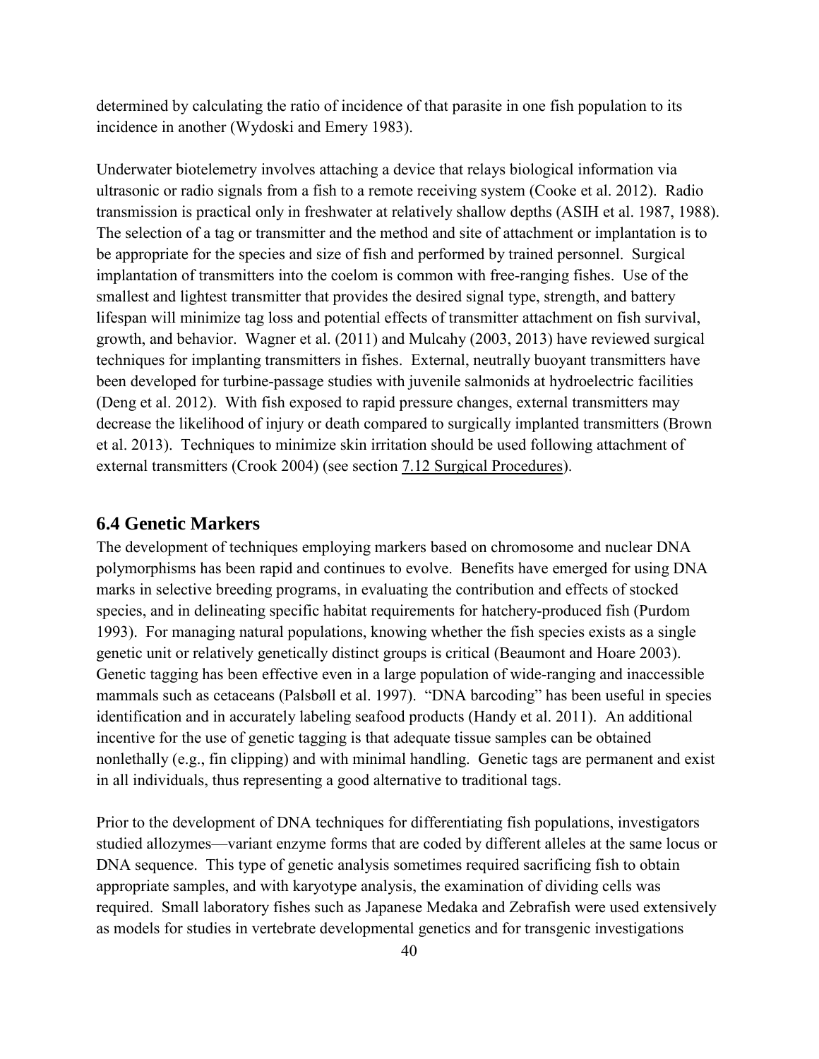determined by calculating the ratio of incidence of that parasite in one fish population to its incidence in another (Wydoski and Emery 1983).

Underwater biotelemetry involves attaching a device that relays biological information via ultrasonic or radio signals from a fish to a remote receiving system (Cooke et al. 2012). Radio transmission is practical only in freshwater at relatively shallow depths (ASIH et al. 1987, 1988). The selection of a tag or transmitter and the method and site of attachment or implantation is to be appropriate for the species and size of fish and performed by trained personnel. Surgical implantation of transmitters into the coelom is common with free-ranging fishes. Use of the smallest and lightest transmitter that provides the desired signal type, strength, and battery lifespan will minimize tag loss and potential effects of transmitter attachment on fish survival, growth, and behavior. Wagner et al. (2011) and Mulcahy (2003, 2013) have reviewed surgical techniques for implanting transmitters in fishes. External, neutrally buoyant transmitters have been developed for turbine-passage studies with juvenile salmonids at hydroelectric facilities (Deng et al. 2012). With fish exposed to rapid pressure changes, external transmitters may decrease the likelihood of injury or death compared to surgically implanted transmitters (Brown et al. 2013). Techniques to minimize skin irritation should be used following attachment of external transmitters (Crook 2004) (see section 7.12 Surgical Procedures).

## 6.4 Genetic Markers

The development of techniques employing markers based on chromosome and nuclear DNA polymorphisms has been rapid and continues to evolve. Benefits have emerged for using DNA marks in selective breeding programs, in evaluating the contribution and effects of stocked species, and in delineating specific habitat requirements for hatchery-produced fish (Purdom 1993). For managing natural populations, knowing whether the fish species exists as a single genetic unit or relatively genetically distinct groups is critical (Beaumont and Hoare 2003). Genetic tagging has been effective even in a large population of wide-ranging and inaccessible mammals such as cetaceans (Palsbøll et al. 1997). "DNA barcoding" has been useful in species identification and in accurately labeling seafood products (Handy et al. 2011). An additional incentive for the use of genetic tagging is that adequate tissue samples can be obtained nonlethally (e.g., fin clipping) and with minimal handling. Genetic tags are permanent and exist in all individuals, thus representing a good alternative to traditional tags.

Prior to the development of DNA techniques for differentiating fish populations, investigators studied allozymes—variant enzyme forms that are coded by different alleles at the same locus or DNA sequence. This type of genetic analysis sometimes required sacrificing fish to obtain appropriate samples, and with karyotype analysis, the examination of dividing cells was required. Small laboratory fishes such as Japanese Medaka and Zebrafish were used extensively as models for studies in vertebrate developmental genetics and for transgenic investigations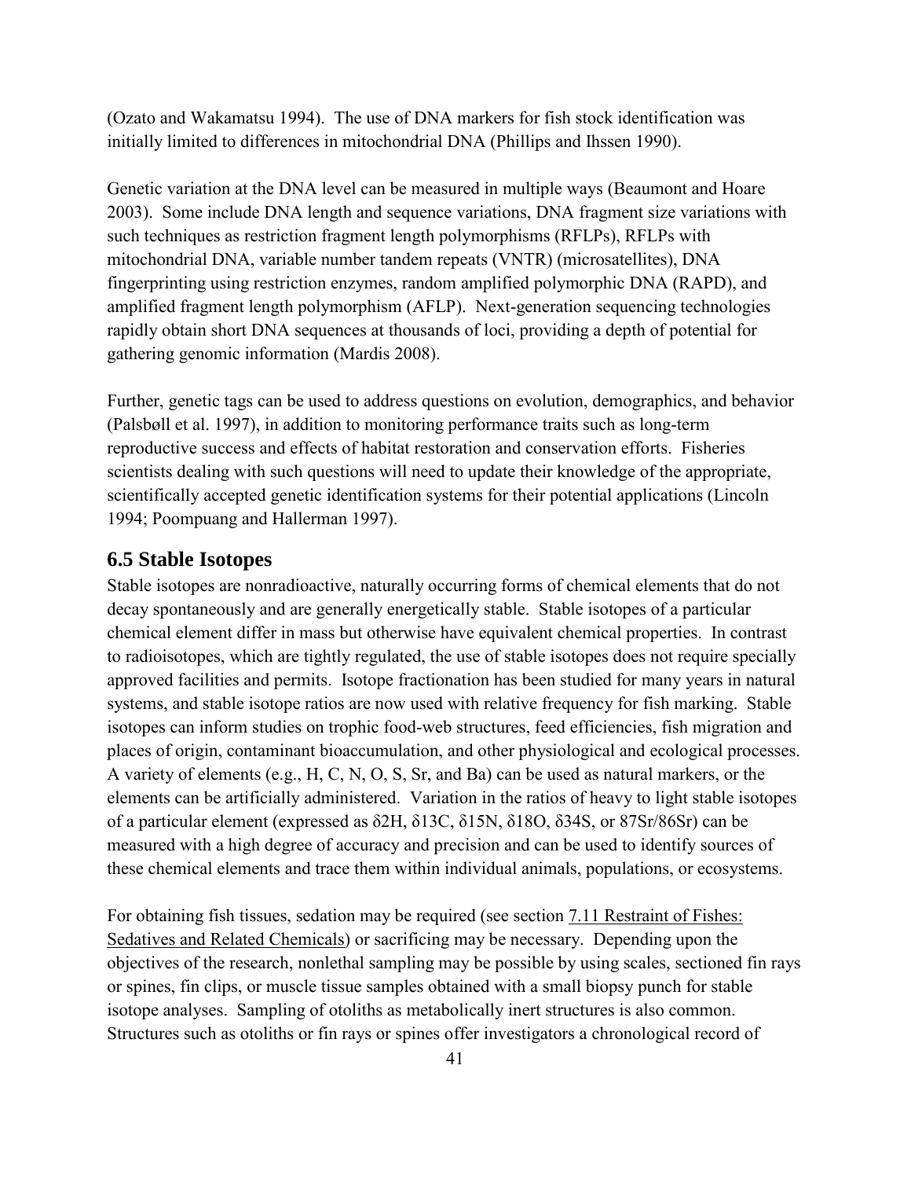(Ozato and Wakamatsu 1994). The use of DNA markers for fish stock identification was initially limited to differences in mitochondrial DNA (Phillips and Ihssen 1990).

Genetic variation at the DNA level can be measured in multiple ways (Beaumont and Hoare 2003). Some include DNA length and sequence variations, DNA fragment size variations with such techniques as restriction fragment length polymorphisms (RFLPs), RFLPs with mitochondrial DNA, variable number tandem repeats (VNTR) (microsatellites), DNA fingerprinting using restriction enzymes, random amplified polymorphic DNA (RAPD), and amplified fragment length polymorphism (AFLP). Next-generation sequencing technologies rapidly obtain short DNA sequences at thousands of loci, providing a depth of potential for gathering genomic information (Mardis 2008).

Further, genetic tags can be used to address questions on evolution, demographics, and behavior (Palsbøll et al. 1997), in addition to monitoring performance traits such as long-term reproductive success and effects of habitat restoration and conservation efforts. Fisheries scientists dealing with such questions will need to update their knowledge of the appropriate, scientifically accepted genetic identification systems for their potential applications (Lincoln 1994; Poompuang and Hallerman 1997).

## 6.5 Stable Isotopes

Stable isotopes are nonradioactive, naturally occurring forms of chemical elements that do not decay spontaneously and are generally energetically stable. Stable isotopes of a particular chemical element differ in mass but otherwise have equivalent chemical properties. In contrast to radioisotopes, which are tightly regulated, the use of stable isotopes does not require specially approved facilities and permits. Isotope fractionation has been studied for many years in natural systems, and stable isotope ratios are now used with relative frequency for fish marking. Stable isotopes can inform studies on trophic food-web structures, feed efficiencies, fish migration and places of origin, contaminant bioaccumulation, and other physiological and ecological processes. A variety of elements (e.g., H, C, N, O, S, Sr, and Ba) can be used as natural markers, or the elements can be artificially administered. Variation in the ratios of heavy to light stable isotopes of a particular element (expressed as $\delta^{2}H$, $\delta^{13}C$, $\delta^{15}N$, $\delta^{18}O$, $\delta^{34}S$, or $^{87}Sr/^{86}Sr$) can be measured with a high degree of accuracy and precision and can be used to identify sources of these chemical elements and trace them within individual animals, populations, or ecosystems.

For obtaining fish tissues, sedation may be required (see section 7.11 Restraint of Fishes: Sedatives and Related Chemicals) or sacrificing may be necessary. Depending upon the objectives of the research, nonlethal sampling may be possible by using scales, sectioned fin rays or spines, fin clips, or muscle tissue samples obtained with a small biopsy punch for stable isotope analyses. Sampling of otoliths as metabolically inert structures is also common. Structures such as otoliths or fin rays or spines offer investigators a chronological record of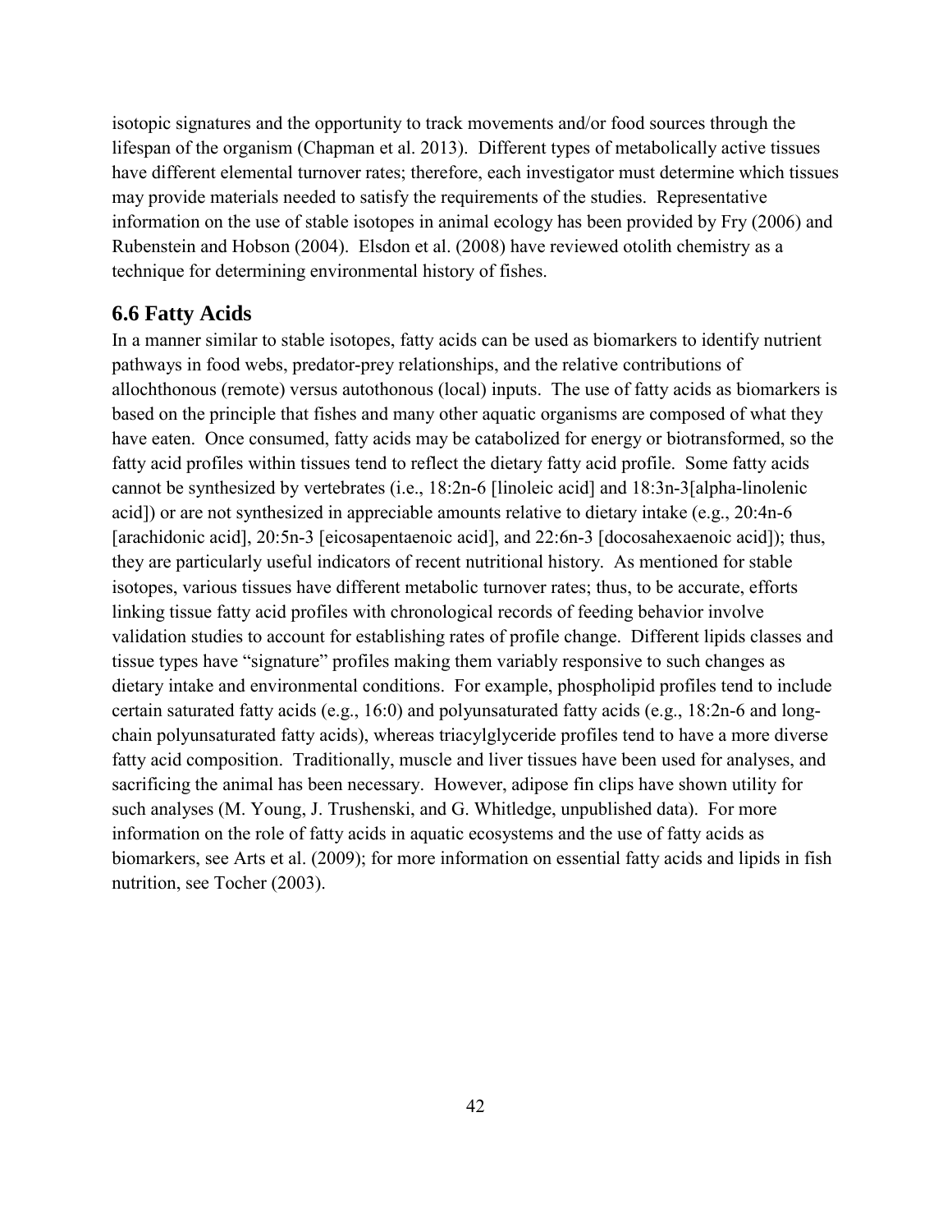isotopic signatures and the opportunity to track movements and/or food sources through the lifespan of the organism (Chapman et al. 2013). Different types of metabolically active tissues have different elemental turnover rates; therefore, each investigator must determine which tissues may provide materials needed to satisfy the requirements of the studies. Representative information on the use of stable isotopes in animal ecology has been provided by Fry (2006) and Rubenstein and Hobson (2004). Elsdon et al. (2008) have reviewed otolith chemistry as a technique for determining environmental history of fishes.

## 6.6 Fatty Acids

In a manner similar to stable isotopes, fatty acids can be used as biomarkers to identify nutrient pathways in food webs, predator-prey relationships, and the relative contributions of allochthonous (remote) versus autothonous (local) inputs. The use of fatty acids as biomarkers is based on the principle that fishes and many other aquatic organisms are composed of what they have eaten. Once consumed, fatty acids may be catabolized for energy or biotransformed, so the fatty acid profiles within tissues tend to reflect the dietary fatty acid profile. Some fatty acids cannot be synthesized by vertebrates (i.e., 18:2n-6 [linoleic acid] and 18:3n-3[alpha-linolenic acid]) or are not synthesized in appreciable amounts relative to dietary intake (e.g., 20:4n-6 [arachidonic acid], 20:5n-3 [eicosapentaenoic acid], and 22:6n-3 [docosahexaenoic acid]); thus, they are particularly useful indicators of recent nutritional history. As mentioned for stable isotopes, various tissues have different metabolic turnover rates; thus, to be accurate, efforts linking tissue fatty acid profiles with chronological records of feeding behavior involve validation studies to account for establishing rates of profile change. Different lipids classes and tissue types have "signature" profiles making them variably responsive to such changes as dietary intake and environmental conditions. For example, phospholipid profiles tend to include certain saturated fatty acids (e.g., 16:0) and polyunsaturated fatty acids (e.g., 18:2n-6 and long-chain polyunsaturated fatty acids), whereas triacylglyceride profiles tend to have a more diverse fatty acid composition. Traditionally, muscle and liver tissues have been used for analyses, and sacrificing the animal has been necessary. However, adipose fin clips have shown utility for such analyses (M. Young, J. Trushenski, and G. Whitledge, unpublished data). For more information on the role of fatty acids in aquatic ecosystems and the use of fatty acids as biomarkers, see Arts et al. (2009); for more information on essential fatty acids and lipids in fish nutrition, see Tocher (2003).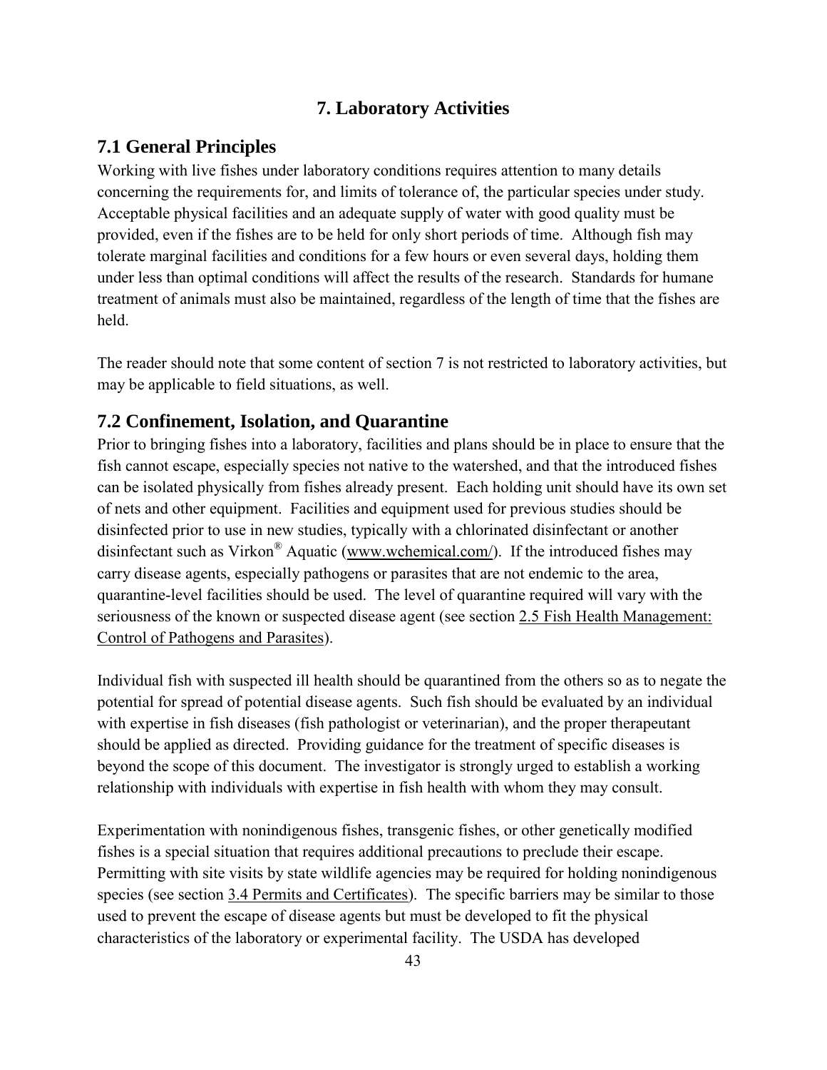# 7. Laboratory Activities

## 7.1 General Principles

Working with live fishes under laboratory conditions requires attention to many details concerning the requirements for, and limits of tolerance of, the particular species under study. Acceptable physical facilities and an adequate supply of water with good quality must be provided, even if the fishes are to be held for only short periods of time. Although fish may tolerate marginal facilities and conditions for a few hours or even several days, holding them under less than optimal conditions will affect the results of the research. Standards for humane treatment of animals must also be maintained, regardless of the length of time that the fishes are held.

The reader should note that some content of section 7 is not restricted to laboratory activities, but may be applicable to field situations, as well.

## 7.2 Confinement, Isolation, and Quarantine

Prior to bringing fishes into a laboratory, facilities and plans should be in place to ensure that the fish cannot escape, especially species not native to the watershed, and that the introduced fishes can be isolated physically from fishes already present. Each holding unit should have its own set of nets and other equipment. Facilities and equipment used for previous studies should be disinfected prior to use in new studies, typically with a chlorinated disinfectant or another disinfectant such as Virkon® Aquatic (www.wchemical.com/). If the introduced fishes may carry disease agents, especially pathogens or parasites that are not endemic to the area, quarantine-level facilities should be used. The level of quarantine required will vary with the seriousness of the known or suspected disease agent (see section 2.5 Fish Health Management: Control of Pathogens and Parasites).

Individual fish with suspected ill health should be quarantined from the others so as to negate the potential for spread of potential disease agents. Such fish should be evaluated by an individual with expertise in fish diseases (fish pathologist or veterinarian), and the proper therapeutant should be applied as directed. Providing guidance for the treatment of specific diseases is beyond the scope of this document. The investigator is strongly urged to establish a working relationship with individuals with expertise in fish health with whom they may consult.

Experimentation with nonindigenous fishes, transgenic fishes, or other genetically modified fishes is a special situation that requires additional precautions to preclude their escape. Permitting with site visits by state wildlife agencies may be required for holding nonindigenous species (see section 3.4 Permits and Certificates). The specific barriers may be similar to those used to prevent the escape of disease agents but must be developed to fit the physical characteristics of the laboratory or experimental facility. The USDA has developed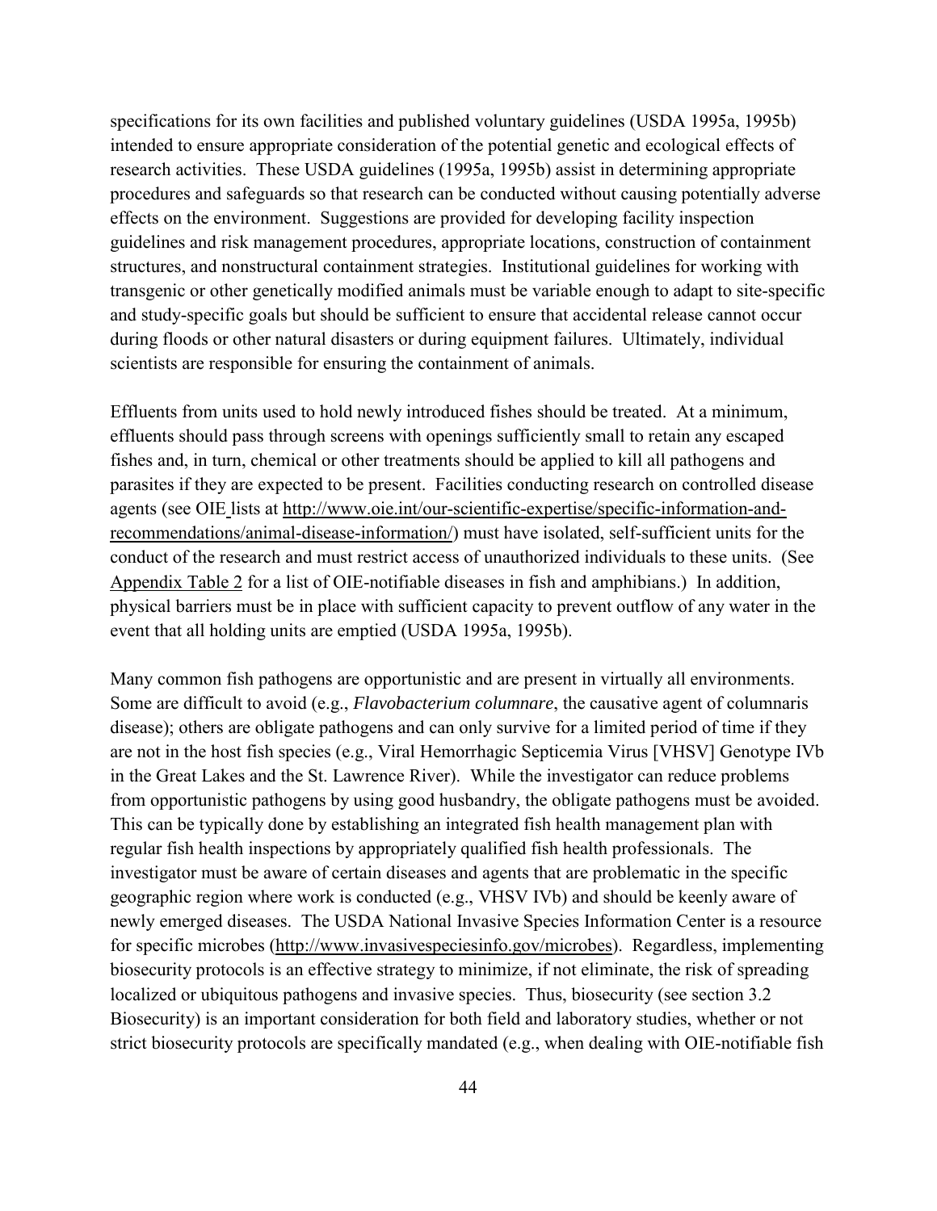specifications for its own facilities and published voluntary guidelines (USDA 1995a, 1995b) intended to ensure appropriate consideration of the potential genetic and ecological effects of research activities. These USDA guidelines (1995a, 1995b) assist in determining appropriate procedures and safeguards so that research can be conducted without causing potentially adverse effects on the environment. Suggestions are provided for developing facility inspection guidelines and risk management procedures, appropriate locations, construction of containment structures, and nonstructural containment strategies. Institutional guidelines for working with transgenic or other genetically modified animals must be variable enough to adapt to site-specific and study-specific goals but should be sufficient to ensure that accidental release cannot occur during floods or other natural disasters or during equipment failures. Ultimately, individual scientists are responsible for ensuring the containment of animals.

Effluents from units used to hold newly introduced fishes should be treated. At a minimum, effluents should pass through screens with openings sufficiently small to retain any escaped fishes and, in turn, chemical or other treatments should be applied to kill all pathogens and parasites if they are expected to be present. Facilities conducting research on controlled disease agents (see OIE lists at http://www.oie.int/our-scientific-expertise/specific-information-and-recommendations/animal-disease-information/) must have isolated, self-sufficient units for the conduct of the research and must restrict access of unauthorized individuals to these units. (See Appendix Table 2 for a list of OIE-notifiable diseases in fish and amphibians.) In addition, physical barriers must be in place with sufficient capacity to prevent outflow of any water in the event that all holding units are emptied (USDA 1995a, 1995b).

Many common fish pathogens are opportunistic and are present in virtually all environments. Some are difficult to avoid (e.g., *Flavobacterium columnare*, the causative agent of columnaris disease); others are obligate pathogens and can only survive for a limited period of time if they are not in the host fish species (e.g., Viral Hemorrhagic Septicemia Virus [VHSV] Genotype IVb in the Great Lakes and the St. Lawrence River). While the investigator can reduce problems from opportunistic pathogens by using good husbandry, the obligate pathogens must be avoided. This can be typically done by establishing an integrated fish health management plan with regular fish health inspections by appropriately qualified fish health professionals. The investigator must be aware of certain diseases and agents that are problematic in the specific geographic region where work is conducted (e.g., VHSV IVb) and should be keenly aware of newly emerged diseases. The USDA National Invasive Species Information Center is a resource for specific microbes (http://www.invasivespeciesinfo.gov/microbes). Regardless, implementing biosecurity protocols is an effective strategy to minimize, if not eliminate, the risk of spreading localized or ubiquitous pathogens and invasive species. Thus, biosecurity (see section 3.2 Biosecurity) is an important consideration for both field and laboratory studies, whether or not strict biosecurity protocols are specifically mandated (e.g., when dealing with OIE-notifiable fish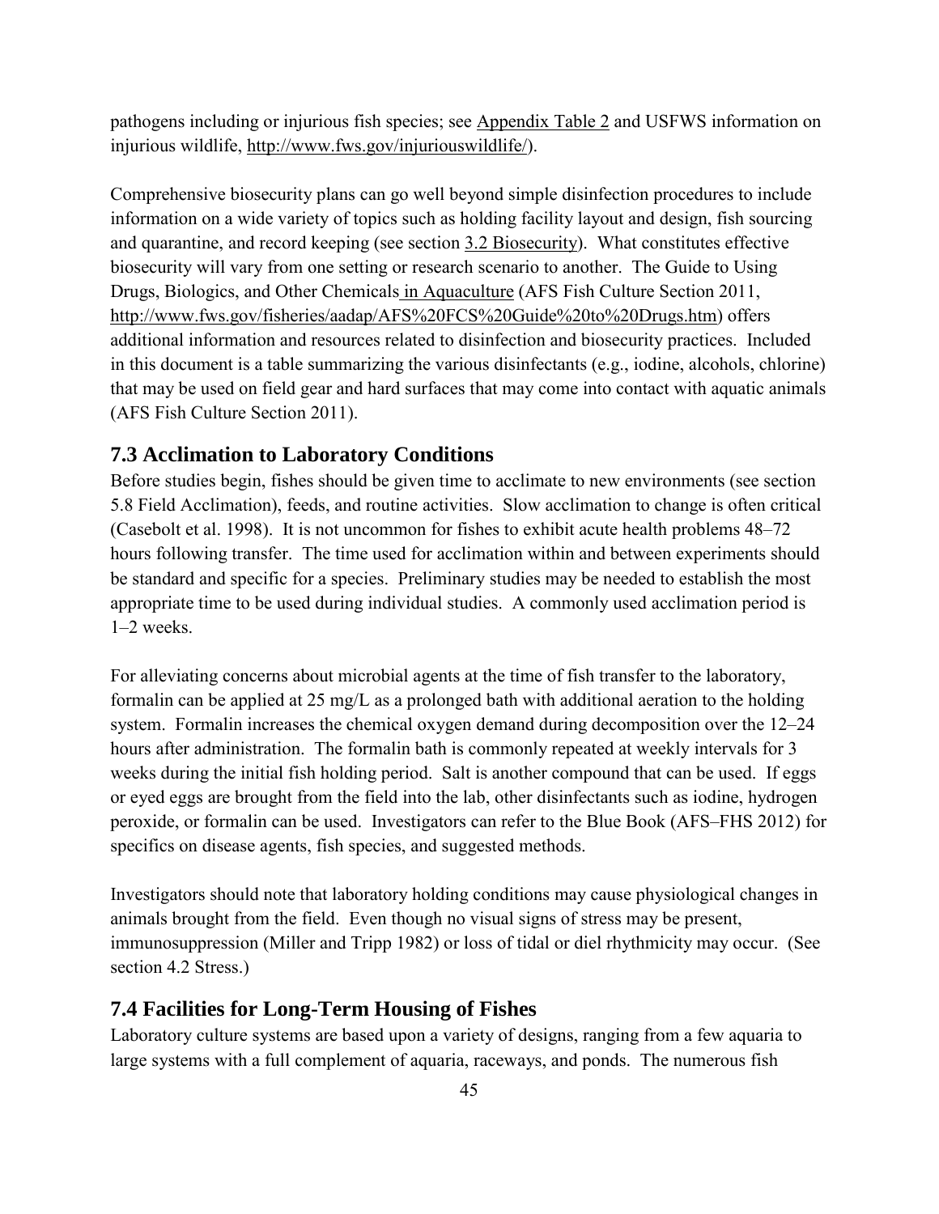pathogens including or injurious fish species; see Appendix Table 2 and USFWS information on injurious wildlife, http://www.fws.gov/injuriouswildlife/).

Comprehensive biosecurity plans can go well beyond simple disinfection procedures to include information on a wide variety of topics such as holding facility layout and design, fish sourcing and quarantine, and record keeping (see section 3.2 Biosecurity). What constitutes effective biosecurity will vary from one setting or research scenario to another. The Guide to Using Drugs, Biologics, and Other Chemicals in Aquaculture (AFS Fish Culture Section 2011, http://www.fws.gov/fisheries/aadap/AFS%20FCS%20Guide%20to%20Drugs.htm) offers additional information and resources related to disinfection and biosecurity practices. Included in this document is a table summarizing the various disinfectants (e.g., iodine, alcohols, chlorine) that may be used on field gear and hard surfaces that may come into contact with aquatic animals (AFS Fish Culture Section 2011).

## 7.3 Acclimation to Laboratory Conditions

Before studies begin, fishes should be given time to acclimate to new environments (see section 5.8 Field Acclimation), feeds, and routine activities. Slow acclimation to change is often critical (Casebolt et al. 1998). It is not uncommon for fishes to exhibit acute health problems 48–72 hours following transfer. The time used for acclimation within and between experiments should be standard and specific for a species. Preliminary studies may be needed to establish the most appropriate time to be used during individual studies. A commonly used acclimation period is 1–2 weeks.

For alleviating concerns about microbial agents at the time of fish transfer to the laboratory, formalin can be applied at 25 mg/L as a prolonged bath with additional aeration to the holding system. Formalin increases the chemical oxygen demand during decomposition over the 12–24 hours after administration. The formalin bath is commonly repeated at weekly intervals for 3 weeks during the initial fish holding period. Salt is another compound that can be used. If eggs or eyed eggs are brought from the field into the lab, other disinfectants such as iodine, hydrogen peroxide, or formalin can be used. Investigators can refer to the Blue Book (AFS–FHS 2012) for specifics on disease agents, fish species, and suggested methods.

Investigators should note that laboratory holding conditions may cause physiological changes in animals brought from the field. Even though no visual signs of stress may be present, immunosuppression (Miller and Tripp 1982) or loss of tidal or diel rhythmicity may occur. (See section 4.2 Stress.)

## 7.4 Facilities for Long-Term Housing of Fishes

Laboratory culture systems are based upon a variety of designs, ranging from a few aquaria to large systems with a full complement of aquaria, raceways, and ponds. The numerous fish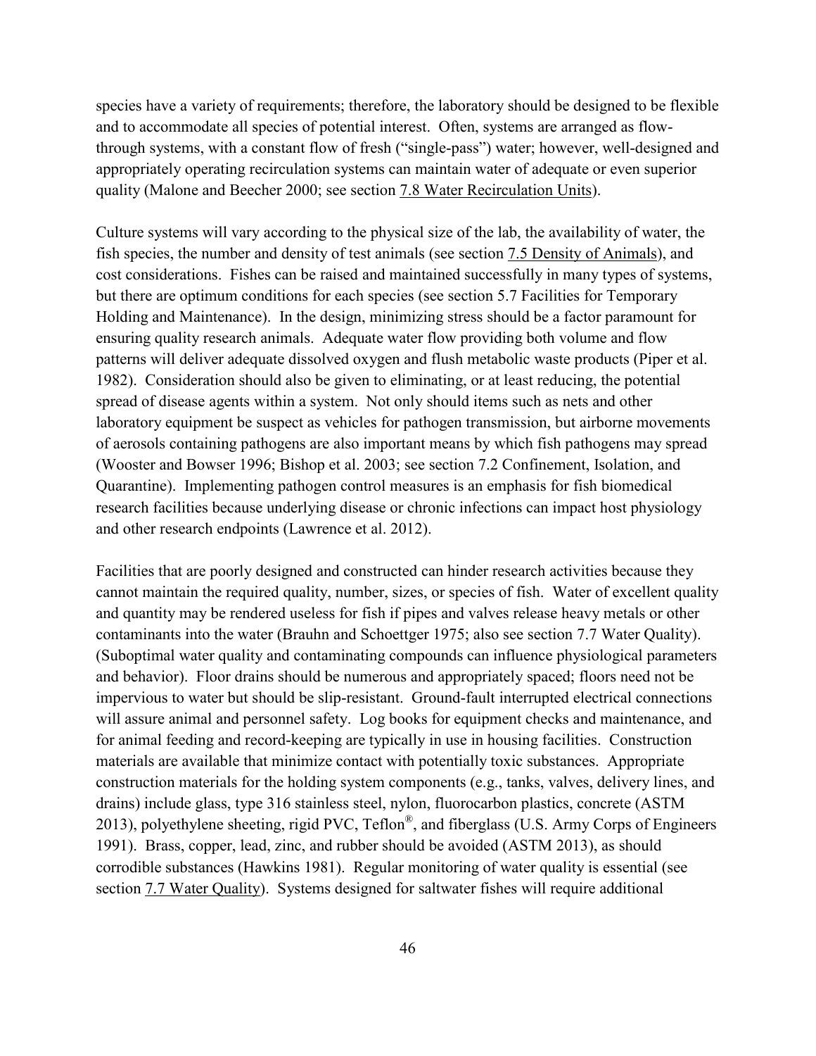species have a variety of requirements; therefore, the laboratory should be designed to be flexible and to accommodate all species of potential interest. Often, systems are arranged as flow-through systems, with a constant flow of fresh ("single-pass") water; however, well-designed and appropriately operating recirculation systems can maintain water of adequate or even superior quality (Malone and Beecher 2000; see section 7.8 Water Recirculation Units).

Culture systems will vary according to the physical size of the lab, the availability of water, the fish species, the number and density of test animals (see section 7.5 Density of Animals), and cost considerations. Fishes can be raised and maintained successfully in many types of systems, but there are optimum conditions for each species (see section 5.7 Facilities for Temporary Holding and Maintenance). In the design, minimizing stress should be a factor paramount for ensuring quality research animals. Adequate water flow providing both volume and flow patterns will deliver adequate dissolved oxygen and flush metabolic waste products (Piper et al. 1982). Consideration should also be given to eliminating, or at least reducing, the potential spread of disease agents within a system. Not only should items such as nets and other laboratory equipment be suspect as vehicles for pathogen transmission, but airborne movements of aerosols containing pathogens are also important means by which fish pathogens may spread (Wooster and Bowser 1996; Bishop et al. 2003; see section 7.2 Confinement, Isolation, and Quarantine). Implementing pathogen control measures is an emphasis for fish biomedical research facilities because underlying disease or chronic infections can impact host physiology and other research endpoints (Lawrence et al. 2012).

Facilities that are poorly designed and constructed can hinder research activities because they cannot maintain the required quality, number, sizes, or species of fish. Water of excellent quality and quantity may be rendered useless for fish if pipes and valves release heavy metals or other contaminants into the water (Brauhn and Schoettger 1975; also see section 7.7 Water Quality). (Suboptimal water quality and contaminating compounds can influence physiological parameters and behavior). Floor drains should be numerous and appropriately spaced; floors need not be impervious to water but should be slip-resistant. Ground-fault interrupted electrical connections will assure animal and personnel safety. Log books for equipment checks and maintenance, and for animal feeding and record-keeping are typically in use in housing facilities. Construction materials are available that minimize contact with potentially toxic substances. Appropriate construction materials for the holding system components (e.g., tanks, valves, delivery lines, and drains) include glass, type 316 stainless steel, nylon, fluorocarbon plastics, concrete (ASTM 2013), polyethylene sheeting, rigid PVC, Teflon®, and fiberglass (U.S. Army Corps of Engineers 1991). Brass, copper, lead, zinc, and rubber should be avoided (ASTM 2013), as should corrodible substances (Hawkins 1981). Regular monitoring of water quality is essential (see section 7.7 Water Quality). Systems designed for saltwater fishes will require additional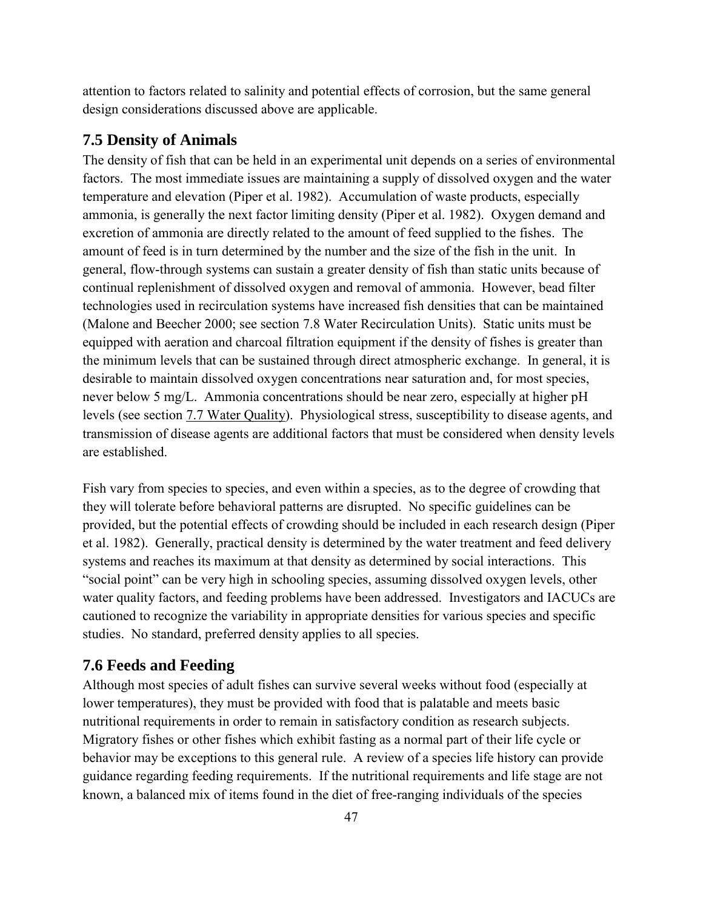attention to factors related to salinity and potential effects of corrosion, but the same general design considerations discussed above are applicable.

## 7.5 Density of Animals

The density of fish that can be held in an experimental unit depends on a series of environmental factors. The most immediate issues are maintaining a supply of dissolved oxygen and the water temperature and elevation (Piper et al. 1982). Accumulation of waste products, especially ammonia, is generally the next factor limiting density (Piper et al. 1982). Oxygen demand and excretion of ammonia are directly related to the amount of feed supplied to the fishes. The amount of feed is in turn determined by the number and the size of the fish in the unit. In general, flow-through systems can sustain a greater density of fish than static units because of continual replenishment of dissolved oxygen and removal of ammonia. However, bead filter technologies used in recirculation systems have increased fish densities that can be maintained (Malone and Beecher 2000; see section 7.8 Water Recirculation Units). Static units must be equipped with aeration and charcoal filtration equipment if the density of fishes is greater than the minimum levels that can be sustained through direct atmospheric exchange. In general, it is desirable to maintain dissolved oxygen concentrations near saturation and, for most species, never below 5 mg/L. Ammonia concentrations should be near zero, especially at higher pH levels (see section 7.7 Water Quality). Physiological stress, susceptibility to disease agents, and transmission of disease agents are additional factors that must be considered when density levels are established.

Fish vary from species to species, and even within a species, as to the degree of crowding that they will tolerate before behavioral patterns are disrupted. No specific guidelines can be provided, but the potential effects of crowding should be included in each research design (Piper et al. 1982). Generally, practical density is determined by the water treatment and feed delivery systems and reaches its maximum at that density as determined by social interactions. This "social point" can be very high in schooling species, assuming dissolved oxygen levels, other water quality factors, and feeding problems have been addressed. Investigators and IACUCs are cautioned to recognize the variability in appropriate densities for various species and specific studies. No standard, preferred density applies to all species.

## 7.6 Feeds and Feeding

Although most species of adult fishes can survive several weeks without food (especially at lower temperatures), they must be provided with food that is palatable and meets basic nutritional requirements in order to remain in satisfactory condition as research subjects. Migratory fishes or other fishes which exhibit fasting as a normal part of their life cycle or behavior may be exceptions to this general rule. A review of a species life history can provide guidance regarding feeding requirements. If the nutritional requirements and life stage are not known, a balanced mix of items found in the diet of free-ranging individuals of the species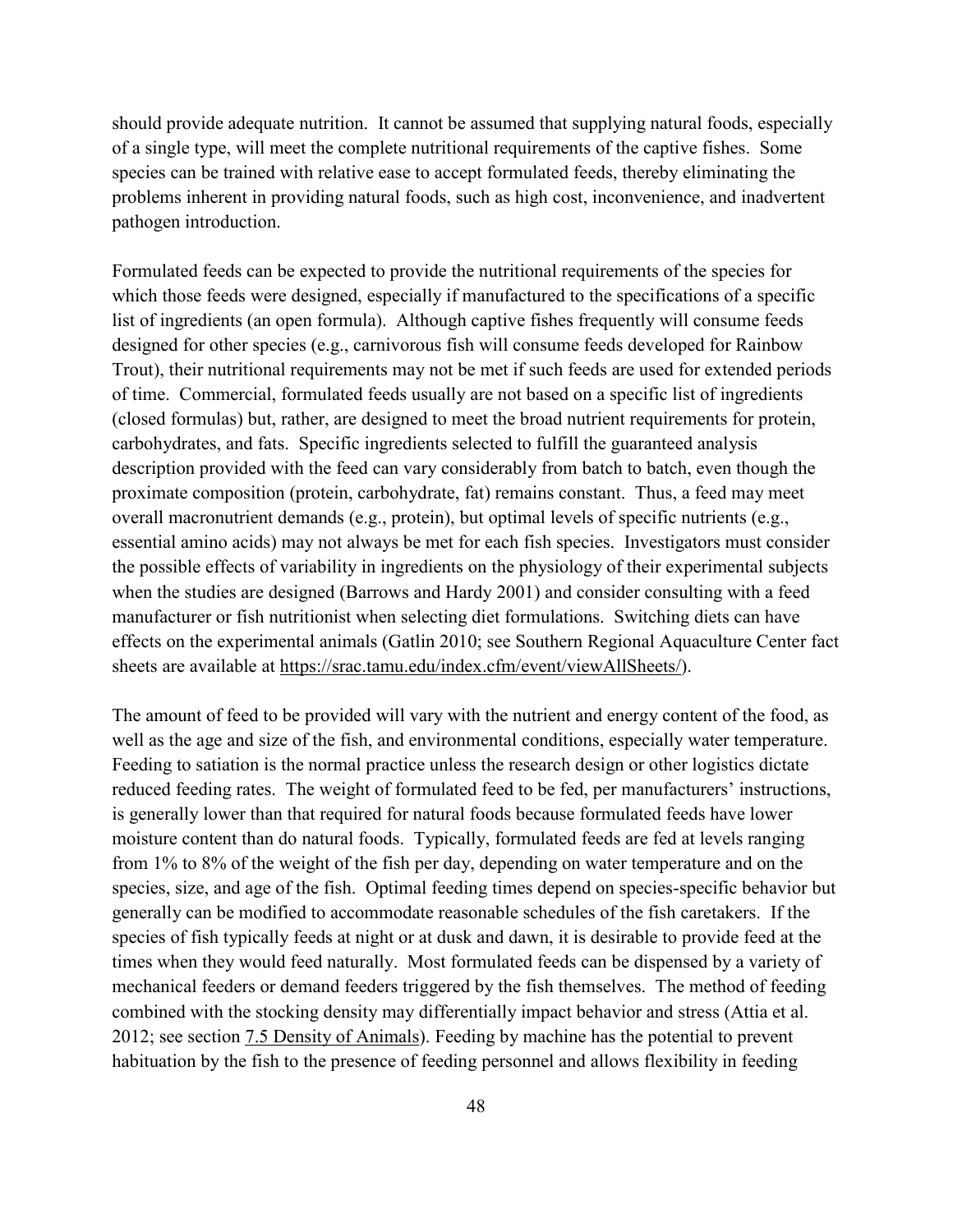should provide adequate nutrition. It cannot be assumed that supplying natural foods, especially of a single type, will meet the complete nutritional requirements of the captive fishes. Some species can be trained with relative ease to accept formulated feeds, thereby eliminating the problems inherent in providing natural foods, such as high cost, inconvenience, and inadvertent pathogen introduction.

Formulated feeds can be expected to provide the nutritional requirements of the species for which those feeds were designed, especially if manufactured to the specifications of a specific list of ingredients (an open formula). Although captive fishes frequently will consume feeds designed for other species (e.g., carnivorous fish will consume feeds developed for Rainbow Trout), their nutritional requirements may not be met if such feeds are used for extended periods of time. Commercial, formulated feeds usually are not based on a specific list of ingredients (closed formulas) but, rather, are designed to meet the broad nutrient requirements for protein, carbohydrates, and fats. Specific ingredients selected to fulfill the guaranteed analysis description provided with the feed can vary considerably from batch to batch, even though the proximate composition (protein, carbohydrate, fat) remains constant. Thus, a feed may meet overall macronutrient demands (e.g., protein), but optimal levels of specific nutrients (e.g., essential amino acids) may not always be met for each fish species. Investigators must consider the possible effects of variability in ingredients on the physiology of their experimental subjects when the studies are designed (Barrows and Hardy 2001) and consider consulting with a feed manufacturer or fish nutritionist when selecting diet formulations. Switching diets can have effects on the experimental animals (Gatlin 2010; see Southern Regional Aquaculture Center fact sheets are available at https://srac.tamu.edu/index.cfm/event/viewAllSheets/).

The amount of feed to be provided will vary with the nutrient and energy content of the food, as well as the age and size of the fish, and environmental conditions, especially water temperature. Feeding to satiation is the normal practice unless the research design or other logistics dictate reduced feeding rates. The weight of formulated feed to be fed, per manufacturers' instructions, is generally lower than that required for natural foods because formulated feeds have lower moisture content than do natural foods. Typically, formulated feeds are fed at levels ranging from 1% to 8% of the weight of the fish per day, depending on water temperature and on the species, size, and age of the fish. Optimal feeding times depend on species-specific behavior but generally can be modified to accommodate reasonable schedules of the fish caretakers. If the species of fish typically feeds at night or at dusk and dawn, it is desirable to provide feed at the times when they would feed naturally. Most formulated feeds can be dispensed by a variety of mechanical feeders or demand feeders triggered by the fish themselves. The method of feeding combined with the stocking density may differentially impact behavior and stress (Attia et al. 2012; see section 7.5 Density of Animals). Feeding by machine has the potential to prevent habituation by the fish to the presence of feeding personnel and allows flexibility in feeding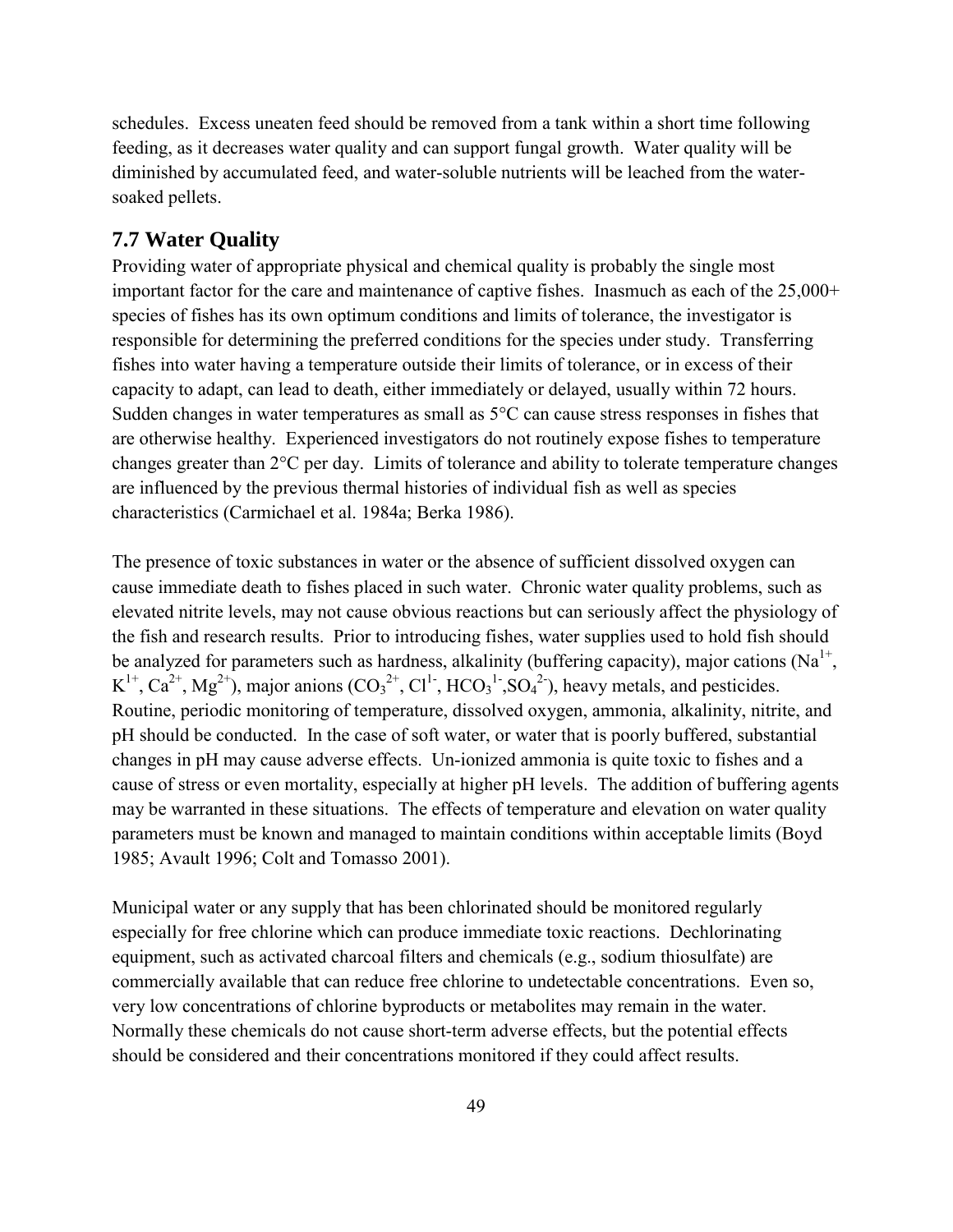schedules. Excess uneaten feed should be removed from a tank within a short time following feeding, as it decreases water quality and can support fungal growth. Water quality will be diminished by accumulated feed, and water-soluble nutrients will be leached from the water-soaked pellets.

## 7.7 Water Quality

Providing water of appropriate physical and chemical quality is probably the single most important factor for the care and maintenance of captive fishes. Inasmuch as each of the 25,000+ species of fishes has its own optimum conditions and limits of tolerance, the investigator is responsible for determining the preferred conditions for the species under study. Transferring fishes into water having a temperature outside their limits of tolerance, or in excess of their capacity to adapt, can lead to death, either immediately or delayed, usually within 72 hours. Sudden changes in water temperatures as small as 5°C can cause stress responses in fishes that are otherwise healthy. Experienced investigators do not routinely expose fishes to temperature changes greater than 2°C per day. Limits of tolerance and ability to tolerate temperature changes are influenced by the previous thermal histories of individual fish as well as species characteristics (Carmichael et al. 1984a; Berka 1986).

The presence of toxic substances in water or the absence of sufficient dissolved oxygen can cause immediate death to fishes placed in such water. Chronic water quality problems, such as elevated nitrite levels, may not cause obvious reactions but can seriously affect the physiology of the fish and research results. Prior to introducing fishes, water supplies used to hold fish should be analyzed for parameters such as hardness, alkalinity (buffering capacity), major cations ($Na^{1+}$, $K^{1+}$, $Ca^{2+}$, $Mg^{2+}$), major anions ($CO_3^{2+}$, $Cl^{1-}$, $HCO_3^{1-}$,$SO_4^{2-}$), heavy metals, and pesticides. Routine, periodic monitoring of temperature, dissolved oxygen, ammonia, alkalinity, nitrite, and pH should be conducted. In the case of soft water, or water that is poorly buffered, substantial changes in pH may cause adverse effects. Un-ionized ammonia is quite toxic to fishes and a cause of stress or even mortality, especially at higher pH levels. The addition of buffering agents may be warranted in these situations. The effects of temperature and elevation on water quality parameters must be known and managed to maintain conditions within acceptable limits (Boyd 1985; Avault 1996; Colt and Tomasso 2001).

Municipal water or any supply that has been chlorinated should be monitored regularly especially for free chlorine which can produce immediate toxic reactions. Dechlorinating equipment, such as activated charcoal filters and chemicals (e.g., sodium thiosulfate) are commercially available that can reduce free chlorine to undetectable concentrations. Even so, very low concentrations of chlorine byproducts or metabolites may remain in the water. Normally these chemicals do not cause short-term adverse effects, but the potential effects should be considered and their concentrations monitored if they could affect results.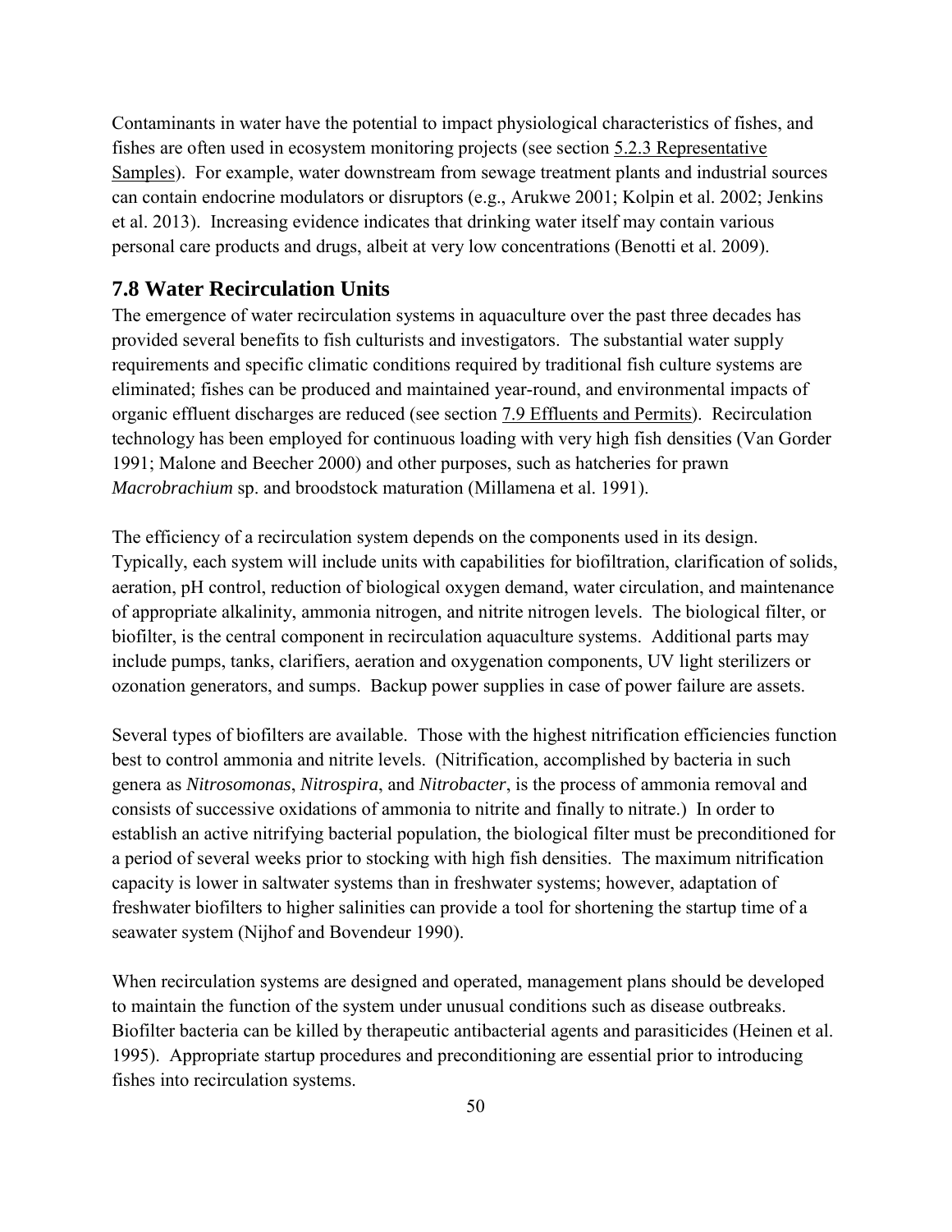Contaminants in water have the potential to impact physiological characteristics of fishes, and fishes are often used in ecosystem monitoring projects (see section 5.2.3 Representative Samples). For example, water downstream from sewage treatment plants and industrial sources can contain endocrine modulators or disruptors (e.g., Arukwe 2001; Kolpin et al. 2002; Jenkins et al. 2013). Increasing evidence indicates that drinking water itself may contain various personal care products and drugs, albeit at very low concentrations (Benotti et al. 2009).

## 7.8 Water Recirculation Units

The emergence of water recirculation systems in aquaculture over the past three decades has provided several benefits to fish culturists and investigators. The substantial water supply requirements and specific climatic conditions required by traditional fish culture systems are eliminated; fishes can be produced and maintained year-round, and environmental impacts of organic effluent discharges are reduced (see section 7.9 Effluents and Permits). Recirculation technology has been employed for continuous loading with very high fish densities (Van Gorder 1991; Malone and Beecher 2000) and other purposes, such as hatcheries for prawn *Macrobrachium* sp. and broodstock maturation (Millamena et al. 1991).

The efficiency of a recirculation system depends on the components used in its design. Typically, each system will include units with capabilities for biofiltration, clarification of solids, aeration, pH control, reduction of biological oxygen demand, water circulation, and maintenance of appropriate alkalinity, ammonia nitrogen, and nitrite nitrogen levels. The biological filter, or biofilter, is the central component in recirculation aquaculture systems. Additional parts may include pumps, tanks, clarifiers, aeration and oxygenation components, UV light sterilizers or ozonation generators, and sumps. Backup power supplies in case of power failure are assets.

Several types of biofilters are available. Those with the highest nitrification efficiencies function best to control ammonia and nitrite levels. (Nitrification, accomplished by bacteria in such genera as *Nitrosomonas*, *Nitrospira*, and *Nitrobacter*, is the process of ammonia removal and consists of successive oxidations of ammonia to nitrite and finally to nitrate.) In order to establish an active nitrifying bacterial population, the biological filter must be preconditioned for a period of several weeks prior to stocking with high fish densities. The maximum nitrification capacity is lower in saltwater systems than in freshwater systems; however, adaptation of freshwater biofilters to higher salinities can provide a tool for shortening the startup time of a seawater system (Nijhof and Bovendeur 1990).

When recirculation systems are designed and operated, management plans should be developed to maintain the function of the system under unusual conditions such as disease outbreaks. Biofilter bacteria can be killed by therapeutic antibacterial agents and parasiticides (Heinen et al. 1995). Appropriate startup procedures and preconditioning are essential prior to introducing fishes into recirculation systems.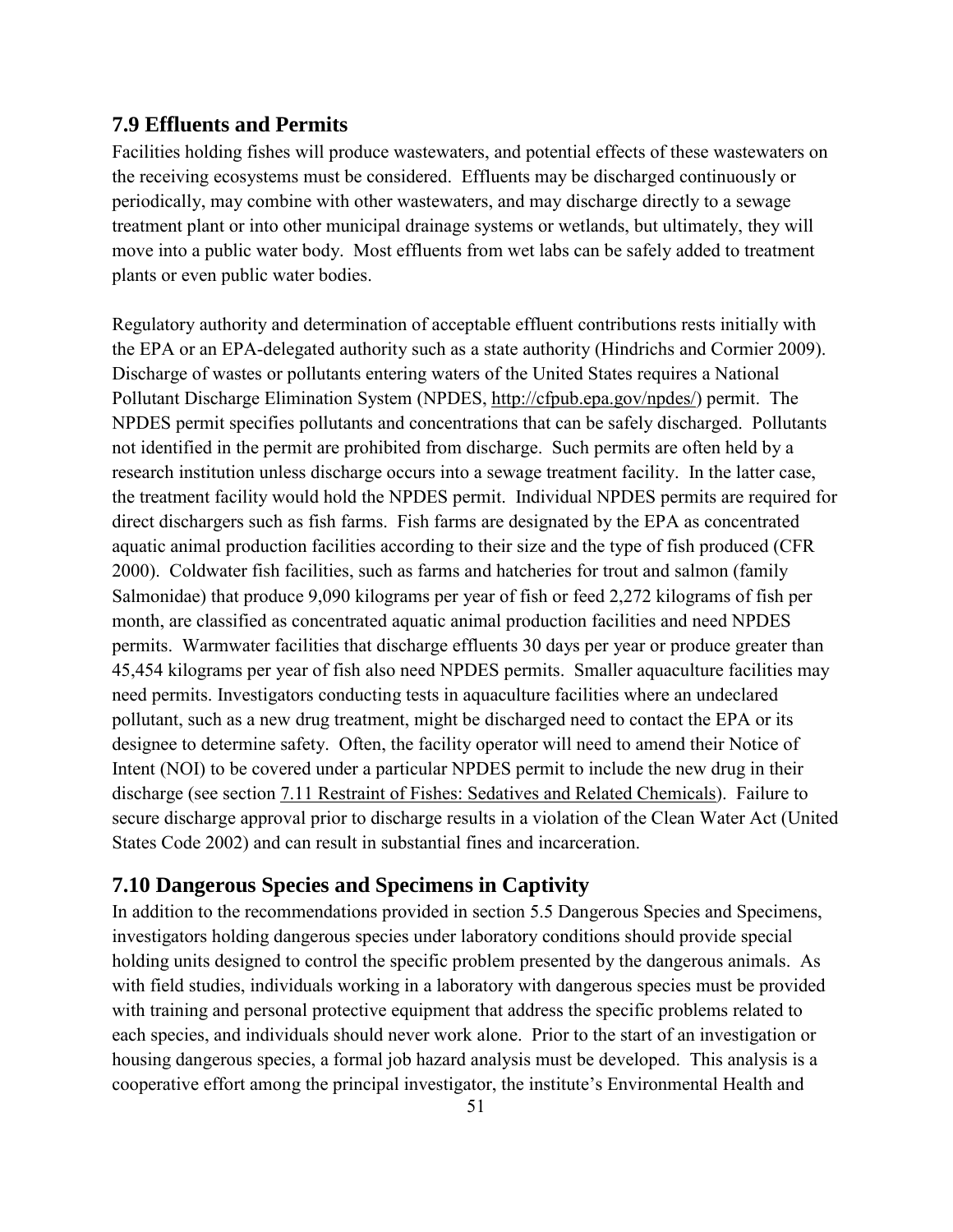## 7.9 Effluents and Permits

Facilities holding fishes will produce wastewaters, and potential effects of these wastewaters on the receiving ecosystems must be considered. Effluents may be discharged continuously or periodically, may combine with other wastewaters, and may discharge directly to a sewage treatment plant or into other municipal drainage systems or wetlands, but ultimately, they will move into a public water body. Most effluents from wet labs can be safely added to treatment plants or even public water bodies.

Regulatory authority and determination of acceptable effluent contributions rests initially with the EPA or an EPA-delegated authority such as a state authority (Hindrichs and Cormier 2009). Discharge of wastes or pollutants entering waters of the United States requires a National Pollutant Discharge Elimination System (NPDES, http://cfpub.epa.gov/npdes/) permit. The NPDES permit specifies pollutants and concentrations that can be safely discharged. Pollutants not identified in the permit are prohibited from discharge. Such permits are often held by a research institution unless discharge occurs into a sewage treatment facility. In the latter case, the treatment facility would hold the NPDES permit. Individual NPDES permits are required for direct dischargers such as fish farms. Fish farms are designated by the EPA as concentrated aquatic animal production facilities according to their size and the type of fish produced (CFR 2000). Coldwater fish facilities, such as farms and hatcheries for trout and salmon (family Salmonidae) that produce 9,090 kilograms per year of fish or feed 2,272 kilograms of fish per month, are classified as concentrated aquatic animal production facilities and need NPDES permits. Warmwater facilities that discharge effluents 30 days per year or produce greater than 45,454 kilograms per year of fish also need NPDES permits. Smaller aquaculture facilities may need permits. Investigators conducting tests in aquaculture facilities where an undeclared pollutant, such as a new drug treatment, might be discharged need to contact the EPA or its designee to determine safety. Often, the facility operator will need to amend their Notice of Intent (NOI) to be covered under a particular NPDES permit to include the new drug in their discharge (see section 7.11 Restraint of Fishes: Sedatives and Related Chemicals). Failure to secure discharge approval prior to discharge results in a violation of the Clean Water Act (United States Code 2002) and can result in substantial fines and incarceration.

## 7.10 Dangerous Species and Specimens in Captivity

In addition to the recommendations provided in section 5.5 Dangerous Species and Specimens, investigators holding dangerous species under laboratory conditions should provide special holding units designed to control the specific problem presented by the dangerous animals. As with field studies, individuals working in a laboratory with dangerous species must be provided with training and personal protective equipment that address the specific problems related to each species, and individuals should never work alone. Prior to the start of an investigation or housing dangerous species, a formal job hazard analysis must be developed. This analysis is a cooperative effort among the principal investigator, the institute's Environmental Health and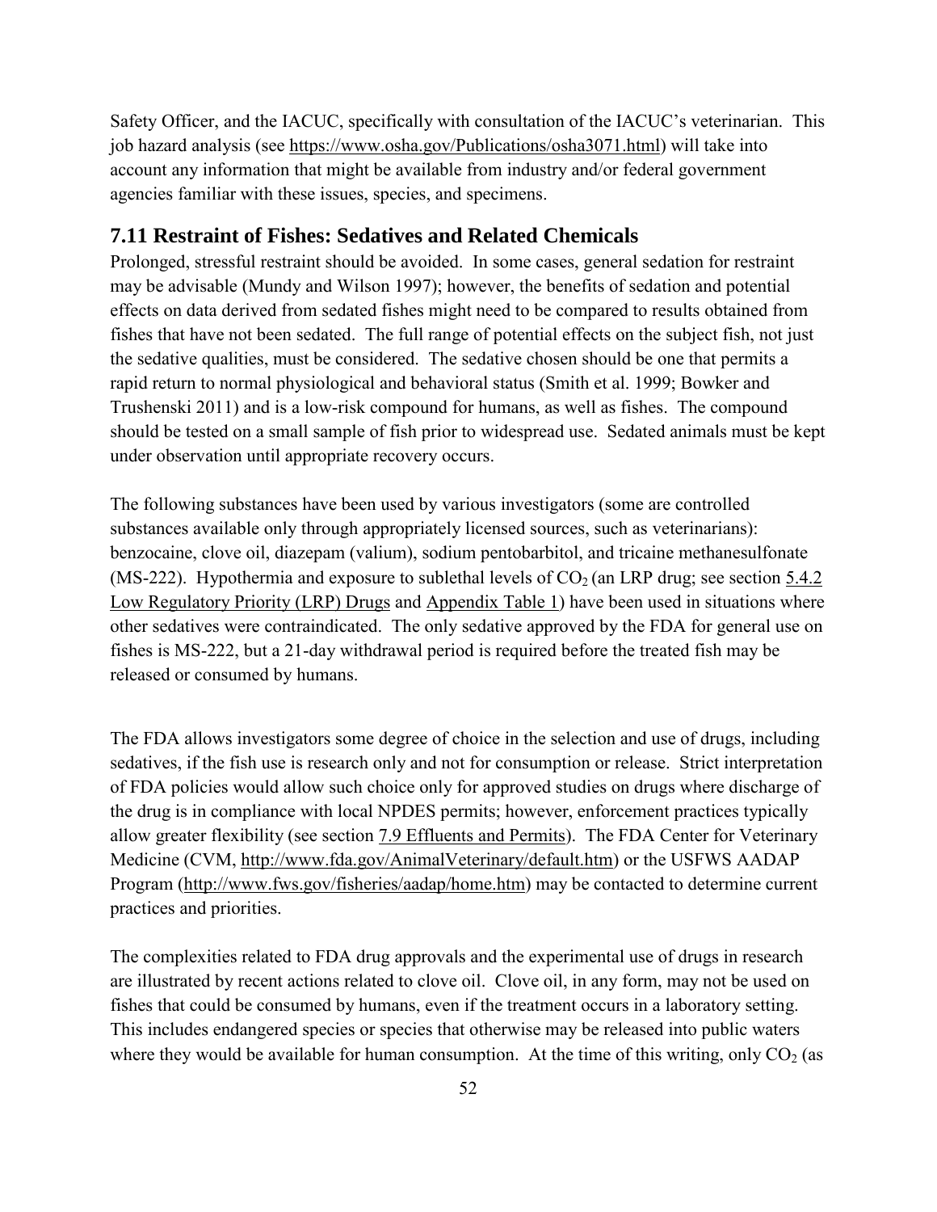Safety Officer, and the IACUC, specifically with consultation of the IACUC's veterinarian. This job hazard analysis (see https://www.osha.gov/Publications/osha3071.html) will take into account any information that might be available from industry and/or federal government agencies familiar with these issues, species, and specimens.

## 7.11 Restraint of Fishes: Sedatives and Related Chemicals

Prolonged, stressful restraint should be avoided. In some cases, general sedation for restraint may be advisable (Mundy and Wilson 1997); however, the benefits of sedation and potential effects on data derived from sedated fishes might need to be compared to results obtained from fishes that have not been sedated. The full range of potential effects on the subject fish, not just the sedative qualities, must be considered. The sedative chosen should be one that permits a rapid return to normal physiological and behavioral status (Smith et al. 1999; Bowker and Trushenski 2011) and is a low-risk compound for humans, as well as fishes. The compound should be tested on a small sample of fish prior to widespread use. Sedated animals must be kept under observation until appropriate recovery occurs.

The following substances have been used by various investigators (some are controlled substances available only through appropriately licensed sources, such as veterinarians): benzocaine, clove oil, diazepam (valium), sodium pentobarbitol, and tricaine methanesulfonate (MS-222). Hypothermia and exposure to sublethal levels of $CO_2$ (an LRP drug; see section 5.4.2 Low Regulatory Priority (LRP) Drugs and Appendix Table 1) have been used in situations where other sedatives were contraindicated. The only sedative approved by the FDA for general use on fishes is MS-222, but a 21-day withdrawal period is required before the treated fish may be released or consumed by humans.

The FDA allows investigators some degree of choice in the selection and use of drugs, including sedatives, if the fish use is research only and not for consumption or release. Strict interpretation of FDA policies would allow such choice only for approved studies on drugs where discharge of the drug is in compliance with local NPDES permits; however, enforcement practices typically allow greater flexibility (see section 7.9 Effluents and Permits). The FDA Center for Veterinary Medicine (CVM, http://www.fda.gov/AnimalVeterinary/default.htm) or the USFWS AADAP Program (http://www.fws.gov/fisheries/aadap/home.htm) may be contacted to determine current practices and priorities.

The complexities related to FDA drug approvals and the experimental use of drugs in research are illustrated by recent actions related to clove oil. Clove oil, in any form, may not be used on fishes that could be consumed by humans, even if the treatment occurs in a laboratory setting. This includes endangered species or species that otherwise may be released into public waters where they would be available for human consumption. At the time of this writing, only $CO_2$ (as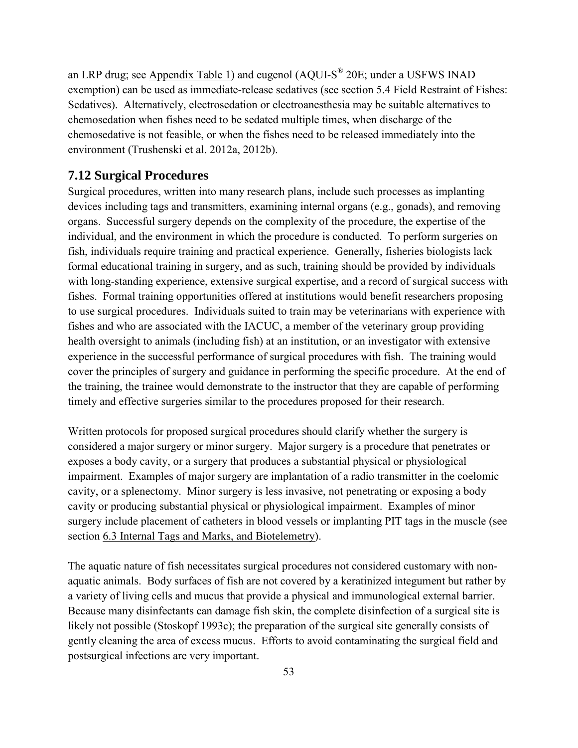an LRP drug; see Appendix Table 1) and eugenol (AQUI-S® 20E; under a USFWS INAD exemption) can be used as immediate-release sedatives (see section 5.4 Field Restraint of Fishes: Sedatives). Alternatively, electrosedation or electroanesthesia may be suitable alternatives to chemosedation when fishes need to be sedated multiple times, when discharge of the chemosedative is not feasible, or when the fishes need to be released immediately into the environment (Trushenski et al. 2012a, 2012b).

## 7.12 Surgical Procedures

Surgical procedures, written into many research plans, include such processes as implanting devices including tags and transmitters, examining internal organs (e.g., gonads), and removing organs. Successful surgery depends on the complexity of the procedure, the expertise of the individual, and the environment in which the procedure is conducted. To perform surgeries on fish, individuals require training and practical experience. Generally, fisheries biologists lack formal educational training in surgery, and as such, training should be provided by individuals with long-standing experience, extensive surgical expertise, and a record of surgical success with fishes. Formal training opportunities offered at institutions would benefit researchers proposing to use surgical procedures. Individuals suited to train may be veterinarians with experience with fishes and who are associated with the IACUC, a member of the veterinary group providing health oversight to animals (including fish) at an institution, or an investigator with extensive experience in the successful performance of surgical procedures with fish. The training would cover the principles of surgery and guidance in performing the specific procedure. At the end of the training, the trainee would demonstrate to the instructor that they are capable of performing timely and effective surgeries similar to the procedures proposed for their research.

Written protocols for proposed surgical procedures should clarify whether the surgery is considered a major surgery or minor surgery. Major surgery is a procedure that penetrates or exposes a body cavity, or a surgery that produces a substantial physical or physiological impairment. Examples of major surgery are implantation of a radio transmitter in the coelomic cavity, or a splenectomy. Minor surgery is less invasive, not penetrating or exposing a body cavity or producing substantial physical or physiological impairment. Examples of minor surgery include placement of catheters in blood vessels or implanting PIT tags in the muscle (see section 6.3 Internal Tags and Marks, and Biotelemetry).

The aquatic nature of fish necessitates surgical procedures not considered customary with non-aquatic animals. Body surfaces of fish are not covered by a keratinized integument but rather by a variety of living cells and mucus that provide a physical and immunological external barrier. Because many disinfectants can damage fish skin, the complete disinfection of a surgical site is likely not possible (Stoskopf 1993c); the preparation of the surgical site generally consists of gently cleaning the area of excess mucus. Efforts to avoid contaminating the surgical field and postsurgical infections are very important.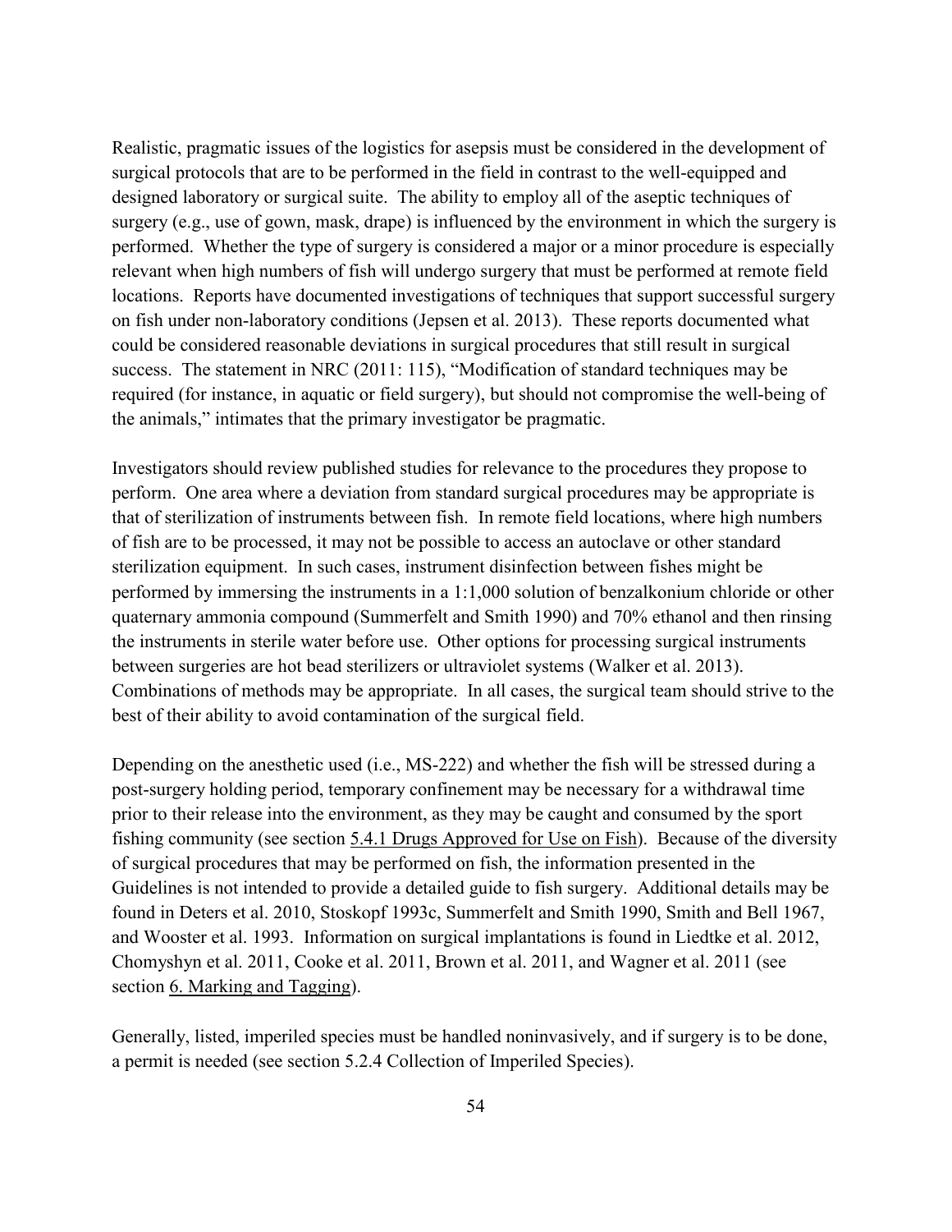Realistic, pragmatic issues of the logistics for asepsis must be considered in the development of surgical protocols that are to be performed in the field in contrast to the well-equipped and designed laboratory or surgical suite. The ability to employ all of the aseptic techniques of surgery (e.g., use of gown, mask, drape) is influenced by the environment in which the surgery is performed. Whether the type of surgery is considered a major or a minor procedure is especially relevant when high numbers of fish will undergo surgery that must be performed at remote field locations. Reports have documented investigations of techniques that support successful surgery on fish under non-laboratory conditions (Jepsen et al. 2013). These reports documented what could be considered reasonable deviations in surgical procedures that still result in surgical success. The statement in NRC (2011: 115), "Modification of standard techniques may be required (for instance, in aquatic or field surgery), but should not compromise the well-being of the animals," intimates that the primary investigator be pragmatic.

Investigators should review published studies for relevance to the procedures they propose to perform. One area where a deviation from standard surgical procedures may be appropriate is that of sterilization of instruments between fish. In remote field locations, where high numbers of fish are to be processed, it may not be possible to access an autoclave or other standard sterilization equipment. In such cases, instrument disinfection between fishes might be performed by immersing the instruments in a 1:1,000 solution of benzalkonium chloride or other quaternary ammonia compound (Summerfelt and Smith 1990) and 70% ethanol and then rinsing the instruments in sterile water before use. Other options for processing surgical instruments between surgeries are hot bead sterilizers or ultraviolet systems (Walker et al. 2013). Combinations of methods may be appropriate. In all cases, the surgical team should strive to the best of their ability to avoid contamination of the surgical field.

Depending on the anesthetic used (i.e., MS-222) and whether the fish will be stressed during a post-surgery holding period, temporary confinement may be necessary for a withdrawal time prior to their release into the environment, as they may be caught and consumed by the sport fishing community (see section 5.4.1 Drugs Approved for Use on Fish). Because of the diversity of surgical procedures that may be performed on fish, the information presented in the Guidelines is not intended to provide a detailed guide to fish surgery. Additional details may be found in Deters et al. 2010, Stoskopf 1993c, Summerfelt and Smith 1990, Smith and Bell 1967, and Wooster et al. 1993. Information on surgical implantations is found in Liedtke et al. 2012, Chomyshyn et al. 2011, Cooke et al. 2011, Brown et al. 2011, and Wagner et al. 2011 (see section 6. Marking and Tagging).

Generally, listed, imperiled species must be handled noninvasively, and if surgery is to be done, a permit is needed (see section 5.2.4 Collection of Imperiled Species).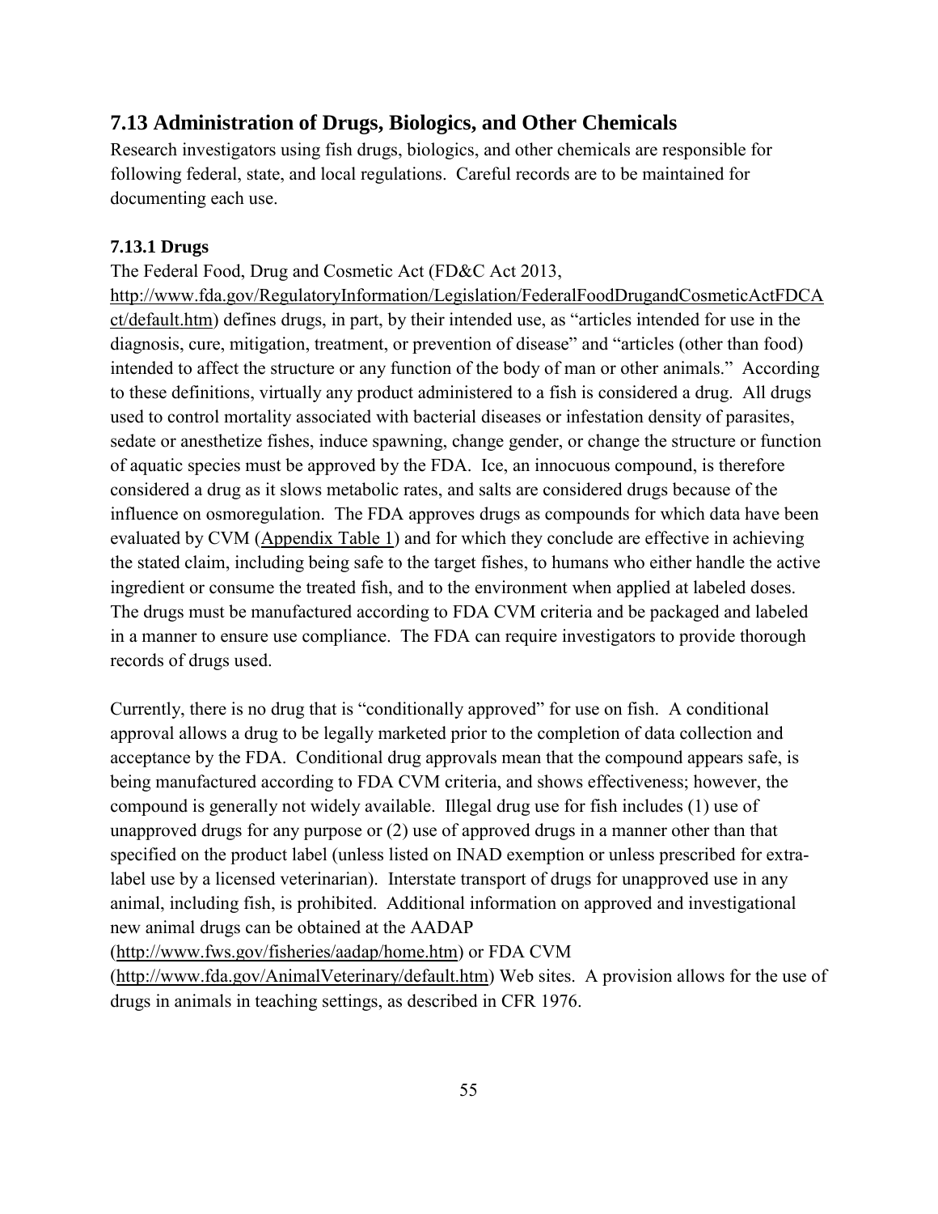## 7.13 Administration of Drugs, Biologics, and Other Chemicals

Research investigators using fish drugs, biologics, and other chemicals are responsible for following federal, state, and local regulations. Careful records are to be maintained for documenting each use.

### 7.13.1 Drugs

The Federal Food, Drug and Cosmetic Act (FD&C Act 2013, http://www.fda.gov/RegulatoryInformation/Legislation/FederalFoodDrugandCosmeticActFDCAct/default.htm) defines drugs, in part, by their intended use, as "articles intended for use in the diagnosis, cure, mitigation, treatment, or prevention of disease" and "articles (other than food) intended to affect the structure or any function of the body of man or other animals." According to these definitions, virtually any product administered to a fish is considered a drug. All drugs used to control mortality associated with bacterial diseases or infestation density of parasites, sedate or anesthetize fishes, induce spawning, change gender, or change the structure or function of aquatic species must be approved by the FDA. Ice, an innocuous compound, is therefore considered a drug as it slows metabolic rates, and salts are considered drugs because of the influence on osmoregulation. The FDA approves drugs as compounds for which data have been evaluated by CVM (Appendix Table 1) and for which they conclude are effective in achieving the stated claim, including being safe to the target fishes, to humans who either handle the active ingredient or consume the treated fish, and to the environment when applied at labeled doses. The drugs must be manufactured according to FDA CVM criteria and be packaged and labeled in a manner to ensure use compliance. The FDA can require investigators to provide thorough records of drugs used.

Currently, there is no drug that is "conditionally approved" for use on fish. A conditional approval allows a drug to be legally marketed prior to the completion of data collection and acceptance by the FDA. Conditional drug approvals mean that the compound appears safe, is being manufactured according to FDA CVM criteria, and shows effectiveness; however, the compound is generally not widely available. Illegal drug use for fish includes (1) use of unapproved drugs for any purpose or (2) use of approved drugs in a manner other than that specified on the product label (unless listed on INAD exemption or unless prescribed for extra-label use by a licensed veterinarian). Interstate transport of drugs for unapproved use in any animal, including fish, is prohibited. Additional information on approved and investigational new animal drugs can be obtained at the AADAP (http://www.fws.gov/fisheries/aadap/home.htm) or FDA CVM (http://www.fda.gov/AnimalVeterinary/default.htm) Web sites. A provision allows for the use of drugs in animals in teaching settings, as described in CFR 1976.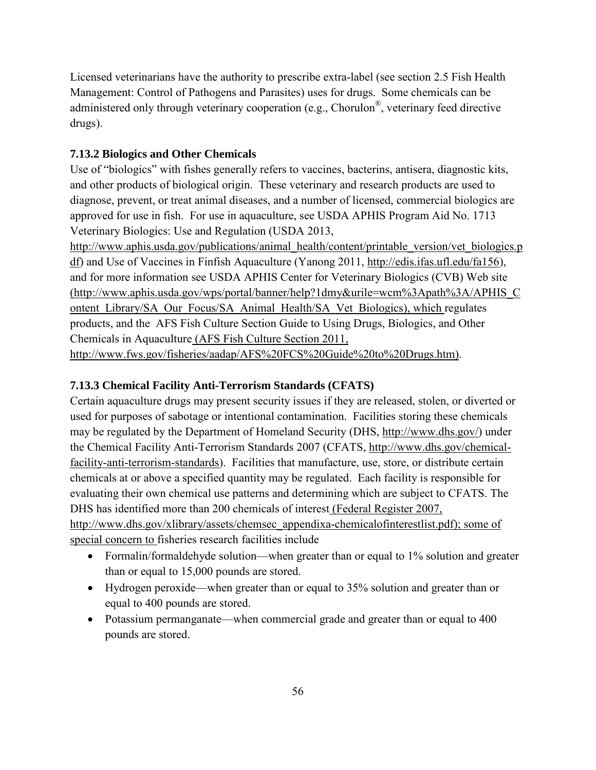Licensed veterinarians have the authority to prescribe extra-label (see section 2.5 Fish Health Management: Control of Pathogens and Parasites) uses for drugs. Some chemicals can be administered only through veterinary cooperation (e.g., Chorulon®, veterinary feed directive drugs).

### 7.13.2 Biologics and Other Chemicals

Use of "biologics" with fishes generally refers to vaccines, bacterins, antisera, diagnostic kits, and other products of biological origin. These veterinary and research products are used to diagnose, prevent, or treat animal diseases, and a number of licensed, commercial biologics are approved for use in fish. For use in aquaculture, see USDA APHIS Program Aid No. 1713 Veterinary Biologics: Use and Regulation (USDA 2013, http://www.aphis.usda.gov/publications/animal_health/content/printable_version/vet_biologics.pdf) and Use of Vaccines in Finfish Aquaculture (Yanong 2011, http://edis.ifas.ufl.edu/fa156), and for more information see USDA APHIS Center for Veterinary Biologics (CVB) Web site (http://www.aphis.usda.gov/wps/portal/banner/help?1dmy&urile=wcm%3Apath%3A/APHIS_Content_Library/SA_Our_Focus/SA_Animal_Health/SA_Vet_Biologics), which regulates products, and the AFS Fish Culture Section Guide to Using Drugs, Biologics, and Other Chemicals in Aquaculture (AFS Fish Culture Section 2011, http://www.fws.gov/fisheries/aadap/AFS%20FCS%20Guide%20to%20Drugs.htm).

### 7.13.3 Chemical Facility Anti-Terrorism Standards (CFATS)

Certain aquaculture drugs may present security issues if they are released, stolen, or diverted or used for purposes of sabotage or intentional contamination. Facilities storing these chemicals may be regulated by the Department of Homeland Security (DHS, http://www.dhs.gov/) under the Chemical Facility Anti-Terrorism Standards 2007 (CFATS, http://www.dhs.gov/chemical-facility-anti-terrorism-standards). Facilities that manufacture, use, store, or distribute certain chemicals at or above a specified quantity may be regulated. Each facility is responsible for evaluating their own chemical use patterns and determining which are subject to CFATS. The DHS has identified more than 200 chemicals of interest (Federal Register 2007, http://www.dhs.gov/xlibrary/assets/chemsec_appendixa-chemicalofinterestlist.pdf); some of special concern to fisheries research facilities include

- Formalin/formaldehyde solution—when greater than or equal to 1% solution and greater than or equal to 15,000 pounds are stored.
- Hydrogen peroxide—when greater than or equal to 35% solution and greater than or equal to 400 pounds are stored.
- Potassium permanganate—when commercial grade and greater than or equal to 400 pounds are stored.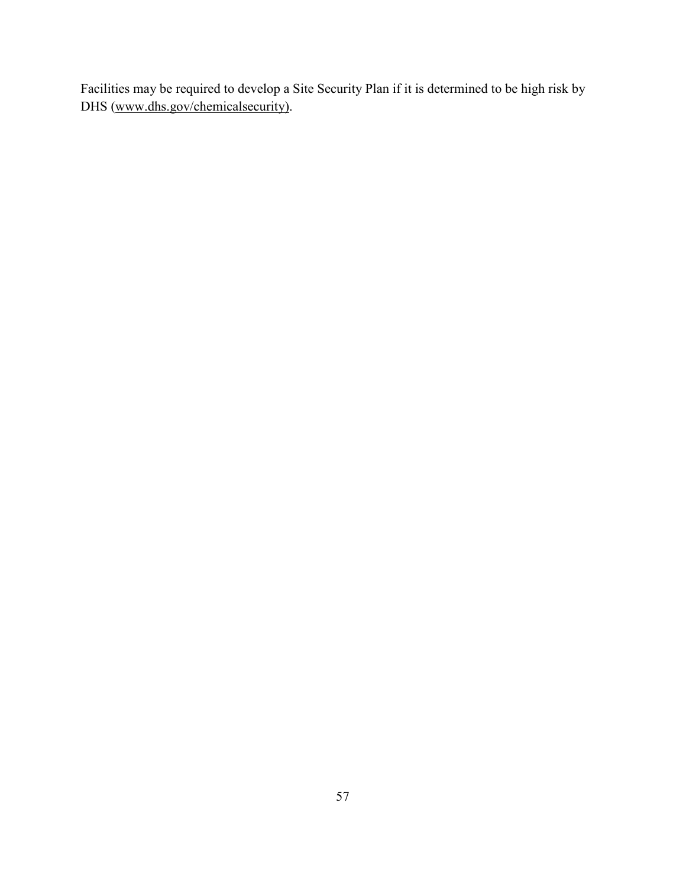Facilities may be required to develop a Site Security Plan if it is determined to be high risk by DHS (www.dhs.gov/chemicalsecurity).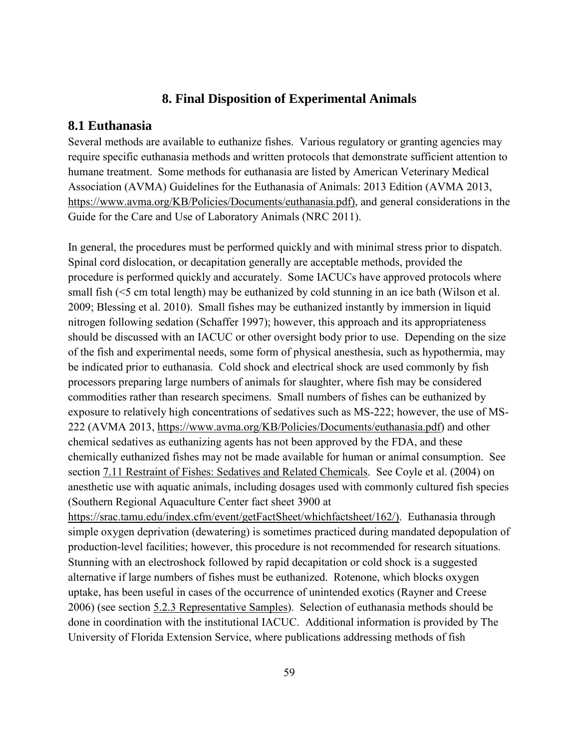# 8. Final Disposition of Experimental Animals

## 8.1 Euthanasia

Several methods are available to euthanize fishes. Various regulatory or granting agencies may require specific euthanasia methods and written protocols that demonstrate sufficient attention to humane treatment. Some methods for euthanasia are listed by American Veterinary Medical Association (AVMA) Guidelines for the Euthanasia of Animals: 2013 Edition (AVMA 2013, https://www.avma.org/KB/Policies/Documents/euthanasia.pdf), and general considerations in the Guide for the Care and Use of Laboratory Animals (NRC 2011).

In general, the procedures must be performed quickly and with minimal stress prior to dispatch. Spinal cord dislocation, or decapitation generally are acceptable methods, provided the procedure is performed quickly and accurately. Some IACUCs have approved protocols where small fish (<5 cm total length) may be euthanized by cold stunning in an ice bath (Wilson et al. 2009; Blessing et al. 2010). Small fishes may be euthanized instantly by immersion in liquid nitrogen following sedation (Schaffer 1997); however, this approach and its appropriateness should be discussed with an IACUC or other oversight body prior to use. Depending on the size of the fish and experimental needs, some form of physical anesthesia, such as hypothermia, may be indicated prior to euthanasia. Cold shock and electrical shock are used commonly by fish processors preparing large numbers of animals for slaughter, where fish may be considered commodities rather than research specimens. Small numbers of fishes can be euthanized by exposure to relatively high concentrations of sedatives such as MS-222; however, the use of MS-222 (AVMA 2013, https://www.avma.org/KB/Policies/Documents/euthanasia.pdf) and other chemical sedatives as euthanizing agents has not been approved by the FDA, and these chemically euthanized fishes may not be made available for human or animal consumption. See section 7.11 Restraint of Fishes: Sedatives and Related Chemicals. See Coyle et al. (2004) on anesthetic use with aquatic animals, including dosages used with commonly cultured fish species (Southern Regional Aquaculture Center fact sheet 3900 at https://srac.tamu.edu/index.cfm/event/getFactSheet/whichfactsheet/162/). Euthanasia through simple oxygen deprivation (dewatering) is sometimes practiced during mandated depopulation of production-level facilities; however, this procedure is not recommended for research situations. Stunning with an electroshock followed by rapid decapitation or cold shock is a suggested alternative if large numbers of fishes must be euthanized. Rotenone, which blocks oxygen uptake, has been useful in cases of the occurrence of unintended exotics (Rayner and Creese 2006) (see section 5.2.3 Representative Samples). Selection of euthanasia methods should be done in coordination with the institutional IACUC. Additional information is provided by The University of Florida Extension Service, where publications addressing methods of fish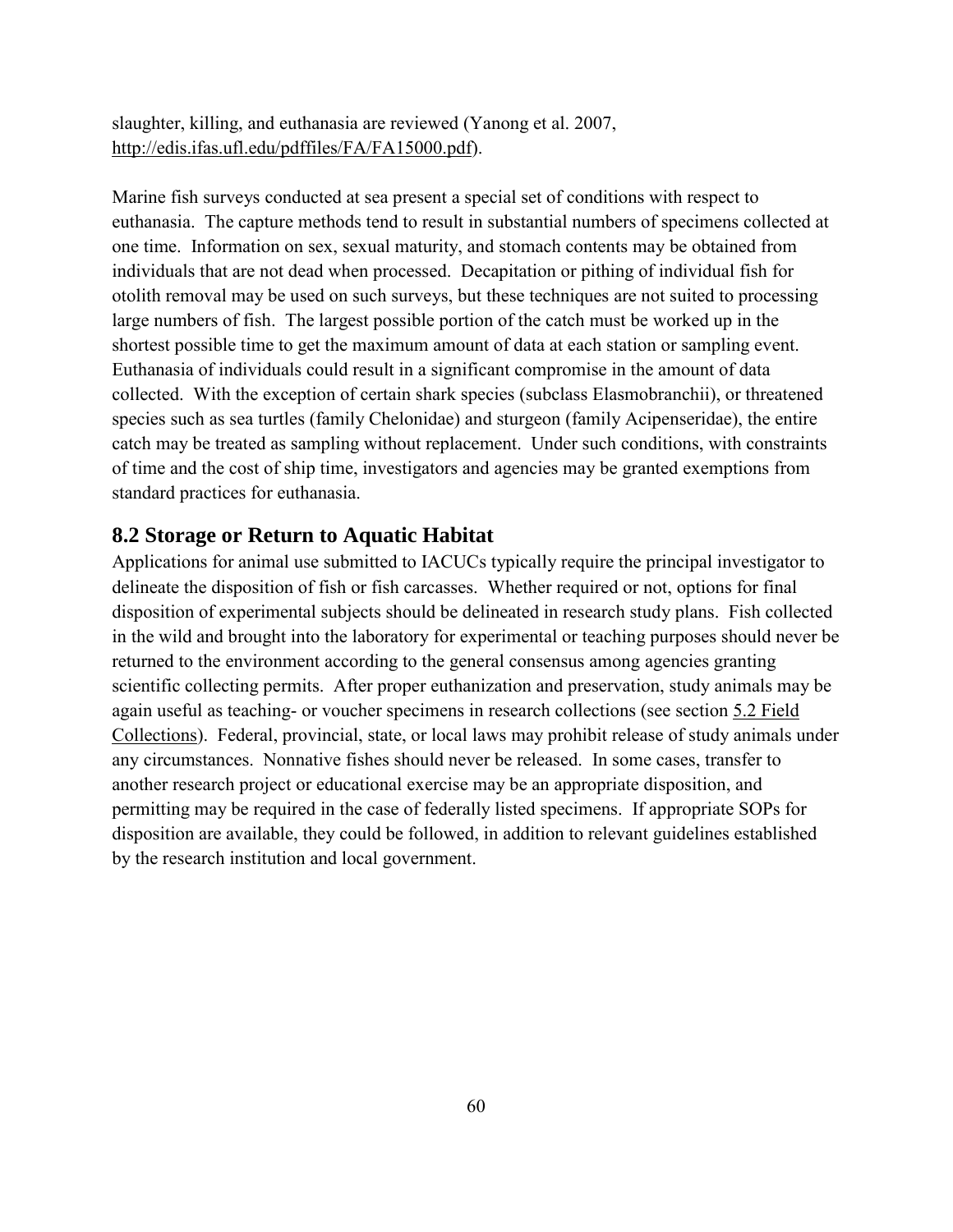slaughter, killing, and euthanasia are reviewed (Yanong et al. 2007, http://edis.ifas.ufl.edu/pdffiles/FA/FA15000.pdf).

Marine fish surveys conducted at sea present a special set of conditions with respect to euthanasia. The capture methods tend to result in substantial numbers of specimens collected at one time. Information on sex, sexual maturity, and stomach contents may be obtained from individuals that are not dead when processed. Decapitation or pithing of individual fish for otolith removal may be used on such surveys, but these techniques are not suited to processing large numbers of fish. The largest possible portion of the catch must be worked up in the shortest possible time to get the maximum amount of data at each station or sampling event. Euthanasia of individuals could result in a significant compromise in the amount of data collected. With the exception of certain shark species (subclass Elasmobranchii), or threatened species such as sea turtles (family Chelonidae) and sturgeon (family Acipenseridae), the entire catch may be treated as sampling without replacement. Under such conditions, with constraints of time and the cost of ship time, investigators and agencies may be granted exemptions from standard practices for euthanasia.

## 8.2 Storage or Return to Aquatic Habitat

Applications for animal use submitted to IACUCs typically require the principal investigator to delineate the disposition of fish or fish carcasses. Whether required or not, options for final disposition of experimental subjects should be delineated in research study plans. Fish collected in the wild and brought into the laboratory for experimental or teaching purposes should never be returned to the environment according to the general consensus among agencies granting scientific collecting permits. After proper euthanization and preservation, study animals may be again useful as teaching- or voucher specimens in research collections (see section 5.2 Field Collections). Federal, provincial, state, or local laws may prohibit release of study animals under any circumstances. Nonnative fishes should never be released. In some cases, transfer to another research project or educational exercise may be an appropriate disposition, and permitting may be required in the case of federally listed specimens. If appropriate SOPs for disposition are available, they could be followed, in addition to relevant guidelines established by the research institution and local government.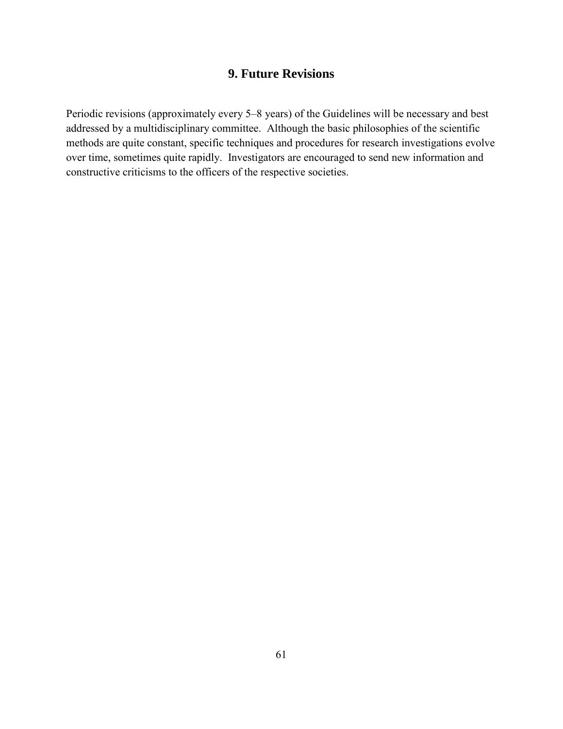# 9. Future Revisions

Periodic revisions (approximately every 5–8 years) of the Guidelines will be necessary and best addressed by a multidisciplinary committee. Although the basic philosophies of the scientific methods are quite constant, specific techniques and procedures for research investigations evolve over time, sometimes quite rapidly. Investigators are encouraged to send new information and constructive criticisms to the officers of the respective societies.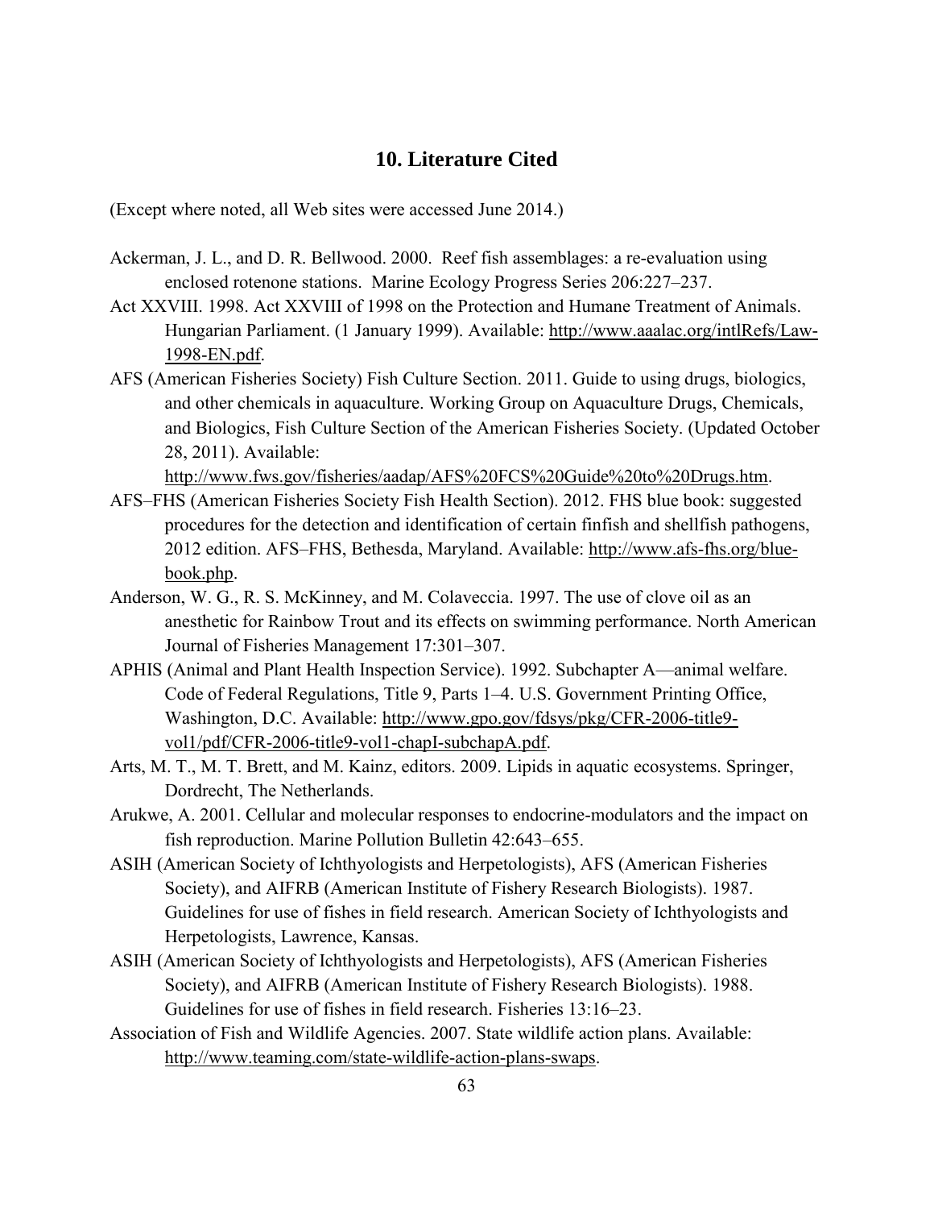## 10. Literature Cited

(Except where noted, all Web sites were accessed June 2014.)

Ackerman, J. L., and D. R. Bellwood. 2000. Reef fish assemblages: a re-evaluation using enclosed rotenone stations. Marine Ecology Progress Series 206:227–237.

Act XXVIII. 1998. Act XXVIII of 1998 on the Protection and Humane Treatment of Animals. Hungarian Parliament. (1 January 1999). Available: http://www.aaalac.org/intlRefs/Law-1998-EN.pdf.

AFS (American Fisheries Society) Fish Culture Section. 2011. Guide to using drugs, biologics, and other chemicals in aquaculture. Working Group on Aquaculture Drugs, Chemicals, and Biologics, Fish Culture Section of the American Fisheries Society. (Updated October 28, 2011). Available: http://www.fws.gov/fisheries/aadap/AFS%20FCS%20Guide%20to%20Drugs.htm.

AFS–FHS (American Fisheries Society Fish Health Section). 2012. FHS blue book: suggested procedures for the detection and identification of certain finfish and shellfish pathogens, 2012 edition. AFS–FHS, Bethesda, Maryland. Available: http://www.afs-fhs.org/blue-book.php.

Anderson, W. G., R. S. McKinney, and M. Colaveccia. 1997. The use of clove oil as an anesthetic for Rainbow Trout and its effects on swimming performance. North American Journal of Fisheries Management 17:301–307.

APHIS (Animal and Plant Health Inspection Service). 1992. Subchapter A—animal welfare. Code of Federal Regulations, Title 9, Parts 1–4. U.S. Government Printing Office, Washington, D.C. Available: http://www.gpo.gov/fdsys/pkg/CFR-2006-title9-vol1/pdf/CFR-2006-title9-vol1-chapI-subchapA.pdf.

Arts, M. T., M. T. Brett, and M. Kainz, editors. 2009. Lipids in aquatic ecosystems. Springer, Dordrecht, The Netherlands.

Arukwe, A. 2001. Cellular and molecular responses to endocrine-modulators and the impact on fish reproduction. Marine Pollution Bulletin 42:643–655.

ASIH (American Society of Ichthyologists and Herpetologists), AFS (American Fisheries Society), and AIFRB (American Institute of Fishery Research Biologists). 1987. Guidelines for use of fishes in field research. American Society of Ichthyologists and Herpetologists, Lawrence, Kansas.

ASIH (American Society of Ichthyologists and Herpetologists), AFS (American Fisheries Society), and AIFRB (American Institute of Fishery Research Biologists). 1988. Guidelines for use of fishes in field research. Fisheries 13:16–23.

Association of Fish and Wildlife Agencies. 2007. State wildlife action plans. Available: http://www.teaming.com/state-wildlife-action-plans-swaps.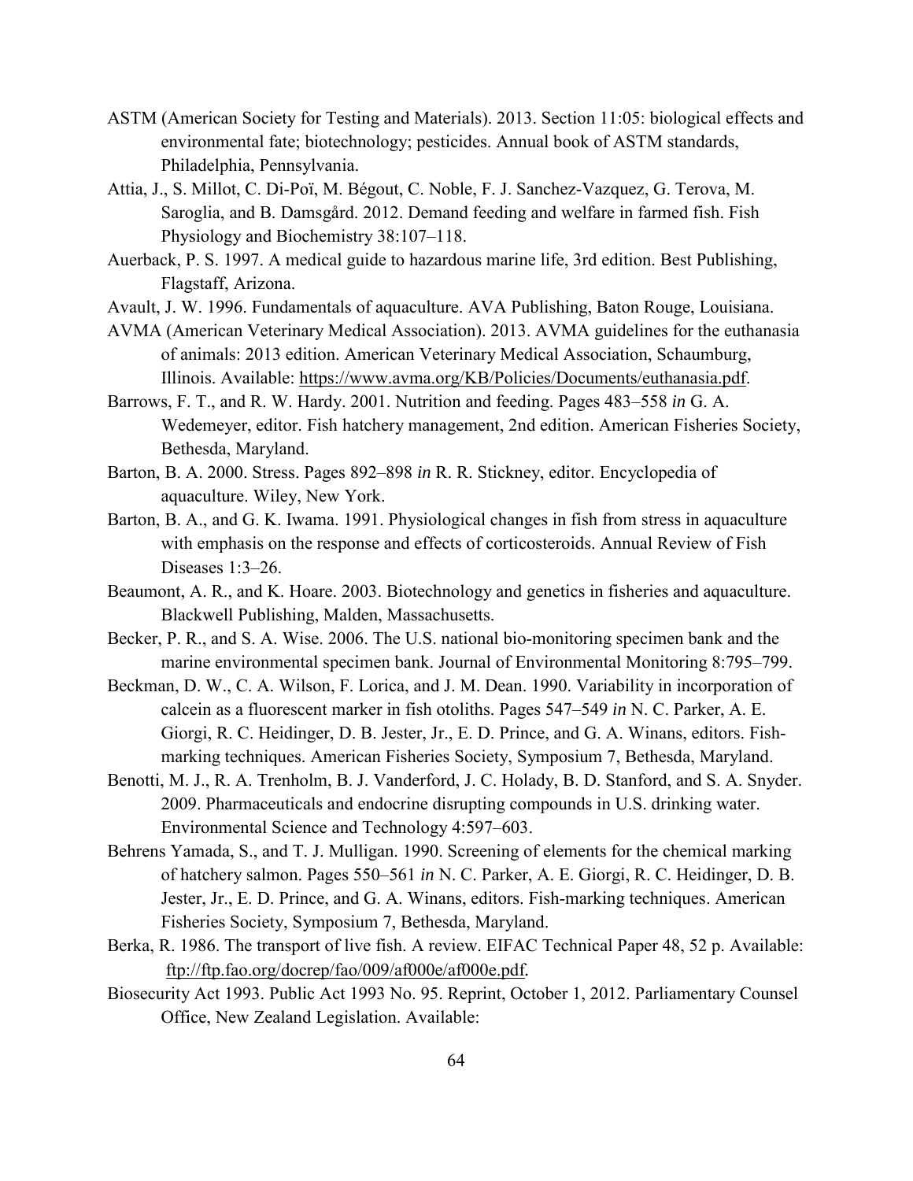ASTM (American Society for Testing and Materials). 2013. Section 11:05: biological effects and environmental fate; biotechnology; pesticides. Annual book of ASTM standards, Philadelphia, Pennsylvania.

Attia, J., S. Millot, C. Di-Poï, M. Bégout, C. Noble, F. J. Sanchez-Vazquez, G. Terova, M. Saroglia, and B. Damsgård. 2012. Demand feeding and welfare in farmed fish. Fish Physiology and Biochemistry 38:107–118.

Auerback, P. S. 1997. A medical guide to hazardous marine life, 3rd edition. Best Publishing, Flagstaff, Arizona.

Avault, J. W. 1996. Fundamentals of aquaculture. AVA Publishing, Baton Rouge, Louisiana.

AVMA (American Veterinary Medical Association). 2013. AVMA guidelines for the euthanasia of animals: 2013 edition. American Veterinary Medical Association, Schaumburg, Illinois. Available: https://www.avma.org/KB/Policies/Documents/euthanasia.pdf.

Barrows, F. T., and R. W. Hardy. 2001. Nutrition and feeding. Pages 483–558 *in* G. A. Wedemeyer, editor. Fish hatchery management, 2nd edition. American Fisheries Society, Bethesda, Maryland.

Barton, B. A. 2000. Stress. Pages 892–898 *in* R. R. Stickney, editor. Encyclopedia of aquaculture. Wiley, New York.

Barton, B. A., and G. K. Iwama. 1991. Physiological changes in fish from stress in aquaculture with emphasis on the response and effects of corticosteroids. Annual Review of Fish Diseases 1:3–26.

Beaumont, A. R., and K. Hoare. 2003. Biotechnology and genetics in fisheries and aquaculture. Blackwell Publishing, Malden, Massachusetts.

Becker, P. R., and S. A. Wise. 2006. The U.S. national bio-monitoring specimen bank and the marine environmental specimen bank. Journal of Environmental Monitoring 8:795–799.

Beckman, D. W., C. A. Wilson, F. Lorica, and J. M. Dean. 1990. Variability in incorporation of calcein as a fluorescent marker in fish otoliths. Pages 547–549 *in* N. C. Parker, A. E. Giorgi, R. C. Heidinger, D. B. Jester, Jr., E. D. Prince, and G. A. Winans, editors. Fish-marking techniques. American Fisheries Society, Symposium 7, Bethesda, Maryland.

Benotti, M. J., R. A. Trenholm, B. J. Vanderford, J. C. Holady, B. D. Stanford, and S. A. Snyder. 2009. Pharmaceuticals and endocrine disrupting compounds in U.S. drinking water. Environmental Science and Technology 4:597–603.

Behrens Yamada, S., and T. J. Mulligan. 1990. Screening of elements for the chemical marking of hatchery salmon. Pages 550–561 *in* N. C. Parker, A. E. Giorgi, R. C. Heidinger, D. B. Jester, Jr., E. D. Prince, and G. A. Winans, editors. Fish-marking techniques. American Fisheries Society, Symposium 7, Bethesda, Maryland.

Berka, R. 1986. The transport of live fish. A review. EIFAC Technical Paper 48, 52 p. Available: ftp://ftp.fao.org/docrep/fao/009/af000e/af000e.pdf.

Biosecurity Act 1993. Public Act 1993 No. 95. Reprint, October 1, 2012. Parliamentary Counsel Office, New Zealand Legislation. Available: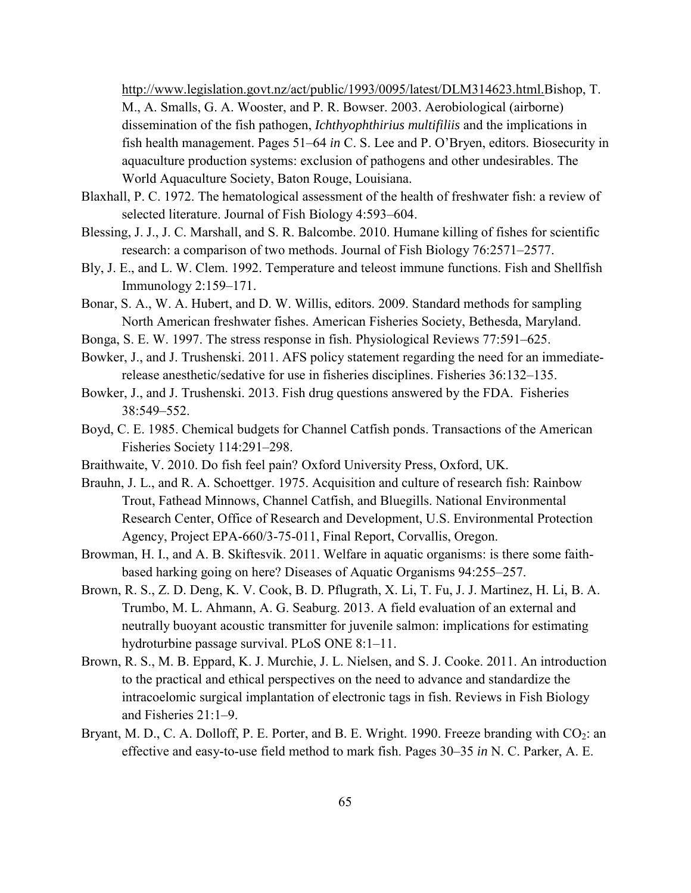http://www.legislation.govt.nz/act/public/1993/0095/latest/DLM314623.html.Bishop, T. M., A. Smalls, G. A. Wooster, and P. R. Bowser. 2003. Aerobiological (airborne) dissemination of the fish pathogen, *Ichthyophthirius multifiliis* and the implications in fish health management. Pages 51–64 *in* C. S. Lee and P. O'Bryen, editors. Biosecurity in aquaculture production systems: exclusion of pathogens and other undesirables. The World Aquaculture Society, Baton Rouge, Louisiana.

Blaxhall, P. C. 1972. The hematological assessment of the health of freshwater fish: a review of selected literature. Journal of Fish Biology 4:593–604.

Blessing, J. J., J. C. Marshall, and S. R. Balcombe. 2010. Humane killing of fishes for scientific research: a comparison of two methods. Journal of Fish Biology 76:2571–2577.

Bly, J. E., and L. W. Clem. 1992. Temperature and teleost immune functions. Fish and Shellfish Immunology 2:159–171.

Bonar, S. A., W. A. Hubert, and D. W. Willis, editors. 2009. Standard methods for sampling North American freshwater fishes. American Fisheries Society, Bethesda, Maryland.

Bonga, S. E. W. 1997. The stress response in fish. Physiological Reviews 77:591–625.

Bowker, J., and J. Trushenski. 2011. AFS policy statement regarding the need for an immediate-release anesthetic/sedative for use in fisheries disciplines. Fisheries 36:132–135.

Bowker, J., and J. Trushenski. 2013. Fish drug questions answered by the FDA. Fisheries 38:549–552.

Boyd, C. E. 1985. Chemical budgets for Channel Catfish ponds. Transactions of the American Fisheries Society 114:291–298.

Braithwaite, V. 2010. Do fish feel pain? Oxford University Press, Oxford, UK.

Brauhn, J. L., and R. A. Schoettger. 1975. Acquisition and culture of research fish: Rainbow Trout, Fathead Minnows, Channel Catfish, and Bluegills. National Environmental Research Center, Office of Research and Development, U.S. Environmental Protection Agency, Project EPA-660/3-75-011, Final Report, Corvallis, Oregon.

Browman, H. I., and A. B. Skiftesvik. 2011. Welfare in aquatic organisms: is there some faith-based harking going on here? Diseases of Aquatic Organisms 94:255–257.

Brown, R. S., Z. D. Deng, K. V. Cook, B. D. Pflugrath, X. Li, T. Fu, J. J. Martinez, H. Li, B. A. Trumbo, M. L. Ahmann, A. G. Seaburg. 2013. A field evaluation of an external and neutrally buoyant acoustic transmitter for juvenile salmon: implications for estimating hydroturbine passage survival. PLoS ONE 8:1–11.

Brown, R. S., M. B. Eppard, K. J. Murchie, J. L. Nielsen, and S. J. Cooke. 2011. An introduction to the practical and ethical perspectives on the need to advance and standardize the intracoelomic surgical implantation of electronic tags in fish. Reviews in Fish Biology and Fisheries 21:1–9.

Bryant, M. D., C. A. Dolloff, P. E. Porter, and B. E. Wright. 1990. Freeze branding with $CO_2$: an effective and easy-to-use field method to mark fish. Pages 30–35 *in* N. C. Parker, A. E.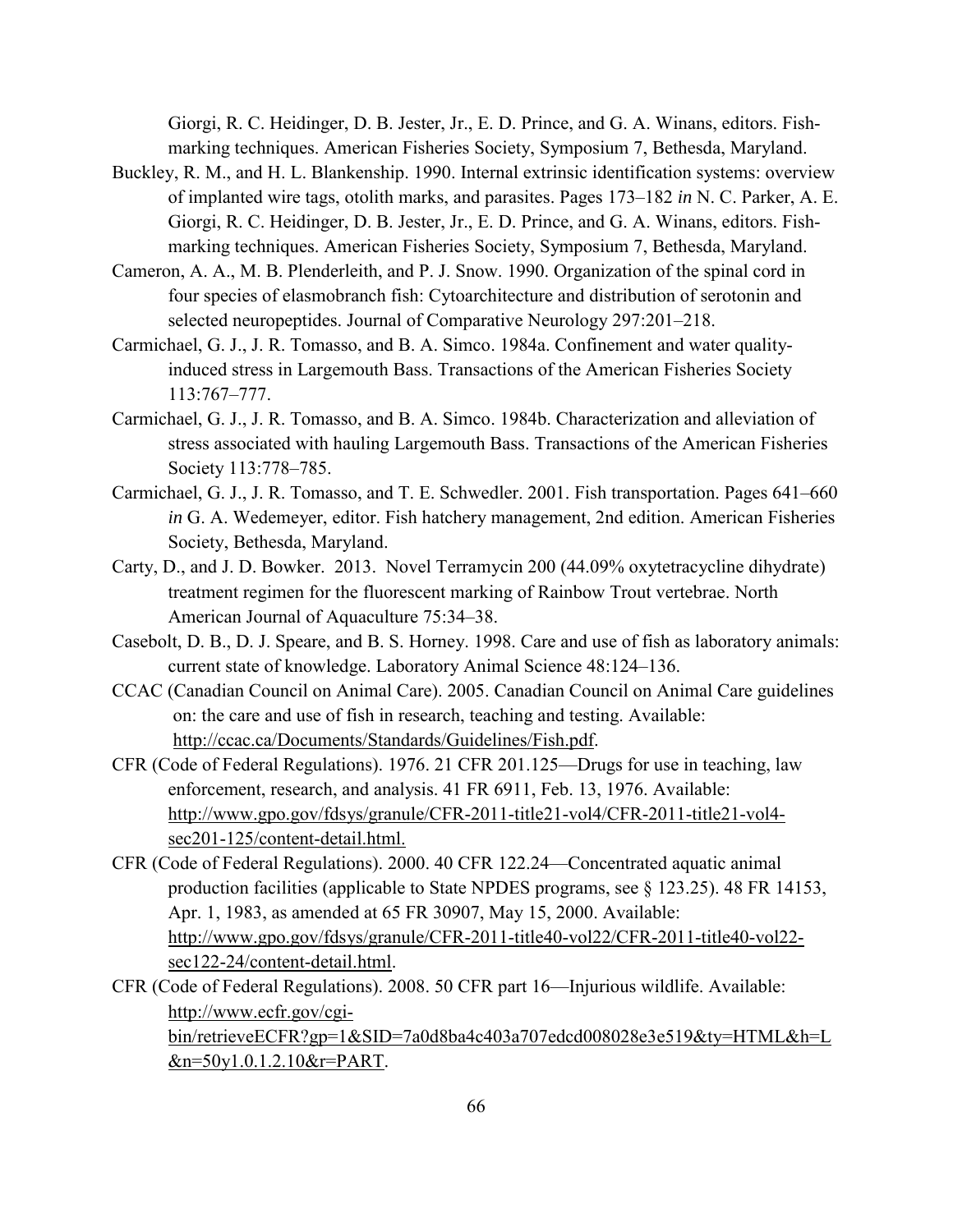Giorgi, R. C. Heidinger, D. B. Jester, Jr., E. D. Prince, and G. A. Winans, editors. Fish-marking techniques. American Fisheries Society, Symposium 7, Bethesda, Maryland.

Buckley, R. M., and H. L. Blankenship. 1990. Internal extrinsic identification systems: overview of implanted wire tags, otolith marks, and parasites. Pages 173–182 *in* N. C. Parker, A. E. Giorgi, R. C. Heidinger, D. B. Jester, Jr., E. D. Prince, and G. A. Winans, editors. Fish-marking techniques. American Fisheries Society, Symposium 7, Bethesda, Maryland.

Cameron, A. A., M. B. Plenderleith, and P. J. Snow. 1990. Organization of the spinal cord in four species of elasmobranch fish: Cytoarchitecture and distribution of serotonin and selected neuropeptides. Journal of Comparative Neurology 297:201–218.

Carmichael, G. J., J. R. Tomasso, and B. A. Simco. 1984a. Confinement and water quality-induced stress in Largemouth Bass. Transactions of the American Fisheries Society 113:767–777.

Carmichael, G. J., J. R. Tomasso, and B. A. Simco. 1984b. Characterization and alleviation of stress associated with hauling Largemouth Bass. Transactions of the American Fisheries Society 113:778–785.

Carmichael, G. J., J. R. Tomasso, and T. E. Schwedler. 2001. Fish transportation. Pages 641–660 *in* G. A. Wedemeyer, editor. Fish hatchery management, 2nd edition. American Fisheries Society, Bethesda, Maryland.

Carty, D., and J. D. Bowker. 2013. Novel Terramycin 200 (44.09% oxytetracycline dihydrate) treatment regimen for the fluorescent marking of Rainbow Trout vertebrae. North American Journal of Aquaculture 75:34–38.

Casebolt, D. B., D. J. Speare, and B. S. Horney. 1998. Care and use of fish as laboratory animals: current state of knowledge. Laboratory Animal Science 48:124–136.

CCAC (Canadian Council on Animal Care). 2005. Canadian Council on Animal Care guidelines on: the care and use of fish in research, teaching and testing. Available: http://ccac.ca/Documents/Standards/Guidelines/Fish.pdf.

CFR (Code of Federal Regulations). 1976. 21 CFR 201.125—Drugs for use in teaching, law enforcement, research, and analysis. 41 FR 6911, Feb. 13, 1976. Available: http://www.gpo.gov/fdsys/granule/CFR-2011-title21-vol4/CFR-2011-title21-vol4-sec201-125/content-detail.html.

CFR (Code of Federal Regulations). 2000. 40 CFR 122.24—Concentrated aquatic animal production facilities (applicable to State NPDES programs, see § 123.25). 48 FR 14153, Apr. 1, 1983, as amended at 65 FR 30907, May 15, 2000. Available: http://www.gpo.gov/fdsys/granule/CFR-2011-title40-vol22/CFR-2011-title40-vol22-sec122-24/content-detail.html.

CFR (Code of Federal Regulations). 2008. 50 CFR part 16—Injurious wildlife. Available: http://www.ecfr.gov/cgi-bin/retrieveECFR?gp=1&SID=7a0d8ba4c403a707edcd008028e3e519&ty=HTML&h=L&n=50y1.0.1.2.10&r=PART.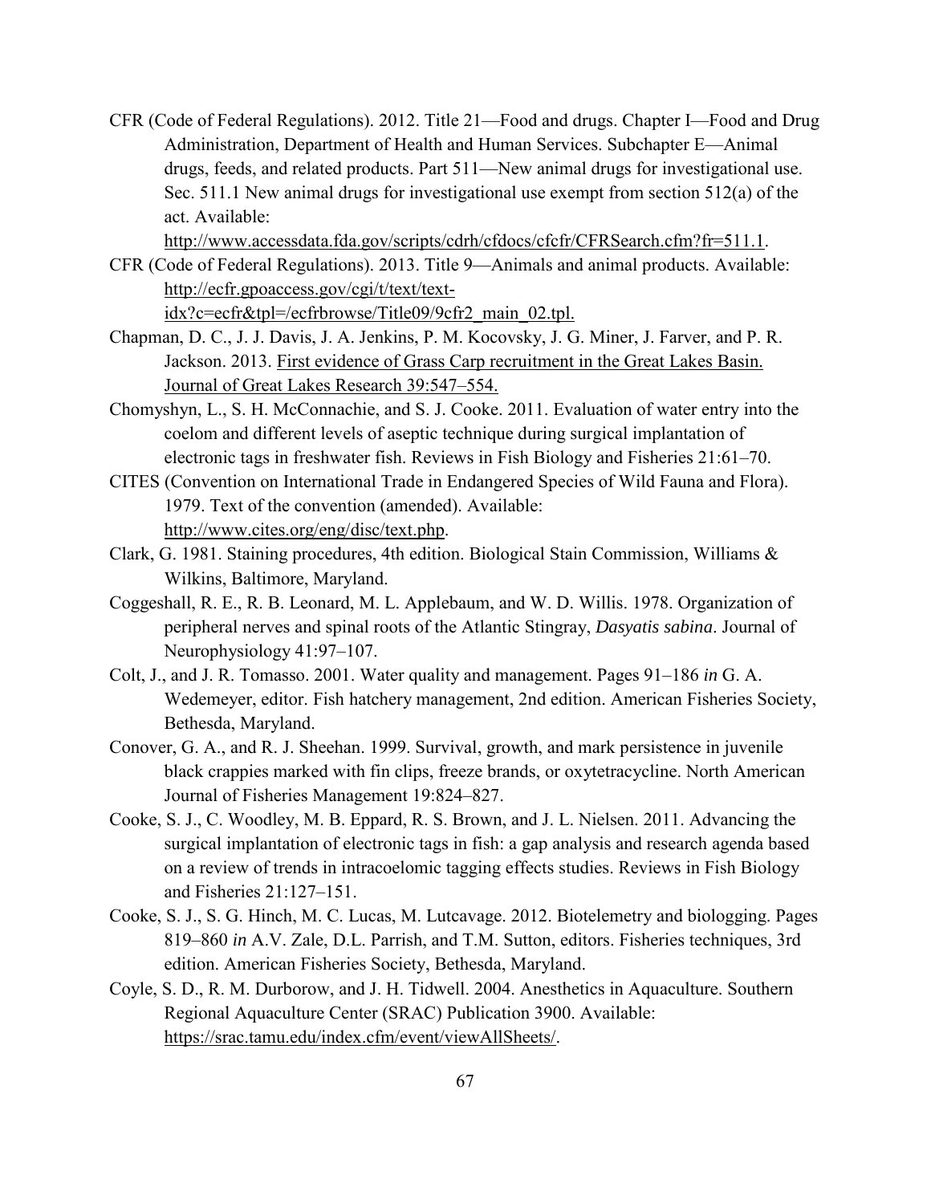CFR (Code of Federal Regulations). 2012. Title 21—Food and drugs. Chapter I—Food and Drug Administration, Department of Health and Human Services. Subchapter E—Animal drugs, feeds, and related products. Part 511—New animal drugs for investigational use. Sec. 511.1 New animal drugs for investigational use exempt from section 512(a) of the act. Available: http://www.accessdata.fda.gov/scripts/cdrh/cfdocs/cfcfr/CFRSearch.cfm?fr=511.1.

CFR (Code of Federal Regulations). 2013. Title 9—Animals and animal products. Available: http://ecfr.gpoaccess.gov/cgi/t/text/text-idx?c=ecfr&tpl=/ecfrbrowse/Title09/9cfr2_main_02.tpl.

Chapman, D. C., J. J. Davis, J. A. Jenkins, P. M. Kocovsky, J. G. Miner, J. Farver, and P. R. Jackson. 2013. First evidence of Grass Carp recruitment in the Great Lakes Basin. Journal of Great Lakes Research 39:547–554.

Chomyshyn, L., S. H. McConnachie, and S. J. Cooke. 2011. Evaluation of water entry into the coelom and different levels of aseptic technique during surgical implantation of electronic tags in freshwater fish. Reviews in Fish Biology and Fisheries 21:61–70.

CITES (Convention on International Trade in Endangered Species of Wild Fauna and Flora). 1979. Text of the convention (amended). Available: http://www.cites.org/eng/disc/text.php.

Clark, G. 1981. Staining procedures, 4th edition. Biological Stain Commission, Williams & Wilkins, Baltimore, Maryland.

Coggeshall, R. E., R. B. Leonard, M. L. Applebaum, and W. D. Willis. 1978. Organization of peripheral nerves and spinal roots of the Atlantic Stingray, *Dasyatis sabina*. Journal of Neurophysiology 41:97–107.

Colt, J., and J. R. Tomasso. 2001. Water quality and management. Pages 91–186 *in* G. A. Wedemeyer, editor. Fish hatchery management, 2nd edition. American Fisheries Society, Bethesda, Maryland.

Conover, G. A., and R. J. Sheehan. 1999. Survival, growth, and mark persistence in juvenile black crappies marked with fin clips, freeze brands, or oxytetracycline. North American Journal of Fisheries Management 19:824–827.

Cooke, S. J., C. Woodley, M. B. Eppard, R. S. Brown, and J. L. Nielsen. 2011. Advancing the surgical implantation of electronic tags in fish: a gap analysis and research agenda based on a review of trends in intracoelomic tagging effects studies. Reviews in Fish Biology and Fisheries 21:127–151.

Cooke, S. J., S. G. Hinch, M. C. Lucas, M. Lutcavage. 2012. Biotelemetry and biologging. Pages 819–860 *in* A.V. Zale, D.L. Parrish, and T.M. Sutton, editors. Fisheries techniques, 3rd edition. American Fisheries Society, Bethesda, Maryland.

Coyle, S. D., R. M. Durborow, and J. H. Tidwell. 2004. Anesthetics in Aquaculture. Southern Regional Aquaculture Center (SRAC) Publication 3900. Available: https://srac.tamu.edu/index.cfm/event/viewAllSheets/.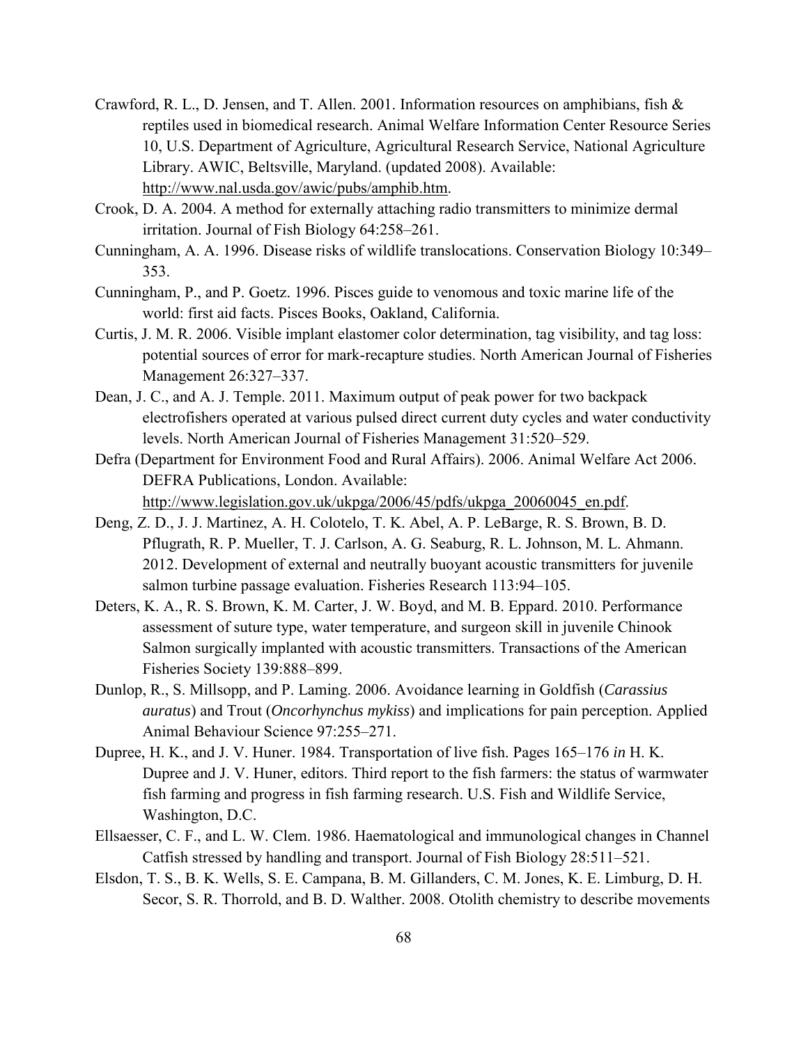Crawford, R. L., D. Jensen, and T. Allen. 2001. Information resources on amphibians, fish & reptiles used in biomedical research. Animal Welfare Information Center Resource Series 10, U.S. Department of Agriculture, Agricultural Research Service, National Agriculture Library. AWIC, Beltsville, Maryland. (updated 2008). Available: http://www.nal.usda.gov/awic/pubs/amphib.htm.

Crook, D. A. 2004. A method for externally attaching radio transmitters to minimize dermal irritation. Journal of Fish Biology 64:258–261.

Cunningham, A. A. 1996. Disease risks of wildlife translocations. Conservation Biology 10:349–353.

Cunningham, P., and P. Goetz. 1996. Pisces guide to venomous and toxic marine life of the world: first aid facts. Pisces Books, Oakland, California.

Curtis, J. M. R. 2006. Visible implant elastomer color determination, tag visibility, and tag loss: potential sources of error for mark-recapture studies. North American Journal of Fisheries Management 26:327–337.

Dean, J. C., and A. J. Temple. 2011. Maximum output of peak power for two backpack electrofishers operated at various pulsed direct current duty cycles and water conductivity levels. North American Journal of Fisheries Management 31:520–529.

Defra (Department for Environment Food and Rural Affairs). 2006. Animal Welfare Act 2006. DEFRA Publications, London. Available: http://www.legislation.gov.uk/ukpga/2006/45/pdfs/ukpga_20060045_en.pdf.

Deng, Z. D., J. J. Martinez, A. H. Colotelo, T. K. Abel, A. P. LeBarge, R. S. Brown, B. D. Pflugrath, R. P. Mueller, T. J. Carlson, A. G. Seaburg, R. L. Johnson, M. L. Ahmann. 2012. Development of external and neutrally buoyant acoustic transmitters for juvenile salmon turbine passage evaluation. Fisheries Research 113:94–105.

Deters, K. A., R. S. Brown, K. M. Carter, J. W. Boyd, and M. B. Eppard. 2010. Performance assessment of suture type, water temperature, and surgeon skill in juvenile Chinook Salmon surgically implanted with acoustic transmitters. Transactions of the American Fisheries Society 139:888–899.

Dunlop, R., S. Millsopp, and P. Laming. 2006. Avoidance learning in Goldfish (*Carassius auratus*) and Trout (*Oncorhynchus mykiss*) and implications for pain perception. Applied Animal Behaviour Science 97:255–271.

Dupree, H. K., and J. V. Huner. 1984. Transportation of live fish. Pages 165–176 *in* H. K. Dupree and J. V. Huner, editors. Third report to the fish farmers: the status of warmwater fish farming and progress in fish farming research. U.S. Fish and Wildlife Service, Washington, D.C.

Ellsaesser, C. F., and L. W. Clem. 1986. Haematological and immunological changes in Channel Catfish stressed by handling and transport. Journal of Fish Biology 28:511–521.

Elsdon, T. S., B. K. Wells, S. E. Campana, B. M. Gillanders, C. M. Jones, K. E. Limburg, D. H. Secor, S. R. Thorrold, and B. D. Walther. 2008. Otolith chemistry to describe movements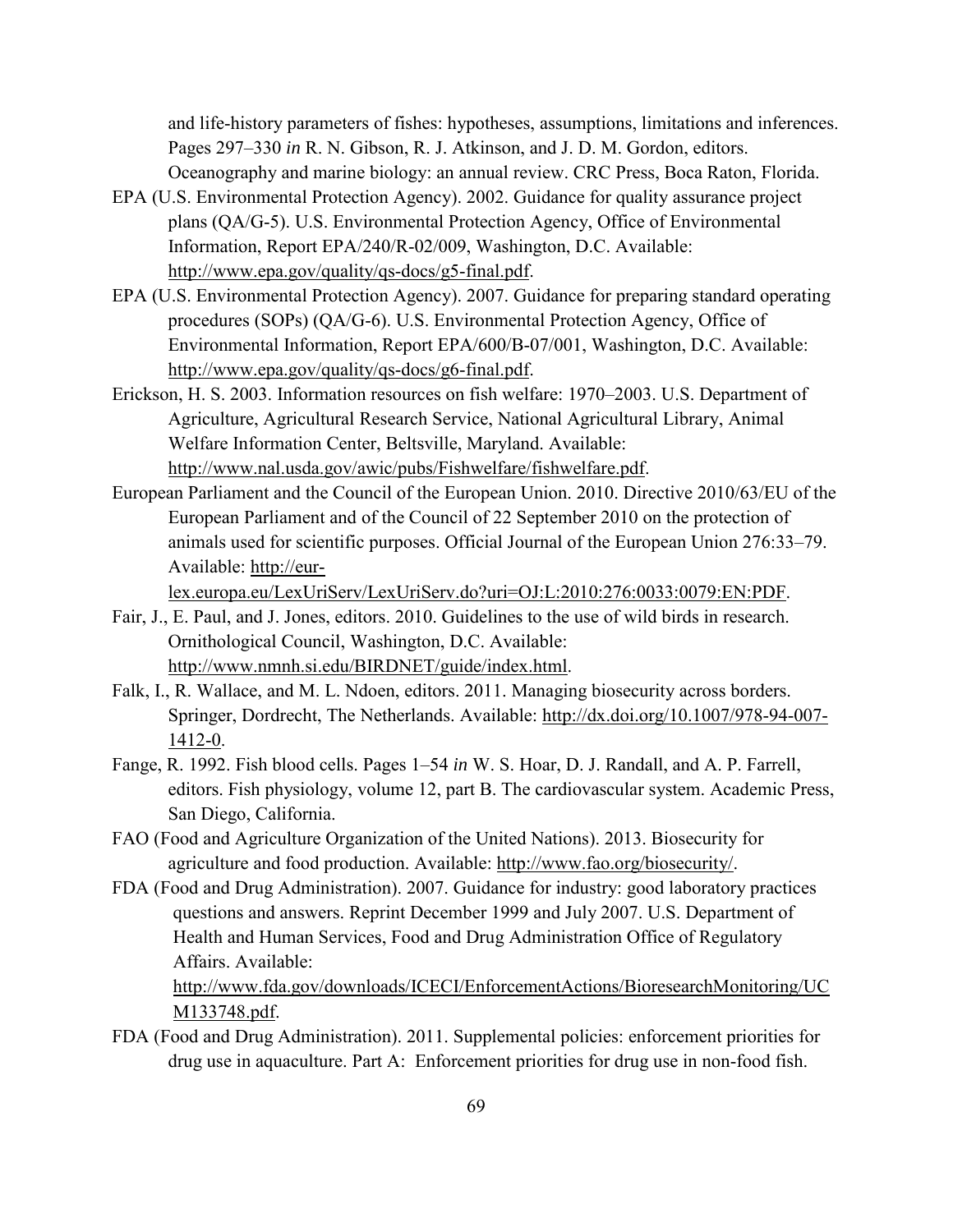and life-history parameters of fishes: hypotheses, assumptions, limitations and inferences. Pages 297–330 *in* R. N. Gibson, R. J. Atkinson, and J. D. M. Gordon, editors. Oceanography and marine biology: an annual review. CRC Press, Boca Raton, Florida.

EPA (U.S. Environmental Protection Agency). 2002. Guidance for quality assurance project plans (QA/G-5). U.S. Environmental Protection Agency, Office of Environmental Information, Report EPA/240/R-02/009, Washington, D.C. Available: http://www.epa.gov/quality/qs-docs/g5-final.pdf.

EPA (U.S. Environmental Protection Agency). 2007. Guidance for preparing standard operating procedures (SOPs) (QA/G-6). U.S. Environmental Protection Agency, Office of Environmental Information, Report EPA/600/B-07/001, Washington, D.C. Available: http://www.epa.gov/quality/qs-docs/g6-final.pdf.

Erickson, H. S. 2003. Information resources on fish welfare: 1970–2003. U.S. Department of Agriculture, Agricultural Research Service, National Agricultural Library, Animal Welfare Information Center, Beltsville, Maryland. Available: http://www.nal.usda.gov/awic/pubs/Fishwelfare/fishwelfare.pdf.

European Parliament and the Council of the European Union. 2010. Directive 2010/63/EU of the European Parliament and of the Council of 22 September 2010 on the protection of animals used for scientific purposes. Official Journal of the European Union 276:33–79. Available: http://eur-lex.europa.eu/LexUriServ/LexUriServ.do?uri=OJ:L:2010:276:0033:0079:EN:PDF.

Fair, J., E. Paul, and J. Jones, editors. 2010. Guidelines to the use of wild birds in research. Ornithological Council, Washington, D.C. Available: http://www.nmnh.si.edu/BIRDNET/guide/index.html.

Falk, I., R. Wallace, and M. L. Ndoen, editors. 2011. Managing biosecurity across borders. Springer, Dordrecht, The Netherlands. Available: http://dx.doi.org/10.1007/978-94-007-1412-0.

Fange, R. 1992. Fish blood cells. Pages 1–54 *in* W. S. Hoar, D. J. Randall, and A. P. Farrell, editors. Fish physiology, volume 12, part B. The cardiovascular system. Academic Press, San Diego, California.

FAO (Food and Agriculture Organization of the United Nations). 2013. Biosecurity for agriculture and food production. Available: http://www.fao.org/biosecurity/.

FDA (Food and Drug Administration). 2007. Guidance for industry: good laboratory practices questions and answers. Reprint December 1999 and July 2007. U.S. Department of Health and Human Services, Food and Drug Administration Office of Regulatory Affairs. Available: http://www.fda.gov/downloads/ICECI/EnforcementActions/BioresearchMonitoring/UCM133748.pdf.

FDA (Food and Drug Administration). 2011. Supplemental policies: enforcement priorities for drug use in aquaculture. Part A: Enforcement priorities for drug use in non-food fish.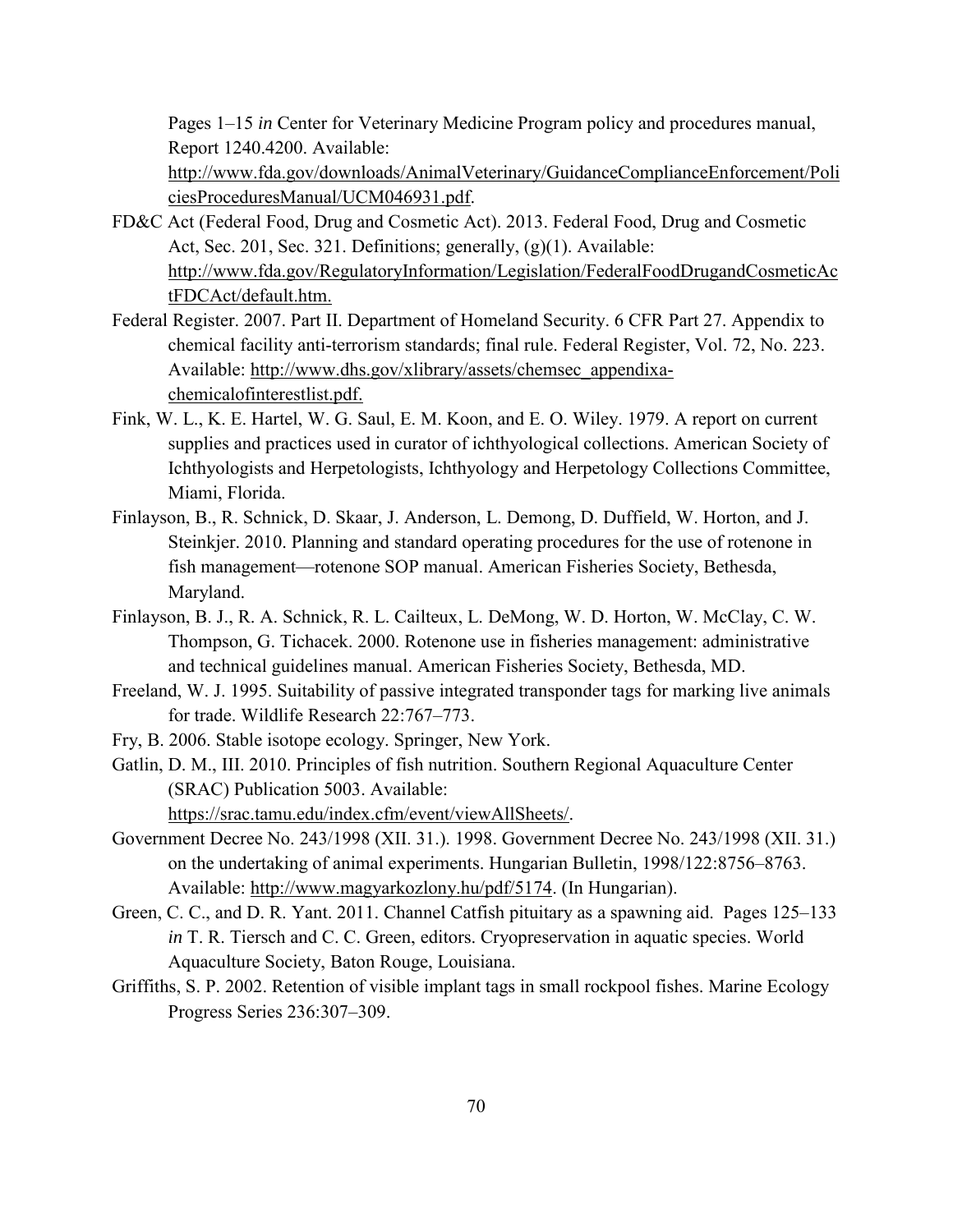Pages 1–15 *in* Center for Veterinary Medicine Program policy and procedures manual, Report 1240.4200. Available: http://www.fda.gov/downloads/AnimalVeterinary/GuidanceComplianceEnforcement/PoliciesProceduresManual/UCM046931.pdf.

FD&C Act (Federal Food, Drug and Cosmetic Act). 2013. Federal Food, Drug and Cosmetic Act, Sec. 201, Sec. 321. Definitions; generally, (g)(1). Available: http://www.fda.gov/RegulatoryInformation/Legislation/FederalFoodDrugandCosmeticActFDCAct/default.htm.

Federal Register. 2007. Part II. Department of Homeland Security. 6 CFR Part 27. Appendix to chemical facility anti-terrorism standards; final rule. Federal Register, Vol. 72, No. 223. Available: http://www.dhs.gov/xlibrary/assets/chemsec_appendixa-chemicalofinterestlist.pdf.

Fink, W. L., K. E. Hartel, W. G. Saul, E. M. Koon, and E. O. Wiley. 1979. A report on current supplies and practices used in curator of ichthyological collections. American Society of Ichthyologists and Herpetologists, Ichthyology and Herpetology Collections Committee, Miami, Florida.

Finlayson, B., R. Schnick, D. Skaar, J. Anderson, L. Demong, D. Duffield, W. Horton, and J. Steinkjer. 2010. Planning and standard operating procedures for the use of rotenone in fish management—rotenone SOP manual. American Fisheries Society, Bethesda, Maryland.

Finlayson, B. J., R. A. Schnick, R. L. Cailteux, L. DeMong, W. D. Horton, W. McClay, C. W. Thompson, G. Tichacek. 2000. Rotenone use in fisheries management: administrative and technical guidelines manual. American Fisheries Society, Bethesda, MD.

Freeland, W. J. 1995. Suitability of passive integrated transponder tags for marking live animals for trade. Wildlife Research 22:767–773.

Fry, B. 2006. Stable isotope ecology. Springer, New York.

Gatlin, D. M., III. 2010. Principles of fish nutrition. Southern Regional Aquaculture Center (SRAC) Publication 5003. Available: https://srac.tamu.edu/index.cfm/event/viewAllSheets/.

Government Decree No. 243/1998 (XII. 31.). 1998. Government Decree No. 243/1998 (XII. 31.) on the undertaking of animal experiments. Hungarian Bulletin, 1998/122:8756–8763. Available: http://www.magyarkozlony.hu/pdf/5174. (In Hungarian).

Green, C. C., and D. R. Yant. 2011. Channel Catfish pituitary as a spawning aid. Pages 125–133 *in* T. R. Tiersch and C. C. Green, editors. Cryopreservation in aquatic species. World Aquaculture Society, Baton Rouge, Louisiana.

Griffiths, S. P. 2002. Retention of visible implant tags in small rockpool fishes. Marine Ecology Progress Series 236:307–309.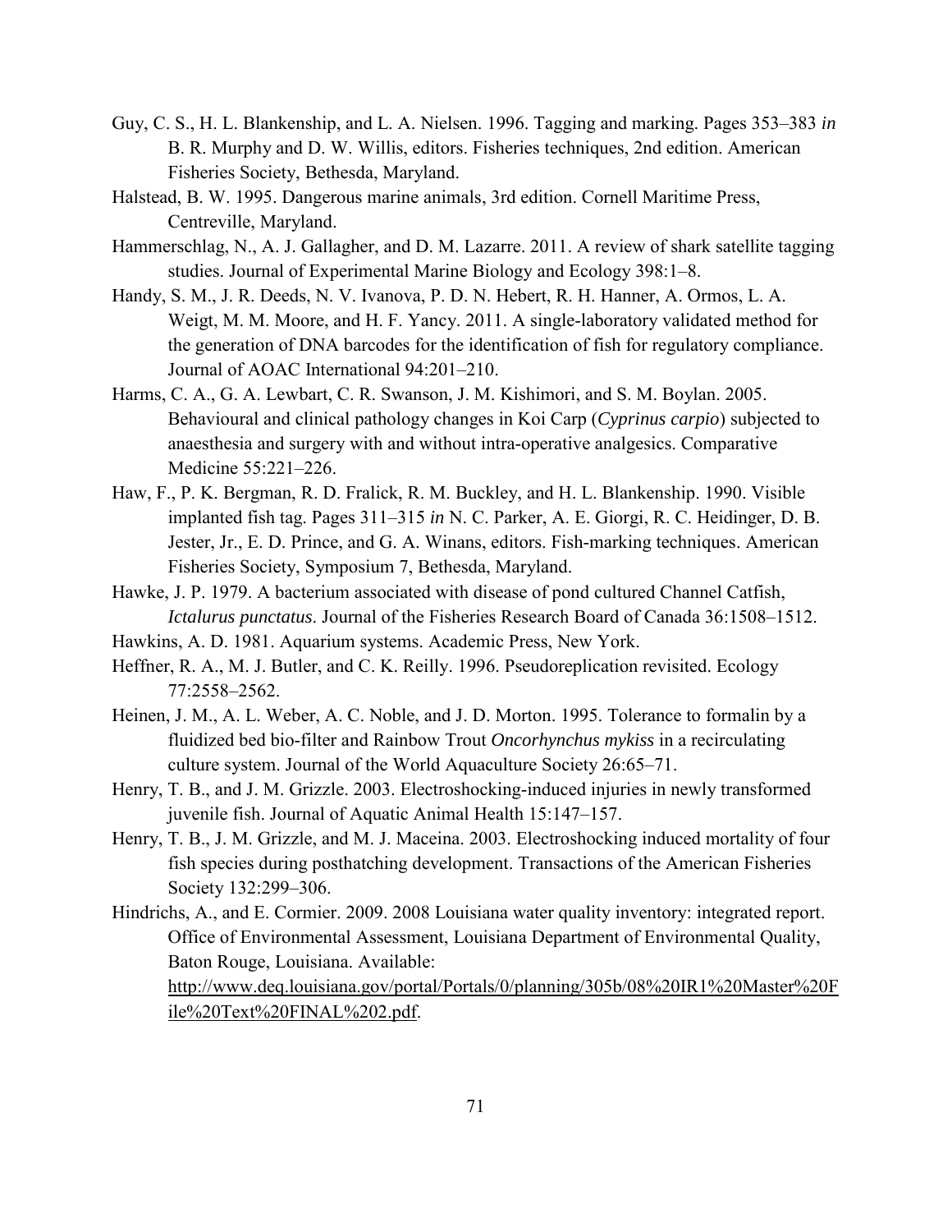Guy, C. S., H. L. Blankenship, and L. A. Nielsen. 1996. Tagging and marking. Pages 353–383 *in* B. R. Murphy and D. W. Willis, editors. Fisheries techniques, 2nd edition. American Fisheries Society, Bethesda, Maryland.

Halstead, B. W. 1995. Dangerous marine animals, 3rd edition. Cornell Maritime Press, Centreville, Maryland.

Hammerschlag, N., A. J. Gallagher, and D. M. Lazarre. 2011. A review of shark satellite tagging studies. Journal of Experimental Marine Biology and Ecology 398:1–8.

Handy, S. M., J. R. Deeds, N. V. Ivanova, P. D. N. Hebert, R. H. Hanner, A. Ormos, L. A. Weigt, M. M. Moore, and H. F. Yancy. 2011. A single-laboratory validated method for the generation of DNA barcodes for the identification of fish for regulatory compliance. Journal of AOAC International 94:201–210.

Harms, C. A., G. A. Lewbart, C. R. Swanson, J. M. Kishimori, and S. M. Boylan. 2005. Behavioural and clinical pathology changes in Koi Carp (*Cyprinus carpio*) subjected to anaesthesia and surgery with and without intra-operative analgesics. Comparative Medicine 55:221–226.

Haw, F., P. K. Bergman, R. D. Fralick, R. M. Buckley, and H. L. Blankenship. 1990. Visible implanted fish tag. Pages 311–315 *in* N. C. Parker, A. E. Giorgi, R. C. Heidinger, D. B. Jester, Jr., E. D. Prince, and G. A. Winans, editors. Fish-marking techniques. American Fisheries Society, Symposium 7, Bethesda, Maryland.

Hawke, J. P. 1979. A bacterium associated with disease of pond cultured Channel Catfish, *Ictalurus punctatus*. Journal of the Fisheries Research Board of Canada 36:1508–1512.

Hawkins, A. D. 1981. Aquarium systems. Academic Press, New York.

Heffner, R. A., M. J. Butler, and C. K. Reilly. 1996. Pseudoreplication revisited. Ecology 77:2558–2562.

Heinen, J. M., A. L. Weber, A. C. Noble, and J. D. Morton. 1995. Tolerance to formalin by a fluidized bed bio-filter and Rainbow Trout *Oncorhynchus mykiss* in a recirculating culture system. Journal of the World Aquaculture Society 26:65–71.

Henry, T. B., and J. M. Grizzle. 2003. Electroshocking-induced injuries in newly transformed juvenile fish. Journal of Aquatic Animal Health 15:147–157.

Henry, T. B., J. M. Grizzle, and M. J. Maceina. 2003. Electroshocking induced mortality of four fish species during posthatching development. Transactions of the American Fisheries Society 132:299–306.

Hindrichs, A., and E. Cormier. 2009. 2008 Louisiana water quality inventory: integrated report. Office of Environmental Assessment, Louisiana Department of Environmental Quality, Baton Rouge, Louisiana. Available: http://www.deq.louisiana.gov/portal/Portals/0/planning/305b/08%20IR1%20Master%20File%20Text%20FINAL%202.pdf.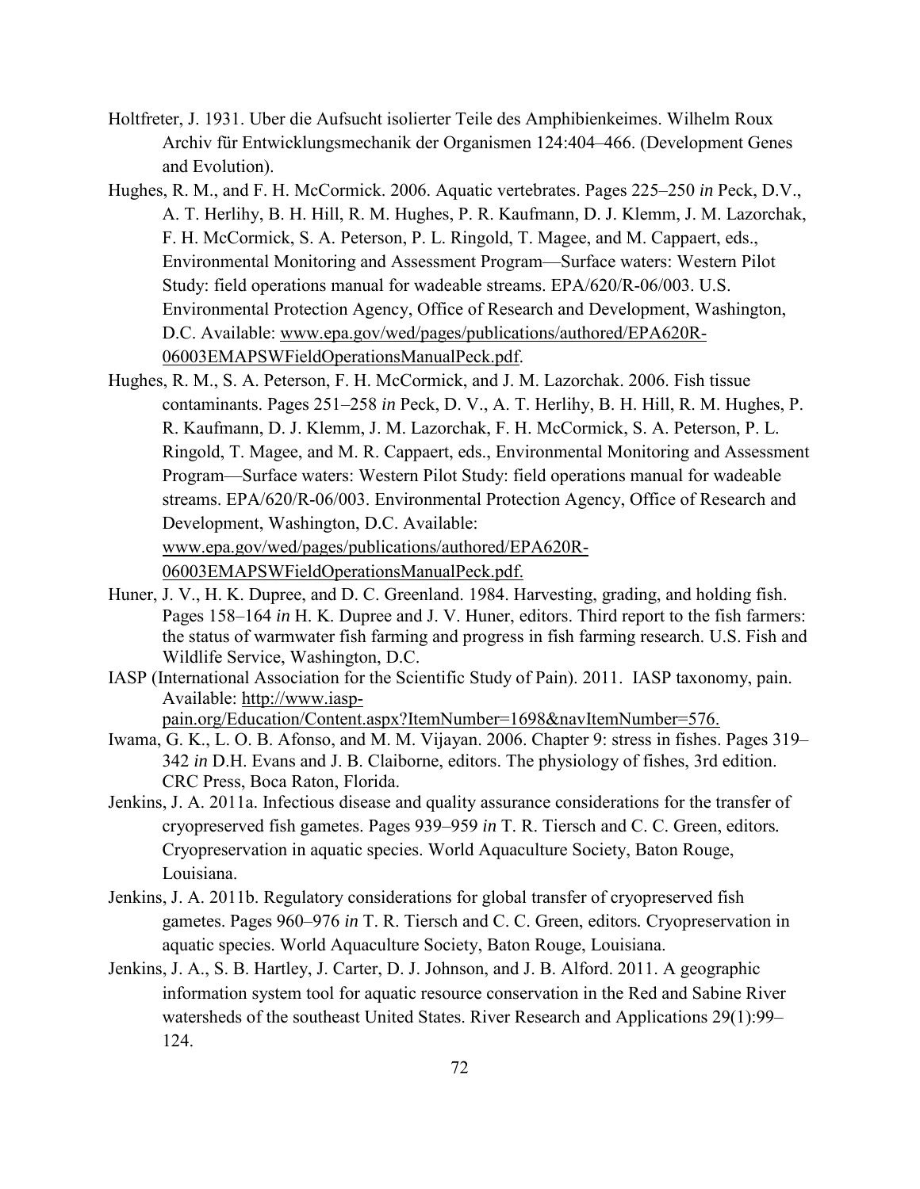Holtfreter, J. 1931. Uber die Aufsucht isolierter Teile des Amphibienkeimes. Wilhelm Roux Archiv für Entwicklungsmechanik der Organismen 124:404–466. (Development Genes and Evolution).

Hughes, R. M., and F. H. McCormick. 2006. Aquatic vertebrates. Pages 225–250 *in* Peck, D.V., A. T. Herlihy, B. H. Hill, R. M. Hughes, P. R. Kaufmann, D. J. Klemm, J. M. Lazorchak, F. H. McCormick, S. A. Peterson, P. L. Ringold, T. Magee, and M. Cappaert, eds., Environmental Monitoring and Assessment Program—Surface waters: Western Pilot Study: field operations manual for wadeable streams. EPA/620/R-06/003. U.S. Environmental Protection Agency, Office of Research and Development, Washington, D.C. Available: www.epa.gov/wed/pages/publications/authored/EPA620R-06003EMAPSWFieldOperationsManualPeck.pdf.

Hughes, R. M., S. A. Peterson, F. H. McCormick, and J. M. Lazorchak. 2006. Fish tissue contaminants. Pages 251–258 *in* Peck, D. V., A. T. Herlihy, B. H. Hill, R. M. Hughes, P. R. Kaufmann, D. J. Klemm, J. M. Lazorchak, F. H. McCormick, S. A. Peterson, P. L. Ringold, T. Magee, and M. R. Cappaert, eds., Environmental Monitoring and Assessment Program—Surface waters: Western Pilot Study: field operations manual for wadeable streams. EPA/620/R-06/003. Environmental Protection Agency, Office of Research and Development, Washington, D.C. Available: www.epa.gov/wed/pages/publications/authored/EPA620R-06003EMAPSWFieldOperationsManualPeck.pdf.

Huner, J. V., H. K. Dupree, and D. C. Greenland. 1984. Harvesting, grading, and holding fish. Pages 158–164 *in* H. K. Dupree and J. V. Huner, editors. Third report to the fish farmers: the status of warmwater fish farming and progress in fish farming research. U.S. Fish and Wildlife Service, Washington, D.C.

IASP (International Association for the Scientific Study of Pain). 2011. IASP taxonomy, pain. Available: http://www.iasp-pain.org/Education/Content.aspx?ItemNumber=1698&navItemNumber=576.

Iwama, G. K., L. O. B. Afonso, and M. M. Vijayan. 2006. Chapter 9: stress in fishes. Pages 319–342 *in* D.H. Evans and J. B. Claiborne, editors. The physiology of fishes, 3rd edition. CRC Press, Boca Raton, Florida.

Jenkins, J. A. 2011a. Infectious disease and quality assurance considerations for the transfer of cryopreserved fish gametes. Pages 939–959 *in* T. R. Tiersch and C. C. Green, editors. Cryopreservation in aquatic species. World Aquaculture Society, Baton Rouge, Louisiana.

Jenkins, J. A. 2011b. Regulatory considerations for global transfer of cryopreserved fish gametes. Pages 960–976 *in* T. R. Tiersch and C. C. Green, editors. Cryopreservation in aquatic species. World Aquaculture Society, Baton Rouge, Louisiana.

Jenkins, J. A., S. B. Hartley, J. Carter, D. J. Johnson, and J. B. Alford. 2011. A geographic information system tool for aquatic resource conservation in the Red and Sabine River watersheds of the southeast United States. River Research and Applications 29(1):99–124.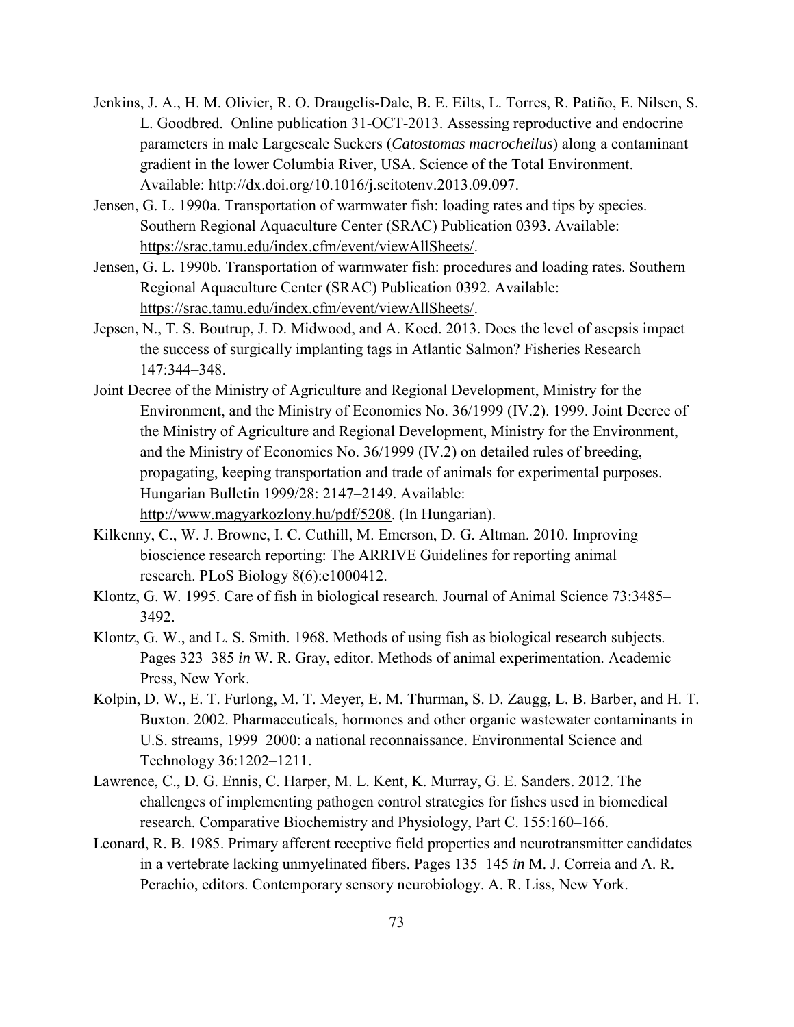Jenkins, J. A., H. M. Olivier, R. O. Draugelis-Dale, B. E. Eilts, L. Torres, R. Patiño, E. Nilsen, S. L. Goodbred. Online publication 31-OCT-2013. Assessing reproductive and endocrine parameters in male Largescale Suckers (*Catostomas macrocheilus*) along a contaminant gradient in the lower Columbia River, USA. Science of the Total Environment. Available: http://dx.doi.org/10.1016/j.scitotenv.2013.09.097.

Jensen, G. L. 1990a. Transportation of warmwater fish: loading rates and tips by species. Southern Regional Aquaculture Center (SRAC) Publication 0393. Available: https://srac.tamu.edu/index.cfm/event/viewAllSheets/.

Jensen, G. L. 1990b. Transportation of warmwater fish: procedures and loading rates. Southern Regional Aquaculture Center (SRAC) Publication 0392. Available: https://srac.tamu.edu/index.cfm/event/viewAllSheets/.

Jepsen, N., T. S. Boutrup, J. D. Midwood, and A. Koed. 2013. Does the level of asepsis impact the success of surgically implanting tags in Atlantic Salmon? Fisheries Research 147:344–348.

Joint Decree of the Ministry of Agriculture and Regional Development, Ministry for the Environment, and the Ministry of Economics No. 36/1999 (IV.2). 1999. Joint Decree of the Ministry of Agriculture and Regional Development, Ministry for the Environment, and the Ministry of Economics No. 36/1999 (IV.2) on detailed rules of breeding, propagating, keeping transportation and trade of animals for experimental purposes. Hungarian Bulletin 1999/28: 2147–2149. Available: http://www.magyarkozlony.hu/pdf/5208. (In Hungarian).

Kilkenny, C., W. J. Browne, I. C. Cuthill, M. Emerson, D. G. Altman. 2010. Improving bioscience research reporting: The ARRIVE Guidelines for reporting animal research. PLoS Biology 8(6):e1000412.

Klontz, G. W. 1995. Care of fish in biological research. Journal of Animal Science 73:3485–3492.

Klontz, G. W., and L. S. Smith. 1968. Methods of using fish as biological research subjects. Pages 323–385 *in* W. R. Gray, editor. Methods of animal experimentation. Academic Press, New York.

Kolpin, D. W., E. T. Furlong, M. T. Meyer, E. M. Thurman, S. D. Zaugg, L. B. Barber, and H. T. Buxton. 2002. Pharmaceuticals, hormones and other organic wastewater contaminants in U.S. streams, 1999–2000: a national reconnaissance. Environmental Science and Technology 36:1202–1211.

Lawrence, C., D. G. Ennis, C. Harper, M. L. Kent, K. Murray, G. E. Sanders. 2012. The challenges of implementing pathogen control strategies for fishes used in biomedical research. Comparative Biochemistry and Physiology, Part C. 155:160–166.

Leonard, R. B. 1985. Primary afferent receptive field properties and neurotransmitter candidates in a vertebrate lacking unmyelinated fibers. Pages 135–145 *in* M. J. Correia and A. R. Perachio, editors. Contemporary sensory neurobiology. A. R. Liss, New York.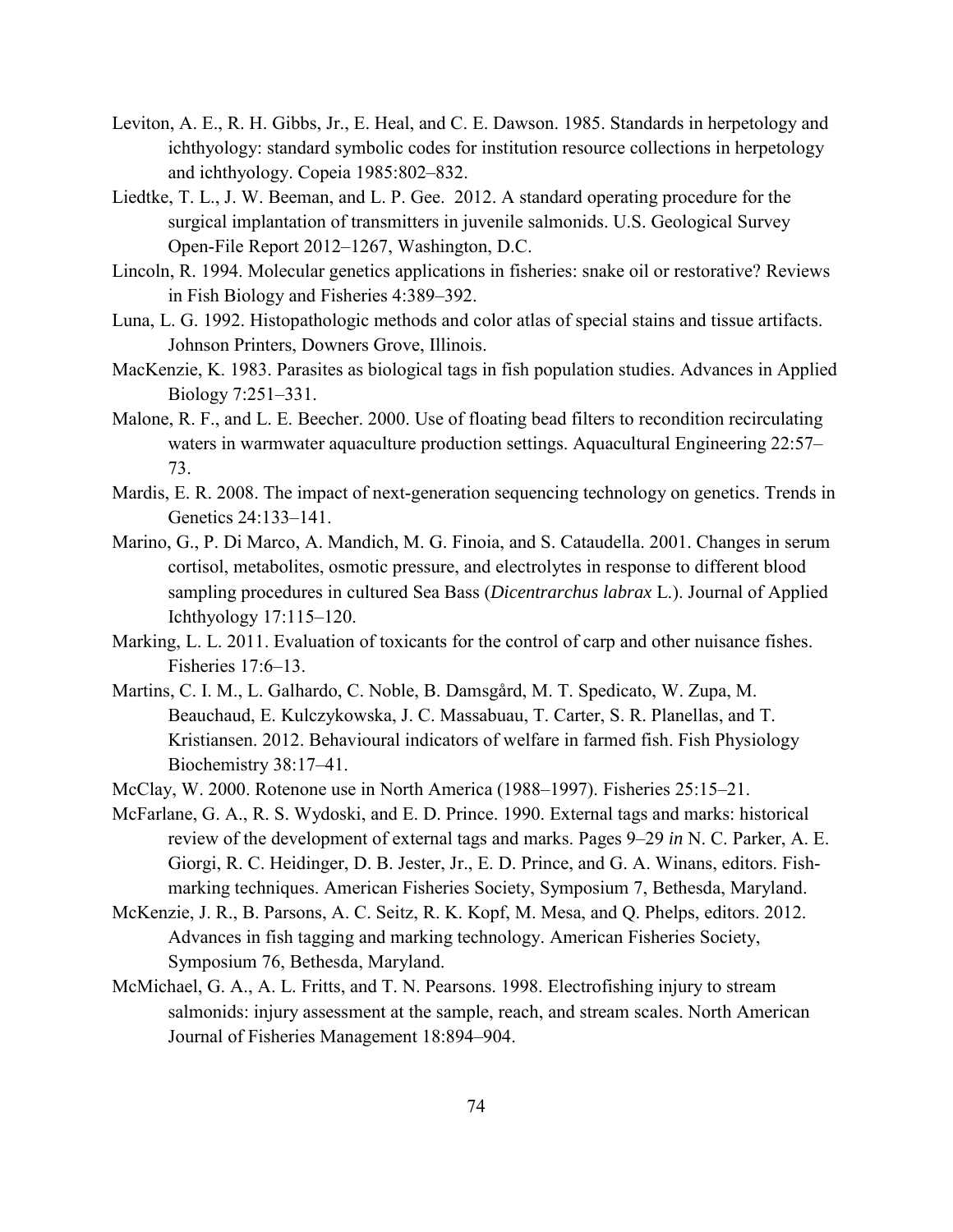Leviton, A. E., R. H. Gibbs, Jr., E. Heal, and C. E. Dawson. 1985. Standards in herpetology and ichthyology: standard symbolic codes for institution resource collections in herpetology and ichthyology. Copeia 1985:802–832.

Liedtke, T. L., J. W. Beeman, and L. P. Gee. 2012. A standard operating procedure for the surgical implantation of transmitters in juvenile salmonids. U.S. Geological Survey Open-File Report 2012–1267, Washington, D.C.

Lincoln, R. 1994. Molecular genetics applications in fisheries: snake oil or restorative? Reviews in Fish Biology and Fisheries 4:389–392.

Luna, L. G. 1992. Histopathologic methods and color atlas of special stains and tissue artifacts. Johnson Printers, Downers Grove, Illinois.

MacKenzie, K. 1983. Parasites as biological tags in fish population studies. Advances in Applied Biology 7:251–331.

Malone, R. F., and L. E. Beecher. 2000. Use of floating bead filters to recondition recirculating waters in warmwater aquaculture production settings. Aquacultural Engineering 22:57–73.

Mardis, E. R. 2008. The impact of next-generation sequencing technology on genetics. Trends in Genetics 24:133–141.

Marino, G., P. Di Marco, A. Mandich, M. G. Finoia, and S. Cataudella. 2001. Changes in serum cortisol, metabolites, osmotic pressure, and electrolytes in response to different blood sampling procedures in cultured Sea Bass (*Dicentrarchus labrax* L.). Journal of Applied Ichthyology 17:115–120.

Marking, L. L. 2011. Evaluation of toxicants for the control of carp and other nuisance fishes. Fisheries 17:6–13.

Martins, C. I. M., L. Galhardo, C. Noble, B. Damsgård, M. T. Spedicato, W. Zupa, M. Beauchaud, E. Kulczykowska, J. C. Massabuau, T. Carter, S. R. Planellas, and T. Kristiansen. 2012. Behavioural indicators of welfare in farmed fish. Fish Physiology Biochemistry 38:17–41.

McClay, W. 2000. Rotenone use in North America (1988–1997). Fisheries 25:15–21.

McFarlane, G. A., R. S. Wydoski, and E. D. Prince. 1990. External tags and marks: historical review of the development of external tags and marks. Pages 9–29 *in* N. C. Parker, A. E. Giorgi, R. C. Heidinger, D. B. Jester, Jr., E. D. Prince, and G. A. Winans, editors. Fish-marking techniques. American Fisheries Society, Symposium 7, Bethesda, Maryland.

McKenzie, J. R., B. Parsons, A. C. Seitz, R. K. Kopf, M. Mesa, and Q. Phelps, editors. 2012. Advances in fish tagging and marking technology. American Fisheries Society, Symposium 76, Bethesda, Maryland.

McMichael, G. A., A. L. Fritts, and T. N. Pearsons. 1998. Electrofishing injury to stream salmonids: injury assessment at the sample, reach, and stream scales. North American Journal of Fisheries Management 18:894–904.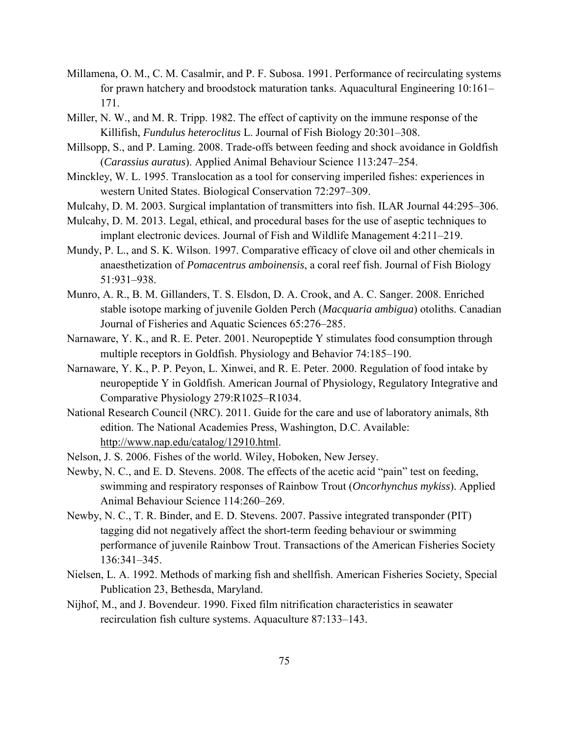Millamena, O. M., C. M. Casalmir, and P. F. Subosa. 1991. Performance of recirculating systems for prawn hatchery and broodstock maturation tanks. Aquacultural Engineering 10:161–171.

Miller, N. W., and M. R. Tripp. 1982. The effect of captivity on the immune response of the Killifish, *Fundulus heteroclitus* L. Journal of Fish Biology 20:301–308.

Millsopp, S., and P. Laming. 2008. Trade-offs between feeding and shock avoidance in Goldfish (*Carassius auratus*). Applied Animal Behaviour Science 113:247–254.

Minckley, W. L. 1995. Translocation as a tool for conserving imperiled fishes: experiences in western United States. Biological Conservation 72:297–309.

Mulcahy, D. M. 2003. Surgical implantation of transmitters into fish. ILAR Journal 44:295–306.

Mulcahy, D. M. 2013. Legal, ethical, and procedural bases for the use of aseptic techniques to implant electronic devices. Journal of Fish and Wildlife Management 4:211–219.

Mundy, P. L., and S. K. Wilson. 1997. Comparative efficacy of clove oil and other chemicals in anaesthetization of *Pomacentrus amboinensis*, a coral reef fish. Journal of Fish Biology 51:931–938.

Munro, A. R., B. M. Gillanders, T. S. Elsdon, D. A. Crook, and A. C. Sanger. 2008. Enriched stable isotope marking of juvenile Golden Perch (*Macquaria ambigua*) otoliths. Canadian Journal of Fisheries and Aquatic Sciences 65:276–285.

Narnaware, Y. K., and R. E. Peter. 2001. Neuropeptide Y stimulates food consumption through multiple receptors in Goldfish. Physiology and Behavior 74:185–190.

Narnaware, Y. K., P. P. Peyon, L. Xinwei, and R. E. Peter. 2000. Regulation of food intake by neuropeptide Y in Goldfish. American Journal of Physiology, Regulatory Integrative and Comparative Physiology 279:R1025–R1034.

National Research Council (NRC). 2011. Guide for the care and use of laboratory animals, 8th edition. The National Academies Press, Washington, D.C. Available: http://www.nap.edu/catalog/12910.html.

Nelson, J. S. 2006. Fishes of the world. Wiley, Hoboken, New Jersey.

Newby, N. C., and E. D. Stevens. 2008. The effects of the acetic acid "pain" test on feeding, swimming and respiratory responses of Rainbow Trout (*Oncorhynchus mykiss*). Applied Animal Behaviour Science 114:260–269.

Newby, N. C., T. R. Binder, and E. D. Stevens. 2007. Passive integrated transponder (PIT) tagging did not negatively affect the short-term feeding behaviour or swimming performance of juvenile Rainbow Trout. Transactions of the American Fisheries Society 136:341–345.

Nielsen, L. A. 1992. Methods of marking fish and shellfish. American Fisheries Society, Special Publication 23, Bethesda, Maryland.

Nijhof, M., and J. Bovendeur. 1990. Fixed film nitrification characteristics in seawater recirculation fish culture systems. Aquaculture 87:133–143.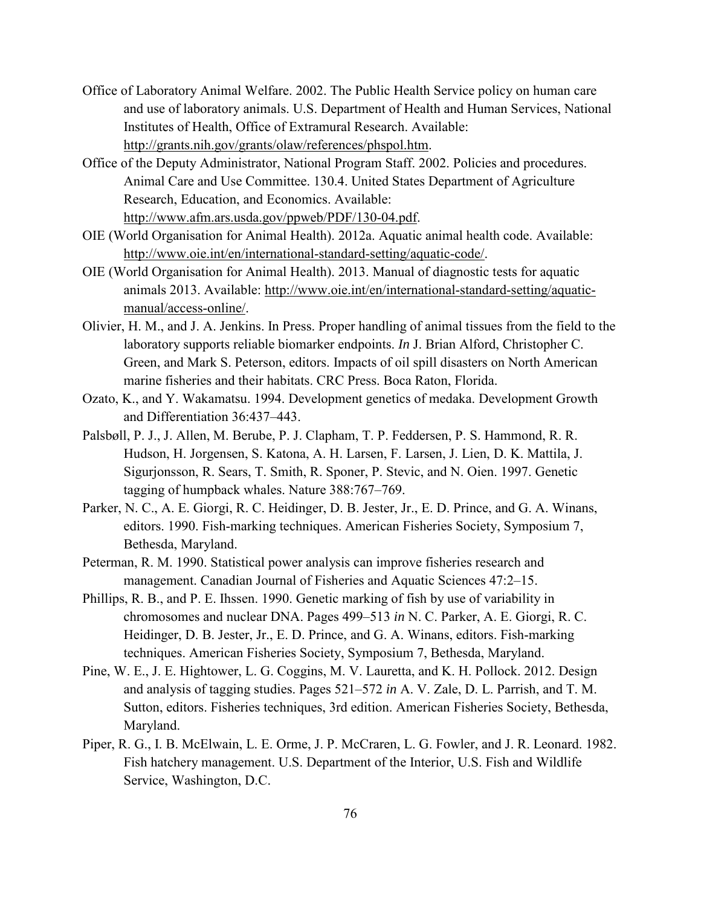Office of Laboratory Animal Welfare. 2002. The Public Health Service policy on human care and use of laboratory animals. U.S. Department of Health and Human Services, National Institutes of Health, Office of Extramural Research. Available: http://grants.nih.gov/grants/olaw/references/phspol.htm.

Office of the Deputy Administrator, National Program Staff. 2002. Policies and procedures. Animal Care and Use Committee. 130.4. United States Department of Agriculture Research, Education, and Economics. Available: http://www.afm.ars.usda.gov/ppweb/PDF/130-04.pdf.

OIE (World Organisation for Animal Health). 2012a. Aquatic animal health code. Available: http://www.oie.int/en/international-standard-setting/aquatic-code/.

OIE (World Organisation for Animal Health). 2013. Manual of diagnostic tests for aquatic animals 2013. Available: http://www.oie.int/en/international-standard-setting/aquatic-manual/access-online/.

Olivier, H. M., and J. A. Jenkins. In Press. Proper handling of animal tissues from the field to the laboratory supports reliable biomarker endpoints. *In* J. Brian Alford, Christopher C. Green, and Mark S. Peterson, editors. Impacts of oil spill disasters on North American marine fisheries and their habitats. CRC Press. Boca Raton, Florida.

Ozato, K., and Y. Wakamatsu. 1994. Development genetics of medaka. Development Growth and Differentiation 36:437–443.

Palsbøll, P. J., J. Allen, M. Berube, P. J. Clapham, T. P. Feddersen, P. S. Hammond, R. R. Hudson, H. Jorgensen, S. Katona, A. H. Larsen, F. Larsen, J. Lien, D. K. Mattila, J. Sigurjonsson, R. Sears, T. Smith, R. Sponer, P. Stevic, and N. Oien. 1997. Genetic tagging of humpback whales. Nature 388:767–769.

Parker, N. C., A. E. Giorgi, R. C. Heidinger, D. B. Jester, Jr., E. D. Prince, and G. A. Winans, editors. 1990. Fish-marking techniques. American Fisheries Society, Symposium 7, Bethesda, Maryland.

Peterman, R. M. 1990. Statistical power analysis can improve fisheries research and management. Canadian Journal of Fisheries and Aquatic Sciences 47:2–15.

Phillips, R. B., and P. E. Ihssen. 1990. Genetic marking of fish by use of variability in chromosomes and nuclear DNA. Pages 499–513 *in* N. C. Parker, A. E. Giorgi, R. C. Heidinger, D. B. Jester, Jr., E. D. Prince, and G. A. Winans, editors. Fish-marking techniques. American Fisheries Society, Symposium 7, Bethesda, Maryland.

Pine, W. E., J. E. Hightower, L. G. Coggins, M. V. Lauretta, and K. H. Pollock. 2012. Design and analysis of tagging studies. Pages 521–572 *in* A. V. Zale, D. L. Parrish, and T. M. Sutton, editors. Fisheries techniques, 3rd edition. American Fisheries Society, Bethesda, Maryland.

Piper, R. G., I. B. McElwain, L. E. Orme, J. P. McCraren, L. G. Fowler, and J. R. Leonard. 1982. Fish hatchery management. U.S. Department of the Interior, U.S. Fish and Wildlife Service, Washington, D.C.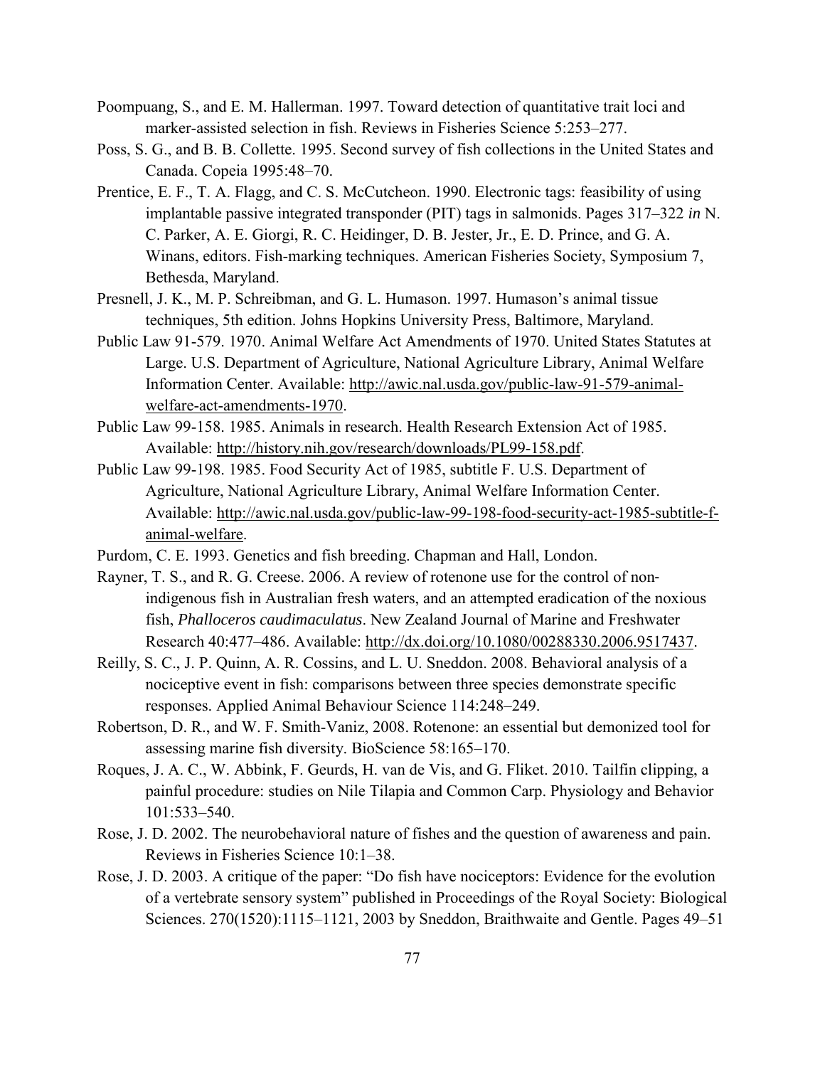Poompuang, S., and E. M. Hallerman. 1997. Toward detection of quantitative trait loci and marker-assisted selection in fish. Reviews in Fisheries Science 5:253–277.

Poss, S. G., and B. B. Collette. 1995. Second survey of fish collections in the United States and Canada. Copeia 1995:48–70.

Prentice, E. F., T. A. Flagg, and C. S. McCutcheon. 1990. Electronic tags: feasibility of using implantable passive integrated transponder (PIT) tags in salmonids. Pages 317–322 *in* N. C. Parker, A. E. Giorgi, R. C. Heidinger, D. B. Jester, Jr., E. D. Prince, and G. A. Winans, editors. Fish-marking techniques. American Fisheries Society, Symposium 7, Bethesda, Maryland.

Presnell, J. K., M. P. Schreibman, and G. L. Humason. 1997. Humason's animal tissue techniques, 5th edition. Johns Hopkins University Press, Baltimore, Maryland.

Public Law 91-579. 1970. Animal Welfare Act Amendments of 1970. United States Statutes at Large. U.S. Department of Agriculture, National Agriculture Library, Animal Welfare Information Center. Available: http://awic.nal.usda.gov/public-law-91-579-animal-welfare-act-amendments-1970.

Public Law 99-158. 1985. Animals in research. Health Research Extension Act of 1985. Available: http://history.nih.gov/research/downloads/PL99-158.pdf.

Public Law 99-198. 1985. Food Security Act of 1985, subtitle F. U.S. Department of Agriculture, National Agriculture Library, Animal Welfare Information Center. Available: http://awic.nal.usda.gov/public-law-99-198-food-security-act-1985-subtitle-f-animal-welfare.

Purdom, C. E. 1993. Genetics and fish breeding. Chapman and Hall, London.

Rayner, T. S., and R. G. Creese. 2006. A review of rotenone use for the control of non-indigenous fish in Australian fresh waters, and an attempted eradication of the noxious fish, *Phalloceros caudimaculatus*. New Zealand Journal of Marine and Freshwater Research 40:477–486. Available: http://dx.doi.org/10.1080/00288330.2006.9517437.

Reilly, S. C., J. P. Quinn, A. R. Cossins, and L. U. Sneddon. 2008. Behavioral analysis of a nociceptive event in fish: comparisons between three species demonstrate specific responses. Applied Animal Behaviour Science 114:248–249.

Robertson, D. R., and W. F. Smith-Vaniz, 2008. Rotenone: an essential but demonized tool for assessing marine fish diversity. BioScience 58:165–170.

Roques, J. A. C., W. Abbink, F. Geurds, H. van de Vis, and G. Fliket. 2010. Tailfin clipping, a painful procedure: studies on Nile Tilapia and Common Carp. Physiology and Behavior 101:533–540.

Rose, J. D. 2002. The neurobehavioral nature of fishes and the question of awareness and pain. Reviews in Fisheries Science 10:1–38.

Rose, J. D. 2003. A critique of the paper: "Do fish have nociceptors: Evidence for the evolution of a vertebrate sensory system" published in Proceedings of the Royal Society: Biological Sciences. 270(1520):1115–1121, 2003 by Sneddon, Braithwaite and Gentle. Pages 49–51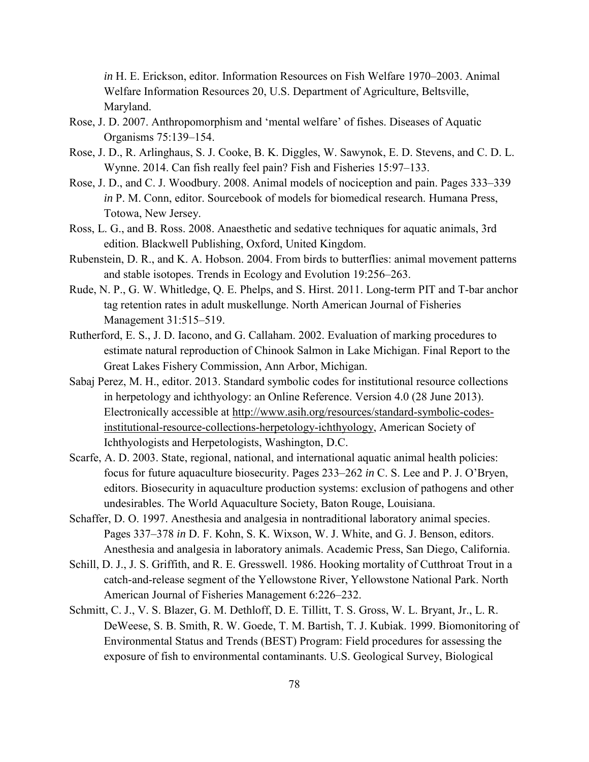*in* H. E. Erickson, editor. Information Resources on Fish Welfare 1970–2003. Animal Welfare Information Resources 20, U.S. Department of Agriculture, Beltsville, Maryland.

Rose, J. D. 2007. Anthropomorphism and 'mental welfare' of fishes. Diseases of Aquatic Organisms 75:139–154.

Rose, J. D., R. Arlinghaus, S. J. Cooke, B. K. Diggles, W. Sawynok, E. D. Stevens, and C. D. L. Wynne. 2014. Can fish really feel pain? Fish and Fisheries 15:97–133.

Rose, J. D., and C. J. Woodbury. 2008. Animal models of nociception and pain. Pages 333–339 *in* P. M. Conn, editor. Sourcebook of models for biomedical research. Humana Press, Totowa, New Jersey.

Ross, L. G., and B. Ross. 2008. Anaesthetic and sedative techniques for aquatic animals, 3rd edition. Blackwell Publishing, Oxford, United Kingdom.

Rubenstein, D. R., and K. A. Hobson. 2004. From birds to butterflies: animal movement patterns and stable isotopes. Trends in Ecology and Evolution 19:256–263.

Rude, N. P., G. W. Whitledge, Q. E. Phelps, and S. Hirst. 2011. Long-term PIT and T-bar anchor tag retention rates in adult muskellunge. North American Journal of Fisheries Management 31:515–519.

Rutherford, E. S., J. D. Iacono, and G. Callaham. 2002. Evaluation of marking procedures to estimate natural reproduction of Chinook Salmon in Lake Michigan. Final Report to the Great Lakes Fishery Commission, Ann Arbor, Michigan.

Sabaj Perez, M. H., editor. 2013. Standard symbolic codes for institutional resource collections in herpetology and ichthyology: an Online Reference. Version 4.0 (28 June 2013). Electronically accessible at http://www.asih.org/resources/standard-symbolic-codes-institutional-resource-collections-herpetology-ichthyology, American Society of Ichthyologists and Herpetologists, Washington, D.C.

Scarfe, A. D. 2003. State, regional, national, and international aquatic animal health policies: focus for future aquaculture biosecurity. Pages 233–262 *in* C. S. Lee and P. J. O'Bryen, editors. Biosecurity in aquaculture production systems: exclusion of pathogens and other undesirables. The World Aquaculture Society, Baton Rouge, Louisiana.

Schaffer, D. O. 1997. Anesthesia and analgesia in nontraditional laboratory animal species. Pages 337–378 *in* D. F. Kohn, S. K. Wixson, W. J. White, and G. J. Benson, editors. Anesthesia and analgesia in laboratory animals. Academic Press, San Diego, California.

Schill, D. J., J. S. Griffith, and R. E. Gresswell. 1986. Hooking mortality of Cutthroat Trout in a catch-and-release segment of the Yellowstone River, Yellowstone National Park. North American Journal of Fisheries Management 6:226–232.

Schmitt, C. J., V. S. Blazer, G. M. Dethloff, D. E. Tillitt, T. S. Gross, W. L. Bryant, Jr., L. R. DeWeese, S. B. Smith, R. W. Goede, T. M. Bartish, T. J. Kubiak. 1999. Biomonitoring of Environmental Status and Trends (BEST) Program: Field procedures for assessing the exposure of fish to environmental contaminants. U.S. Geological Survey, Biological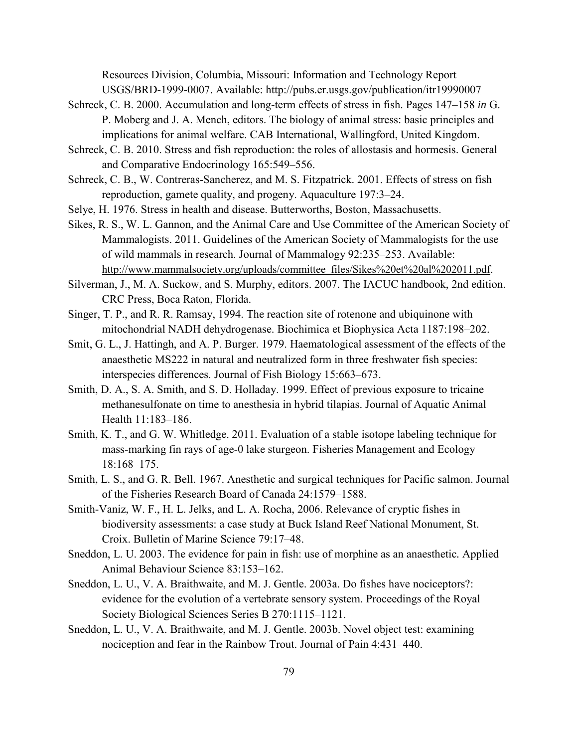Resources Division, Columbia, Missouri: Information and Technology Report USGS/BRD-1999-0007. Available: http://pubs.er.usgs.gov/publication/itr19990007

Schreck, C. B. 2000. Accumulation and long-term effects of stress in fish. Pages 147–158 *in* G. P. Moberg and J. A. Mench, editors. The biology of animal stress: basic principles and implications for animal welfare. CAB International, Wallingford, United Kingdom.

Schreck, C. B. 2010. Stress and fish reproduction: the roles of allostasis and hormesis. General and Comparative Endocrinology 165:549–556.

Schreck, C. B., W. Contreras-Sancherez, and M. S. Fitzpatrick. 2001. Effects of stress on fish reproduction, gamete quality, and progeny. Aquaculture 197:3–24.

Selye, H. 1976. Stress in health and disease. Butterworths, Boston, Massachusetts.

Sikes, R. S., W. L. Gannon, and the Animal Care and Use Committee of the American Society of Mammalogists. 2011. Guidelines of the American Society of Mammalogists for the use of wild mammals in research. Journal of Mammalogy 92:235–253. Available: http://www.mammalsociety.org/uploads/committee_files/Sikes%20et%20al%202011.pdf.

Silverman, J., M. A. Suckow, and S. Murphy, editors. 2007. The IACUC handbook, 2nd edition. CRC Press, Boca Raton, Florida.

Singer, T. P., and R. R. Ramsay, 1994. The reaction site of rotenone and ubiquinone with mitochondrial NADH dehydrogenase. Biochimica et Biophysica Acta 1187:198–202.

Smit, G. L., J. Hattingh, and A. P. Burger. 1979. Haematological assessment of the effects of the anaesthetic MS222 in natural and neutralized form in three freshwater fish species: interspecies differences. Journal of Fish Biology 15:663–673.

Smith, D. A., S. A. Smith, and S. D. Holladay. 1999. Effect of previous exposure to tricaine methanesulfonate on time to anesthesia in hybrid tilapias. Journal of Aquatic Animal Health 11:183–186.

Smith, K. T., and G. W. Whitledge. 2011. Evaluation of a stable isotope labeling technique for mass-marking fin rays of age-0 lake sturgeon. Fisheries Management and Ecology 18:168–175.

Smith, L. S., and G. R. Bell. 1967. Anesthetic and surgical techniques for Pacific salmon. Journal of the Fisheries Research Board of Canada 24:1579–1588.

Smith-Vaniz, W. F., H. L. Jelks, and L. A. Rocha, 2006. Relevance of cryptic fishes in biodiversity assessments: a case study at Buck Island Reef National Monument, St. Croix. Bulletin of Marine Science 79:17–48.

Sneddon, L. U. 2003. The evidence for pain in fish: use of morphine as an anaesthetic. Applied Animal Behaviour Science 83:153–162.

Sneddon, L. U., V. A. Braithwaite, and M. J. Gentle. 2003a. Do fishes have nociceptors?: evidence for the evolution of a vertebrate sensory system. Proceedings of the Royal Society Biological Sciences Series B 270:1115–1121.

Sneddon, L. U., V. A. Braithwaite, and M. J. Gentle. 2003b. Novel object test: examining nociception and fear in the Rainbow Trout. Journal of Pain 4:431–440.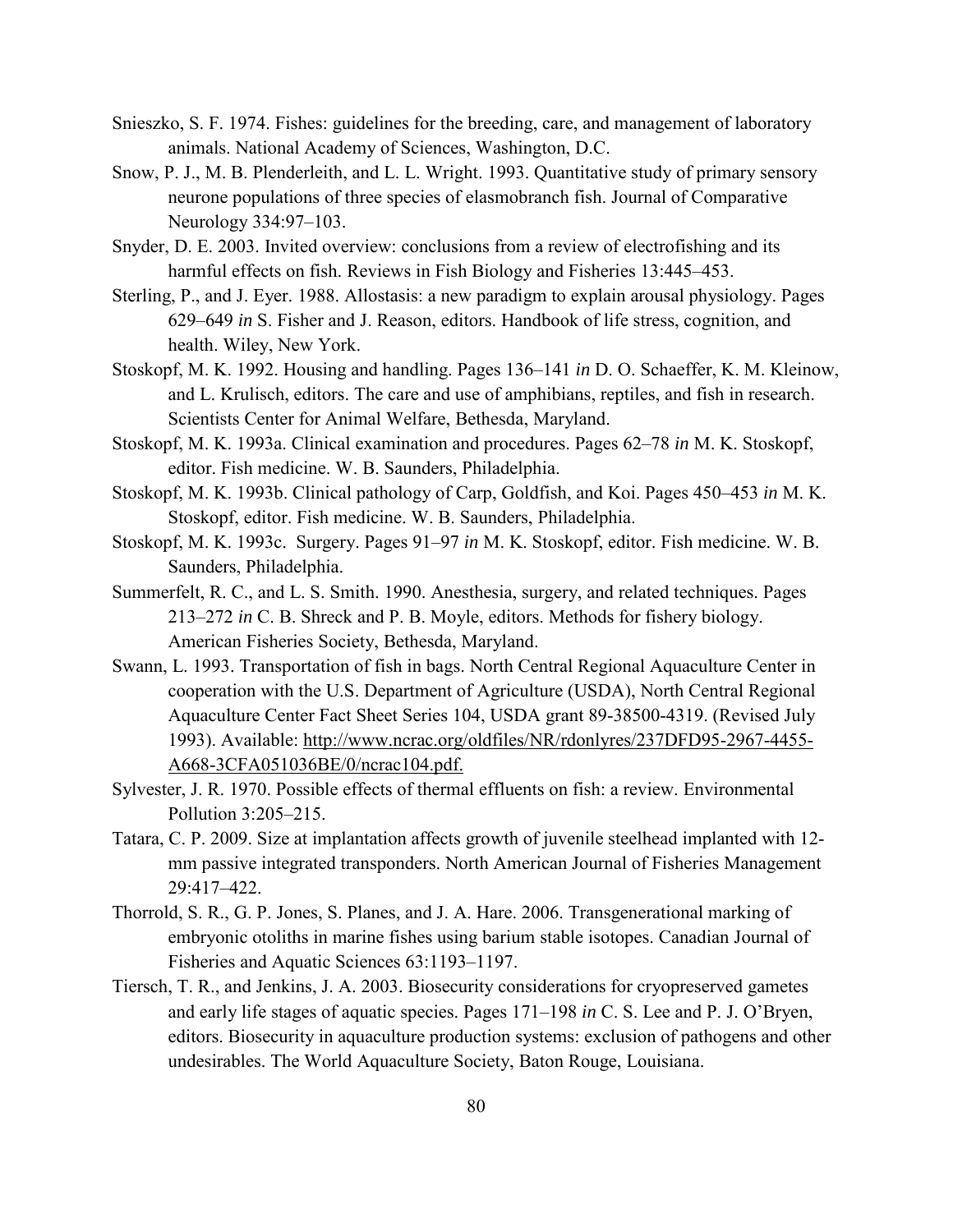Snieszko, S. F. 1974. Fishes: guidelines for the breeding, care, and management of laboratory animals. National Academy of Sciences, Washington, D.C.

Snow, P. J., M. B. Plenderleith, and L. L. Wright. 1993. Quantitative study of primary sensory neurone populations of three species of elasmobranch fish. Journal of Comparative Neurology 334:97–103.

Snyder, D. E. 2003. Invited overview: conclusions from a review of electrofishing and its harmful effects on fish. Reviews in Fish Biology and Fisheries 13:445–453.

Sterling, P., and J. Eyer. 1988. Allostasis: a new paradigm to explain arousal physiology. Pages 629–649 *in* S. Fisher and J. Reason, editors. Handbook of life stress, cognition, and health. Wiley, New York.

Stoskopf, M. K. 1992. Housing and handling. Pages 136–141 *in* D. O. Schaeffer, K. M. Kleinow, and L. Krulisch, editors. The care and use of amphibians, reptiles, and fish in research. Scientists Center for Animal Welfare, Bethesda, Maryland.

Stoskopf, M. K. 1993a. Clinical examination and procedures. Pages 62–78 *in* M. K. Stoskopf, editor. Fish medicine. W. B. Saunders, Philadelphia.

Stoskopf, M. K. 1993b. Clinical pathology of Carp, Goldfish, and Koi. Pages 450–453 *in* M. K. Stoskopf, editor. Fish medicine. W. B. Saunders, Philadelphia.

Stoskopf, M. K. 1993c. Surgery. Pages 91–97 *in* M. K. Stoskopf, editor. Fish medicine. W. B. Saunders, Philadelphia.

Summerfelt, R. C., and L. S. Smith. 1990. Anesthesia, surgery, and related techniques. Pages 213–272 *in* C. B. Shreck and P. B. Moyle, editors. Methods for fishery biology. American Fisheries Society, Bethesda, Maryland.

Swann, L. 1993. Transportation of fish in bags. North Central Regional Aquaculture Center in cooperation with the U.S. Department of Agriculture (USDA), North Central Regional Aquaculture Center Fact Sheet Series 104, USDA grant 89-38500-4319. (Revised July 1993). Available: http://www.ncrac.org/oldfiles/NR/rdonlyres/237DFD95-2967-4455-A668-3CFA051036BE/0/ncrac104.pdf.

Sylvester, J. R. 1970. Possible effects of thermal effluents on fish: a review. Environmental Pollution 3:205–215.

Tatara, C. P. 2009. Size at implantation affects growth of juvenile steelhead implanted with 12-mm passive integrated transponders. North American Journal of Fisheries Management 29:417–422.

Thorrold, S. R., G. P. Jones, S. Planes, and J. A. Hare. 2006. Transgenerational marking of embryonic otoliths in marine fishes using barium stable isotopes. Canadian Journal of Fisheries and Aquatic Sciences 63:1193–1197.

Tiersch, T. R., and Jenkins, J. A. 2003. Biosecurity considerations for cryopreserved gametes and early life stages of aquatic species. Pages 171–198 *in* C. S. Lee and P. J. O'Bryen, editors. Biosecurity in aquaculture production systems: exclusion of pathogens and other undesirables. The World Aquaculture Society, Baton Rouge, Louisiana.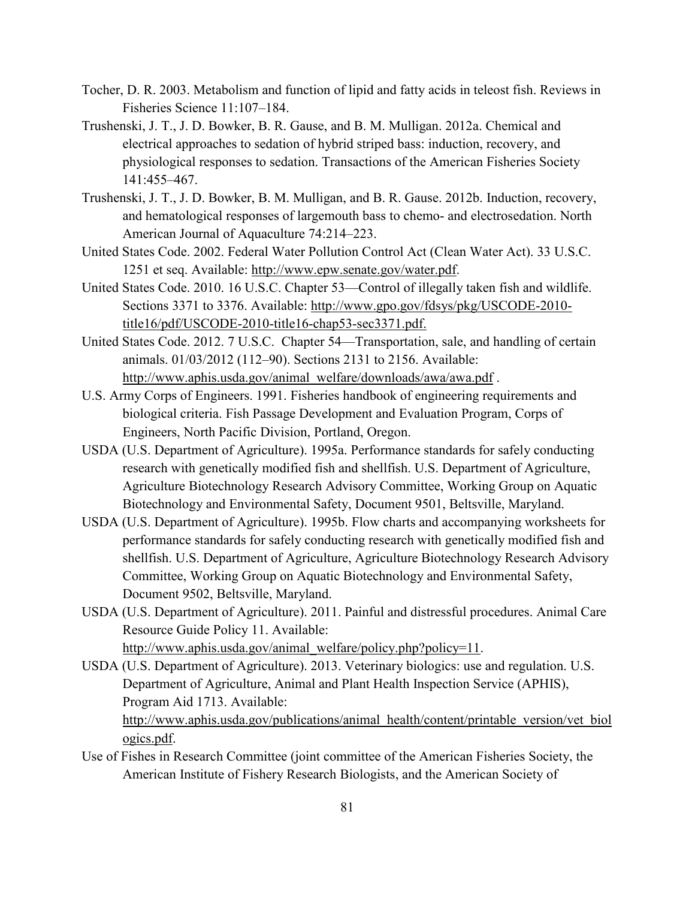Tocher, D. R. 2003. Metabolism and function of lipid and fatty acids in teleost fish. Reviews in Fisheries Science 11:107–184.

Trushenski, J. T., J. D. Bowker, B. R. Gause, and B. M. Mulligan. 2012a. Chemical and electrical approaches to sedation of hybrid striped bass: induction, recovery, and physiological responses to sedation. Transactions of the American Fisheries Society 141:455–467.

Trushenski, J. T., J. D. Bowker, B. M. Mulligan, and B. R. Gause. 2012b. Induction, recovery, and hematological responses of largemouth bass to chemo- and electrosedation. North American Journal of Aquaculture 74:214–223.

United States Code. 2002. Federal Water Pollution Control Act (Clean Water Act). 33 U.S.C. 1251 et seq. Available: http://www.epw.senate.gov/water.pdf.

United States Code. 2010. 16 U.S.C. Chapter 53—Control of illegally taken fish and wildlife. Sections 3371 to 3376. Available: http://www.gpo.gov/fdsys/pkg/USCODE-2010-title16/pdf/USCODE-2010-title16-chap53-sec3371.pdf.

United States Code. 2012. 7 U.S.C. Chapter 54—Transportation, sale, and handling of certain animals. 01/03/2012 (112–90). Sections 2131 to 2156. Available: http://www.aphis.usda.gov/animal_welfare/downloads/awa/awa.pdf .

U.S. Army Corps of Engineers. 1991. Fisheries handbook of engineering requirements and biological criteria. Fish Passage Development and Evaluation Program, Corps of Engineers, North Pacific Division, Portland, Oregon.

USDA (U.S. Department of Agriculture). 1995a. Performance standards for safely conducting research with genetically modified fish and shellfish. U.S. Department of Agriculture, Agriculture Biotechnology Research Advisory Committee, Working Group on Aquatic Biotechnology and Environmental Safety, Document 9501, Beltsville, Maryland.

USDA (U.S. Department of Agriculture). 1995b. Flow charts and accompanying worksheets for performance standards for safely conducting research with genetically modified fish and shellfish. U.S. Department of Agriculture, Agriculture Biotechnology Research Advisory Committee, Working Group on Aquatic Biotechnology and Environmental Safety, Document 9502, Beltsville, Maryland.

USDA (U.S. Department of Agriculture). 2011. Painful and distressful procedures. Animal Care Resource Guide Policy 11. Available: http://www.aphis.usda.gov/animal_welfare/policy.php?policy=11.

USDA (U.S. Department of Agriculture). 2013. Veterinary biologics: use and regulation. U.S. Department of Agriculture, Animal and Plant Health Inspection Service (APHIS), Program Aid 1713. Available: http://www.aphis.usda.gov/publications/animal_health/content/printable_version/vet_biologics.pdf.

Use of Fishes in Research Committee (joint committee of the American Fisheries Society, the American Institute of Fishery Research Biologists, and the American Society of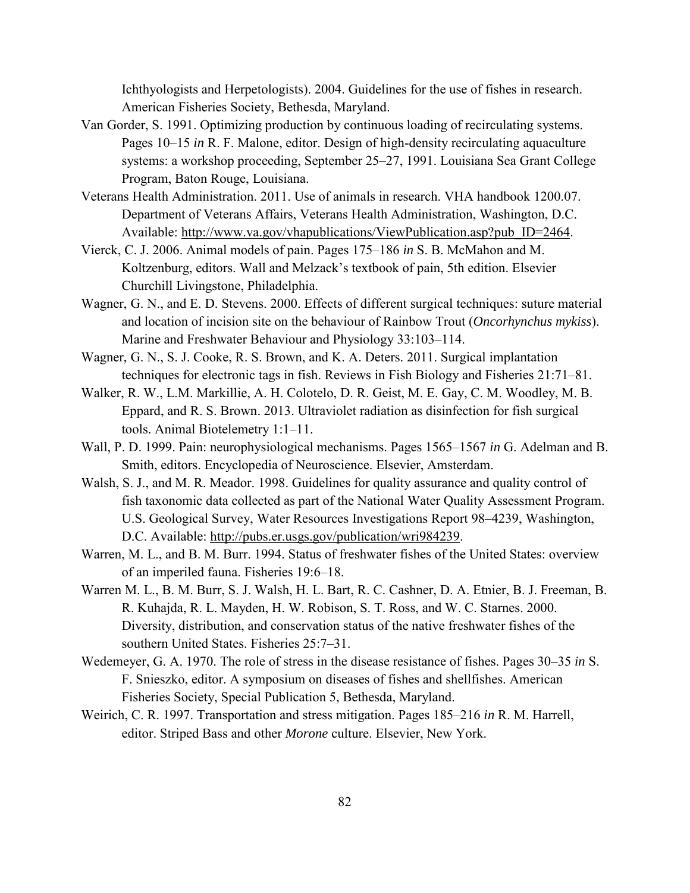Ichthyologists and Herpetologists). 2004. Guidelines for the use of fishes in research. American Fisheries Society, Bethesda, Maryland.

Van Gorder, S. 1991. Optimizing production by continuous loading of recirculating systems. Pages 10–15 *in* R. F. Malone, editor. Design of high-density recirculating aquaculture systems: a workshop proceeding, September 25–27, 1991. Louisiana Sea Grant College Program, Baton Rouge, Louisiana.

Veterans Health Administration. 2011. Use of animals in research. VHA handbook 1200.07. Department of Veterans Affairs, Veterans Health Administration, Washington, D.C. Available: http://www.va.gov/vhapublications/ViewPublication.asp?pub_ID=2464.

Vierck, C. J. 2006. Animal models of pain. Pages 175–186 *in* S. B. McMahon and M. Koltzenburg, editors. Wall and Melzack's textbook of pain, 5th edition. Elsevier Churchill Livingstone, Philadelphia.

Wagner, G. N., and E. D. Stevens. 2000. Effects of different surgical techniques: suture material and location of incision site on the behaviour of Rainbow Trout (*Oncorhynchus mykiss*). Marine and Freshwater Behaviour and Physiology 33:103–114.

Wagner, G. N., S. J. Cooke, R. S. Brown, and K. A. Deters. 2011. Surgical implantation techniques for electronic tags in fish. Reviews in Fish Biology and Fisheries 21:71–81.

Walker, R. W., L.M. Markillie, A. H. Colotelo, D. R. Geist, M. E. Gay, C. M. Woodley, M. B. Eppard, and R. S. Brown. 2013. Ultraviolet radiation as disinfection for fish surgical tools. Animal Biotelemetry 1:1–11.

Wall, P. D. 1999. Pain: neurophysiological mechanisms. Pages 1565–1567 *in* G. Adelman and B. Smith, editors. Encyclopedia of Neuroscience. Elsevier, Amsterdam.

Walsh, S. J., and M. R. Meador. 1998. Guidelines for quality assurance and quality control of fish taxonomic data collected as part of the National Water Quality Assessment Program. U.S. Geological Survey, Water Resources Investigations Report 98–4239, Washington, D.C. Available: http://pubs.er.usgs.gov/publication/wri984239.

Warren, M. L., and B. M. Burr. 1994. Status of freshwater fishes of the United States: overview of an imperiled fauna. Fisheries 19:6–18.

Warren M. L., B. M. Burr, S. J. Walsh, H. L. Bart, R. C. Cashner, D. A. Etnier, B. J. Freeman, B. R. Kuhajda, R. L. Mayden, H. W. Robison, S. T. Ross, and W. C. Starnes. 2000. Diversity, distribution, and conservation status of the native freshwater fishes of the southern United States. Fisheries 25:7–31.

Wedemeyer, G. A. 1970. The role of stress in the disease resistance of fishes. Pages 30–35 *in* S. F. Snieszko, editor. A symposium on diseases of fishes and shellfishes. American Fisheries Society, Special Publication 5, Bethesda, Maryland.

Weirich, C. R. 1997. Transportation and stress mitigation. Pages 185–216 *in* R. M. Harrell, editor. Striped Bass and other *Morone* culture. Elsevier, New York.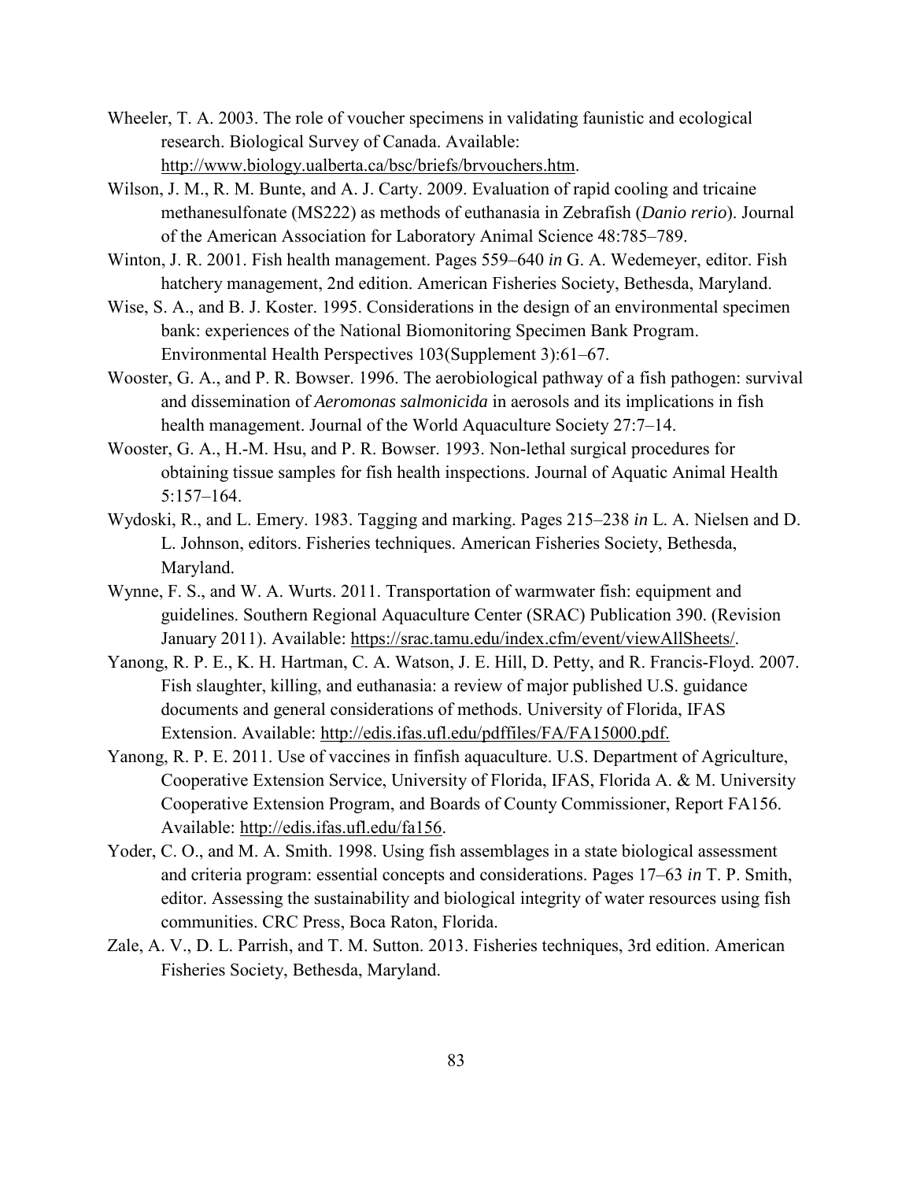Wheeler, T. A. 2003. The role of voucher specimens in validating faunistic and ecological research. Biological Survey of Canada. Available: http://www.biology.ualberta.ca/bsc/briefs/brvouchers.htm.

Wilson, J. M., R. M. Bunte, and A. J. Carty. 2009. Evaluation of rapid cooling and tricaine methanesulfonate (MS222) as methods of euthanasia in Zebrafish (*Danio rerio*). Journal of the American Association for Laboratory Animal Science 48:785–789.

Winton, J. R. 2001. Fish health management. Pages 559–640 *in* G. A. Wedemeyer, editor. Fish hatchery management, 2nd edition. American Fisheries Society, Bethesda, Maryland.

Wise, S. A., and B. J. Koster. 1995. Considerations in the design of an environmental specimen bank: experiences of the National Biomonitoring Specimen Bank Program. Environmental Health Perspectives 103(Supplement 3):61–67.

Wooster, G. A., and P. R. Bowser. 1996. The aerobiological pathway of a fish pathogen: survival and dissemination of *Aeromonas salmonicida* in aerosols and its implications in fish health management. Journal of the World Aquaculture Society 27:7–14.

Wooster, G. A., H.-M. Hsu, and P. R. Bowser. 1993. Non-lethal surgical procedures for obtaining tissue samples for fish health inspections. Journal of Aquatic Animal Health 5:157–164.

Wydoski, R., and L. Emery. 1983. Tagging and marking. Pages 215–238 *in* L. A. Nielsen and D. L. Johnson, editors. Fisheries techniques. American Fisheries Society, Bethesda, Maryland.

Wynne, F. S., and W. A. Wurts. 2011. Transportation of warmwater fish: equipment and guidelines. Southern Regional Aquaculture Center (SRAC) Publication 390. (Revision January 2011). Available: https://srac.tamu.edu/index.cfm/event/viewAllSheets/.

Yanong, R. P. E., K. H. Hartman, C. A. Watson, J. E. Hill, D. Petty, and R. Francis-Floyd. 2007. Fish slaughter, killing, and euthanasia: a review of major published U.S. guidance documents and general considerations of methods. University of Florida, IFAS Extension. Available: http://edis.ifas.ufl.edu/pdffiles/FA/FA15000.pdf.

Yanong, R. P. E. 2011. Use of vaccines in finfish aquaculture. U.S. Department of Agriculture, Cooperative Extension Service, University of Florida, IFAS, Florida A. & M. University Cooperative Extension Program, and Boards of County Commissioner, Report FA156. Available: http://edis.ifas.ufl.edu/fa156.

Yoder, C. O., and M. A. Smith. 1998. Using fish assemblages in a state biological assessment and criteria program: essential concepts and considerations. Pages 17–63 *in* T. P. Smith, editor. Assessing the sustainability and biological integrity of water resources using fish communities. CRC Press, Boca Raton, Florida.

Zale, A. V., D. L. Parrish, and T. M. Sutton. 2013. Fisheries techniques, 3rd edition. American Fisheries Society, Bethesda, Maryland.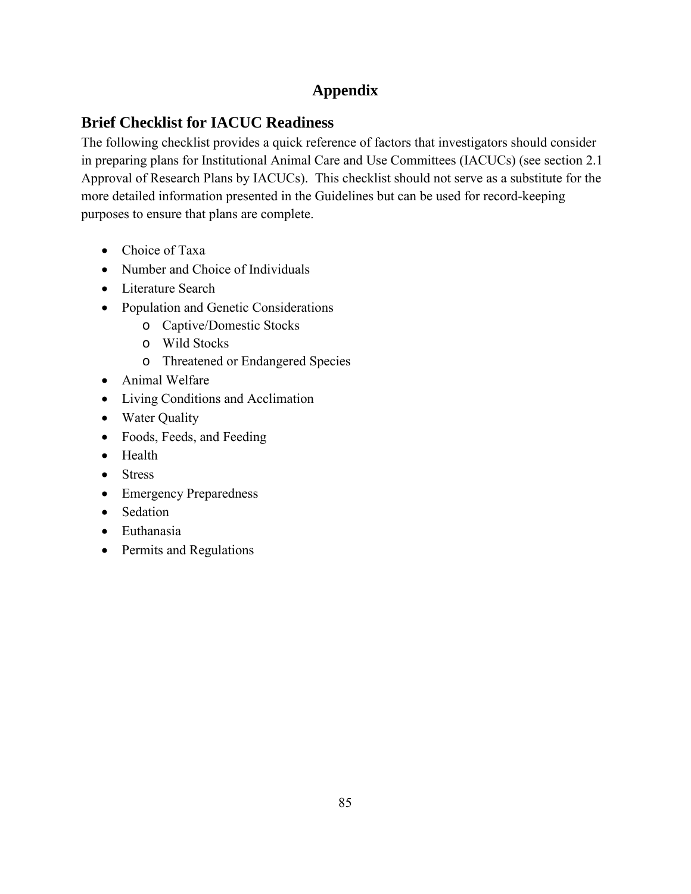# Appendix

## Brief Checklist for IACUC Readiness

The following checklist provides a quick reference of factors that investigators should consider in preparing plans for Institutional Animal Care and Use Committees (IACUCs) (see section 2.1 Approval of Research Plans by IACUCs). This checklist should not serve as a substitute for the more detailed information presented in the Guidelines but can be used for record-keeping purposes to ensure that plans are complete.

- Choice of Taxa
- Number and Choice of Individuals
- Literature Search
- Population and Genetic Considerations
    - Captive/Domestic Stocks
    - Wild Stocks
    - Threatened or Endangered Species
- Animal Welfare
- Living Conditions and Acclimation
- Water Quality
- Foods, Feeds, and Feeding
- Health
- Stress
- Emergency Preparedness
- Sedation
- Euthanasia
- Permits and Regulations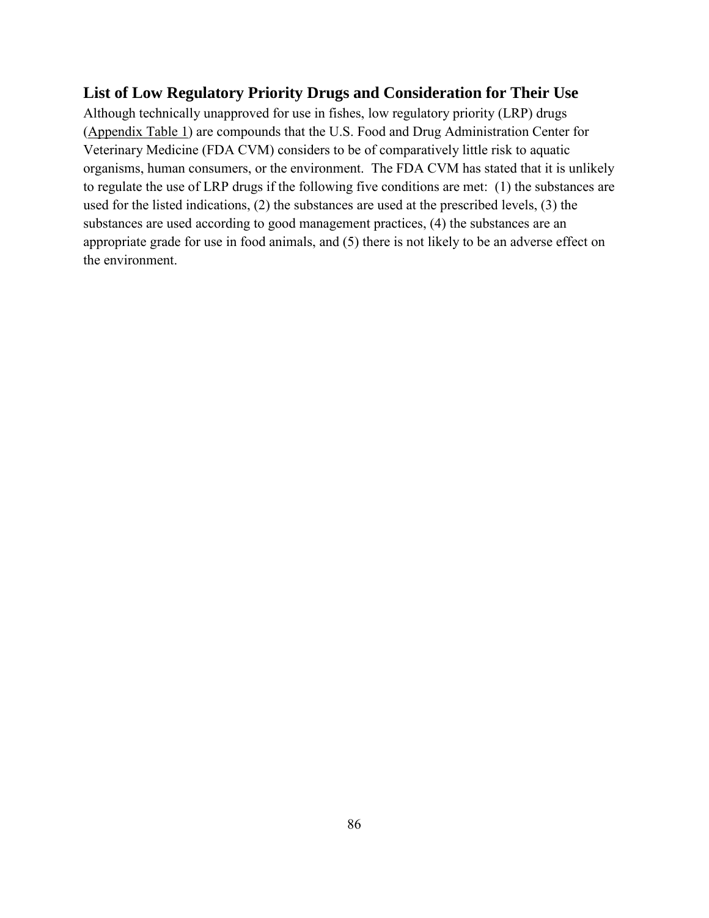## List of Low Regulatory Priority Drugs and Consideration for Their Use

Although technically unapproved for use in fishes, low regulatory priority (LRP) drugs (Appendix Table 1) are compounds that the U.S. Food and Drug Administration Center for Veterinary Medicine (FDA CVM) considers to be of comparatively little risk to aquatic organisms, human consumers, or the environment. The FDA CVM has stated that it is unlikely to regulate the use of LRP drugs if the following five conditions are met: (1) the substances are used for the listed indications, (2) the substances are used at the prescribed levels, (3) the substances are used according to good management practices, (4) the substances are an appropriate grade for use in food animals, and (5) there is not likely to be an adverse effect on the environment.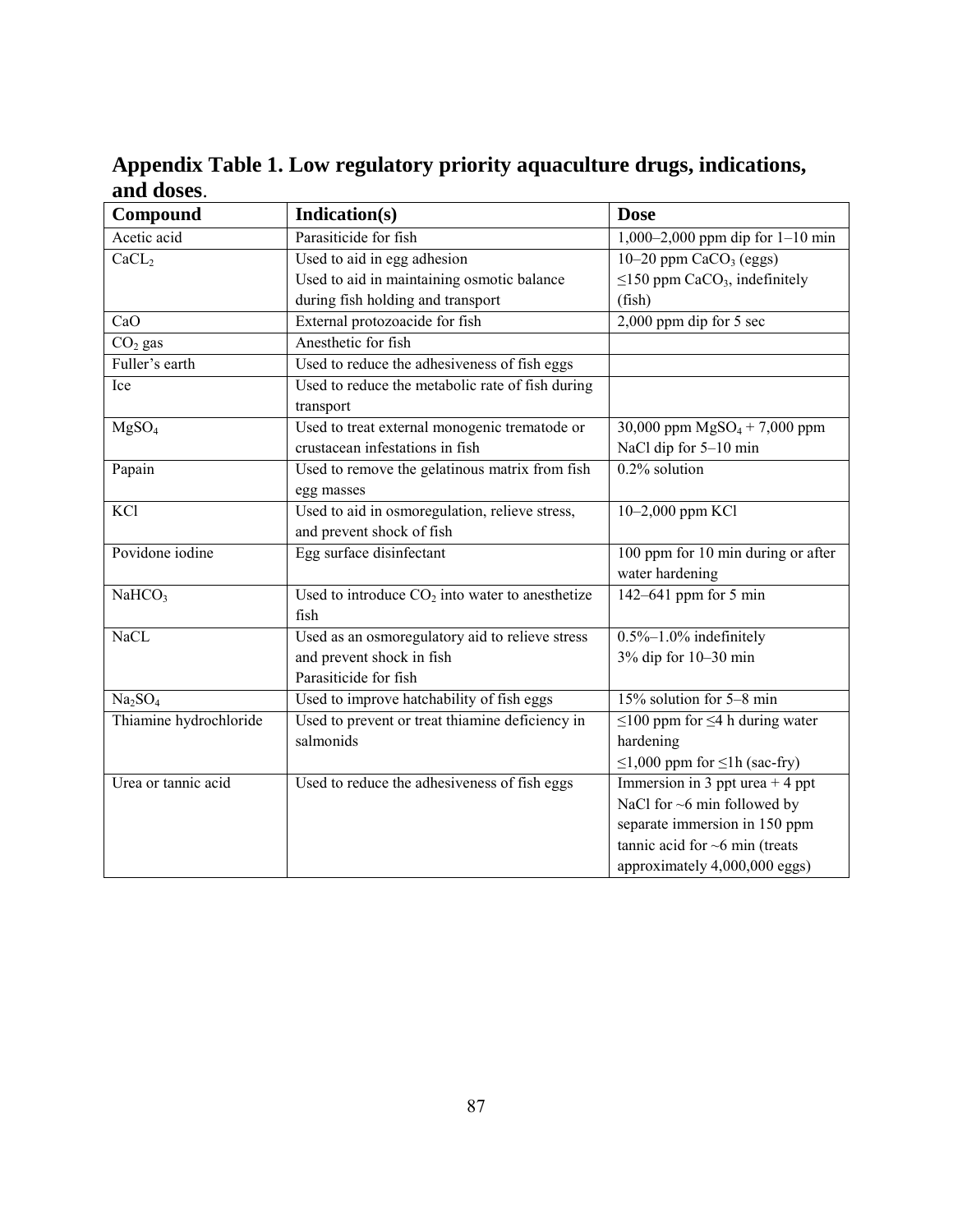## Appendix Table 1. Low regulatory priority aquaculture drugs, indications, and doses.

| Compound | Indication(s) | Dose |
|---|---|---|
| Acetic acid | Parasiticide for fish | 1,000–2,000 ppm dip for 1–10 min |
| $CaCL_2$ | Used to aid in egg adhesion<br>Used to aid in maintaining osmotic balance during fish holding and transport | 10–20 ppm $CaCO_3$ (eggs)<br>≤150 ppm $CaCO_3$, indefinitely (fish) |
| CaO | External protozoacide for fish | 2,000 ppm dip for 5 sec |
| $CO_2$ gas | Anesthetic for fish | |
| Fuller's earth | Used to reduce the adhesiveness of fish eggs | |
| Ice | Used to reduce the metabolic rate of fish during transport | |
| $MgSO_4$ | Used to treat external monogenic trematode or crustacean infestations in fish | 30,000 ppm $MgSO_4$ + 7,000 ppm NaCl dip for 5–10 min |
| Papain | Used to remove the gelatinous matrix from fish egg masses | 0.2% solution |
| KCl | Used to aid in osmoregulation, relieve stress, and prevent shock of fish | 10–2,000 ppm KCl |
| Povidone iodine | Egg surface disinfectant | 100 ppm for 10 min during or after water hardening |
| $NaHCO_3$ | Used to introduce $CO_2$ into water to anesthetize fish | 142–641 ppm for 5 min |
| NaCL | Used as an osmoregulatory aid to relieve stress and prevent shock in fish<br>Parasiticide for fish | 0.5%–1.0% indefinitely<br>3% dip for 10–30 min |
| $Na_2SO_4$ | Used to improve hatchability of fish eggs | 15% solution for 5–8 min |
| Thiamine hydrochloride | Used to prevent or treat thiamine deficiency in salmonids | ≤100 ppm for ≤4 h during water hardening<br>≤1,000 ppm for ≤1h (sac-fry) |
| Urea or tannic acid | Used to reduce the adhesiveness of fish eggs | Immersion in 3 ppt urea + 4 ppt NaCl for ~6 min followed by separate immersion in 150 ppm tannic acid for ~6 min (treats approximately 4,000,000 eggs) |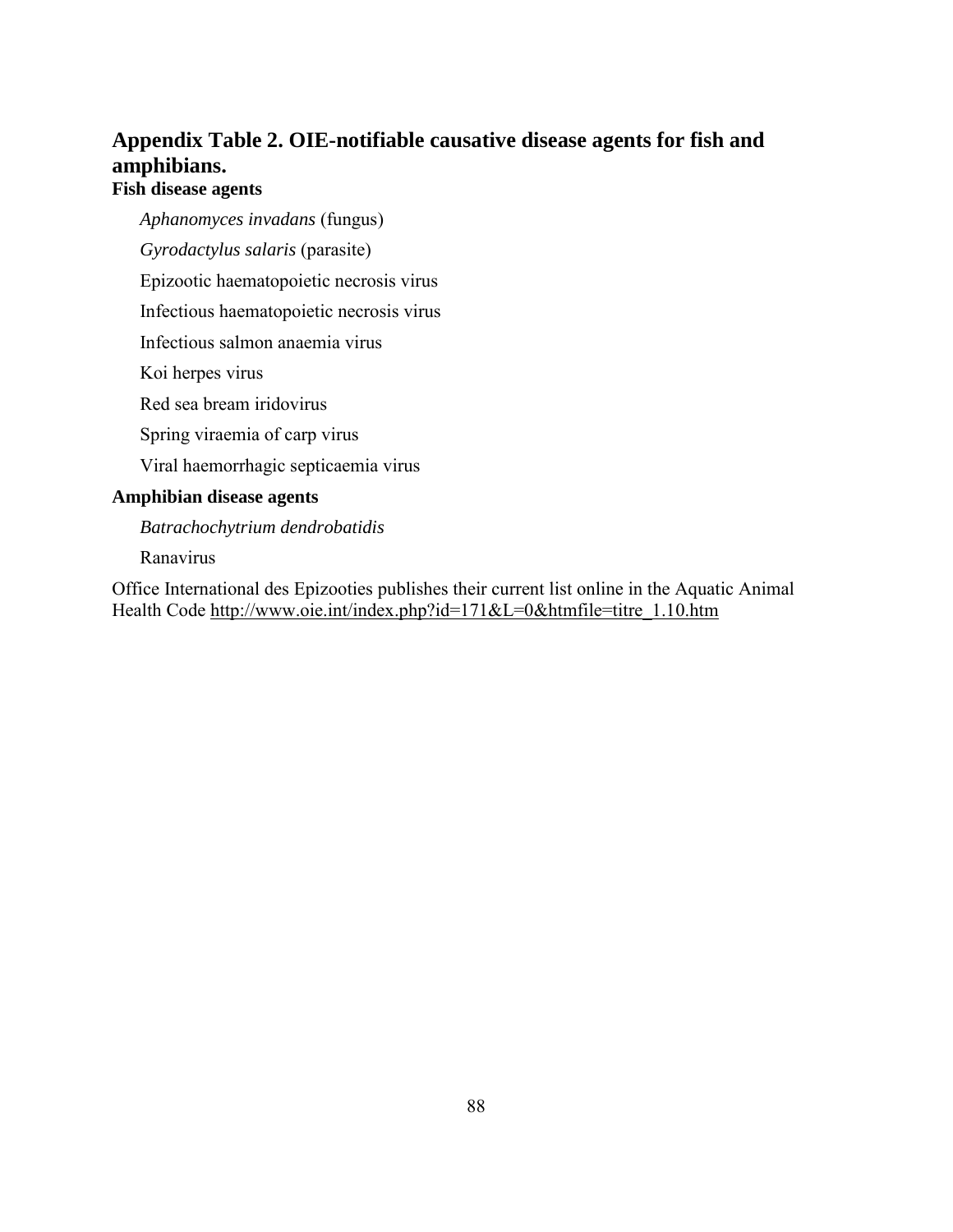## Appendix Table 2. OIE-notifiable causative disease agents for fish and amphibians.

### Fish disease agents

*Aphanomyces invadans* (fungus)

*Gyrodactylus salaris* (parasite)

Epizootic haematopoietic necrosis virus

Infectious haematopoietic necrosis virus

Infectious salmon anaemia virus

Koi herpes virus

Red sea bream iridovirus

Spring viraemia of carp virus

Viral haemorrhagic septicaemia virus

### Amphibian disease agents

*Batrachochytrium dendrobatidis*

Ranavirus

Office International des Epizooties publishes their current list online in the Aquatic Animal Health Code http://www.oie.int/index.php?id=171&L=0&htmfile=titre_1.10.htm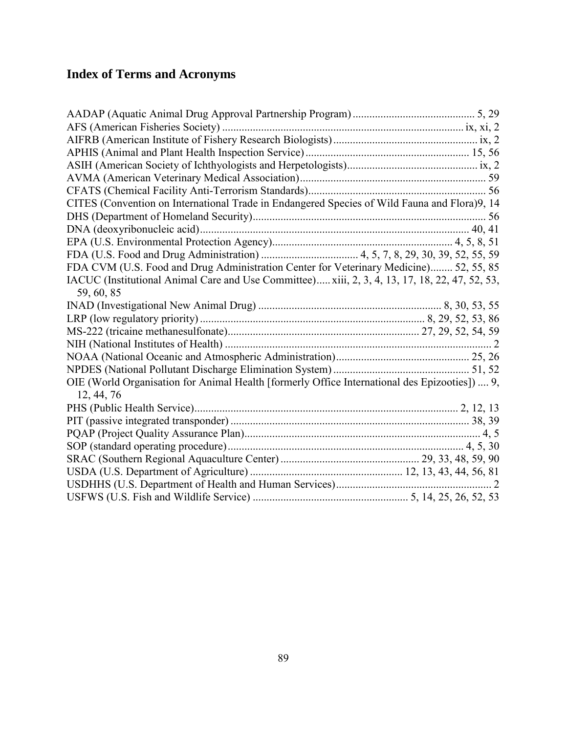## Index of Terms and Acronyms

AADAP (Aquatic Animal Drug Approval Partnership Program) ........................................... 5, 29

AFS (American Fisheries Society) ..................................................................................... ix, xi, 2

AIFRB (American Institute of Fishery Research Biologists) .................................................... ix, 2

APHIS (Animal and Plant Health Inspection Service) .......................................................... 15, 56

ASIH (American Society of Ichthyologists and Herpetologists).............................................. ix, 2

AVMA (American Veterinary Medical Association).................................................................. 59

CFATS (Chemical Facility Anti-Terrorism Standards)............................................................... 56

CITES (Convention on International Trade in Endangered Species of Wild Fauna and Flora)9, 14

DHS (Department of Homeland Security).................................................................................. 56

DNA (deoxyribonucleic acid)............................................................................................... 40, 41

EPA (U.S. Environmental Protection Agency)................................................................ 4, 5, 8, 51

FDA (U.S. Food and Drug Administration) .................................. 4, 5, 7, 8, 29, 30, 39, 52, 55, 59

FDA CVM (U.S. Food and Drug Administration Center for Veterinary Medicine)........ 52, 55, 85

IACUC (Institutional Animal Care and Use Committee)..... xiii, 2, 3, 4, 13, 17, 18, 22, 47, 52, 53, 59, 60, 85

INAD (Investigational New Animal Drug) ................................................................. 8, 30, 53, 55

LRP (low regulatory priority) ................................................................................ 8, 29, 52, 53, 86

MS-222 (tricaine methanesulfonate).................................................................... 27, 29, 52, 54, 59

NIH (National Institutes of Health) ............................................................................................... 2

NOAA (National Oceanic and Atmospheric Administration)................................................ 25, 26

NPDES (National Pollutant Discharge Elimination System) ................................................. 51, 52

OIE (World Organisation for Animal Health [formerly Office International des Epizooties]) .... 9, 12, 44, 76

PHS (Public Health Service)............................................................................................... 2, 12, 13

PIT (passive integrated transponder) ..................................................................................... 38, 39

PQAP (Project Quality Assurance Plan).................................................................................... 4, 5

SOP (standard operating procedure)..................................................................................... 4, 5, 30

SRAC (Southern Regional Aquaculture Center) ................................................. 29, 33, 48, 59, 90

USDA (U.S. Department of Agriculture) ...................................................... 12, 13, 43, 44, 56, 81

USDHHS (U.S. Department of Health and Human Services)........................................................ 2

USFWS (U.S. Fish and Wildlife Service) ....................................................... 5, 14, 25, 26, 52, 53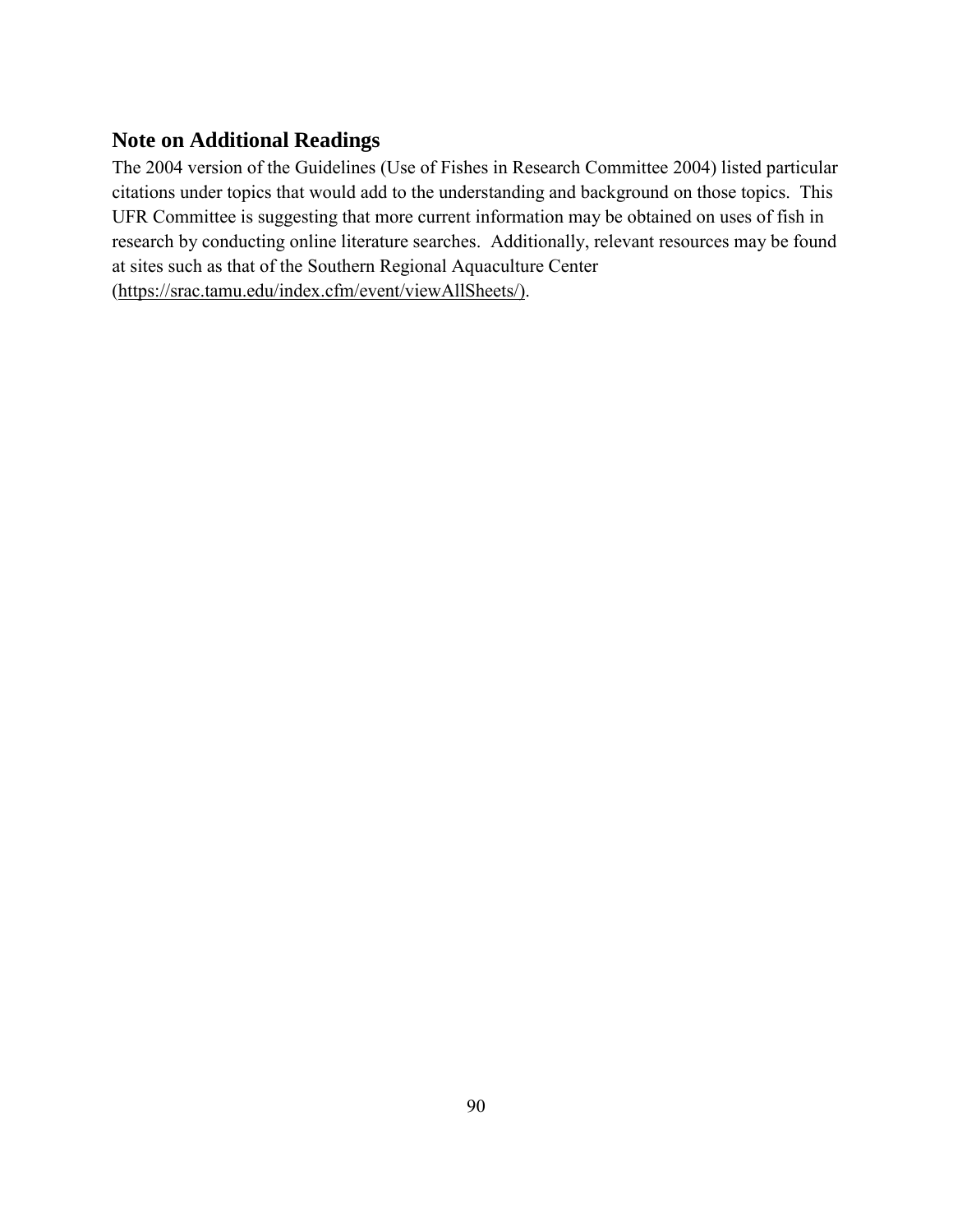## Note on Additional Readings

The 2004 version of the Guidelines (Use of Fishes in Research Committee 2004) listed particular citations under topics that would add to the understanding and background on those topics. This UFR Committee is suggesting that more current information may be obtained on uses of fish in research by conducting online literature searches. Additionally, relevant resources may be found at sites such as that of the Southern Regional Aquaculture Center (https://srac.tamu.edu/index.cfm/event/viewAllSheets/).